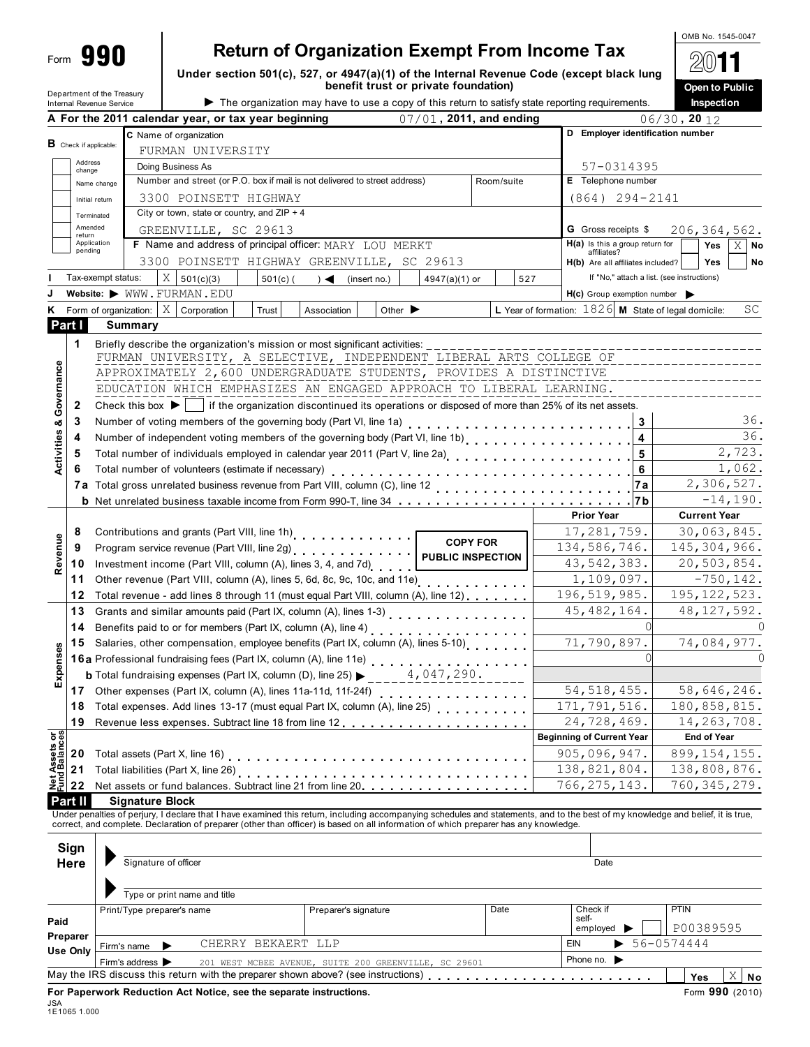OMB No. 1545-0047

Form **990**

# Return of Organization Exempt From Income Tax

**Under section 501(c), 527, or 4947(a)(1) of the Internal Revenue Code (except black lung benefit trust or private foundation)**

▶ The organization may have to use a copy of this return to satisfy state reporting requirements.

**2011**

**Open to Public Inspection**

Department of the Treasury
Internal Revenue Service

**A For the 2011 calendar year, or tax year beginning** 07/01, **2011, and ending** 06/30, **20** 12

**B** Check if applicable:
- Address change
- Name change
- Initial return
- Terminated
- Amended return
- Application pending

**C** Name of organization: FURMAN UNIVERSITY

Doing Business As

Number and street (or P.O. box if mail is not delivered to street address): 3300 POINSETT HIGHWAY | Room/suite

City or town, state or country, and ZIP + 4: GREENVILLE, SC 29613

**D Employer identification number:** 57-0314395

**E** Telephone number: (864) 294-2141

**G** Gross receipts $ 206,364,562.

**F** Name and address of principal officer: MARY LOU MERKT
3300 POINSETT HIGHWAY GREENVILLE, SC 29613

**H(a)** Is this a group return for affiliates? Yes [ ] No [X]

**H(b)** Are all affiliates included? Yes [ ] No [ ]
If "No," attach a list. (see instructions)

**I** Tax-exempt status: [X] 501(c)(3) [ ] 501(c) ( ) ◀ (insert no.) [ ] 4947(a)(1) or [ ] 527

**J** Website: ▶ WWW.FURMAN.EDU

**H(c)** Group exemption number ▶

**K** Form of organization: [X] Corporation [ ] Trust [ ] Association [ ] Other ▶

**L** Year of formation: 1826 **M** State of legal domicile: SC

## Part I Summary

**Activities & Governance**

1 Briefly describe the organization's mission or most significant activities:
FURMAN UNIVERSITY, A SELECTIVE, INDEPENDENT LIBERAL ARTS COLLEGE OF APPROXIMATELY 2,600 UNDERGRADUATE STUDENTS, PROVIDES A DISTINCTIVE EDUCATION WHICH EMPHASIZES AN ENGAGED APPROACH TO LIBERAL LEARNING.

2 Check this box ▶ [ ] if the organization discontinued its operations or disposed of more than 25% of its net assets.

| | | | |
|---|---|---|---|
| 3 | Number of voting members of the governing body (Part VI, line 1a) | 3 | 36. |
| 4 | Number of independent voting members of the governing body (Part VI, line 1b) | 4 | 36. |
| 5 | Total number of individuals employed in calendar year 2011 (Part V, line 2a) | 5 | 2,723. |
| 6 | Total number of volunteers (estimate if necessary) | 6 | 1,062. |
| 7a | Total gross unrelated business revenue from Part VIII, column (C), line 12 | 7a | 2,306,527. |
| b | Net unrelated business taxable income from Form 990-T, line 34 | 7b | -14,190. |

COPY FOR PUBLIC INSPECTION

| | | | Prior Year | Current Year |
|---|---|---|---|---|
| **Revenue** | 8 | Contributions and grants (Part VIII, line 1h) | 17,281,759. | 30,063,845. |
| | 9 | Program service revenue (Part VIII, line 2g) | 134,586,746. | 145,304,966. |
| | 10 | Investment income (Part VIII, column (A), lines 3, 4, and 7d) | 43,542,383. | 20,503,854. |
| | 11 | Other revenue (Part VIII, column (A), lines 5, 6d, 8c, 9c, 10c, and 11e) | 1,109,097. | -750,142. |
| | 12 | Total revenue - add lines 8 through 11 (must equal Part VIII, column (A), line 12) | 196,519,985. | 195,122,523. |
| **Expenses** | 13 | Grants and similar amounts paid (Part IX, column (A), lines 1-3) | 45,482,164. | 48,127,592. |
| | 14 | Benefits paid to or for members (Part IX, column (A), line 4) | 0 | 0 |
| | 15 | Salaries, other compensation, employee benefits (Part IX, column (A), lines 5-10) | 71,790,897. | 74,084,977. |
| | 16a | Professional fundraising fees (Part IX, column (A), line 11e) | 0 | 0 |
| | b | Total fundraising expenses (Part IX, column (D), line 25) ▶ 4,047,290. | | |
| | 17 | Other expenses (Part IX, column (A), lines 11a-11d, 11f-24f) | 54,518,455. | 58,646,246. |
| | 18 | Total expenses. Add lines 13-17 (must equal Part IX, column (A), line 25) | 171,791,516. | 180,858,815. |
| | 19 | Revenue less expenses. Subtract line 18 from line 12 | 24,728,469. | 14,263,708. |
| | | | **Beginning of Current Year** | **End of Year** |
| **Net Assets or Fund Balances** | 20 | Total assets (Part X, line 16) | 905,096,947. | 899,154,155. |
| | 21 | Total liabilities (Part X, line 26) | 138,821,804. | 138,808,876. |
| | 22 | Net assets or fund balances. Subtract line 21 from line 20 | 766,275,143. | 760,345,279. |

## Part II Signature Block

Under penalties of perjury, I declare that I have examined this return, including accompanying schedules and statements, and to the best of my knowledge and belief, it is true, correct, and complete. Declaration of preparer (other than officer) is based on all information of which preparer has any knowledge.

**Sign Here**

▶ Signature of officer | Date

▶ Type or print name and title

| **Paid Preparer Use Only** | Print/Type preparer's name | Preparer's signature | Date | Check if self-employed ▶ [ ] | PTIN P00389595 |
|---|---|---|---|---|---|
| | Firm's name ▶ CHERRY BEKAERT LLP | | | EIN ▶ 56-0574444 | |
| | Firm's address ▶ 201 WEST MCBEE AVENUE, SUITE 200 GREENVILLE, SC 29601 | | | Phone no. ▶ | |

May the IRS discuss this return with the preparer shown above? (see instructions) Yes [ ] No [X]

**For Paperwork Reduction Act Notice, see the separate instructions.** Form **990** (2010)

JSA
1E1065 1.000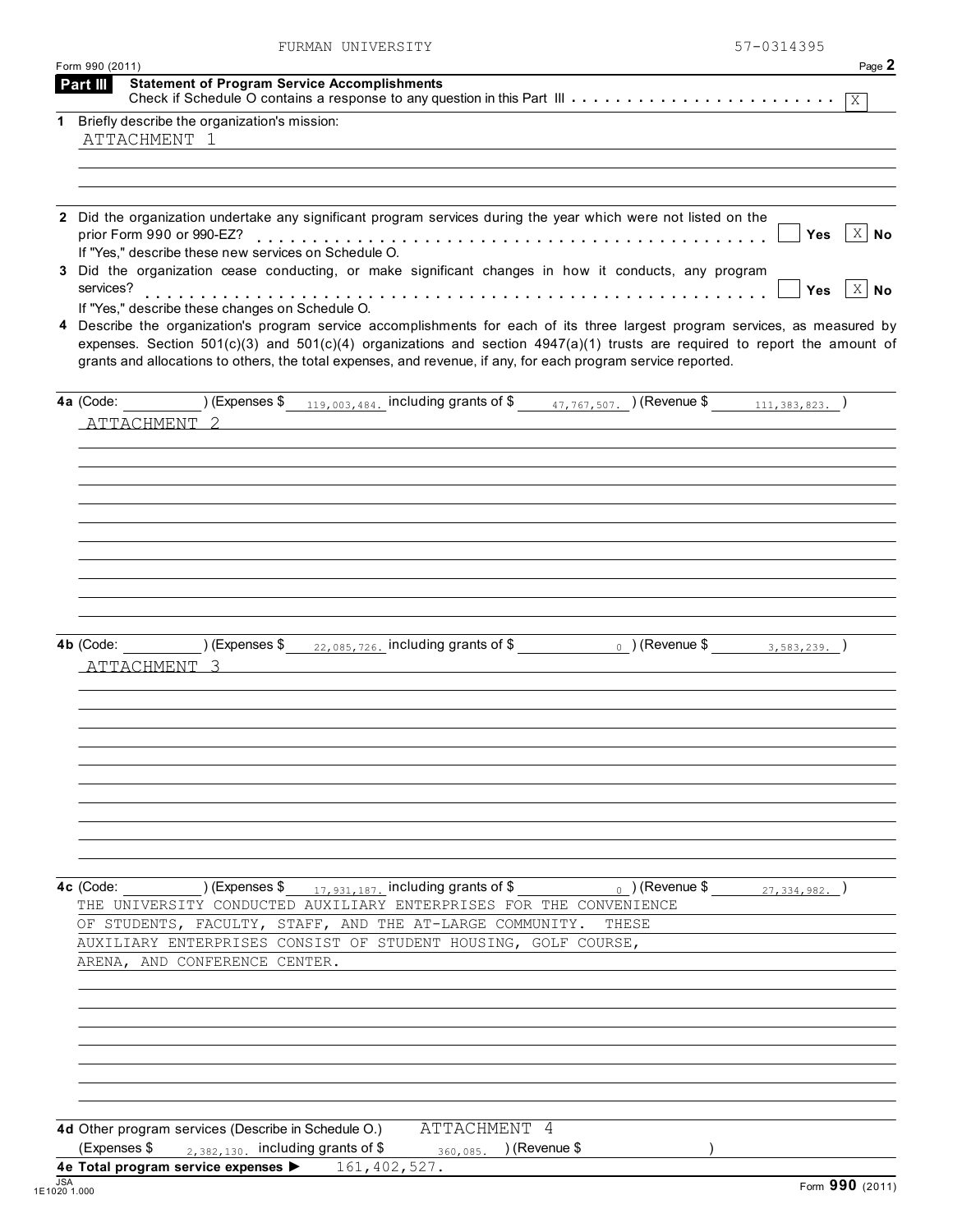FURMAN UNIVERSITY 57-0314395

Form 990 (2011)

## Part III Statement of Program Service Accomplishments

Check if Schedule O contains a response to any question in this Part III . . . . . . . . . . . . . . . . . . . . . . . . [X]

**1** Briefly describe the organization's mission:

ATTACHMENT 1

**2** Did the organization undertake any significant program services during the year which were not listed on the prior Form 990 or 990-EZ? . . . . . . . . . . . . . . . . . . . . . . . . . . . . . . . . . . . . . . . . . . . [ ] Yes [X] No

If "Yes," describe these new services on Schedule O.

**3** Did the organization cease conducting, or make significant changes in how it conducts, any program services? . . . . . . . . . . . . . . . . . . . . . . . . . . . . . . . . . . . . . . . . . . . . . . . . . . . . . [ ] Yes [X] No

If "Yes," describe these changes on Schedule O.

**4** Describe the organization's program service accomplishments for each of its three largest program services, as measured by expenses. Section 501(c)(3) and 501(c)(4) organizations and section 4947(a)(1) trusts are required to report the amount of grants and allocations to others, the total expenses, and revenue, if any, for each program service reported.

**4a** (Code: ________ ) (Expenses $ 119,003,484. including grants of $ 47,767,507. ) (Revenue $ 111,383,823. )

ATTACHMENT 2

**4b** (Code: ________ ) (Expenses $ 22,085,726. including grants of $ 0 ) (Revenue $ 3,583,239. )

ATTACHMENT 3

**4c** (Code: ________ ) (Expenses $ 17,931,187. including grants of $ 0 ) (Revenue $ 27,334,982. )

THE UNIVERSITY CONDUCTED AUXILIARY ENTERPRISES FOR THE CONVENIENCE OF STUDENTS, FACULTY, STAFF, AND THE AT-LARGE COMMUNITY. THESE AUXILIARY ENTERPRISES CONSIST OF STUDENT HOUSING, GOLF COURSE, ARENA, AND CONFERENCE CENTER.

**4d** Other program services (Describe in Schedule O.) ATTACHMENT 4

(Expenses $ 2,382,130. including grants of $ 360,085. ) (Revenue $ )

**4e Total program service expenses ▶** 161,402,527.

JSA 1E1020 1.000

Form **990** (2011)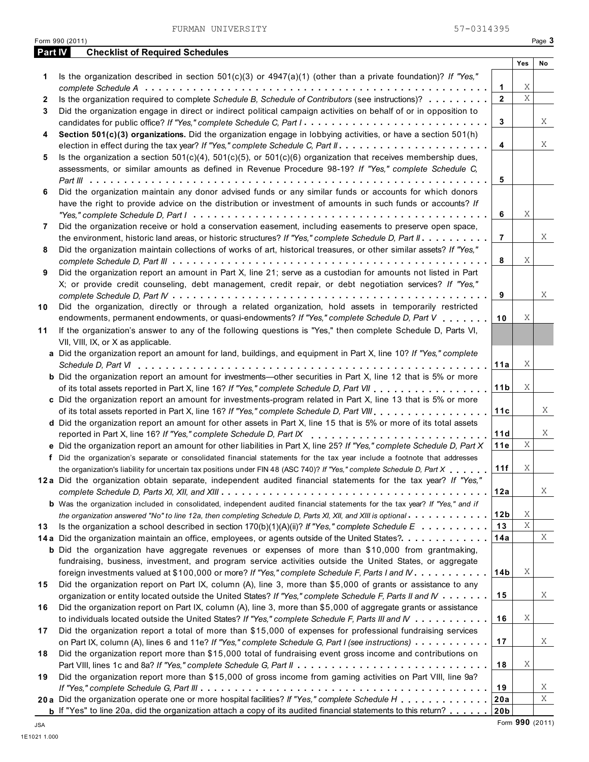FURMAN UNIVERSITY 57-0314395

Form 990 (2011) Page 3

## Part IV Checklist of Required Schedules

| | | | Yes | No |
|---|---|---|---|---|
| **1** | Is the organization described in section 501(c)(3) or 4947(a)(1) (other than a private foundation)? *If "Yes," complete Schedule A* | **1** | X | |
| **2** | Is the organization required to complete *Schedule B, Schedule of Contributors* (see instructions)? | **2** | X | |
| **3** | Did the organization engage in direct or indirect political campaign activities on behalf of or in opposition to candidates for public office? *If "Yes," complete Schedule C, Part I* | **3** | | X |
| **4** | **Section 501(c)(3) organizations.** Did the organization engage in lobbying activities, or have a section 501(h) election in effect during the tax year? *If "Yes," complete Schedule C, Part II* | **4** | | X |
| **5** | Is the organization a section 501(c)(4), 501(c)(5), or 501(c)(6) organization that receives membership dues, assessments, or similar amounts as defined in Revenue Procedure 98-19? *If "Yes," complete Schedule C, Part III* | **5** | | |
| **6** | Did the organization maintain any donor advised funds or any similar funds or accounts for which donors have the right to provide advice on the distribution or investment of amounts in such funds or accounts? *If "Yes," complete Schedule D, Part I* | **6** | X | |
| **7** | Did the organization receive or hold a conservation easement, including easements to preserve open space, the environment, historic land areas, or historic structures? *If "Yes," complete Schedule D, Part II* | **7** | | X |
| **8** | Did the organization maintain collections of works of art, historical treasures, or other similar assets? *If "Yes," complete Schedule D, Part III* | **8** | X | |
| **9** | Did the organization report an amount in Part X, line 21; serve as a custodian for amounts not listed in Part X; or provide credit counseling, debt management, credit repair, or debt negotiation services? *If "Yes," complete Schedule D, Part IV* | **9** | | X |
| **10** | Did the organization, directly or through a related organization, hold assets in temporarily restricted endowments, permanent endowments, or quasi-endowments? *If "Yes," complete Schedule D, Part V* | **10** | X | |
| **11** | If the organization's answer to any of the following questions is "Yes," then complete Schedule D, Parts VI, VII, VIII, IX, or X as applicable. | | | |
| | **a** Did the organization report an amount for land, buildings, and equipment in Part X, line 10? *If "Yes," complete Schedule D, Part VI* | **11a** | X | |
| | **b** Did the organization report an amount for investments—other securities in Part X, line 12 that is 5% or more of its total assets reported in Part X, line 16? *If "Yes," complete Schedule D, Part VII* | **11b** | X | |
| | **c** Did the organization report an amount for investments-program related in Part X, line 13 that is 5% or more of its total assets reported in Part X, line 16? *If "Yes," complete Schedule D, Part VIII* | **11c** | | X |
| | **d** Did the organization report an amount for other assets in Part X, line 15 that is 5% or more of its total assets reported in Part X, line 16? *If "Yes," complete Schedule D, Part IX* | **11d** | | X |
| | **e** Did the organization report an amount for other liabilities in Part X, line 25? *If "Yes," complete Schedule D, Part X* | **11e** | X | |
| | **f** Did the organization's separate or consolidated financial statements for the tax year include a footnote that addresses the organization's liability for uncertain tax positions under FIN 48 (ASC 740)? *If "Yes," complete Schedule D, Part X* | **11f** | X | |
| **12a** | Did the organization obtain separate, independent audited financial statements for the tax year? *If "Yes," complete Schedule D, Parts XI, XII, and XIII* | **12a** | | X |
| | **b** Was the organization included in consolidated, independent audited financial statements for the tax year? *If "Yes," and if the organization answered "No" to line 12a, then completing Schedule D, Parts XI, XII, and XIII is optional* | **12b** | X | |
| **13** | Is the organization a school described in section 170(b)(1)(A)(ii)? *If "Yes," complete Schedule E* | **13** | X | |
| **14a** | Did the organization maintain an office, employees, or agents outside of the United States? | **14a** | | X |
| | **b** Did the organization have aggregate revenues or expenses of more than $10,000 from grantmaking, fundraising, business, investment, and program service activities outside the United States, or aggregate foreign investments valued at $100,000 or more? *If "Yes," complete Schedule F, Parts I and IV* | **14b** | X | |
| **15** | Did the organization report on Part IX, column (A), line 3, more than $5,000 of grants or assistance to any organization or entity located outside the United States? *If "Yes," complete Schedule F, Parts II and IV* | **15** | | X |
| **16** | Did the organization report on Part IX, column (A), line 3, more than $5,000 of aggregate grants or assistance to individuals located outside the United States? *If "Yes," complete Schedule F, Parts III and IV* | **16** | X | |
| **17** | Did the organization report a total of more than $15,000 of expenses for professional fundraising services on Part IX, column (A), lines 6 and 11e? *If "Yes," complete Schedule G, Part I (see instructions)* | **17** | | X |
| **18** | Did the organization report more than $15,000 total of fundraising event gross income and contributions on Part VIII, lines 1c and 8a? *If "Yes," complete Schedule G, Part II* | **18** | X | |
| **19** | Did the organization report more than $15,000 of gross income from gaming activities on Part VIII, line 9a? *If "Yes," complete Schedule G, Part III* | **19** | | X |
| **20a** | Did the organization operate one or more hospital facilities? *If "Yes," complete Schedule H* | **20a** | | X |
| | **b** If "Yes" to line 20a, did the organization attach a copy of its audited financial statements to this return? | **20b** | | |

Form **990** (2011)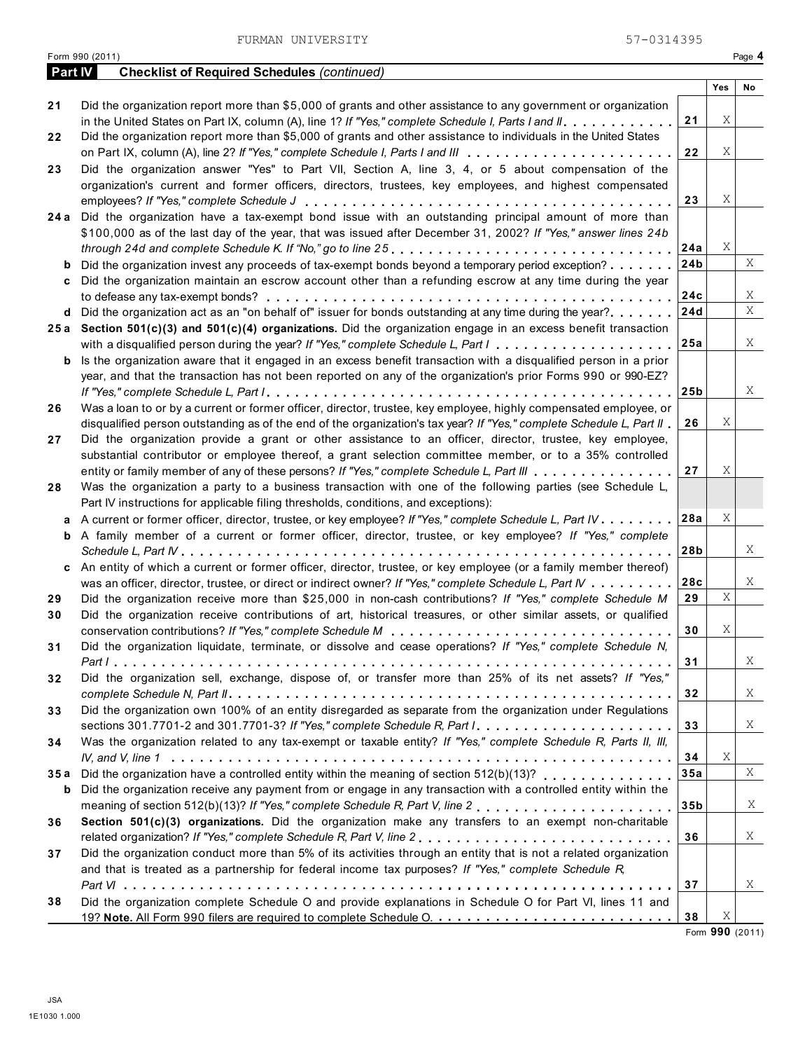FURMAN UNIVERSITY 57-0314395

Form 990 (2011)

## Part IV Checklist of Required Schedules *(continued)*

| | | | Yes | No |
|---|---|---|---|---|
| **21** | Did the organization report more than $5,000 of grants and other assistance to any government or organization in the United States on Part IX, column (A), line 1? *If "Yes," complete Schedule I, Parts I and II* | 21 | X | |
| **22** | Did the organization report more than $5,000 of grants and other assistance to individuals in the United States on Part IX, column (A), line 2? *If "Yes," complete Schedule I, Parts I and III* | 22 | X | |
| **23** | Did the organization answer "Yes" to Part VII, Section A, line 3, 4, or 5 about compensation of the organization's current and former officers, directors, trustees, key employees, and highest compensated employees? *If "Yes," complete Schedule J* | 23 | X | |
| **24a** | Did the organization have a tax-exempt bond issue with an outstanding principal amount of more than $100,000 as of the last day of the year, that was issued after December 31, 2002? *If "Yes," answer lines 24b through 24d and complete Schedule K. If "No," go to line 25* | 24a | X | |
| **b** | Did the organization invest any proceeds of tax-exempt bonds beyond a temporary period exception? | 24b | | X |
| **c** | Did the organization maintain an escrow account other than a refunding escrow at any time during the year to defease any tax-exempt bonds? | 24c | | X |
| **d** | Did the organization act as an "on behalf of" issuer for bonds outstanding at any time during the year? | 24d | | X |
| **25a** | **Section 501(c)(3) and 501(c)(4) organizations.** Did the organization engage in an excess benefit transaction with a disqualified person during the year? *If "Yes," complete Schedule L, Part I* | 25a | | X |
| **b** | Is the organization aware that it engaged in an excess benefit transaction with a disqualified person in a prior year, and that the transaction has not been reported on any of the organization's prior Forms 990 or 990-EZ? *If "Yes," complete Schedule L, Part I* | 25b | | X |
| **26** | Was a loan to or by a current or former officer, director, trustee, key employee, highly compensated employee, or disqualified person outstanding as of the end of the organization's tax year? *If "Yes," complete Schedule L, Part II* | 26 | X | |
| **27** | Did the organization provide a grant or other assistance to an officer, director, trustee, key employee, substantial contributor or employee thereof, a grant selection committee member, or to a 35% controlled entity or family member of any of these persons? *If "Yes," complete Schedule L, Part III* | 27 | X | |
| **28** | Was the organization a party to a business transaction with one of the following parties (see Schedule L, Part IV instructions for applicable filing thresholds, conditions, and exceptions): | | | |
| **a** | A current or former officer, director, trustee, or key employee? *If "Yes," complete Schedule L, Part IV* | 28a | X | |
| **b** | A family member of a current or former officer, director, trustee, or key employee? *If "Yes," complete Schedule L, Part IV* | 28b | | X |
| **c** | An entity of which a current or former officer, director, trustee, or key employee (or a family member thereof) was an officer, director, trustee, or direct or indirect owner? *If "Yes," complete Schedule L, Part IV* | 28c | | X |
| **29** | Did the organization receive more than $25,000 in non-cash contributions? *If "Yes," complete Schedule M* | 29 | X | |
| **30** | Did the organization receive contributions of art, historical treasures, or other similar assets, or qualified conservation contributions? *If "Yes," complete Schedule M* | 30 | X | |
| **31** | Did the organization liquidate, terminate, or dissolve and cease operations? *If "Yes," complete Schedule N, Part I* | 31 | | X |
| **32** | Did the organization sell, exchange, dispose of, or transfer more than 25% of its net assets? *If "Yes," complete Schedule N, Part II* | 32 | | X |
| **33** | Did the organization own 100% of an entity disregarded as separate from the organization under Regulations sections 301.7701-2 and 301.7701-3? *If "Yes," complete Schedule R, Part I* | 33 | | X |
| **34** | Was the organization related to any tax-exempt or taxable entity? *If "Yes," complete Schedule R, Parts II, III, IV, and V, line 1* | 34 | X | |
| **35a** | Did the organization have a controlled entity within the meaning of section 512(b)(13)? | 35a | | X |
| **b** | Did the organization receive any payment from or engage in any transaction with a controlled entity within the meaning of section 512(b)(13)? *If "Yes," complete Schedule R, Part V, line 2* | 35b | | X |
| **36** | **Section 501(c)(3) organizations.** Did the organization make any transfers to an exempt non-charitable related organization? *If "Yes," complete Schedule R, Part V, line 2* | 36 | | X |
| **37** | Did the organization conduct more than 5% of its activities through an entity that is not a related organization and that is treated as a partnership for federal income tax purposes? *If "Yes," complete Schedule R, Part VI* | 37 | | X |
| **38** | Did the organization complete Schedule O and provide explanations in Schedule O for Part VI, lines 11 and 19? **Note.** All Form 990 filers are required to complete Schedule O. | 38 | X | |

Form **990** (2011)

JSA
1E1030 1.000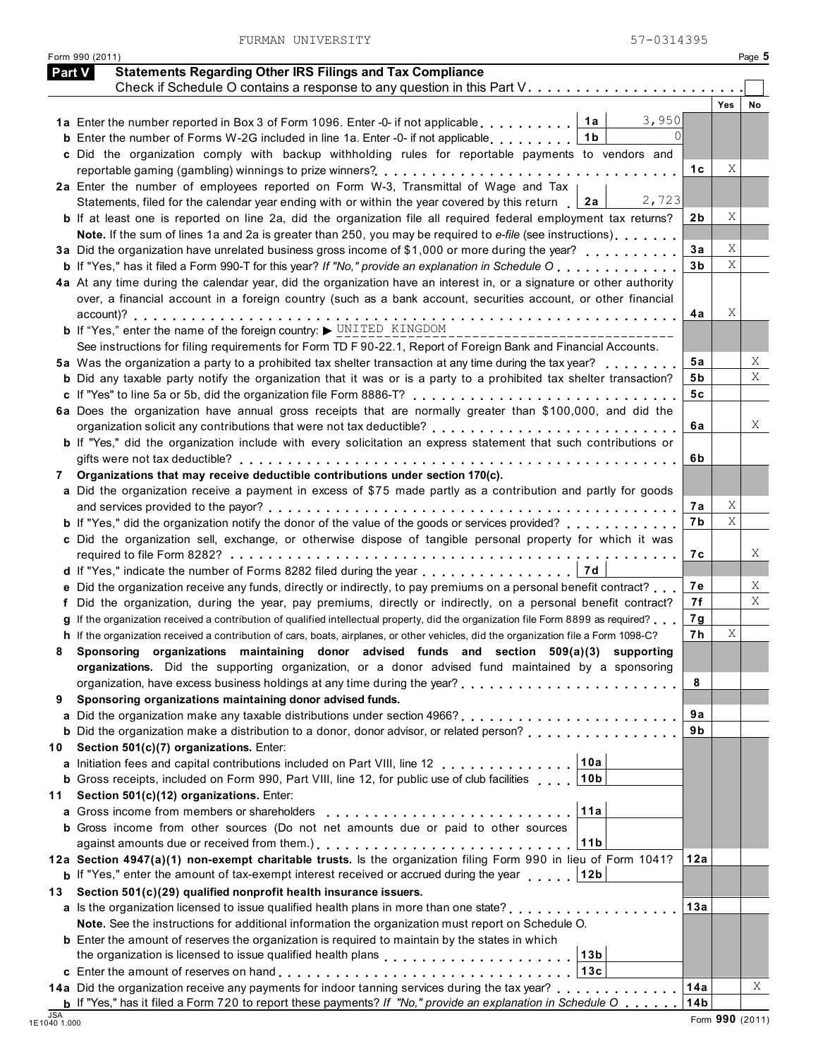FURMAN UNIVERSITY 57-0314395

Form 990 (2011)

## Part V Statements Regarding Other IRS Filings and Tax Compliance

Check if Schedule O contains a response to any question in this Part V . . . . . . . . . . . . . . . . . . . . . . . ☐

| | | | | Yes | No |
|---|---|---|---|---|---|
| **1a** Enter the number reported in Box 3 of Form 1096. Enter -0- if not applicable | **1a** | 3,950 | | | |
| **b** Enter the number of Forms W-2G included in line 1a. Enter -0- if not applicable | **1b** | 0 | | | |
| **c** Did the organization comply with backup withholding rules for reportable payments to vendors and reportable gaming (gambling) winnings to prize winners? | | | **1c** | X | |
| **2a** Enter the number of employees reported on Form W-3, Transmittal of Wage and Tax Statements, filed for the calendar year ending with or within the year covered by this return | **2a** | 2,723 | | | |
| **b** If at least one is reported on line 2a, did the organization file all required federal employment tax returns? | | | **2b** | X | |
| **Note.** If the sum of lines 1a and 2a is greater than 250, you may be required to *e-file* (see instructions) | | | | | |
| **3a** Did the organization have unrelated business gross income of $1,000 or more during the year? | | | **3a** | X | |
| **b** If "Yes," has it filed a Form 990-T for this year? *If "No," provide an explanation in Schedule O* | | | **3b** | X | |
| **4a** At any time during the calendar year, did the organization have an interest in, or a signature or other authority over, a financial account in a foreign country (such as a bank account, securities account, or other financial account)? | | | **4a** | X | |
| **b** If "Yes," enter the name of the foreign country: ▶ UNITED KINGDOM | | | | | |
| See instructions for filing requirements for Form TD F 90-22.1, Report of Foreign Bank and Financial Accounts. | | | | | |
| **5a** Was the organization a party to a prohibited tax shelter transaction at any time during the tax year? | | | **5a** | | X |
| **b** Did any taxable party notify the organization that it was or is a party to a prohibited tax shelter transaction? | | | **5b** | | X |
| **c** If "Yes" to line 5a or 5b, did the organization file Form 8886-T? | | | **5c** | | |
| **6a** Does the organization have annual gross receipts that are normally greater than $100,000, and did the organization solicit any contributions that were not tax deductible? | | | **6a** | | X |
| **b** If "Yes," did the organization include with every solicitation an express statement that such contributions or gifts were not tax deductible? | | | **6b** | | |
| **7 Organizations that may receive deductible contributions under section 170(c).** | | | | | |
| **a** Did the organization receive a payment in excess of $75 made partly as a contribution and partly for goods and services provided to the payor? | | | **7a** | X | |
| **b** If "Yes," did the organization notify the donor of the value of the goods or services provided? | | | **7b** | X | |
| **c** Did the organization sell, exchange, or otherwise dispose of tangible personal property for which it was required to file Form 8282? | | | **7c** | | X |
| **d** If "Yes," indicate the number of Forms 8282 filed during the year | **7d** | | | | |
| **e** Did the organization receive any funds, directly or indirectly, to pay premiums on a personal benefit contract? | | | **7e** | | X |
| **f** Did the organization, during the year, pay premiums, directly or indirectly, on a personal benefit contract? | | | **7f** | | X |
| **g** If the organization received a contribution of qualified intellectual property, did the organization file Form 8899 as required? | | | **7g** | | |
| **h** If the organization received a contribution of cars, boats, airplanes, or other vehicles, did the organization file a Form 1098-C? | | | **7h** | X | |
| **8 Sponsoring organizations maintaining donor advised funds and section 509(a)(3) supporting organizations.** Did the supporting organization, or a donor advised fund maintained by a sponsoring organization, have excess business holdings at any time during the year? | | | **8** | | |
| **9 Sponsoring organizations maintaining donor advised funds.** | | | | | |
| **a** Did the organization make any taxable distributions under section 4966? | | | **9a** | | |
| **b** Did the organization make a distribution to a donor, donor advisor, or related person? | | | **9b** | | |
| **10 Section 501(c)(7) organizations.** Enter: | | | | | |
| **a** Initiation fees and capital contributions included on Part VIII, line 12 | **10a** | | | | |
| **b** Gross receipts, included on Form 990, Part VIII, line 12, for public use of club facilities | **10b** | | | | |
| **11 Section 501(c)(12) organizations.** Enter: | | | | | |
| **a** Gross income from members or shareholders | **11a** | | | | |
| **b** Gross income from other sources (Do not net amounts due or paid to other sources against amounts due or received from them.) | **11b** | | | | |
| **12a Section 4947(a)(1) non-exempt charitable trusts.** Is the organization filing Form 990 in lieu of Form 1041? | | | **12a** | | |
| **b** If "Yes," enter the amount of tax-exempt interest received or accrued during the year | **12b** | | | | |
| **13 Section 501(c)(29) qualified nonprofit health insurance issuers.** | | | | | |
| **a** Is the organization licensed to issue qualified health plans in more than one state? | | | **13a** | | |
| **Note.** See the instructions for additional information the organization must report on Schedule O. | | | | | |
| **b** Enter the amount of reserves the organization is required to maintain by the states in which the organization is licensed to issue qualified health plans | **13b** | | | | |
| **c** Enter the amount of reserves on hand | **13c** | | | | |
| **14a** Did the organization receive any payments for indoor tanning services during the tax year? | | | **14a** | | X |
| **b** If "Yes," has it filed a Form 720 to report these payments? *If "No," provide an explanation in Schedule O* | | | **14b** | | |

JSA 1E1040 1.000

Form **990** (2011)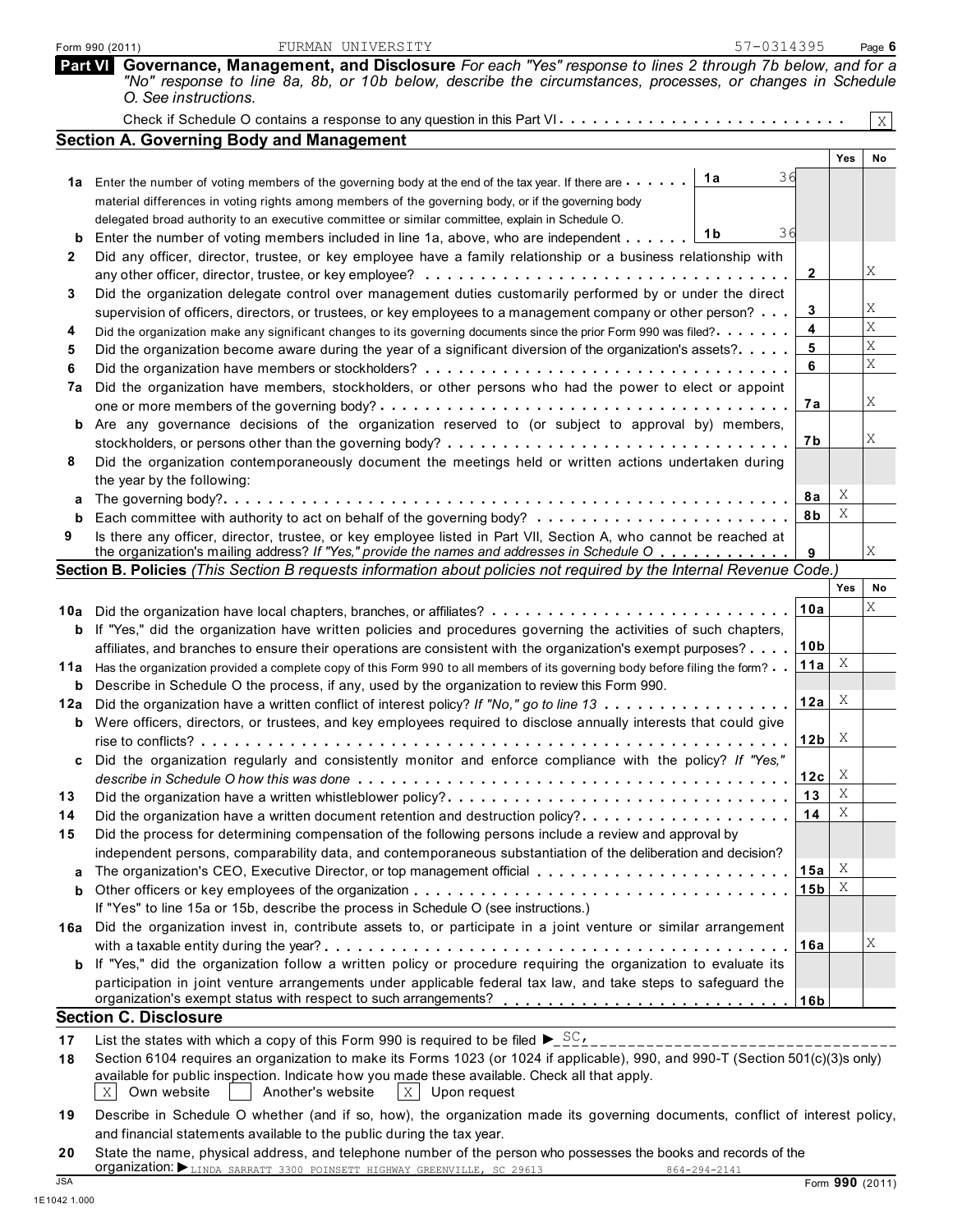Form 990 (2011) FURMAN UNIVERSITY 57-0314395 Page 6

## Part VI Governance, Management, and Disclosure

*For each "Yes" response to lines 2 through 7b below, and for a "No" response to line 8a, 8b, or 10b below, describe the circumstances, processes, or changes in Schedule O. See instructions.*

Check if Schedule O contains a response to any question in this Part VI . . . . . . . . . . . . . . . . . . . . . . . . . X

### Section A. Governing Body and Management

| | | | Yes | No |
|---|---|---|---|---|
| **1a** | Enter the number of voting members of the governing body at the end of the tax year. If there are material differences in voting rights among members of the governing body, or if the governing body delegated broad authority to an executive committee or similar committee, explain in Schedule O. — **1a** 36 | | | |
| **b** | Enter the number of voting members included in line 1a, above, who are independent — **1b** 36 | | | |
| **2** | Did any officer, director, trustee, or key employee have a family relationship or a business relationship with any other officer, director, trustee, or key employee? | **2** | | X |
| **3** | Did the organization delegate control over management duties customarily performed by or under the direct supervision of officers, directors, or trustees, or key employees to a management company or other person? | **3** | | X |
| **4** | Did the organization make any significant changes to its governing documents since the prior Form 990 was filed? | **4** | | X |
| **5** | Did the organization become aware during the year of a significant diversion of the organization's assets? | **5** | | X |
| **6** | Did the organization have members or stockholders? | **6** | | X |
| **7a** | Did the organization have members, stockholders, or other persons who had the power to elect or appoint one or more members of the governing body? | **7a** | | X |
| **b** | Are any governance decisions of the organization reserved to (or subject to approval by) members, stockholders, or persons other than the governing body? | **7b** | | X |
| **8** | Did the organization contemporaneously document the meetings held or written actions undertaken during the year by the following: | | | |
| **a** | The governing body? | **8a** | X | |
| **b** | Each committee with authority to act on behalf of the governing body? | **8b** | X | |
| **9** | Is there any officer, director, trustee, or key employee listed in Part VII, Section A, who cannot be reached at the organization's mailing address? *If "Yes," provide the names and addresses in Schedule O* | **9** | | X |

### Section B. Policies *(This Section B requests information about policies not required by the Internal Revenue Code.)*

| | | | Yes | No |
|---|---|---|---|---|
| **10a** | Did the organization have local chapters, branches, or affiliates? | **10a** | | X |
| **b** | If "Yes," did the organization have written policies and procedures governing the activities of such chapters, affiliates, and branches to ensure their operations are consistent with the organization's exempt purposes? | **10b** | | |
| **11a** | Has the organization provided a complete copy of this Form 990 to all members of its governing body before filing the form? | **11a** | X | |
| **b** | Describe in Schedule O the process, if any, used by the organization to review this Form 990. | | | |
| **12a** | Did the organization have a written conflict of interest policy? *If "No," go to line 13* | **12a** | X | |
| **b** | Were officers, directors, or trustees, and key employees required to disclose annually interests that could give rise to conflicts? | **12b** | X | |
| **c** | Did the organization regularly and consistently monitor and enforce compliance with the policy? *If "Yes," describe in Schedule O how this was done* | **12c** | X | |
| **13** | Did the organization have a written whistleblower policy? | **13** | X | |
| **14** | Did the organization have a written document retention and destruction policy? | **14** | X | |
| **15** | Did the process for determining compensation of the following persons include a review and approval by independent persons, comparability data, and contemporaneous substantiation of the deliberation and decision? | | | |
| **a** | The organization's CEO, Executive Director, or top management official | **15a** | X | |
| **b** | Other officers or key employees of the organization | **15b** | X | |
| | If "Yes" to line 15a or 15b, describe the process in Schedule O (see instructions.) | | | |
| **16a** | Did the organization invest in, contribute assets to, or participate in a joint venture or similar arrangement with a taxable entity during the year? | **16a** | | X |
| **b** | If "Yes," did the organization follow a written policy or procedure requiring the organization to evaluate its participation in joint venture arrangements under applicable federal tax law, and take steps to safeguard the organization's exempt status with respect to such arrangements? | **16b** | | |

### Section C. Disclosure

**17** List the states with which a copy of this Form 990 is required to be filed ▶ SC,

**18** Section 6104 requires an organization to make its Forms 1023 (or 1024 if applicable), 990, and 990-T (Section 501(c)(3)s only) available for public inspection. Indicate how you made these available. Check all that apply.

[X] Own website  [ ] Another's website  [X] Upon request

**19** Describe in Schedule O whether (and if so, how), the organization made its governing documents, conflict of interest policy, and financial statements available to the public during the tax year.

**20** State the name, physical address, and telephone number of the person who possesses the books and records of the organization: ▶ LINDA SARRATT 3300 POINSETT HIGHWAY GREENVILLE, SC 29613 864-294-2141

JSA 1E1042 1.000 Form **990** (2011)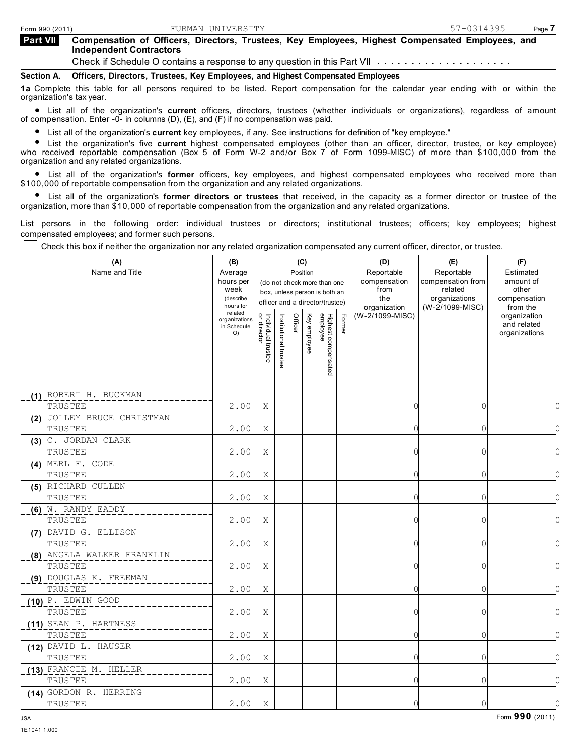Form 990 (2011) FURMAN UNIVERSITY 57-0314395 Page 7

## Part VII Compensation of Officers, Directors, Trustees, Key Employees, Highest Compensated Employees, and Independent Contractors

Check if Schedule O contains a response to any question in this Part VII . . . . . . . . . . . . . . . . . . . . ☐

**Section A. Officers, Directors, Trustees, Key Employees, and Highest Compensated Employees**

**1a** Complete this table for all persons required to be listed. Report compensation for the calendar year ending with or within the organization's tax year.

- List all of the organization's **current** officers, directors, trustees (whether individuals or organizations), regardless of amount of compensation. Enter -0- in columns (D), (E), and (F) if no compensation was paid.
- List all of the organization's **current** key employees, if any. See instructions for definition of "key employee."
- List the organization's five **current** highest compensated employees (other than an officer, director, trustee, or key employee) who received reportable compensation (Box 5 of Form W-2 and/or Box 7 of Form 1099-MISC) of more than $100,000 from the organization and any related organizations.
- List all of the organization's **former** officers, key employees, and highest compensated employees who received more than $100,000 of reportable compensation from the organization and any related organizations.
- List all of the organization's **former directors or trustees** that received, in the capacity as a former director or trustee of the organization, more than $10,000 of reportable compensation from the organization and any related organizations.

List persons in the following order: individual trustees or directors; institutional trustees; officers; key employees; highest compensated employees; and former such persons.

☐ Check this box if neither the organization nor any related organization compensated any current officer, director, or trustee.

| (A) Name and Title | (B) Average hours per week (describe hours for related organizations in Schedule O) | (C) Position (do not check more than one box, unless person is both an officer and a director/trustee) | | | | | | (D) Reportable compensation from the organization (W-2/1099-MISC) | (E) Reportable compensation from related organizations (W-2/1099-MISC) | (F) Estimated amount of other compensation from the organization and related organizations |
|---|---|---|---|---|---|---|---|---|---|---|
| | | Individual trustee or director | Institutional trustee | Officer | Key employee | Highest compensated employee | Former | | | |
| (1) ROBERT H. BUCKMAN<br>TRUSTEE | 2.00 | X | | | | | | 0 | 0 | 0 |
| (2) JOLLEY BRUCE CHRISTMAN<br>TRUSTEE | 2.00 | X | | | | | | 0 | 0 | 0 |
| (3) C. JORDAN CLARK<br>TRUSTEE | 2.00 | X | | | | | | 0 | 0 | 0 |
| (4) MERL F. CODE<br>TRUSTEE | 2.00 | X | | | | | | 0 | 0 | 0 |
| (5) RICHARD CULLEN<br>TRUSTEE | 2.00 | X | | | | | | 0 | 0 | 0 |
| (6) W. RANDY EADDY<br>TRUSTEE | 2.00 | X | | | | | | 0 | 0 | 0 |
| (7) DAVID G. ELLISON<br>TRUSTEE | 2.00 | X | | | | | | 0 | 0 | 0 |
| (8) ANGELA WALKER FRANKLIN<br>TRUSTEE | 2.00 | X | | | | | | 0 | 0 | 0 |
| (9) DOUGLAS K. FREEMAN<br>TRUSTEE | 2.00 | X | | | | | | 0 | 0 | 0 |
| (10) P. EDWIN GOOD<br>TRUSTEE | 2.00 | X | | | | | | 0 | 0 | 0 |
| (11) SEAN P. HARTNESS<br>TRUSTEE | 2.00 | X | | | | | | 0 | 0 | 0 |
| (12) DAVID L. HAUSER<br>TRUSTEE | 2.00 | X | | | | | | 0 | 0 | 0 |
| (13) FRANCIE M. HELLER<br>TRUSTEE | 2.00 | X | | | | | | 0 | 0 | 0 |
| (14) GORDON R. HERRING<br>TRUSTEE | 2.00 | X | | | | | | 0 | 0 | 0 |

JSA
1E1041 1.000

Form **990** (2011)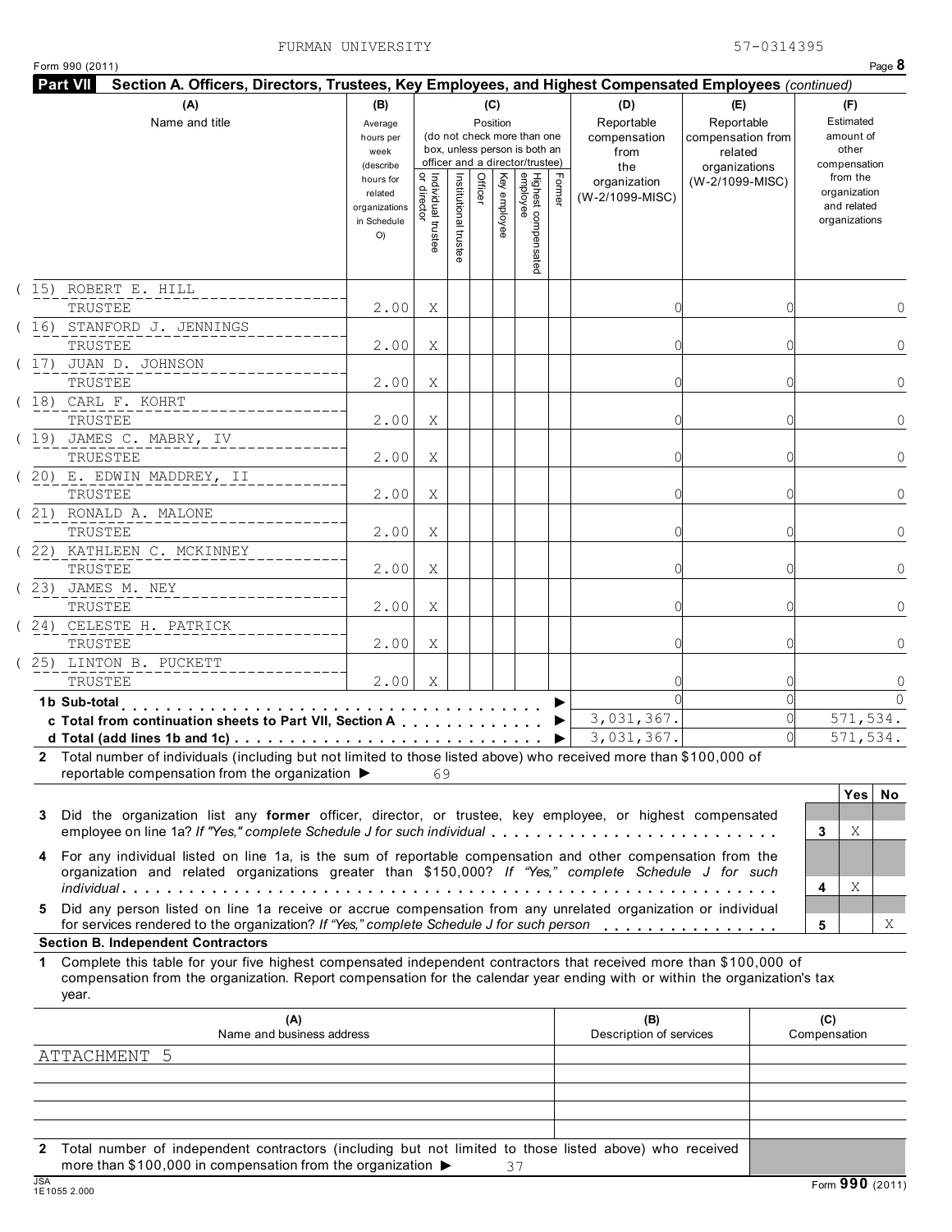FURMAN UNIVERSITY 57-0314395

Form 990 (2011) Page **8**

**Part VII** **Section A. Officers, Directors, Trustees, Key Employees, and Highest Compensated Employees** *(continued)*

| (A) Name and title | (B) Average hours per week (describe hours for related organizations in Schedule O) | (C) Position: Individual trustee or director | Institutional trustee | Officer | Key employee | Highest compensated employee | Former | (D) Reportable compensation from the organization (W-2/1099-MISC) | (E) Reportable compensation from related organizations (W-2/1099-MISC) | (F) Estimated amount of other compensation from the organization and related organizations |
|---|---|---|---|---|---|---|---|---|---|---|
| (15) ROBERT E. HILL<br>TRUSTEE | 2.00 | X | | | | | | 0 | 0 | 0 |
| (16) STANFORD J. JENNINGS<br>TRUSTEE | 2.00 | X | | | | | | 0 | 0 | 0 |
| (17) JUAN D. JOHNSON<br>TRUSTEE | 2.00 | X | | | | | | 0 | 0 | 0 |
| (18) CARL F. KOHRT<br>TRUSTEE | 2.00 | X | | | | | | 0 | 0 | 0 |
| (19) JAMES C. MABRY, IV<br>TRUESTEE | 2.00 | X | | | | | | 0 | 0 | 0 |
| (20) E. EDWIN MADDREY, II<br>TRUSTEE | 2.00 | X | | | | | | 0 | 0 | 0 |
| (21) RONALD A. MALONE<br>TRUSTEE | 2.00 | X | | | | | | 0 | 0 | 0 |
| (22) KATHLEEN C. MCKINNEY<br>TRUSTEE | 2.00 | X | | | | | | 0 | 0 | 0 |
| (23) JAMES M. NEY<br>TRUSTEE | 2.00 | X | | | | | | 0 | 0 | 0 |
| (24) CELESTE H. PATRICK<br>TRUSTEE | 2.00 | X | | | | | | 0 | 0 | 0 |
| (25) LINTON B. PUCKETT<br>TRUSTEE | 2.00 | X | | | | | | 0 | 0 | 0 |
| **1b Sub-total** | | | | | | | | 0 | 0 | 0 |
| **c Total from continuation sheets to Part VII, Section A** | | | | | | | | 3,031,367. | 0 | 571,534. |
| **d Total (add lines 1b and 1c)** | | | | | | | | 3,031,367. | 0 | 571,534. |

**2** Total number of individuals (including but not limited to those listed above) who received more than $100,000 of reportable compensation from the organization ▶ 69

| | | Yes | No |
|---|---|---|---|
| **3** Did the organization list any **former** officer, director, or trustee, key employee, or highest compensated employee on line 1a? *If "Yes," complete Schedule J for such individual* | **3** | X | |
| **4** For any individual listed on line 1a, is the sum of reportable compensation and other compensation from the organization and related organizations greater than $150,000? *If "Yes," complete Schedule J for such individual* | **4** | X | |
| **5** Did any person listed on line 1a receive or accrue compensation from any unrelated organization or individual for services rendered to the organization? *If "Yes," complete Schedule J for such person* | **5** | | X |

**Section B. Independent Contractors**

**1** Complete this table for your five highest compensated independent contractors that received more than $100,000 of compensation from the organization. Report compensation for the calendar year ending with or within the organization's tax year.

| (A) Name and business address | (B) Description of services | (C) Compensation |
|---|---|---|
| ATTACHMENT 5 | | |
| | | |
| | | |
| | | |
| | | |

**2** Total number of independent contractors (including but not limited to those listed above) who received more than $100,000 in compensation from the organization ▶ 37

Form **990** (2011)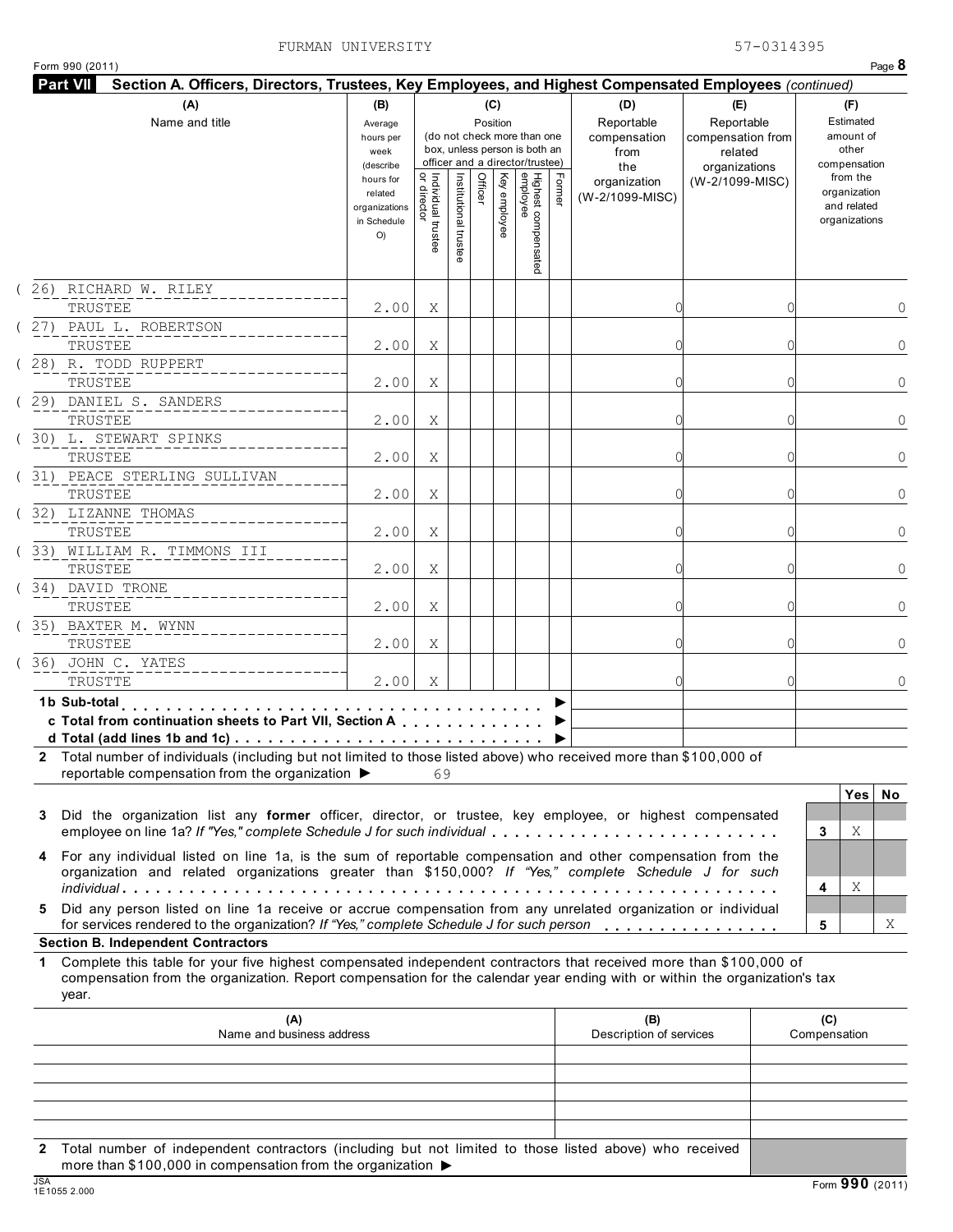FURMAN UNIVERSITY 57-0314395

Form 990 (2011)

## Part VII Section A. Officers, Directors, Trustees, Key Employees, and Highest Compensated Employees *(continued)*

| (A) Name and title | (B) Average hours per week (describe hours for related organizations in Schedule O) | (C) Position: Individual trustee or director | Institutional trustee | Officer | Key employee | Highest compensated employee | Former | (D) Reportable compensation from the organization (W-2/1099-MISC) | (E) Reportable compensation from related organizations (W-2/1099-MISC) | (F) Estimated amount of other compensation from the organization and related organizations |
|---|---|---|---|---|---|---|---|---|---|---|
| (26) RICHARD W. RILEY<br>TRUSTEE | 2.00 | X | | | | | | 0 | 0 | 0 |
| (27) PAUL L. ROBERTSON<br>TRUSTEE | 2.00 | X | | | | | | 0 | 0 | 0 |
| (28) R. TODD RUPPERT<br>TRUSTEE | 2.00 | X | | | | | | 0 | 0 | 0 |
| (29) DANIEL S. SANDERS<br>TRUSTEE | 2.00 | X | | | | | | 0 | 0 | 0 |
| (30) L. STEWART SPINKS<br>TRUSTEE | 2.00 | X | | | | | | 0 | 0 | 0 |
| (31) PEACE STERLING SULLIVAN<br>TRUSTEE | 2.00 | X | | | | | | 0 | 0 | 0 |
| (32) LIZANNE THOMAS<br>TRUSTEE | 2.00 | X | | | | | | 0 | 0 | 0 |
| (33) WILLIAM R. TIMMONS III<br>TRUSTEE | 2.00 | X | | | | | | 0 | 0 | 0 |
| (34) DAVID TRONE<br>TRUSTEE | 2.00 | X | | | | | | 0 | 0 | 0 |
| (35) BAXTER M. WYNN<br>TRUSTEE | 2.00 | X | | | | | | 0 | 0 | 0 |
| (36) JOHN C. YATES<br>TRUSTTE | 2.00 | X | | | | | | 0 | 0 | 0 |
| **1b Sub-total** ▶ | | | | | | | | | | |
| **c Total from continuation sheets to Part VII, Section A** ▶ | | | | | | | | | | |
| **d Total (add lines 1b and 1c)** ▶ | | | | | | | | | | |

**2** Total number of individuals (including but not limited to those listed above) who received more than $100,000 of reportable compensation from the organization ▶ 69

| | | Yes | No |
|---|---|---|---|
| **3** Did the organization list any **former** officer, director, or trustee, key employee, or highest compensated employee on line 1a? *If "Yes," complete Schedule J for such individual* | 3 | X | |
| **4** For any individual listed on line 1a, is the sum of reportable compensation and other compensation from the organization and related organizations greater than $150,000? *If "Yes," complete Schedule J for such individual* | 4 | X | |
| **5** Did any person listed on line 1a receive or accrue compensation from any unrelated organization or individual for services rendered to the organization? *If "Yes," complete Schedule J for such person* | 5 | | X |

### Section B. Independent Contractors

**1** Complete this table for your five highest compensated independent contractors that received more than $100,000 of compensation from the organization. Report compensation for the calendar year ending with or within the organization's tax year.

| (A) Name and business address | (B) Description of services | (C) Compensation |
|---|---|---|
| | | |
| | | |
| | | |
| | | |
| | | |

**2** Total number of independent contractors (including but not limited to those listed above) who received more than $100,000 in compensation from the organization ▶

JSA 1E1055 2.000

Form **990** (2011)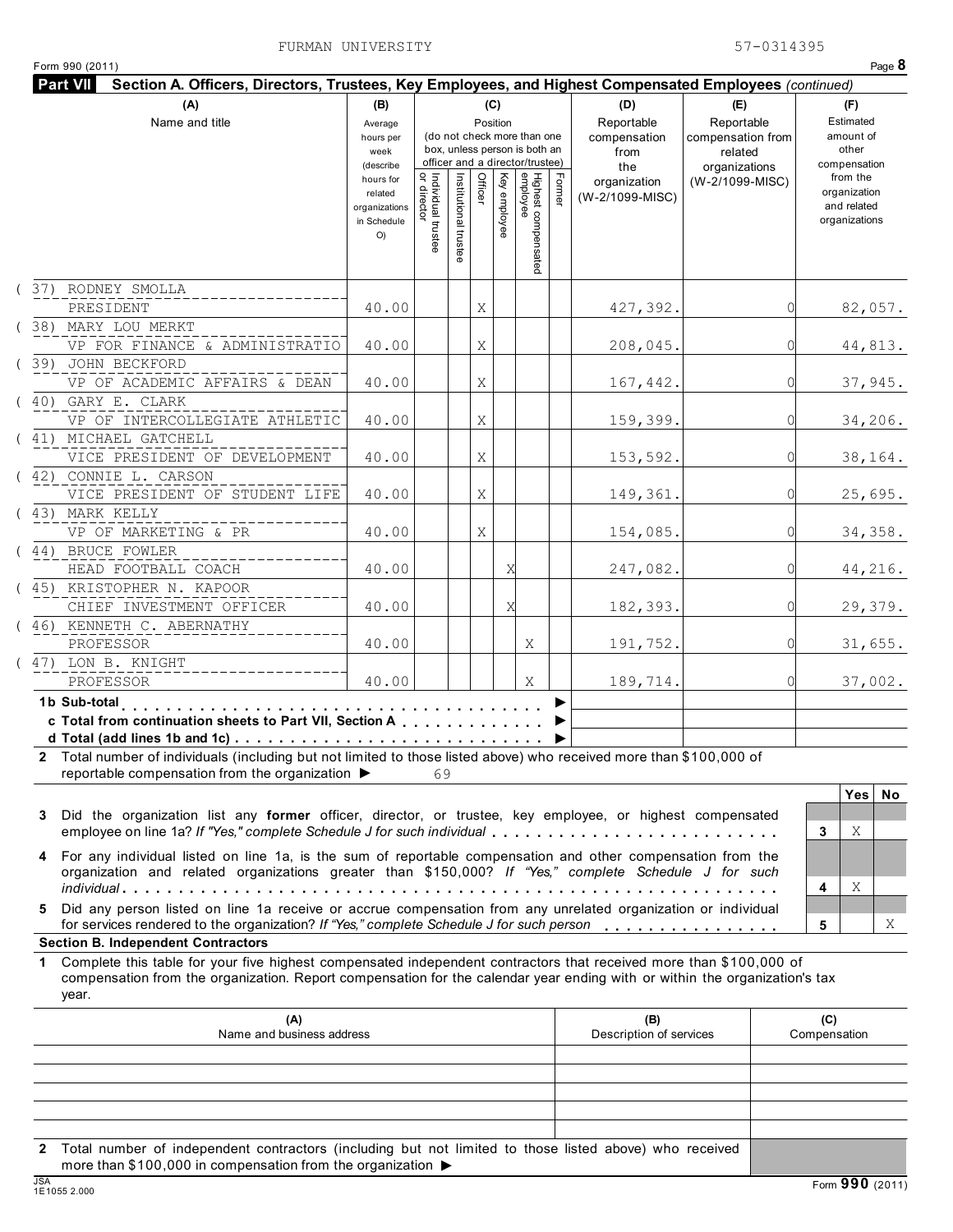FURMAN UNIVERSITY 57-0314395

Form 990 (2011) Page **8**

**Part VII** **Section A. Officers, Directors, Trustees, Key Employees, and Highest Compensated Employees** *(continued)*

| (A) Name and title | (B) Average hours per week (describe hours for related organizations in Schedule O) | (C) Position: Individual trustee or director | Institutional trustee | Officer | Key employee | Highest compensated employee | Former | (D) Reportable compensation from the organization (W-2/1099-MISC) | (E) Reportable compensation from related organizations (W-2/1099-MISC) | (F) Estimated amount of other compensation from the organization and related organizations |
|---|---|---|---|---|---|---|---|---|---|---|
| (37) RODNEY SMOLLA<br>PRESIDENT | 40.00 | | | X | | | | 427,392. | 0 | 82,057. |
| (38) MARY LOU MERKT<br>VP FOR FINANCE & ADMINISTRATIO | 40.00 | | | X | | | | 208,045. | 0 | 44,813. |
| (39) JOHN BECKFORD<br>VP OF ACADEMIC AFFAIRS & DEAN | 40.00 | | | X | | | | 167,442. | 0 | 37,945. |
| (40) GARY E. CLARK<br>VP OF INTERCOLLEGIATE ATHLETIC | 40.00 | | | X | | | | 159,399. | 0 | 34,206. |
| (41) MICHAEL GATCHELL<br>VICE PRESIDENT OF DEVELOPMENT | 40.00 | | | X | | | | 153,592. | 0 | 38,164. |
| (42) CONNIE L. CARSON<br>VICE PRESIDENT OF STUDENT LIFE | 40.00 | | | X | | | | 149,361. | 0 | 25,695. |
| (43) MARK KELLY<br>VP OF MARKETING & PR | 40.00 | | | X | | | | 154,085. | 0 | 34,358. |
| (44) BRUCE FOWLER<br>HEAD FOOTBALL COACH | 40.00 | | | | X | | | 247,082. | 0 | 44,216. |
| (45) KRISTOPHER N. KAPOOR<br>CHIEF INVESTMENT OFFICER | 40.00 | | | | X | | | 182,393. | 0 | 29,379. |
| (46) KENNETH C. ABERNATHY<br>PROFESSOR | 40.00 | | | | | X | | 191,752. | 0 | 31,655. |
| (47) LON B. KNIGHT<br>PROFESSOR | 40.00 | | | | | X | | 189,714. | 0 | 37,002. |
| **1b Sub-total** ▶ | | | | | | | | | | |
| **c Total from continuation sheets to Part VII, Section A** ▶ | | | | | | | | | | |
| **d Total (add lines 1b and 1c)** ▶ | | | | | | | | | | |

**2** Total number of individuals (including but not limited to those listed above) who received more than $100,000 of reportable compensation from the organization ▶ 69

| | | Yes | No |
|---|---|---|---|
| **3** Did the organization list any **former** officer, director, or trustee, key employee, or highest compensated employee on line 1a? *If "Yes," complete Schedule J for such individual* | **3** | X | |
| **4** For any individual listed on line 1a, is the sum of reportable compensation and other compensation from the organization and related organizations greater than $150,000? *If "Yes," complete Schedule J for such individual* | **4** | X | |
| **5** Did any person listed on line 1a receive or accrue compensation from any unrelated organization or individual for services rendered to the organization? *If "Yes," complete Schedule J for such person* | **5** | | X |

**Section B. Independent Contractors**

**1** Complete this table for your five highest compensated independent contractors that received more than $100,000 of compensation from the organization. Report compensation for the calendar year ending with or within the organization's tax year.

| (A) Name and business address | (B) Description of services | (C) Compensation |
|---|---|---|
| | | |
| | | |
| | | |
| | | |
| | | |

**2** Total number of independent contractors (including but not limited to those listed above) who received more than $100,000 in compensation from the organization ▶

Form **990** (2011)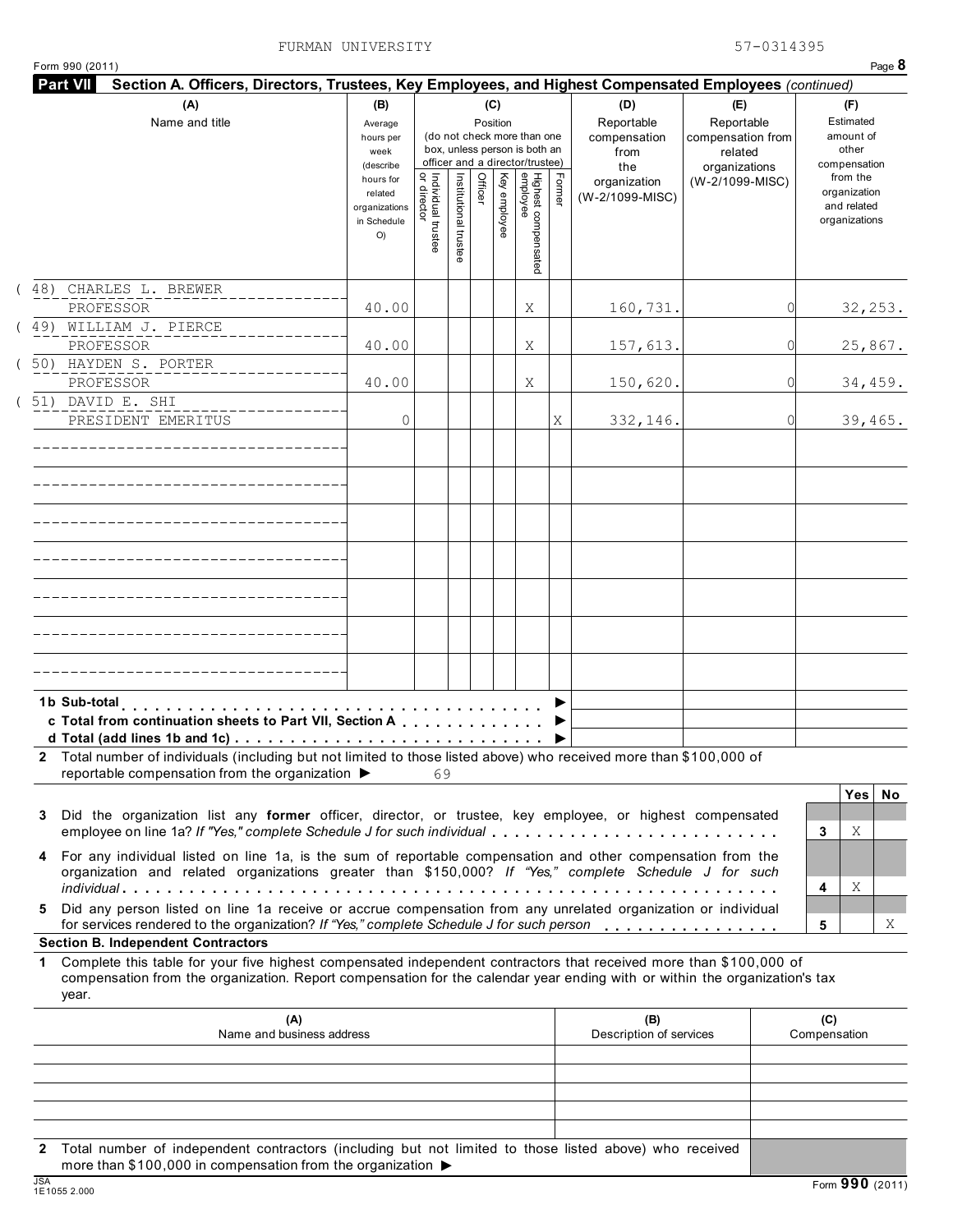FURMAN UNIVERSITY 57-0314395

Form 990 (2011) Page **8**

**Part VII Section A. Officers, Directors, Trustees, Key Employees, and Highest Compensated Employees** *(continued)*

| (A) Name and title | (B) Average hours per week (describe hours for related organizations in Schedule O) | (C) Position: Individual trustee or director | Institutional trustee | Officer | Key employee | Highest compensated employee | Former | (D) Reportable compensation from the organization (W-2/1099-MISC) | (E) Reportable compensation from related organizations (W-2/1099-MISC) | (F) Estimated amount of other compensation from the organization and related organizations |
|---|---|---|---|---|---|---|---|---|---|---|
| (48) CHARLES L. BREWER PROFESSOR | 40.00 | | | | | X | | 160,731. | 0 | 32,253. |
| (49) WILLIAM J. PIERCE PROFESSOR | 40.00 | | | | | X | | 157,613. | 0 | 25,867. |
| (50) HAYDEN S. PORTER PROFESSOR | 40.00 | | | | | X | | 150,620. | 0 | 34,459. |
| (51) DAVID E. SHI PRESIDENT EMERITUS | 0 | | | | | | X | 332,146. | 0 | 39,465. |
| | | | | | | | | | | |
| | | | | | | | | | | |
| | | | | | | | | | | |
| | | | | | | | | | | |
| | | | | | | | | | | |
| | | | | | | | | | | |
| | | | | | | | | | | |
| **1b Sub-total** ▶ | | | | | | | | | | |
| **c Total from continuation sheets to Part VII, Section A** ▶ | | | | | | | | | | |
| **d Total (add lines 1b and 1c)** ▶ | | | | | | | | | | |

**2** Total number of individuals (including but not limited to those listed above) who received more than $100,000 of reportable compensation from the organization ▶ 69

| | | Yes | No |
|---|---|---|---|
| **3** Did the organization list any **former** officer, director, or trustee, key employee, or highest compensated employee on line 1a? *If "Yes," complete Schedule J for such individual* | 3 | X | |
| **4** For any individual listed on line 1a, is the sum of reportable compensation and other compensation from the organization and related organizations greater than $150,000? *If "Yes," complete Schedule J for such individual* | 4 | X | |
| **5** Did any person listed on line 1a receive or accrue compensation from any unrelated organization or individual for services rendered to the organization? *If "Yes," complete Schedule J for such person* | 5 | | X |

**Section B. Independent Contractors**

**1** Complete this table for your five highest compensated independent contractors that received more than $100,000 of compensation from the organization. Report compensation for the calendar year ending with or within the organization's tax year.

| (A) Name and business address | (B) Description of services | (C) Compensation |
|---|---|---|
| | | |
| | | |
| | | |
| | | |
| | | |

**2** Total number of independent contractors (including but not limited to those listed above) who received more than $100,000 in compensation from the organization ▶

JSA 1E1055 2.000 Form **990** (2011)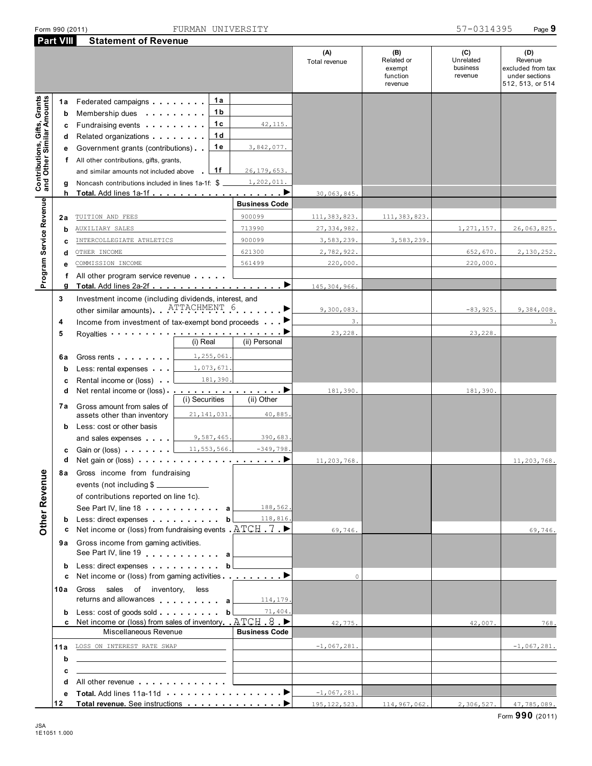Form 990 (2011) FURMAN UNIVERSITY 57-0314395

## Part VIII Statement of Revenue

| | | | | (A) Total revenue | (B) Related or exempt function revenue | (C) Unrelated business revenue | (D) Revenue excluded from tax under sections 512, 513, or 514 |
|---|---|---|---|---|---|---|---|
| **Contributions, Gifts, Grants and Other Similar Amounts** | 1a | Federated campaigns | 1a | | | | | 
| | b | Membership dues | 1b | | | | |
| | c | Fundraising events | 1c 42,115. | | | | |
| | d | Related organizations | 1d | | | | |
| | e | Government grants (contributions) | 1e 3,842,077. | | | | |
| | f | All other contributions, gifts, grants, and similar amounts not included above | 1f 26,179,653. | | | | |
| | g | Noncash contributions included in lines 1a-1f: $ 1,202,011. | | | | | |
| | h | **Total.** Add lines 1a-1f | | 30,063,845. | | | |
| **Program Service Revenue** | | | **Business Code** | | | | |
| | 2a | TUITION AND FEES | 900099 | 111,383,823. | 111,383,823. | | |
| | b | AUXILIARY SALES | 713990 | 27,334,982. | | 1,271,157. | 26,063,825. |
| | c | INTERCOLLEGIATE ATHLETICS | 900099 | 3,583,239. | 3,583,239. | | |
| | d | OTHER INCOME | 621300 | 2,782,922. | | 652,670. | 2,130,252. |
| | e | COMMISSION INCOME | 561499 | 220,000. | | 220,000. | |
| | f | All other program service revenue | | | | | |
| | g | **Total.** Add lines 2a-2f | | 145,304,966. | | | |
| **Other Revenue** | 3 | Investment income (including dividends, interest, and other similar amounts) ATTACHMENT 6 | | 9,300,083. | | -83,925. | 9,384,008. |
| | 4 | Income from investment of tax-exempt bond proceeds | | 3. | | | 3. |
| | 5 | Royalties | | 23,228. | | 23,228. | |
| | | | (i) Real / (ii) Personal | | | | |
| | 6a | Gross rents | (i) 1,255,061. | | | | |
| | b | Less: rental expenses | (i) 1,073,671. | | | | |
| | c | Rental income or (loss) | (i) 181,390. | | | | |
| | d | Net rental income or (loss) | | 181,390. | | 181,390. | |
| | | | (i) Securities / (ii) Other | | | | |
| | 7a | Gross amount from sales of assets other than inventory | (i) 21,141,031. (ii) 40,885. | | | | |
| | b | Less: cost or other basis and sales expenses | (i) 9,587,465. (ii) 390,683. | | | | |
| | c | Gain or (loss) | (i) 11,553,566. (ii) -349,798. | | | | |
| | d | Net gain or (loss) | | 11,203,768. | | | 11,203,768. |
| | 8a | Gross income from fundraising events (not including $ \_\_\_\_ of contributions reported on line 1c). See Part IV, line 18 | a 188,562. | | | | |
| | b | Less: direct expenses | b 118,816. | | | | |
| | c | Net income or (loss) from fundraising events ATCH 7 | | 69,746. | | | 69,746. |
| | 9a | Gross income from gaming activities. See Part IV, line 19 | a | | | | |
| | b | Less: direct expenses | b | | | | |
| | c | Net income or (loss) from gaming activities | | 0 | | | |
| | 10a | Gross sales of inventory, less returns and allowances | a 114,179. | | | | |
| | b | Less: cost of goods sold | b 71,404. | | | | |
| | c | Net income or (loss) from sales of inventory ATCH 8 | | 42,775. | | 42,007. | 768. |
| | | Miscellaneous Revenue | **Business Code** | | | | |
| | 11a | LOSS ON INTEREST RATE SWAP | | -1,067,281. | | | -1,067,281. |
| | b | | | | | | |
| | c | | | | | | |
| | d | All other revenue | | | | | |
| | e | **Total.** Add lines 11a-11d | | -1,067,281. | | | |
| | 12 | **Total revenue.** See instructions | | 195,122,523. | 114,967,062. | 2,306,527. | 47,785,089. |

Form **990** (2011)

JSA 1E1051 1.000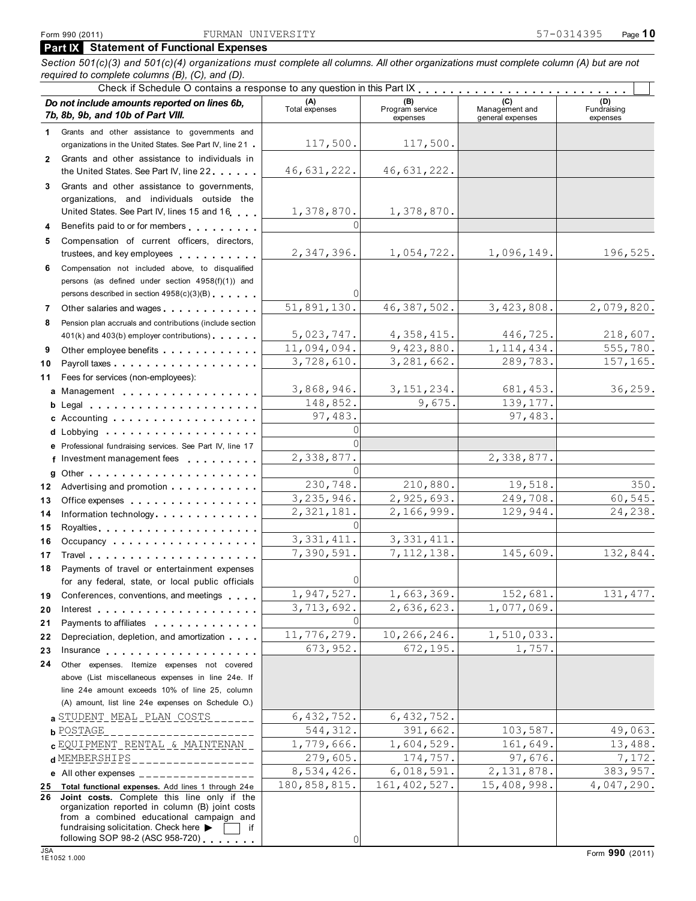Form 990 (2011) FURMAN UNIVERSITY 57-0314395

## Part IX Statement of Functional Expenses

*Section 501(c)(3) and 501(c)(4) organizations must complete all columns. All other organizations must complete column (A) but are not required to complete columns (B), (C), and (D).*

Check if Schedule O contains a response to any question in this Part IX

| *Do not include amounts reported on lines 6b, 7b, 8b, 9b, and 10b of Part VIII.* | (A) Total expenses | (B) Program service expenses | (C) Management and general expenses | (D) Fundraising expenses |
|---|---|---|---|---|
| **1** Grants and other assistance to governments and organizations in the United States. See Part IV, line 21 | 117,500. | 117,500. | | |
| **2** Grants and other assistance to individuals in the United States. See Part IV, line 22 | 46,631,222. | 46,631,222. | | |
| **3** Grants and other assistance to governments, organizations, and individuals outside the United States. See Part IV, lines 15 and 16 | 1,378,870. | 1,378,870. | | |
| **4** Benefits paid to or for members | 0 | | | |
| **5** Compensation of current officers, directors, trustees, and key employees | 2,347,396. | 1,054,722. | 1,096,149. | 196,525. |
| **6** Compensation not included above, to disqualified persons (as defined under section 4958(f)(1)) and persons described in section 4958(c)(3)(B) | 0 | | | |
| **7** Other salaries and wages | 51,891,130. | 46,387,502. | 3,423,808. | 2,079,820. |
| **8** Pension plan accruals and contributions (include section 401(k) and 403(b) employer contributions) | 5,023,747. | 4,358,415. | 446,725. | 218,607. |
| **9** Other employee benefits | 11,094,094. | 9,423,880. | 1,114,434. | 555,780. |
| **10** Payroll taxes | 3,728,610. | 3,281,662. | 289,783. | 157,165. |
| **11** Fees for services (non-employees): | | | | |
| **a** Management | 3,868,946. | 3,151,234. | 681,453. | 36,259. |
| **b** Legal | 148,852. | 9,675. | 139,177. | |
| **c** Accounting | 97,483. | | 97,483. | |
| **d** Lobbying | 0 | | | |
| **e** Professional fundraising services. See Part IV, line 17 | 0 | | | |
| **f** Investment management fees | 2,338,877. | | 2,338,877. | |
| **g** Other | 0 | | | |
| **12** Advertising and promotion | 230,748. | 210,880. | 19,518. | 350. |
| **13** Office expenses | 3,235,946. | 2,925,693. | 249,708. | 60,545. |
| **14** Information technology | 2,321,181. | 2,166,999. | 129,944. | 24,238. |
| **15** Royalties | 0 | | | |
| **16** Occupancy | 3,331,411. | 3,331,411. | | |
| **17** Travel | 7,390,591. | 7,112,138. | 145,609. | 132,844. |
| **18** Payments of travel or entertainment expenses for any federal, state, or local public officials | 0 | | | |
| **19** Conferences, conventions, and meetings | 1,947,527. | 1,663,369. | 152,681. | 131,477. |
| **20** Interest | 3,713,692. | 2,636,623. | 1,077,069. | |
| **21** Payments to affiliates | 0 | | | |
| **22** Depreciation, depletion, and amortization | 11,776,279. | 10,266,246. | 1,510,033. | |
| **23** Insurance | 673,952. | 672,195. | 1,757. | |
| **24** Other expenses. Itemize expenses not covered above (List miscellaneous expenses in line 24e. If line 24e amount exceeds 10% of line 25, column (A) amount, list line 24e expenses on Schedule O.) | | | | |
| **a** STUDENT MEAL PLAN COSTS | 6,432,752. | 6,432,752. | | |
| **b** POSTAGE | 544,312. | 391,662. | 103,587. | 49,063. |
| **c** EQUIPMENT RENTAL & MAINTENAN | 1,779,666. | 1,604,529. | 161,649. | 13,488. |
| **d** MEMBERSHIPS | 279,605. | 174,757. | 97,676. | 7,172. |
| **e** All other expenses | 8,534,426. | 6,018,591. | 2,131,878. | 383,957. |
| **25** **Total functional expenses.** Add lines 1 through 24e | 180,858,815. | 161,402,527. | 15,408,998. | 4,047,290. |
| **26** **Joint costs.** Complete this line only if the organization reported in column (B) joint costs from a combined educational campaign and fundraising solicitation. Check here ▶ ☐ if following SOP 98-2 (ASC 958-720) | 0 | | | |

Form **990** (2011)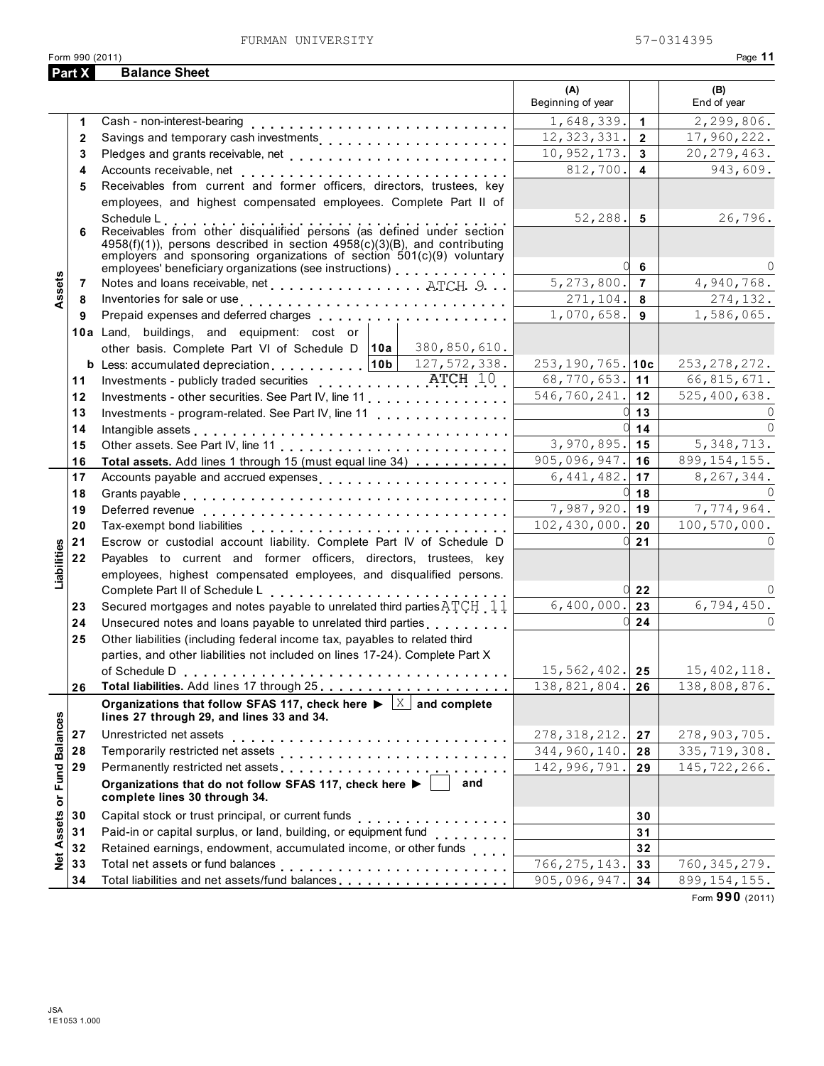FURMAN UNIVERSITY 57-0314395

Form 990 (2011) Page **11**

## Part X Balance Sheet

| | | | (A) Beginning of year | | (B) End of year |
|---|---|---|---|---|---|
| **Assets** | 1 | Cash - non-interest-bearing | 1,648,339. | 1 | 2,299,806. |
| | 2 | Savings and temporary cash investments | 12,323,331. | 2 | 17,960,222. |
| | 3 | Pledges and grants receivable, net | 10,952,173. | 3 | 20,279,463. |
| | 4 | Accounts receivable, net | 812,700. | 4 | 943,609. |
| | 5 | Receivables from current and former officers, directors, trustees, key employees, and highest compensated employees. Complete Part II of Schedule L | 52,288. | 5 | 26,796. |
| | 6 | Receivables from other disqualified persons (as defined under section 4958(f)(1)), persons described in section 4958(c)(3)(B), and contributing employers and sponsoring organizations of section 501(c)(9) voluntary employees' beneficiary organizations (see instructions) | 0 | 6 | 0 |
| | 7 | Notes and loans receivable, net ATCH 9 | 5,273,800. | 7 | 4,940,768. |
| | 8 | Inventories for sale or use | 271,104. | 8 | 274,132. |
| | 9 | Prepaid expenses and deferred charges | 1,070,658. | 9 | 1,586,065. |
| | 10a | Land, buildings, and equipment: cost or other basis. Complete Part VI of Schedule D — 10a: 380,850,610. | | | |
| | b | Less: accumulated depreciation — 10b: 127,572,338. | 253,190,765. | 10c | 253,278,272. |
| | 11 | Investments - publicly traded securities ATCH 10 | 68,770,653. | 11 | 66,815,671. |
| | 12 | Investments - other securities. See Part IV, line 11 | 546,760,241. | 12 | 525,400,638. |
| | 13 | Investments - program-related. See Part IV, line 11 | 0 | 13 | 0 |
| | 14 | Intangible assets | 0 | 14 | 0 |
| | 15 | Other assets. See Part IV, line 11 | 3,970,895. | 15 | 5,348,713. |
| | 16 | **Total assets.** Add lines 1 through 15 (must equal line 34) | 905,096,947. | 16 | 899,154,155. |
| **Liabilities** | 17 | Accounts payable and accrued expenses | 6,441,482. | 17 | 8,267,344. |
| | 18 | Grants payable | 0 | 18 | 0 |
| | 19 | Deferred revenue | 7,987,920. | 19 | 7,774,964. |
| | 20 | Tax-exempt bond liabilities | 102,430,000. | 20 | 100,570,000. |
| | 21 | Escrow or custodial account liability. Complete Part IV of Schedule D | 0 | 21 | 0 |
| | 22 | Payables to current and former officers, directors, trustees, key employees, highest compensated employees, and disqualified persons. Complete Part II of Schedule L | 0 | 22 | 0 |
| | 23 | Secured mortgages and notes payable to unrelated third parties ATCH 11 | 6,400,000. | 23 | 6,794,450. |
| | 24 | Unsecured notes and loans payable to unrelated third parties | 0 | 24 | 0 |
| | 25 | Other liabilities (including federal income tax, payables to related third parties, and other liabilities not included on lines 17-24). Complete Part X of Schedule D | 15,562,402. | 25 | 15,402,118. |
| | 26 | **Total liabilities.** Add lines 17 through 25 | 138,821,804. | 26 | 138,808,876. |
| **Net Assets or Fund Balances** | | **Organizations that follow SFAS 117, check here ▶ [X] and complete lines 27 through 29, and lines 33 and 34.** | | | |
| | 27 | Unrestricted net assets | 278,318,212. | 27 | 278,903,705. |
| | 28 | Temporarily restricted net assets | 344,960,140. | 28 | 335,719,308. |
| | 29 | Permanently restricted net assets | 142,996,791. | 29 | 145,722,266. |
| | | **Organizations that do not follow SFAS 117, check here ▶ [ ] and complete lines 30 through 34.** | | | |
| | 30 | Capital stock or trust principal, or current funds | | 30 | |
| | 31 | Paid-in or capital surplus, or land, building, or equipment fund | | 31 | |
| | 32 | Retained earnings, endowment, accumulated income, or other funds | | 32 | |
| | 33 | Total net assets or fund balances | 766,275,143. | 33 | 760,345,279. |
| | 34 | Total liabilities and net assets/fund balances | 905,096,947. | 34 | 899,154,155. |

Form **990** (2011)

JSA
1E1053 1.000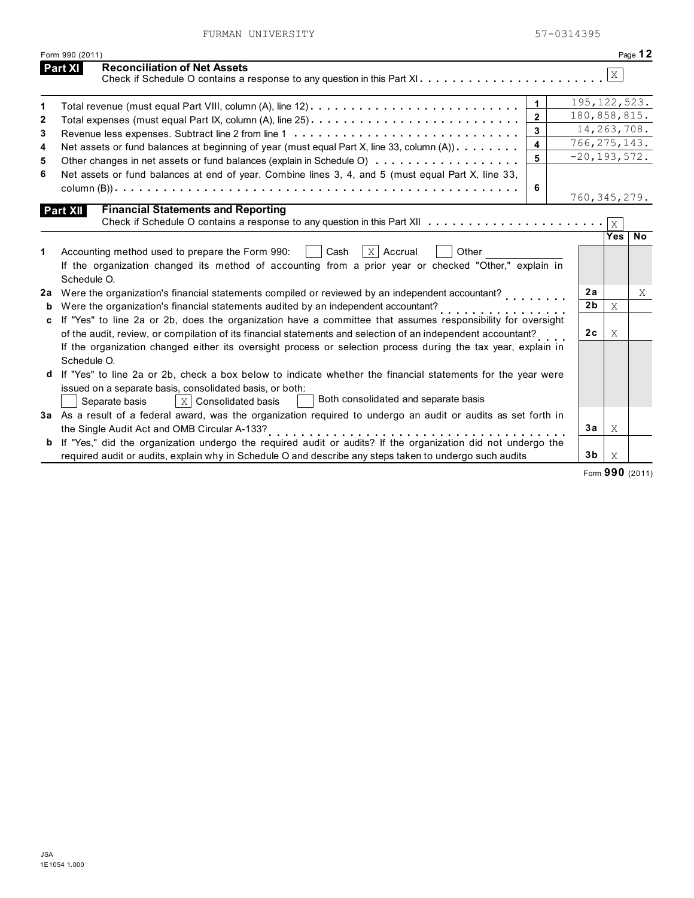FURMAN UNIVERSITY 57-0314395

Form 990 (2011) Page **12**

## Part XI Reconciliation of Net Assets

Check if Schedule O contains a response to any question in this Part XI . . . . . . . . . . . . . . . . . . . . . . . [X]

| | | | |
|---|---|---|---|
| 1 | Total revenue (must equal Part VIII, column (A), line 12) | 1 | 195,122,523. |
| 2 | Total expenses (must equal Part IX, column (A), line 25) | 2 | 180,858,815. |
| 3 | Revenue less expenses. Subtract line 2 from line 1 | 3 | 14,263,708. |
| 4 | Net assets or fund balances at beginning of year (must equal Part X, line 33, column (A)) | 4 | 766,275,143. |
| 5 | Other changes in net assets or fund balances (explain in Schedule O) | 5 | -20,193,572. |
| 6 | Net assets or fund balances at end of year. Combine lines 3, 4, and 5 (must equal Part X, line 33, column (B)) | 6 | 760,345,279. |

## Part XII Financial Statements and Reporting

Check if Schedule O contains a response to any question in this Part XII . . . . . . . . . . . . . . . . . . . . . . [X]

| | | | Yes | No |
|---|---|---|---|---|
| 1 | Accounting method used to prepare the Form 990: [ ] Cash [X] Accrual [ ] Other<br>If the organization changed its method of accounting from a prior year or checked "Other," explain in Schedule O. | | | |
| 2a | Were the organization's financial statements compiled or reviewed by an independent accountant? | 2a | | X |
| b | Were the organization's financial statements audited by an independent accountant? | 2b | X | |
| c | If "Yes" to line 2a or 2b, does the organization have a committee that assumes responsibility for oversight of the audit, review, or compilation of its financial statements and selection of an independent accountant? | 2c | X | |
| | If the organization changed either its oversight process or selection process during the tax year, explain in Schedule O. | | | |
| d | If "Yes" to line 2a or 2b, check a box below to indicate whether the financial statements for the year were issued on a separate basis, consolidated basis, or both:<br>[ ] Separate basis [X] Consolidated basis [ ] Both consolidated and separate basis | | | |
| 3a | As a result of a federal award, was the organization required to undergo an audit or audits as set forth in the Single Audit Act and OMB Circular A-133? | 3a | X | |
| b | If "Yes," did the organization undergo the required audit or audits? If the organization did not undergo the required audit or audits, explain why in Schedule O and describe any steps taken to undergo such audits | 3b | X | |

Form **990** (2011)

JSA
1E1054 1.000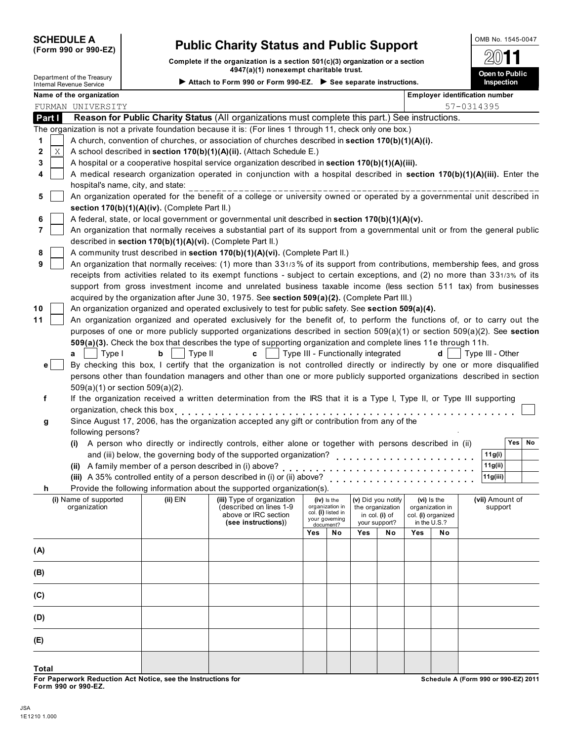**SCHEDULE A**
**(Form 990 or 990-EZ)**

Department of the Treasury
Internal Revenue Service

# Public Charity Status and Public Support

**Complete if the organization is a section 501(c)(3) organization or a section 4947(a)(1) nonexempt charitable trust.**

▶ Attach to Form 990 or Form 990-EZ. ▶ See separate instructions.

OMB No. 1545-0047

**2011**

**Open to Public Inspection**

**Name of the organization**: FURMAN UNIVERSITY

**Employer identification number**: 57-0314395

## Part I Reason for Public Charity Status (All organizations must complete this part.) See instructions.

The organization is not a private foundation because it is: (For lines 1 through 11, check only one box.)

1. [ ] A church, convention of churches, or association of churches described in **section 170(b)(1)(A)(i).**
2. [X] A school described in **section 170(b)(1)(A)(ii).** (Attach Schedule E.)
3. [ ] A hospital or a cooperative hospital service organization described in **section 170(b)(1)(A)(iii).**
4. [ ] A medical research organization operated in conjunction with a hospital described in **section 170(b)(1)(A)(iii).** Enter the hospital's name, city, and state: ______________________
5. [ ] An organization operated for the benefit of a college or university owned or operated by a governmental unit described in **section 170(b)(1)(A)(iv).** (Complete Part II.)
6. [ ] A federal, state, or local government or governmental unit described in **section 170(b)(1)(A)(v).**
7. [ ] An organization that normally receives a substantial part of its support from a governmental unit or from the general public described in **section 170(b)(1)(A)(vi).** (Complete Part II.)
8. [ ] A community trust described in **section 170(b)(1)(A)(vi).** (Complete Part II.)
9. [ ] An organization that normally receives: (1) more than 33 1/3 % of its support from contributions, membership fees, and gross receipts from activities related to its exempt functions - subject to certain exceptions, and (2) no more than 33 1/3% of its support from gross investment income and unrelated business taxable income (less section 511 tax) from businesses acquired by the organization after June 30, 1975. See **section 509(a)(2).** (Complete Part III.)
10. [ ] An organization organized and operated exclusively to test for public safety. See **section 509(a)(4).**
11. [ ] An organization organized and operated exclusively for the benefit of, to perform the functions of, or to carry out the purposes of one or more publicly supported organizations described in section 509(a)(1) or section 509(a)(2). See **section 509(a)(3).** Check the box that describes the type of supporting organization and complete lines 11e through 11h.
   - **a** [ ] Type I  **b** [ ] Type II  **c** [ ] Type III - Functionally integrated  **d** [ ] Type III - Other
   - **e** [ ] By checking this box, I certify that the organization is not controlled directly or indirectly by one or more disqualified persons other than foundation managers and other than one or more publicly supported organizations described in section 509(a)(1) or section 509(a)(2).
   - **f** If the organization received a written determination from the IRS that it is a Type I, Type II, or Type III supporting organization, check this box . . . . . [ ]
   - **g** Since August 17, 2006, has the organization accepted any gift or contribution from any of the following persons?

| | | Yes | No |
|---|---|---|---|
| **(i)** A person who directly or indirectly controls, either alone or together with persons described in (ii) and (iii) below, the governing body of the supported organization? | 11g(i) | | |
| **(ii)** A family member of a person described in (i) above? | 11g(ii) | | |
| **(iii)** A 35% controlled entity of a person described in (i) or (ii) above? | 11g(iii) | | |

   - **h** Provide the following information about the supported organization(s).

| (i) Name of supported organization | (ii) EIN | (iii) Type of organization (described on lines 1-9 above or IRC section **(see instructions)**) | (iv) Is the organization in col. (i) listed in your governing document? Yes | No | (v) Did you notify the organization in col. (i) of your support? Yes | No | (vi) Is the organization in col. (i) organized in the U.S.? Yes | No | (vii) Amount of support |
|---|---|---|---|---|---|---|---|---|---|
| **(A)** | | | | | | | | | |
| **(B)** | | | | | | | | | |
| **(C)** | | | | | | | | | |
| **(D)** | | | | | | | | | |
| **(E)** | | | | | | | | | |
| **Total** | | | | | | | | | |

**For Paperwork Reduction Act Notice, see the Instructions for Form 990 or 990-EZ.**

**Schedule A (Form 990 or 990-EZ) 2011**

JSA
1E1210 1.000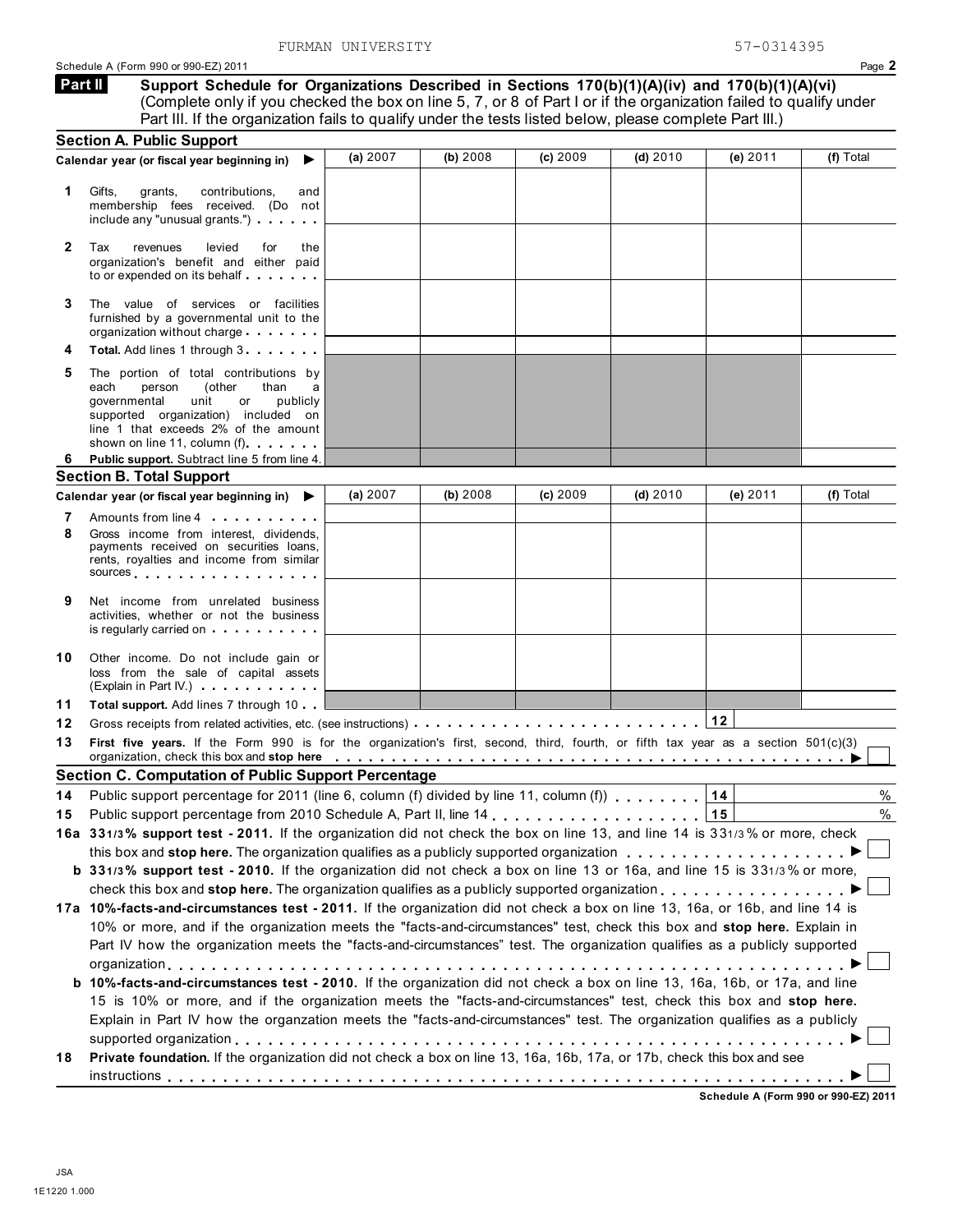FURMAN UNIVERSITY 57-0314395

Schedule A (Form 990 or 990-EZ) 2011

## Part II Support Schedule for Organizations Described in Sections 170(b)(1)(A)(iv) and 170(b)(1)(A)(vi)

(Complete only if you checked the box on line 5, 7, or 8 of Part I or if the organization failed to qualify under Part III. If the organization fails to qualify under the tests listed below, please complete Part III.)

### Section A. Public Support

| Calendar year (or fiscal year beginning in) ▶ | (a) 2007 | (b) 2008 | (c) 2009 | (d) 2010 | (e) 2011 | (f) Total |
|---|---|---|---|---|---|---|
| **1** Gifts, grants, contributions, and membership fees received. (Do not include any "unusual grants.") | | | | | | |
| **2** Tax revenues levied for the organization's benefit and either paid to or expended on its behalf | | | | | | |
| **3** The value of services or facilities furnished by a governmental unit to the organization without charge | | | | | | |
| **4** **Total.** Add lines 1 through 3 | | | | | | |
| **5** The portion of total contributions by each person (other than a governmental unit or publicly supported organization) included on line 1 that exceeds 2% of the amount shown on line 11, column (f) | | | | | | |
| **6** **Public support.** Subtract line 5 from line 4. | | | | | | |

### Section B. Total Support

| Calendar year (or fiscal year beginning in) ▶ | (a) 2007 | (b) 2008 | (c) 2009 | (d) 2010 | (e) 2011 | (f) Total |
|---|---|---|---|---|---|---|
| **7** Amounts from line 4 | | | | | | |
| **8** Gross income from interest, dividends, payments received on securities loans, rents, royalties and income from similar sources | | | | | | |
| **9** Net income from unrelated business activities, whether or not the business is regularly carried on | | | | | | |
| **10** Other income. Do not include gain or loss from the sale of capital assets (Explain in Part IV.) | | | | | | |
| **11** **Total support.** Add lines 7 through 10 | | | | | | |

**12** Gross receipts from related activities, etc. (see instructions) | **12** |

**13** **First five years.** If the Form 990 is for the organization's first, second, third, fourth, or fifth tax year as a section 501(c)(3) organization, check this box and **stop here** ▶ ☐

### Section C. Computation of Public Support Percentage

**14** Public support percentage for 2011 (line 6, column (f) divided by line 11, column (f)) | **14** | %

**15** Public support percentage from 2010 Schedule A, Part II, line 14 | **15** | %

**16a** **33 1/3% support test - 2011.** If the organization did not check the box on line 13, and line 14 is 33 1/3% or more, check this box and **stop here.** The organization qualifies as a publicly supported organization ▶ ☐

**b** **33 1/3% support test - 2010.** If the organization did not check a box on line 13 or 16a, and line 15 is 33 1/3% or more, check this box and **stop here.** The organization qualifies as a publicly supported organization ▶ ☐

**17a** **10%-facts-and-circumstances test - 2011.** If the organization did not check a box on line 13, 16a, or 16b, and line 14 is 10% or more, and if the organization meets the "facts-and-circumstances" test, check this box and **stop here.** Explain in Part IV how the organization meets the "facts-and-circumstances" test. The organization qualifies as a publicly supported organization ▶ ☐

**b** **10%-facts-and-circumstances test - 2010.** If the organization did not check a box on line 13, 16a, 16b, or 17a, and line 15 is 10% or more, and if the organization meets the "facts-and-circumstances" test, check this box and **stop here.** Explain in Part IV how the organzation meets the "facts-and-circumstances" test. The organization qualifies as a publicly supported organization ▶ ☐

**18** **Private foundation.** If the organization did not check a box on line 13, 16a, 16b, 17a, or 17b, check this box and see instructions ▶ ☐

**Schedule A (Form 990 or 990-EZ) 2011**

JSA
1E1220 1.000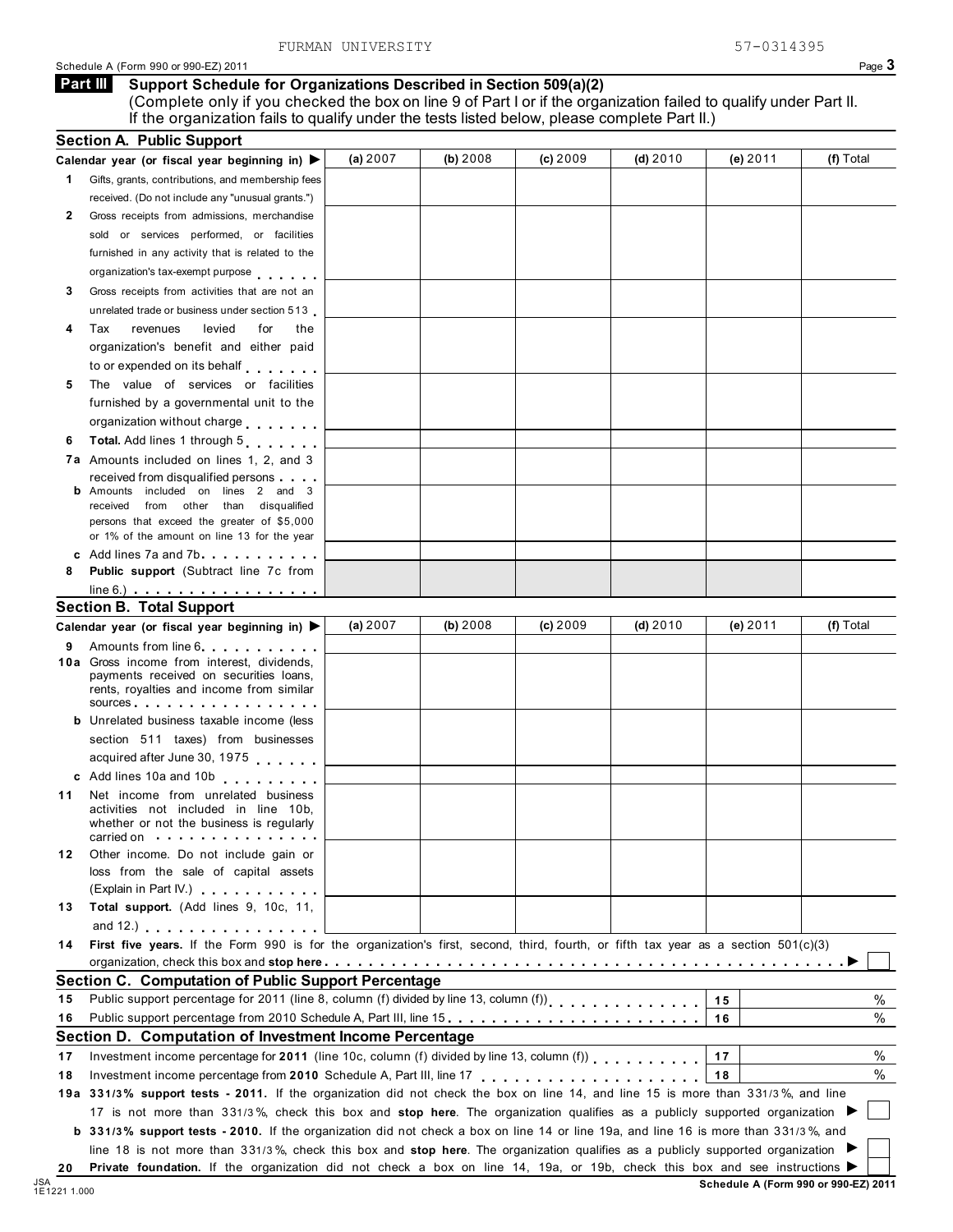FURMAN UNIVERSITY 57-0314395

Schedule A (Form 990 or 990-EZ) 2011

## Part III Support Schedule for Organizations Described in Section 509(a)(2)

(Complete only if you checked the box on line 9 of Part I or if the organization failed to qualify under Part II. If the organization fails to qualify under the tests listed below, please complete Part II.)

### Section A. Public Support

| Calendar year (or fiscal year beginning in) ▶ | (a) 2007 | (b) 2008 | (c) 2009 | (d) 2010 | (e) 2011 | (f) Total |
|---|---|---|---|---|---|---|
| **1** Gifts, grants, contributions, and membership fees received. (Do not include any "unusual grants.") | | | | | | |
| **2** Gross receipts from admissions, merchandise sold or services performed, or facilities furnished in any activity that is related to the organization's tax-exempt purpose | | | | | | |
| **3** Gross receipts from activities that are not an unrelated trade or business under section 513 | | | | | | |
| **4** Tax revenues levied for the organization's benefit and either paid to or expended on its behalf | | | | | | |
| **5** The value of services or facilities furnished by a governmental unit to the organization without charge | | | | | | |
| **6** **Total.** Add lines 1 through 5 | | | | | | |
| **7a** Amounts included on lines 1, 2, and 3 received from disqualified persons | | | | | | |
| **b** Amounts included on lines 2 and 3 received from other than disqualified persons that exceed the greater of $5,000 or 1% of the amount on line 13 for the year | | | | | | |
| **c** Add lines 7a and 7b | | | | | | |
| **8** **Public support** (Subtract line 7c from line 6.) | | | | | | |

### Section B. Total Support

| Calendar year (or fiscal year beginning in) ▶ | (a) 2007 | (b) 2008 | (c) 2009 | (d) 2010 | (e) 2011 | (f) Total |
|---|---|---|---|---|---|---|
| **9** Amounts from line 6 | | | | | | |
| **10a** Gross income from interest, dividends, payments received on securities loans, rents, royalties and income from similar sources | | | | | | |
| **b** Unrelated business taxable income (less section 511 taxes) from businesses acquired after June 30, 1975 | | | | | | |
| **c** Add lines 10a and 10b | | | | | | |
| **11** Net income from unrelated business activities not included in line 10b, whether or not the business is regularly carried on | | | | | | |
| **12** Other income. Do not include gain or loss from the sale of capital assets (Explain in Part IV.) | | | | | | |
| **13** **Total support.** (Add lines 9, 10c, 11, and 12.) | | | | | | |

**14** **First five years.** If the Form 990 is for the organization's first, second, third, fourth, or fifth tax year as a section 501(c)(3) organization, check this box and **stop here** ▶ ☐

### Section C. Computation of Public Support Percentage

| | | | |
|---|---|---|---|
| **15** | Public support percentage for 2011 (line 8, column (f) divided by line 13, column (f)) | **15** | % |
| **16** | Public support percentage from 2010 Schedule A, Part III, line 15 | **16** | % |

### Section D. Computation of Investment Income Percentage

| | | | |
|---|---|---|---|
| **17** | Investment income percentage for **2011** (line 10c, column (f) divided by line 13, column (f)) | **17** | % |
| **18** | Investment income percentage from **2010** Schedule A, Part III, line 17 | **18** | % |

**19a** **33 1/3 % support tests - 2011.** If the organization did not check the box on line 14, and line 15 is more than 33 1/3 %, and line 17 is not more than 33 1/3 %, check this box and **stop here**. The organization qualifies as a publicly supported organization ▶ ☐

**b** **33 1/3 % support tests - 2010.** If the organization did not check a box on line 14 or line 19a, and line 16 is more than 33 1/3 %, and line 18 is not more than 33 1/3 %, check this box and **stop here**. The organization qualifies as a publicly supported organization ▶ ☐

**20** **Private foundation.** If the organization did not check a box on line 14, 19a, or 19b, check this box and see instructions ▶ ☐

JSA 1E1221 1.000

**Schedule A (Form 990 or 990-EZ) 2011**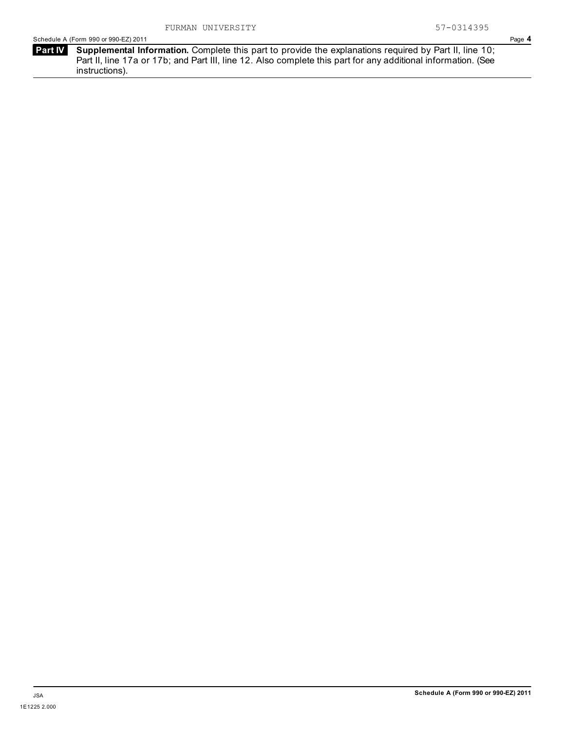FURMAN UNIVERSITY 57-0314395

Schedule A (Form 990 or 990-EZ) 2011

**Part IV** **Supplemental Information.** Complete this part to provide the explanations required by Part II, line 10; Part II, line 17a or 17b; and Part III, line 12. Also complete this part for any additional information. (See instructions).

JSA

1E1225 2.000

**Schedule A (Form 990 or 990-EZ) 2011**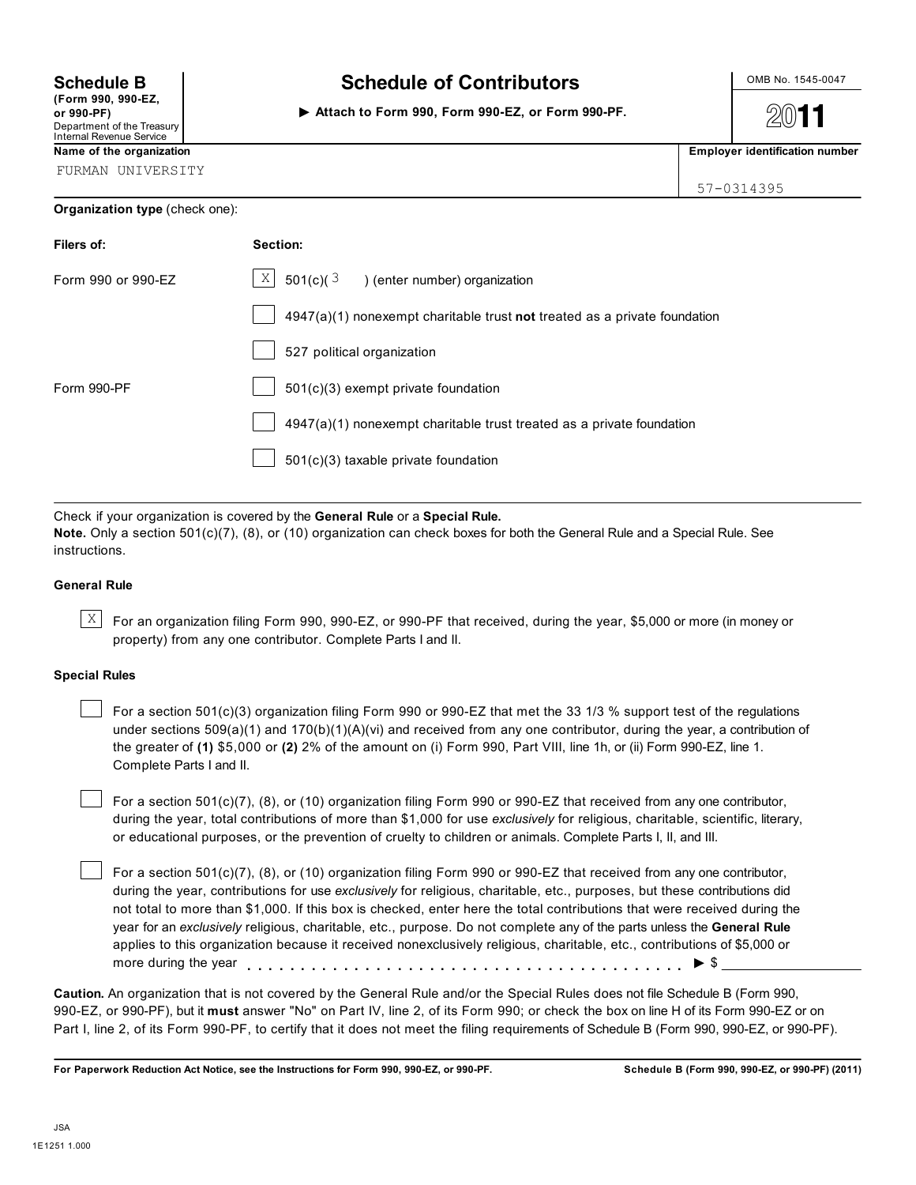**Schedule B**
**(Form 990, 990-EZ, or 990-PF)**
Department of the Treasury
Internal Revenue Service

# Schedule of Contributors

▶ **Attach to Form 990, Form 990-EZ, or Form 990-PF.**

OMB No. 1545-0047

**2011**

**Name of the organization**
FURMAN UNIVERSITY

**Employer identification number**
57-0314395

**Organization type** (check one):

| **Filers of:** | **Section:** |
|---|---|
| Form 990 or 990-EZ | [X] 501(c)( 3 ) (enter number) organization |
| | [ ] 4947(a)(1) nonexempt charitable trust **not** treated as a private foundation |
| | [ ] 527 political organization |
| Form 990-PF | [ ] 501(c)(3) exempt private foundation |
| | [ ] 4947(a)(1) nonexempt charitable trust treated as a private foundation |
| | [ ] 501(c)(3) taxable private foundation |

Check if your organization is covered by the **General Rule** or a **Special Rule.**
**Note.** Only a section 501(c)(7), (8), or (10) organization can check boxes for both the General Rule and a Special Rule. See instructions.

### General Rule

[X] For an organization filing Form 990, 990-EZ, or 990-PF that received, during the year, $5,000 or more (in money or property) from any one contributor. Complete Parts I and II.

### Special Rules

[ ] For a section 501(c)(3) organization filing Form 990 or 990-EZ that met the 33 1/3 % support test of the regulations under sections 509(a)(1) and 170(b)(1)(A)(vi) and received from any one contributor, during the year, a contribution of the greater of **(1)** $5,000 or **(2)** 2% of the amount on (i) Form 990, Part VIII, line 1h, or (ii) Form 990-EZ, line 1. Complete Parts I and II.

[ ] For a section 501(c)(7), (8), or (10) organization filing Form 990 or 990-EZ that received from any one contributor, during the year, total contributions of more than $1,000 for use *exclusively* for religious, charitable, scientific, literary, or educational purposes, or the prevention of cruelty to children or animals. Complete Parts I, II, and III.

[ ] For a section 501(c)(7), (8), or (10) organization filing Form 990 or 990-EZ that received from any one contributor, during the year, contributions for use *exclusively* for religious, charitable, etc., purposes, but these contributions did not total to more than $1,000. If this box is checked, enter here the total contributions that were received during the year for an *exclusively* religious, charitable, etc., purpose. Do not complete any of the parts unless the **General Rule** applies to this organization because it received nonexclusively religious, charitable, etc., contributions of $5,000 or more during the year . . . . . . . . . . . . . . . . . . . . . . . . . . . . . . . . . . . . . . . ▶ $ ______________

**Caution.** An organization that is not covered by the General Rule and/or the Special Rules does not file Schedule B (Form 990, 990-EZ, or 990-PF), but it **must** answer "No" on Part IV, line 2, of its Form 990; or check the box on line H of its Form 990-EZ or on Part I, line 2, of its Form 990-PF, to certify that it does not meet the filing requirements of Schedule B (Form 990, 990-EZ, or 990-PF).

**For Paperwork Reduction Act Notice, see the Instructions for Form 990, 990-EZ, or 990-PF.** **Schedule B (Form 990, 990-EZ, or 990-PF) (2011)**

JSA
1E1251 1.000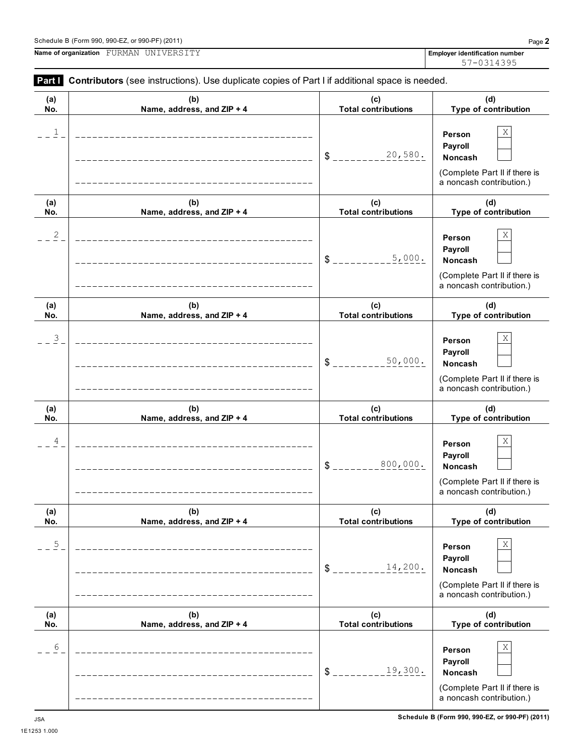Name of organization FURMAN UNIVERSITY

Employer identification number 57-0314395

**Part I** **Contributors** (see instructions). Use duplicate copies of Part I if additional space is needed.

| (a) No. | (b) Name, address, and ZIP + 4 | (c) Total contributions | (d) Type of contribution |
|---|---|---|---|
| 1 | | $ 20,580. | Person [X] Payroll [ ] Noncash [ ] (Complete Part II if there is a noncash contribution.) |
| 2 | | $ 5,000. | Person [X] Payroll [ ] Noncash [ ] (Complete Part II if there is a noncash contribution.) |
| 3 | | $ 50,000. | Person [X] Payroll [ ] Noncash [ ] (Complete Part II if there is a noncash contribution.) |
| 4 | | $ 800,000. | Person [X] Payroll [ ] Noncash [ ] (Complete Part II if there is a noncash contribution.) |
| 5 | | $ 14,200. | Person [X] Payroll [ ] Noncash [ ] (Complete Part II if there is a noncash contribution.) |
| 6 | | $ 19,300. | Person [X] Payroll [ ] Noncash [ ] (Complete Part II if there is a noncash contribution.) |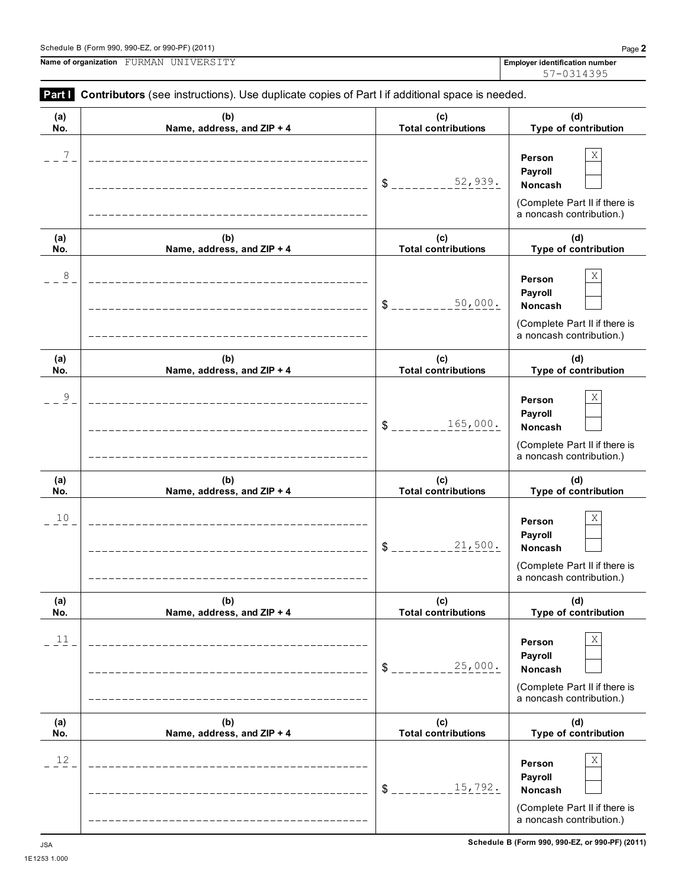Schedule B (Form 990, 990-EZ, or 990-PF) (2011)

**Name of organization** FURMAN UNIVERSITY

**Employer identification number** 57-0314395

## Part I Contributors (see instructions). Use duplicate copies of Part I if additional space is needed.

| (a) No. | (b) Name, address, and ZIP + 4 | (c) Total contributions | (d) Type of contribution |
|---|---|---|---|
| 7 | | $ 52,939. | Person [X] Payroll [ ] Noncash [ ] (Complete Part II if there is a noncash contribution.) |
| 8 | | $ 50,000. | Person [X] Payroll [ ] Noncash [ ] (Complete Part II if there is a noncash contribution.) |
| 9 | | $ 165,000. | Person [X] Payroll [ ] Noncash [ ] (Complete Part II if there is a noncash contribution.) |
| 10 | | $ 21,500. | Person [X] Payroll [ ] Noncash [ ] (Complete Part II if there is a noncash contribution.) |
| 11 | | $ 25,000. | Person [X] Payroll [ ] Noncash [ ] (Complete Part II if there is a noncash contribution.) |
| 12 | | $ 15,792. | Person [X] Payroll [ ] Noncash [ ] (Complete Part II if there is a noncash contribution.) |

JSA
1E1253 1.000

Schedule B (Form 990, 990-EZ, or 990-PF) (2011)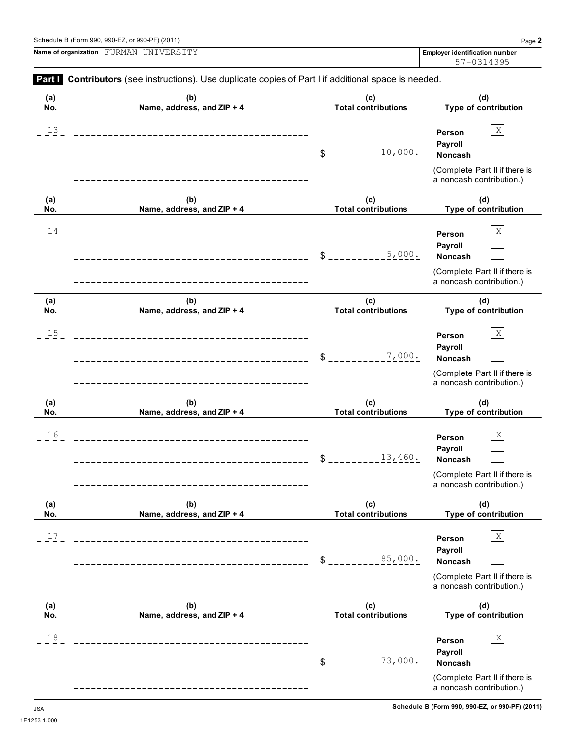Name of organization FURMAN UNIVERSITY

Employer identification number 57-0314395

**Part I** **Contributors** (see instructions). Use duplicate copies of Part I if additional space is needed.

| (a) No. | (b) Name, address, and ZIP + 4 | (c) Total contributions | (d) Type of contribution |
|---|---|---|---|
| 13 | | $ 10,000. | Person X<br>Payroll<br>Noncash<br>(Complete Part II if there is a noncash contribution.) |
| 14 | | $ 5,000. | Person X<br>Payroll<br>Noncash<br>(Complete Part II if there is a noncash contribution.) |
| 15 | | $ 7,000. | Person X<br>Payroll<br>Noncash<br>(Complete Part II if there is a noncash contribution.) |
| 16 | | $ 13,460. | Person X<br>Payroll<br>Noncash<br>(Complete Part II if there is a noncash contribution.) |
| 17 | | $ 85,000. | Person X<br>Payroll<br>Noncash<br>(Complete Part II if there is a noncash contribution.) |
| 18 | | $ 73,000. | Person X<br>Payroll<br>Noncash<br>(Complete Part II if there is a noncash contribution.) |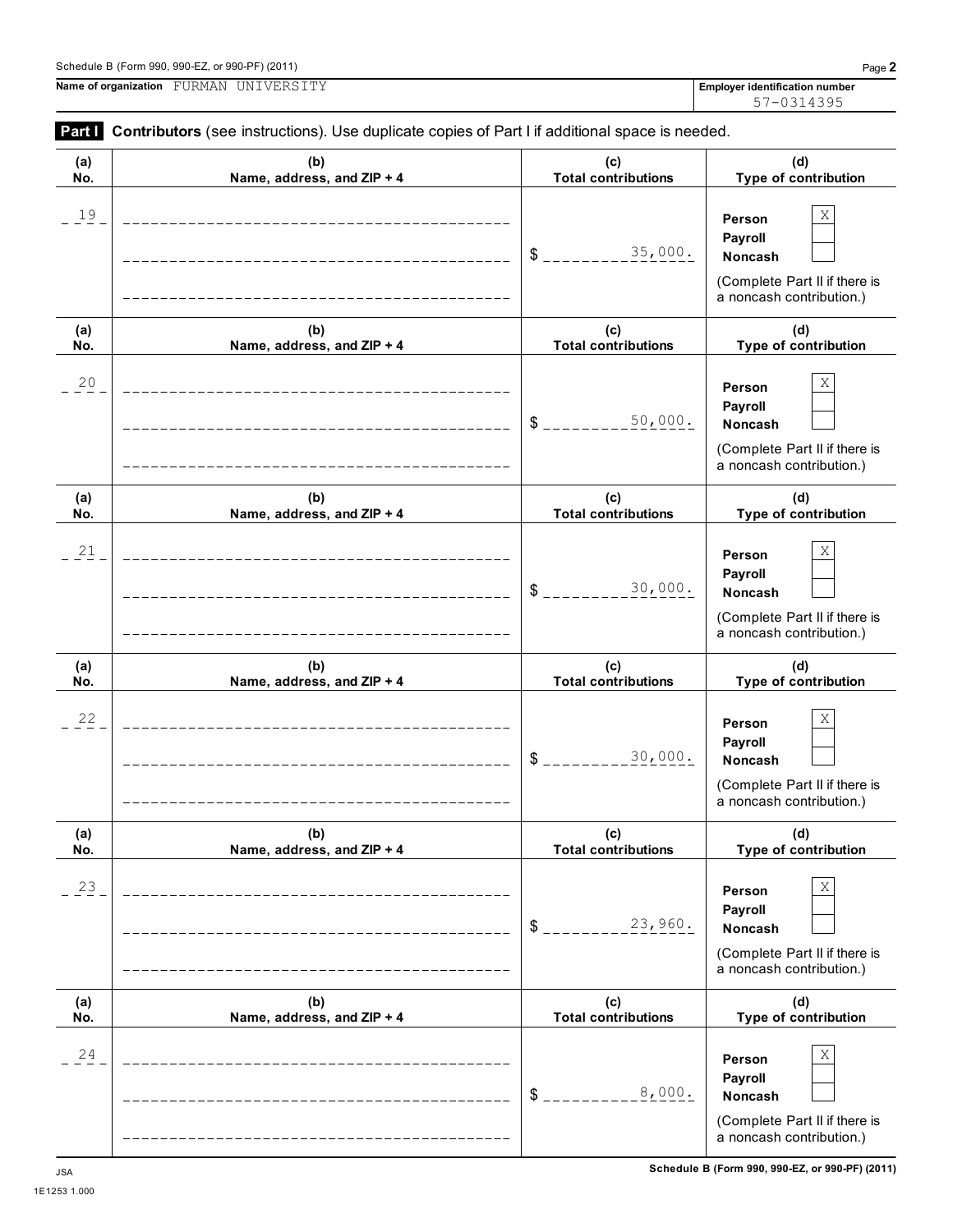Name of organization FURMAN UNIVERSITY

Employer identification number 57-0314395

**Part I** **Contributors** (see instructions). Use duplicate copies of Part I if additional space is needed.

| (a) No. | (b) Name, address, and ZIP + 4 | (c) Total contributions | (d) Type of contribution |
|---|---|---|---|
| 19 | | $ 35,000. | Person [X] Payroll [ ] Noncash [ ] (Complete Part II if there is a noncash contribution.) |
| 20 | | $ 50,000. | Person [X] Payroll [ ] Noncash [ ] (Complete Part II if there is a noncash contribution.) |
| 21 | | $ 30,000. | Person [X] Payroll [ ] Noncash [ ] (Complete Part II if there is a noncash contribution.) |
| 22 | | $ 30,000. | Person [X] Payroll [ ] Noncash [ ] (Complete Part II if there is a noncash contribution.) |
| 23 | | $ 23,960. | Person [X] Payroll [ ] Noncash [ ] (Complete Part II if there is a noncash contribution.) |
| 24 | | $ 8,000. | Person [X] Payroll [ ] Noncash [ ] (Complete Part II if there is a noncash contribution.) |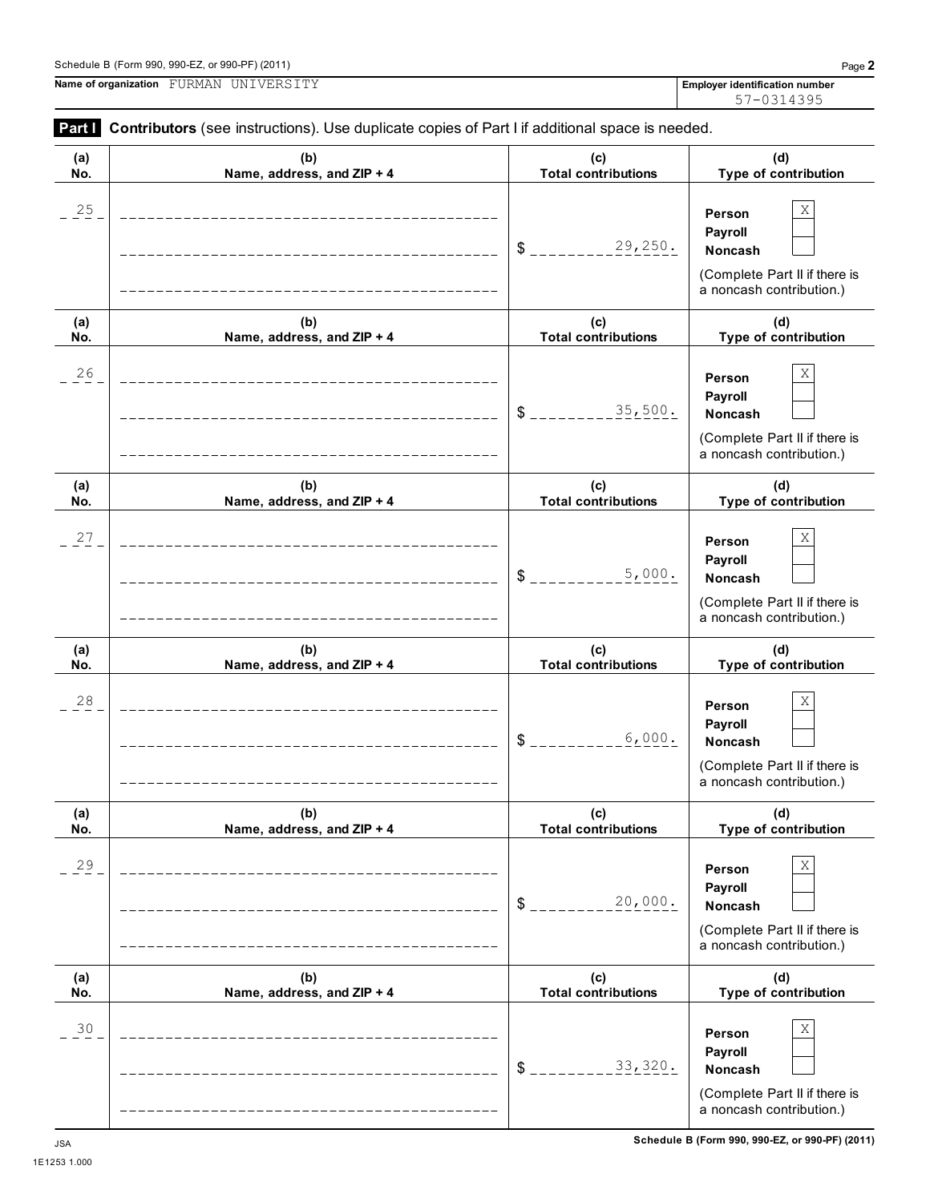Schedule B (Form 990, 990-EZ, or 990-PF) (2011) Page **2**

**Name of organization** FURMAN UNIVERSITY

**Employer identification number** 57-0314395

**Part I** **Contributors** (see instructions). Use duplicate copies of Part I if additional space is needed.

| (a) No. | (b) Name, address, and ZIP + 4 | (c) Total contributions | (d) Type of contribution |
|---|---|---|---|
| 25 | | $ 29,250. | Person X<br>Payroll<br>Noncash<br>(Complete Part II if there is a noncash contribution.) |
| 26 | | $ 35,500. | Person X<br>Payroll<br>Noncash<br>(Complete Part II if there is a noncash contribution.) |
| 27 | | $ 5,000. | Person X<br>Payroll<br>Noncash<br>(Complete Part II if there is a noncash contribution.) |
| 28 | | $ 6,000. | Person X<br>Payroll<br>Noncash<br>(Complete Part II if there is a noncash contribution.) |
| 29 | | $ 20,000. | Person X<br>Payroll<br>Noncash<br>(Complete Part II if there is a noncash contribution.) |
| 30 | | $ 33,320. | Person X<br>Payroll<br>Noncash<br>(Complete Part II if there is a noncash contribution.) |

JSA
1E1253 1.000

**Schedule B (Form 990, 990-EZ, or 990-PF) (2011)**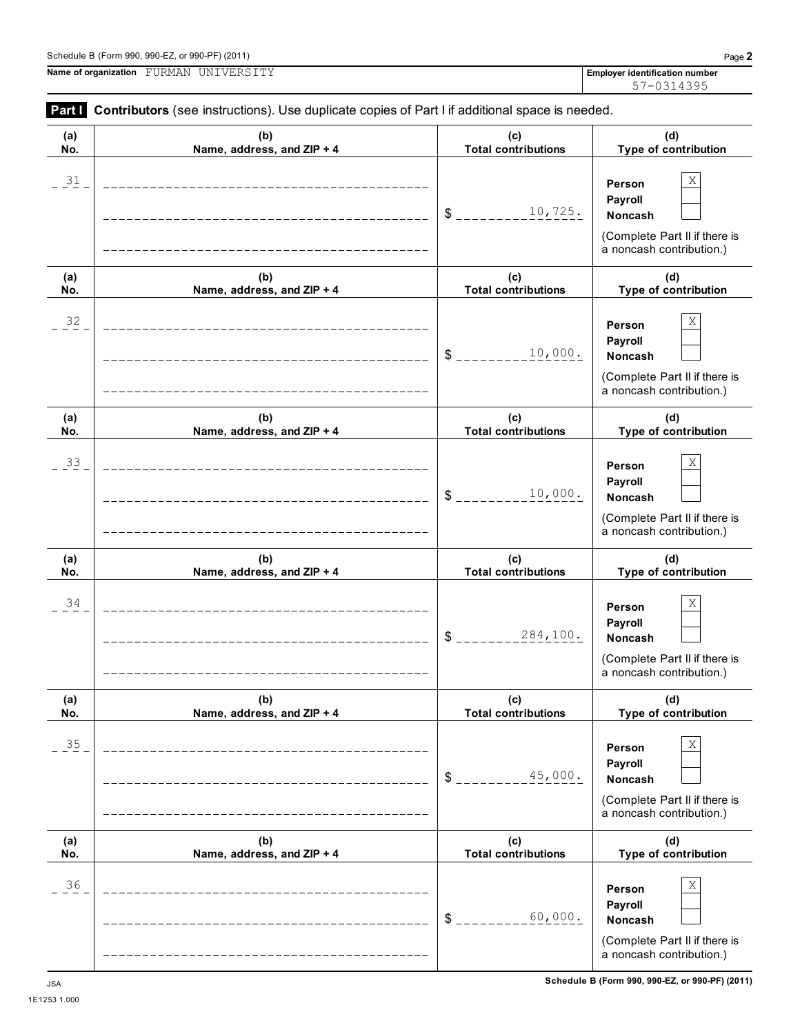Name of organization FURMAN UNIVERSITY

Employer identification number 57-0314395

**Part I** **Contributors** (see instructions). Use duplicate copies of Part I if additional space is needed.

| (a) No. | (b) Name, address, and ZIP + 4 | (c) Total contributions | (d) Type of contribution |
|---|---|---|---|
| 31 | | $ 10,725. | Person [X] Payroll [ ] Noncash [ ] (Complete Part II if there is a noncash contribution.) |
| 32 | | $ 10,000. | Person [X] Payroll [ ] Noncash [ ] (Complete Part II if there is a noncash contribution.) |
| 33 | | $ 10,000. | Person [X] Payroll [ ] Noncash [ ] (Complete Part II if there is a noncash contribution.) |
| 34 | | $ 284,100. | Person [X] Payroll [ ] Noncash [ ] (Complete Part II if there is a noncash contribution.) |
| 35 | | $ 45,000. | Person [X] Payroll [ ] Noncash [ ] (Complete Part II if there is a noncash contribution.) |
| 36 | | $ 60,000. | Person [X] Payroll [ ] Noncash [ ] (Complete Part II if there is a noncash contribution.) |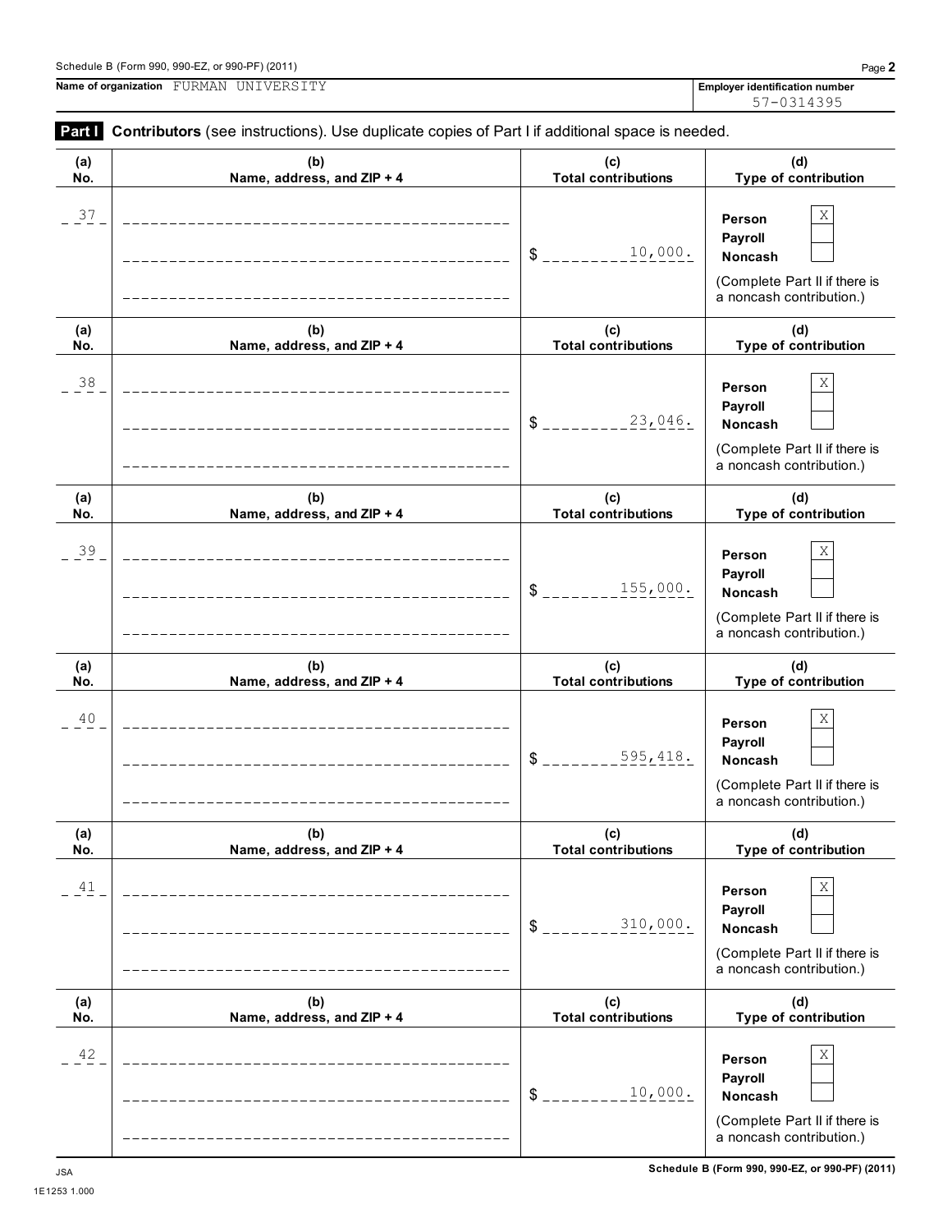Schedule B (Form 990, 990-EZ, or 990-PF) (2011)

**Name of organization** FURMAN UNIVERSITY

**Employer identification number** 57-0314395

**Part I** **Contributors** (see instructions). Use duplicate copies of Part I if additional space is needed.

| (a) No. | (b) Name, address, and ZIP + 4 | (c) Total contributions | (d) Type of contribution |
|---|---|---|---|
| 37 | | $ 10,000. | Person X<br>Payroll<br>Noncash<br>(Complete Part II if there is a noncash contribution.) |
| 38 | | $ 23,046. | Person X<br>Payroll<br>Noncash<br>(Complete Part II if there is a noncash contribution.) |
| 39 | | $ 155,000. | Person X<br>Payroll<br>Noncash<br>(Complete Part II if there is a noncash contribution.) |
| 40 | | $ 595,418. | Person X<br>Payroll<br>Noncash<br>(Complete Part II if there is a noncash contribution.) |
| 41 | | $ 310,000. | Person X<br>Payroll<br>Noncash<br>(Complete Part II if there is a noncash contribution.) |
| 42 | | $ 10,000. | Person X<br>Payroll<br>Noncash<br>(Complete Part II if there is a noncash contribution.) |

JSA
1E1253 1.000

Schedule B (Form 990, 990-EZ, or 990-PF) (2011)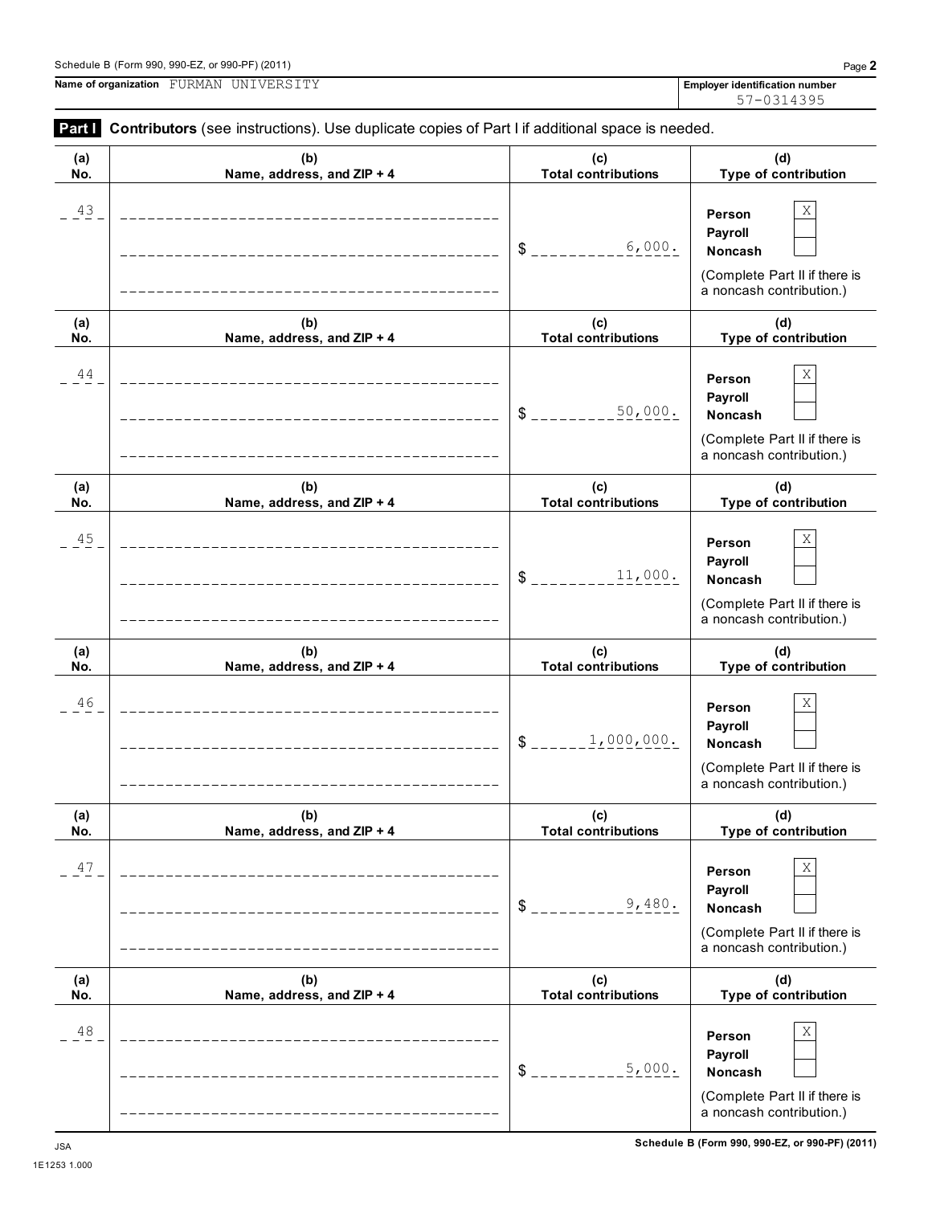Name of organization FURMAN UNIVERSITY

Employer identification number 57-0314395

**Part I** **Contributors** (see instructions). Use duplicate copies of Part I if additional space is needed.

| (a) No. | (b) Name, address, and ZIP + 4 | (c) Total contributions | (d) Type of contribution |
|---|---|---|---|
| 43 | | $ 6,000. | Person X<br>Payroll<br>Noncash<br>(Complete Part II if there is a noncash contribution.) |
| 44 | | $ 50,000. | Person X<br>Payroll<br>Noncash<br>(Complete Part II if there is a noncash contribution.) |
| 45 | | $ 11,000. | Person X<br>Payroll<br>Noncash<br>(Complete Part II if there is a noncash contribution.) |
| 46 | | $ 1,000,000. | Person X<br>Payroll<br>Noncash<br>(Complete Part II if there is a noncash contribution.) |
| 47 | | $ 9,480. | Person X<br>Payroll<br>Noncash<br>(Complete Part II if there is a noncash contribution.) |
| 48 | | $ 5,000. | Person X<br>Payroll<br>Noncash<br>(Complete Part II if there is a noncash contribution.) |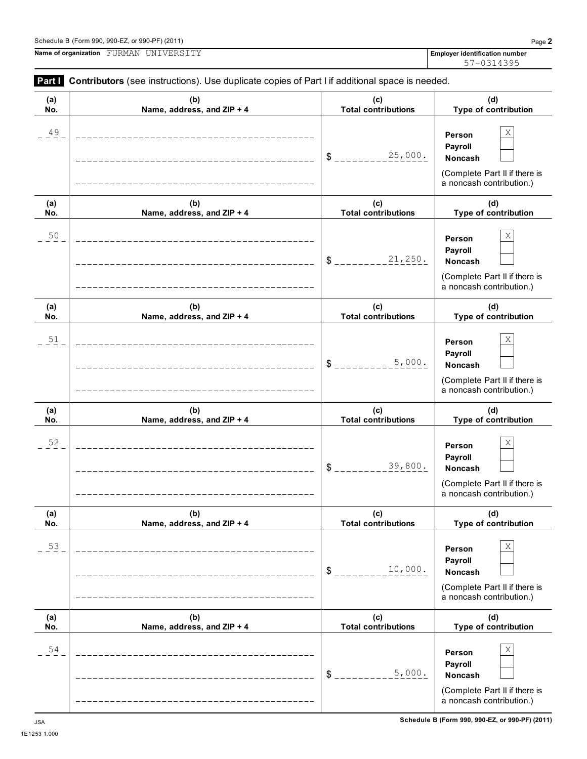Schedule B (Form 990, 990-EZ, or 990-PF) (2011)

**Name of organization** FURMAN UNIVERSITY

**Employer identification number** 57-0314395

**Part I** **Contributors** (see instructions). Use duplicate copies of Part I if additional space is needed.

| (a) No. | (b) Name, address, and ZIP + 4 | (c) Total contributions | (d) Type of contribution |
|---|---|---|---|
| 49 | | $ 25,000. | Person [X] Payroll [ ] Noncash [ ] (Complete Part II if there is a noncash contribution.) |
| 50 | | $ 21,250. | Person [X] Payroll [ ] Noncash [ ] (Complete Part II if there is a noncash contribution.) |
| 51 | | $ 5,000. | Person [X] Payroll [ ] Noncash [ ] (Complete Part II if there is a noncash contribution.) |
| 52 | | $ 39,800. | Person [X] Payroll [ ] Noncash [ ] (Complete Part II if there is a noncash contribution.) |
| 53 | | $ 10,000. | Person [X] Payroll [ ] Noncash [ ] (Complete Part II if there is a noncash contribution.) |
| 54 | | $ 5,000. | Person [X] Payroll [ ] Noncash [ ] (Complete Part II if there is a noncash contribution.) |

Schedule B (Form 990, 990-EZ, or 990-PF) (2011)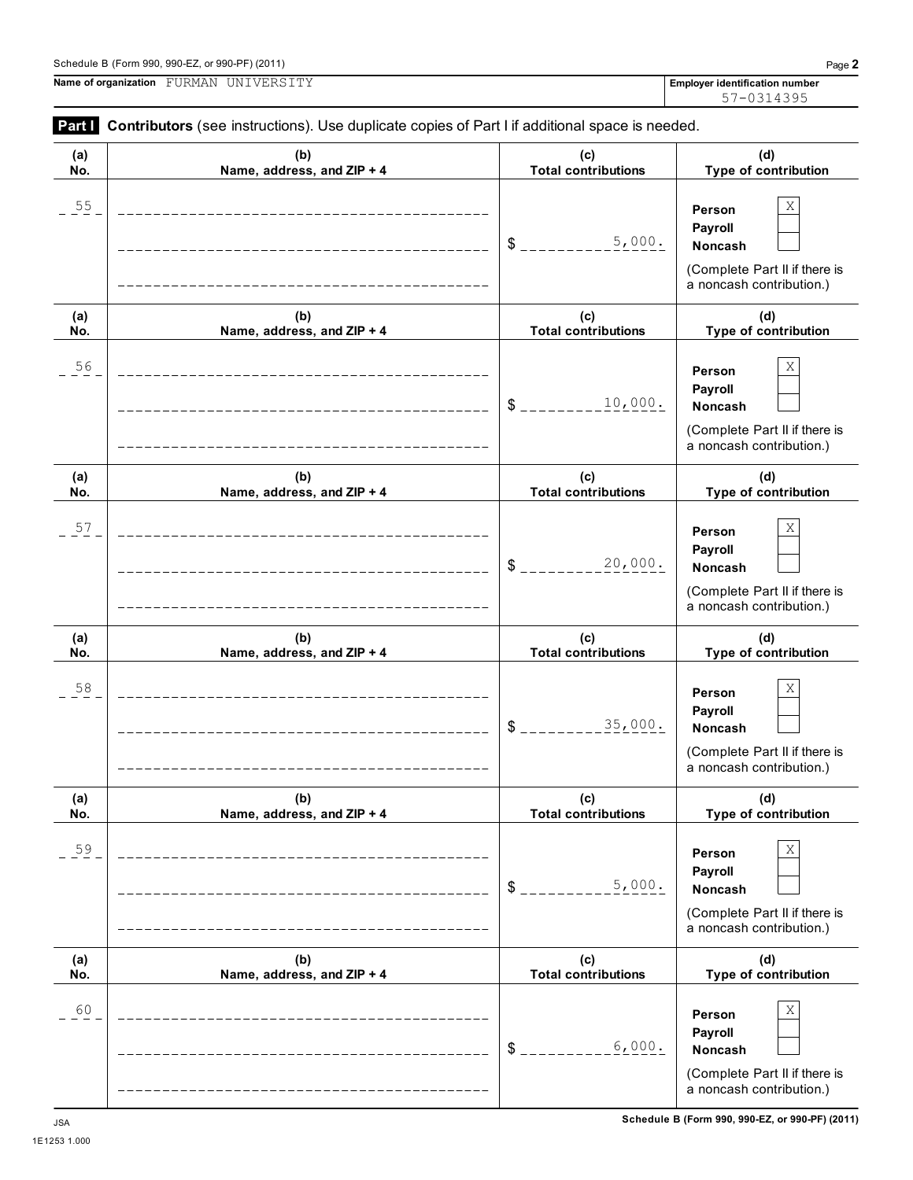Name of organization FURMAN UNIVERSITY

Employer identification number 57-0314395

**Part I** **Contributors** (see instructions). Use duplicate copies of Part I if additional space is needed.

| (a) No. | (b) Name, address, and ZIP + 4 | (c) Total contributions | (d) Type of contribution |
|---|---|---|---|
| 55 | | $ 5,000. | Person [X] Payroll [ ] Noncash [ ] (Complete Part II if there is a noncash contribution.) |
| 56 | | $ 10,000. | Person [X] Payroll [ ] Noncash [ ] (Complete Part II if there is a noncash contribution.) |
| 57 | | $ 20,000. | Person [X] Payroll [ ] Noncash [ ] (Complete Part II if there is a noncash contribution.) |
| 58 | | $ 35,000. | Person [X] Payroll [ ] Noncash [ ] (Complete Part II if there is a noncash contribution.) |
| 59 | | $ 5,000. | Person [X] Payroll [ ] Noncash [ ] (Complete Part II if there is a noncash contribution.) |
| 60 | | $ 6,000. | Person [X] Payroll [ ] Noncash [ ] (Complete Part II if there is a noncash contribution.) |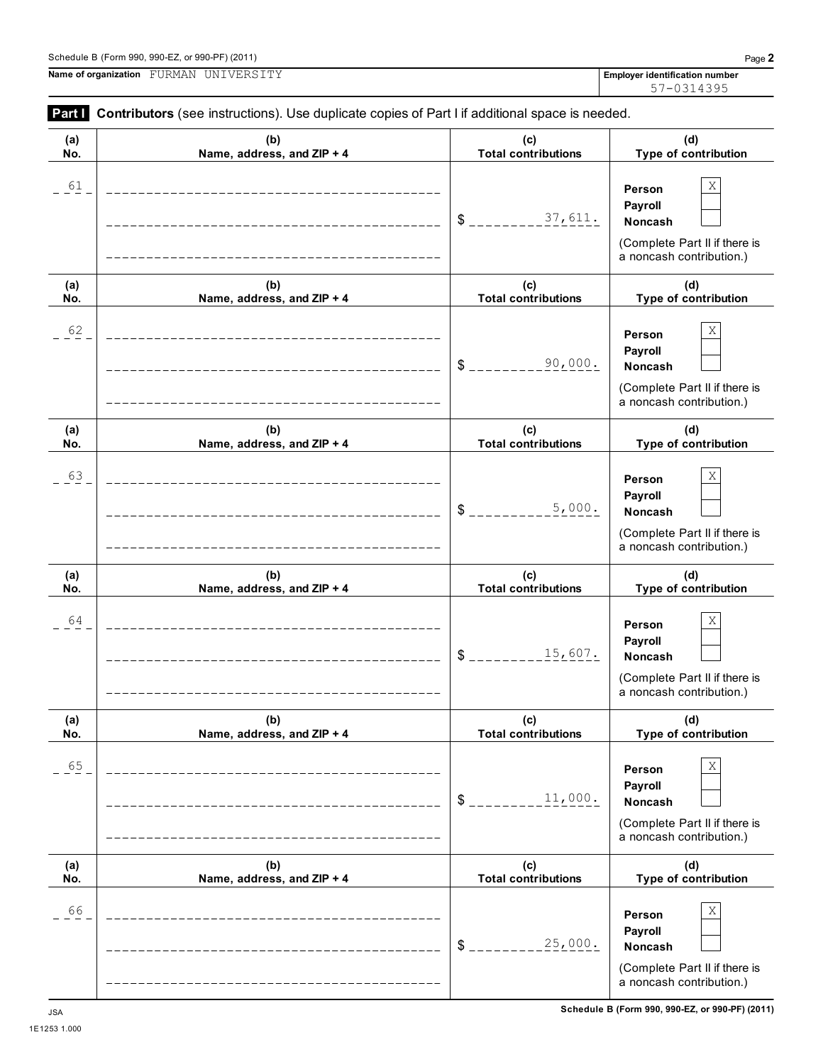Schedule B (Form 990, 990-EZ, or 990-PF) (2011)

**Name of organization** FURMAN UNIVERSITY

**Employer identification number** 57-0314395

**Part I** **Contributors** (see instructions). Use duplicate copies of Part I if additional space is needed.

| (a) No. | (b) Name, address, and ZIP + 4 | (c) Total contributions | (d) Type of contribution |
|---|---|---|---|
| 61 | | $ 37,611. | Person [X] Payroll [ ] Noncash [ ] (Complete Part II if there is a noncash contribution.) |
| 62 | | $ 90,000. | Person [X] Payroll [ ] Noncash [ ] (Complete Part II if there is a noncash contribution.) |
| 63 | | $ 5,000. | Person [X] Payroll [ ] Noncash [ ] (Complete Part II if there is a noncash contribution.) |
| 64 | | $ 15,607. | Person [X] Payroll [ ] Noncash [ ] (Complete Part II if there is a noncash contribution.) |
| 65 | | $ 11,000. | Person [X] Payroll [ ] Noncash [ ] (Complete Part II if there is a noncash contribution.) |
| 66 | | $ 25,000. | Person [X] Payroll [ ] Noncash [ ] (Complete Part II if there is a noncash contribution.) |

JSA
1E1253 1.000

Schedule B (Form 990, 990-EZ, or 990-PF) (2011)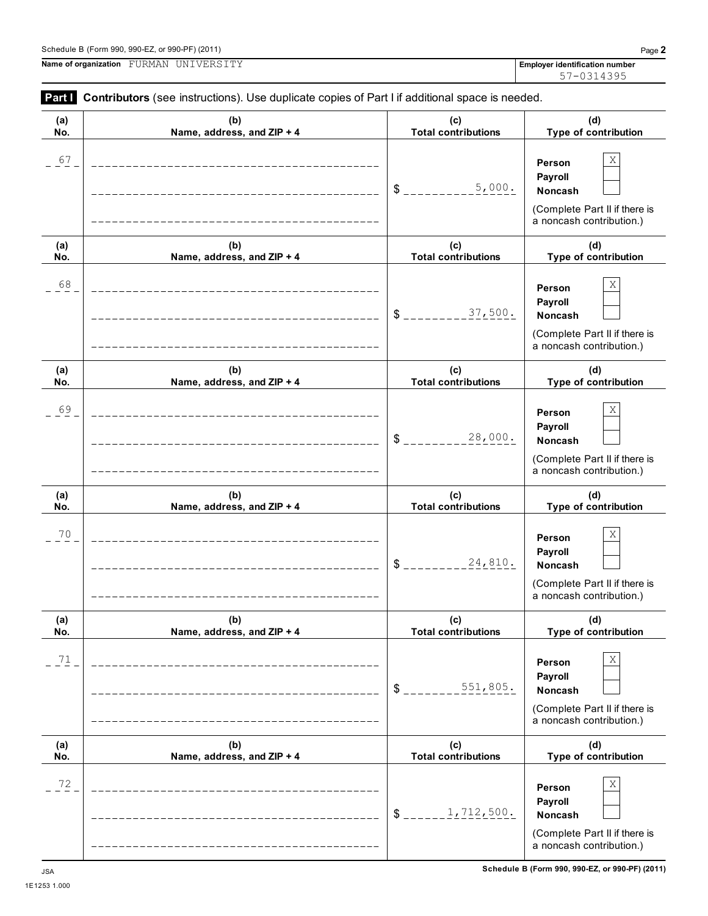Schedule B (Form 990, 990-EZ, or 990-PF) (2011)

**Name of organization** FURMAN UNIVERSITY

**Employer identification number** 57-0314395

**Part I** **Contributors** (see instructions). Use duplicate copies of Part I if additional space is needed.

| (a) No. | (b) Name, address, and ZIP + 4 | (c) Total contributions | (d) Type of contribution |
|---|---|---|---|
| 67 | | $ 5,000. | Person [X] Payroll [ ] Noncash [ ] (Complete Part II if there is a noncash contribution.) |
| 68 | | $ 37,500. | Person [X] Payroll [ ] Noncash [ ] (Complete Part II if there is a noncash contribution.) |
| 69 | | $ 28,000. | Person [X] Payroll [ ] Noncash [ ] (Complete Part II if there is a noncash contribution.) |
| 70 | | $ 24,810. | Person [X] Payroll [ ] Noncash [ ] (Complete Part II if there is a noncash contribution.) |
| 71 | | $ 551,805. | Person [X] Payroll [ ] Noncash [ ] (Complete Part II if there is a noncash contribution.) |
| 72 | | $ 1,712,500. | Person [X] Payroll [ ] Noncash [ ] (Complete Part II if there is a noncash contribution.) |

JSA
1E1253 1.000

Schedule B (Form 990, 990-EZ, or 990-PF) (2011)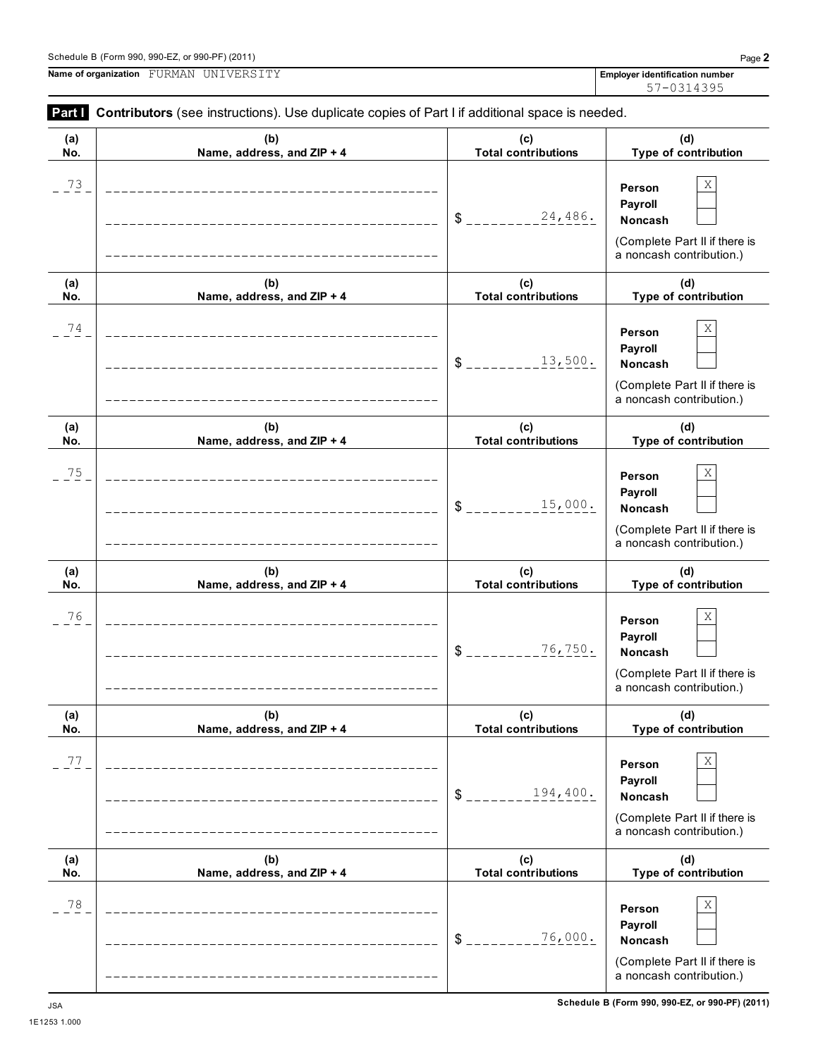Schedule B (Form 990, 990-EZ, or 990-PF) (2011) Page **2**

**Name of organization** FURMAN UNIVERSITY

**Employer identification number** 57-0314395

**Part I** **Contributors** (see instructions). Use duplicate copies of Part I if additional space is needed.

| (a) No. | (b) Name, address, and ZIP + 4 | (c) Total contributions | (d) Type of contribution |
|---|---|---|---|
| 73 | | $ 24,486. | Person [X] Payroll [ ] Noncash [ ] (Complete Part II if there is a noncash contribution.) |
| 74 | | $ 13,500. | Person [X] Payroll [ ] Noncash [ ] (Complete Part II if there is a noncash contribution.) |
| 75 | | $ 15,000. | Person [X] Payroll [ ] Noncash [ ] (Complete Part II if there is a noncash contribution.) |
| 76 | | $ 76,750. | Person [X] Payroll [ ] Noncash [ ] (Complete Part II if there is a noncash contribution.) |
| 77 | | $ 194,400. | Person [X] Payroll [ ] Noncash [ ] (Complete Part II if there is a noncash contribution.) |
| 78 | | $ 76,000. | Person [X] Payroll [ ] Noncash [ ] (Complete Part II if there is a noncash contribution.) |

JSA
1E1253 1.000

**Schedule B (Form 990, 990-EZ, or 990-PF) (2011)**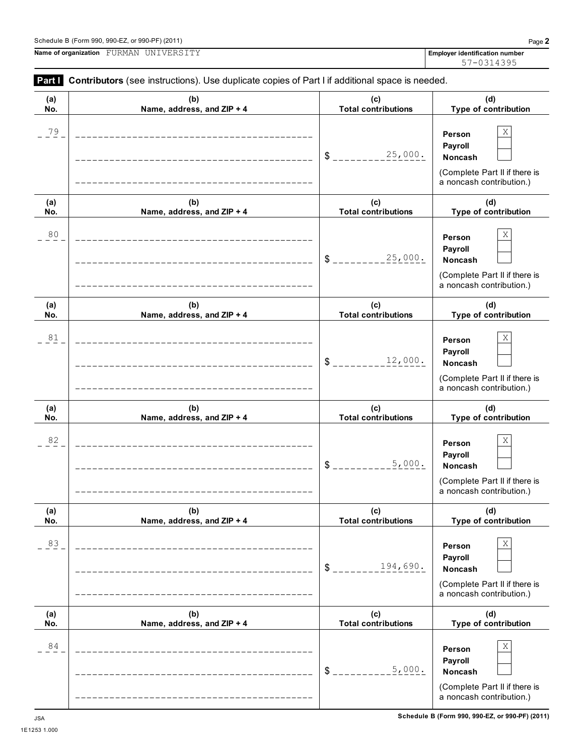Schedule B (Form 990, 990-EZ, or 990-PF) (2011)

**Name of organization** FURMAN UNIVERSITY

**Employer identification number** 57-0314395

## Part I Contributors (see instructions). Use duplicate copies of Part I if additional space is needed.

| (a) No. | (b) Name, address, and ZIP + 4 | (c) Total contributions | (d) Type of contribution |
|---|---|---|---|
| 79 | | $ 25,000. | Person [X] Payroll [ ] Noncash [ ] (Complete Part II if there is a noncash contribution.) |
| 80 | | $ 25,000. | Person [X] Payroll [ ] Noncash [ ] (Complete Part II if there is a noncash contribution.) |
| 81 | | $ 12,000. | Person [X] Payroll [ ] Noncash [ ] (Complete Part II if there is a noncash contribution.) |
| 82 | | $ 5,000. | Person [X] Payroll [ ] Noncash [ ] (Complete Part II if there is a noncash contribution.) |
| 83 | | $ 194,690. | Person [X] Payroll [ ] Noncash [ ] (Complete Part II if there is a noncash contribution.) |
| 84 | | $ 5,000. | Person [X] Payroll [ ] Noncash [ ] (Complete Part II if there is a noncash contribution.) |

JSA
1E1253 1.000

Schedule B (Form 990, 990-EZ, or 990-PF) (2011)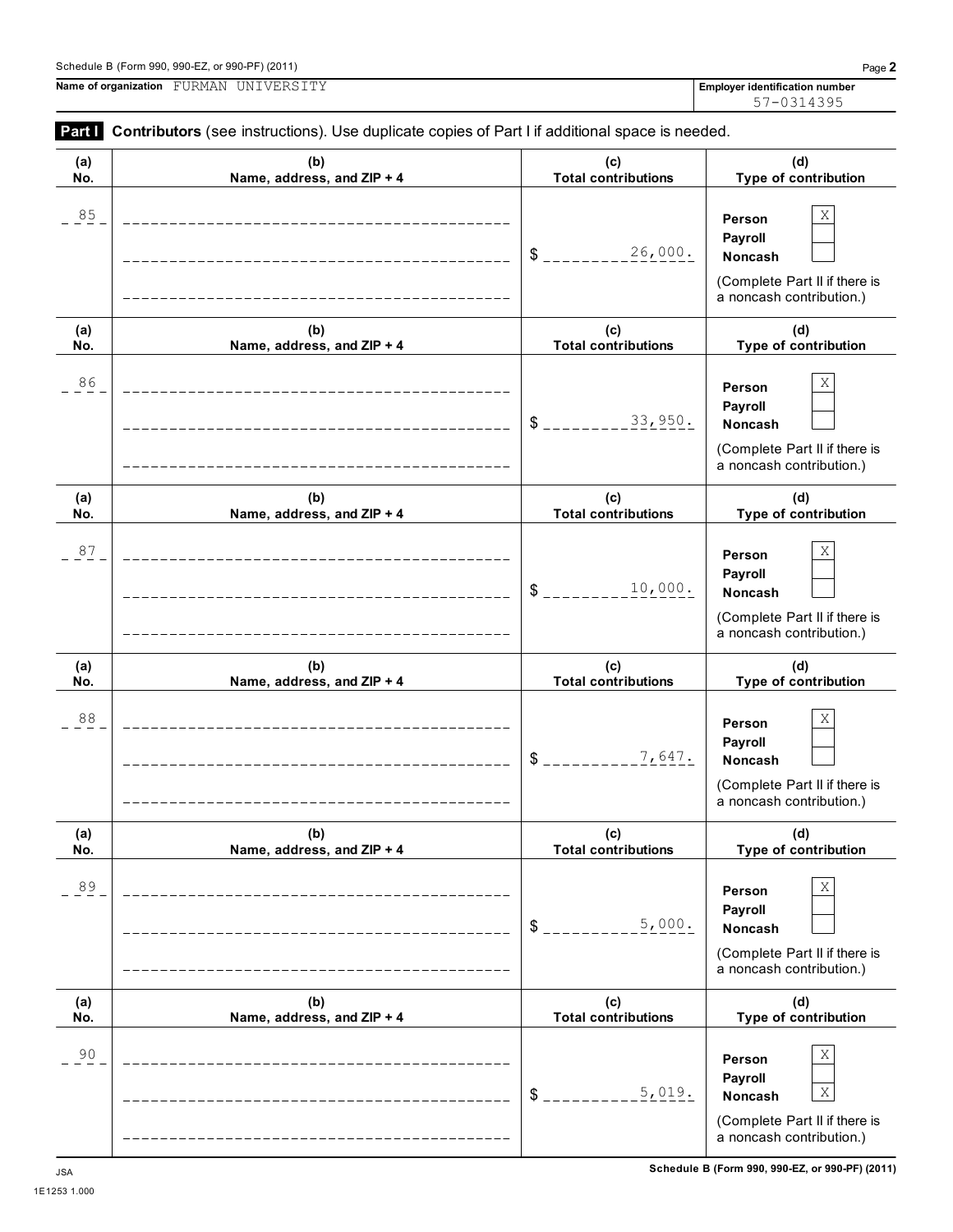Schedule B (Form 990, 990-EZ, or 990-PF) (2011)

**Name of organization** FURMAN UNIVERSITY

**Employer identification number** 57-0314395

**Part I** **Contributors** (see instructions). Use duplicate copies of Part I if additional space is needed.

| (a) No. | (b) Name, address, and ZIP + 4 | (c) Total contributions | (d) Type of contribution |
|---|---|---|---|
| 85 | | $ 26,000. | Person [X] Payroll [ ] Noncash [ ] (Complete Part II if there is a noncash contribution.) |
| 86 | | $ 33,950. | Person [X] Payroll [ ] Noncash [ ] (Complete Part II if there is a noncash contribution.) |
| 87 | | $ 10,000. | Person [X] Payroll [ ] Noncash [ ] (Complete Part II if there is a noncash contribution.) |
| 88 | | $ 7,647. | Person [X] Payroll [ ] Noncash [ ] (Complete Part II if there is a noncash contribution.) |
| 89 | | $ 5,000. | Person [X] Payroll [ ] Noncash [ ] (Complete Part II if there is a noncash contribution.) |
| 90 | | $ 5,019. | Person [X] Payroll [ ] Noncash [X] (Complete Part II if there is a noncash contribution.) |

JSA
1E1253 1.000

Schedule B (Form 990, 990-EZ, or 990-PF) (2011)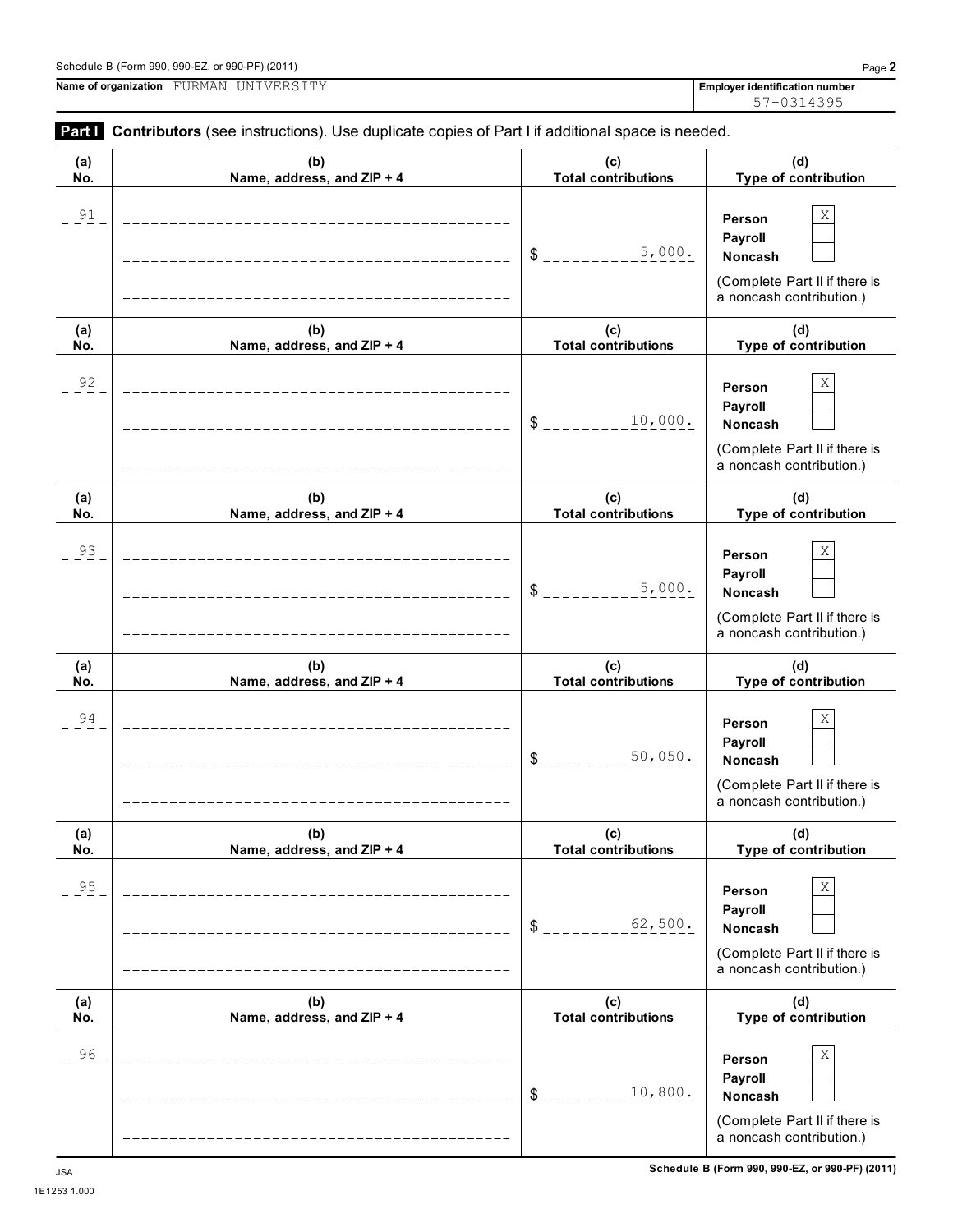Schedule B (Form 990, 990-EZ, or 990-PF) (2011)

**Name of organization** FURMAN UNIVERSITY

**Employer identification number** 57-0314395

**Part I** **Contributors** (see instructions). Use duplicate copies of Part I if additional space is needed.

| (a) No. | (b) Name, address, and ZIP + 4 | (c) Total contributions | (d) Type of contribution |
|---|---|---|---|
| 91 | | $ 5,000. | Person [X] Payroll [ ] Noncash [ ] (Complete Part II if there is a noncash contribution.) |
| 92 | | $ 10,000. | Person [X] Payroll [ ] Noncash [ ] (Complete Part II if there is a noncash contribution.) |
| 93 | | $ 5,000. | Person [X] Payroll [ ] Noncash [ ] (Complete Part II if there is a noncash contribution.) |
| 94 | | $ 50,050. | Person [X] Payroll [ ] Noncash [ ] (Complete Part II if there is a noncash contribution.) |
| 95 | | $ 62,500. | Person [X] Payroll [ ] Noncash [ ] (Complete Part II if there is a noncash contribution.) |
| 96 | | $ 10,800. | Person [X] Payroll [ ] Noncash [ ] (Complete Part II if there is a noncash contribution.) |

JSA
1E1253 1.000

Schedule B (Form 990, 990-EZ, or 990-PF) (2011)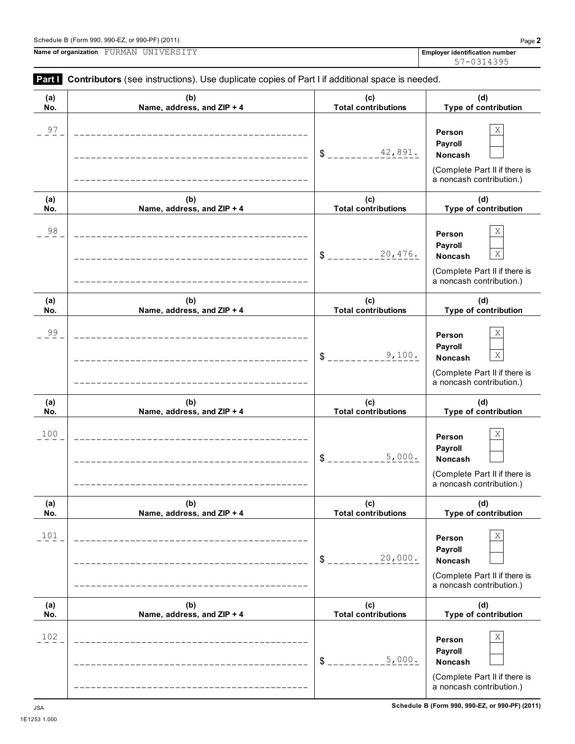Schedule B (Form 990, 990-EZ, or 990-PF) (2011)

**Name of organization** FURMAN UNIVERSITY

**Employer identification number** 57-0314395

**Part I** **Contributors** (see instructions). Use duplicate copies of Part I if additional space is needed.

| (a) No. | (b) Name, address, and ZIP + 4 | (c) Total contributions | (d) Type of contribution |
|---|---|---|---|
| 97 | | $ 42,891. | Person [X] Payroll [ ] Noncash [ ] (Complete Part II if there is a noncash contribution.) |
| 98 | | $ 20,476. | Person [X] Payroll [ ] Noncash [X] (Complete Part II if there is a noncash contribution.) |
| 99 | | $ 9,100. | Person [X] Payroll [ ] Noncash [X] (Complete Part II if there is a noncash contribution.) |
| 100 | | $ 5,000. | Person [X] Payroll [ ] Noncash [ ] (Complete Part II if there is a noncash contribution.) |
| 101 | | $ 20,000. | Person [X] Payroll [ ] Noncash [ ] (Complete Part II if there is a noncash contribution.) |
| 102 | | $ 5,000. | Person [X] Payroll [ ] Noncash [ ] (Complete Part II if there is a noncash contribution.) |

JSA
1E1253 1.000

**Schedule B (Form 990, 990-EZ, or 990-PF) (2011)**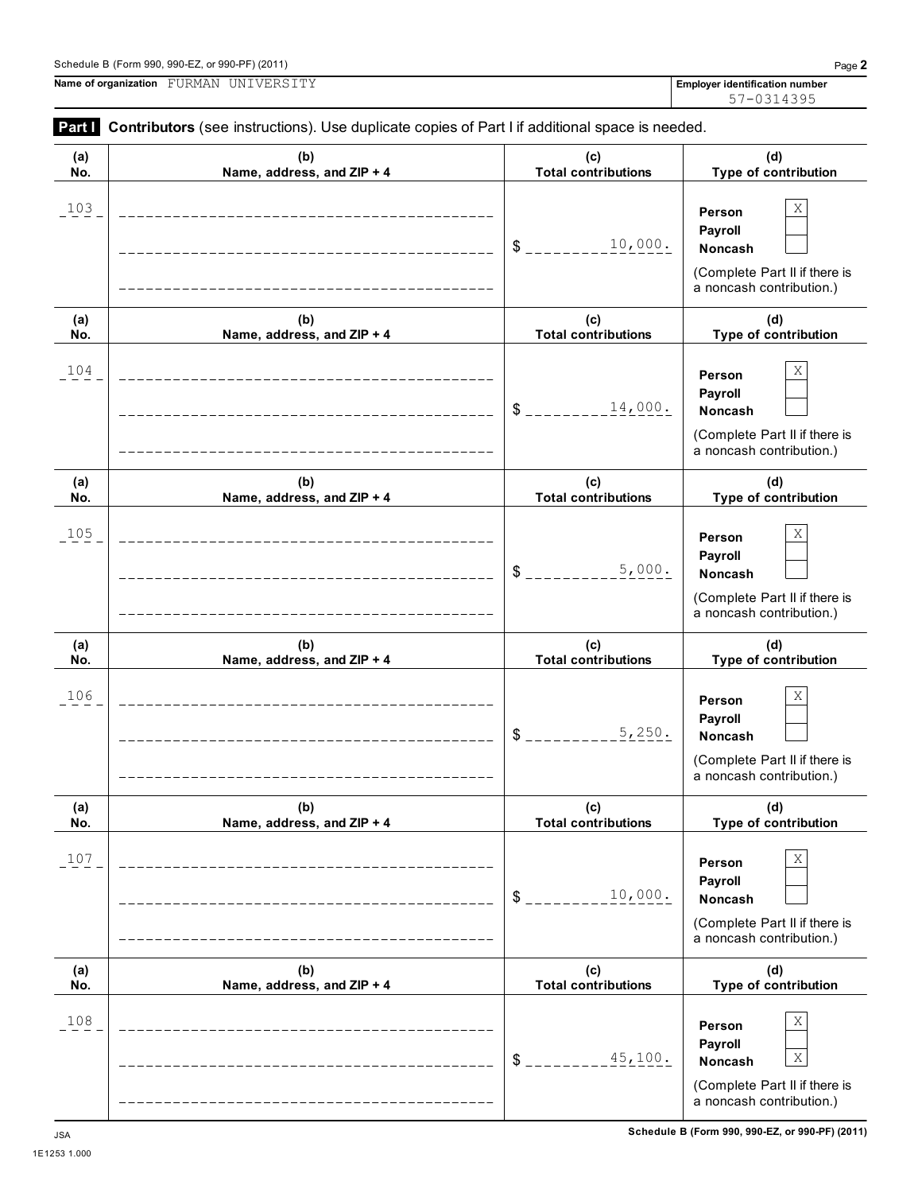Name of organization FURMAN UNIVERSITY

Employer identification number 57-0314395

**Part I** **Contributors** (see instructions). Use duplicate copies of Part I if additional space is needed.

| (a) No. | (b) Name, address, and ZIP + 4 | (c) Total contributions | (d) Type of contribution |
|---|---|---|---|
| 103 | | $ 10,000. | Person [X] Payroll [ ] Noncash [ ] (Complete Part II if there is a noncash contribution.) |
| 104 | | $ 14,000. | Person [X] Payroll [ ] Noncash [ ] (Complete Part II if there is a noncash contribution.) |
| 105 | | $ 5,000. | Person [X] Payroll [ ] Noncash [ ] (Complete Part II if there is a noncash contribution.) |
| 106 | | $ 5,250. | Person [X] Payroll [ ] Noncash [ ] (Complete Part II if there is a noncash contribution.) |
| 107 | | $ 10,000. | Person [X] Payroll [ ] Noncash [ ] (Complete Part II if there is a noncash contribution.) |
| 108 | | $ 45,100. | Person [X] Payroll [ ] Noncash [X] (Complete Part II if there is a noncash contribution.) |

Schedule B (Form 990, 990-EZ, or 990-PF) (2011)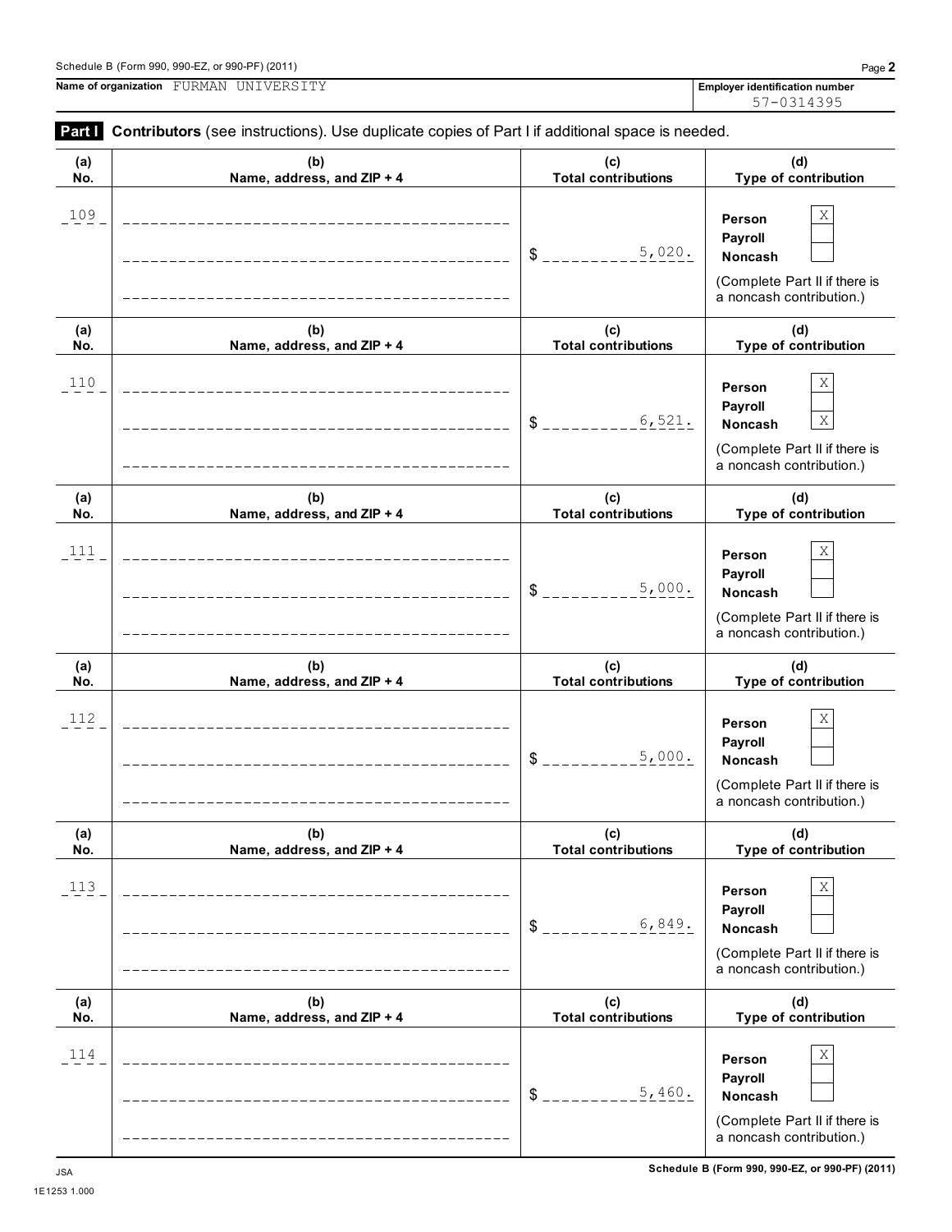Schedule B (Form 990, 990-EZ, or 990-PF) (2011)

**Name of organization** FURMAN UNIVERSITY

**Employer identification number** 57-0314395

**Part I** **Contributors** (see instructions). Use duplicate copies of Part I if additional space is needed.

| (a) No. | (b) Name, address, and ZIP + 4 | (c) Total contributions | (d) Type of contribution |
|---|---|---|---|
| 109 | | $ 5,020. | Person [X] Payroll [ ] Noncash [ ] (Complete Part II if there is a noncash contribution.) |
| 110 | | $ 6,521. | Person [X] Payroll [ ] Noncash [X] (Complete Part II if there is a noncash contribution.) |
| 111 | | $ 5,000. | Person [X] Payroll [ ] Noncash [ ] (Complete Part II if there is a noncash contribution.) |
| 112 | | $ 5,000. | Person [X] Payroll [ ] Noncash [ ] (Complete Part II if there is a noncash contribution.) |
| 113 | | $ 6,849. | Person [X] Payroll [ ] Noncash [ ] (Complete Part II if there is a noncash contribution.) |
| 114 | | $ 5,460. | Person [X] Payroll [ ] Noncash [ ] (Complete Part II if there is a noncash contribution.) |

JSA
1E1253 1.000

Schedule B (Form 990, 990-EZ, or 990-PF) (2011)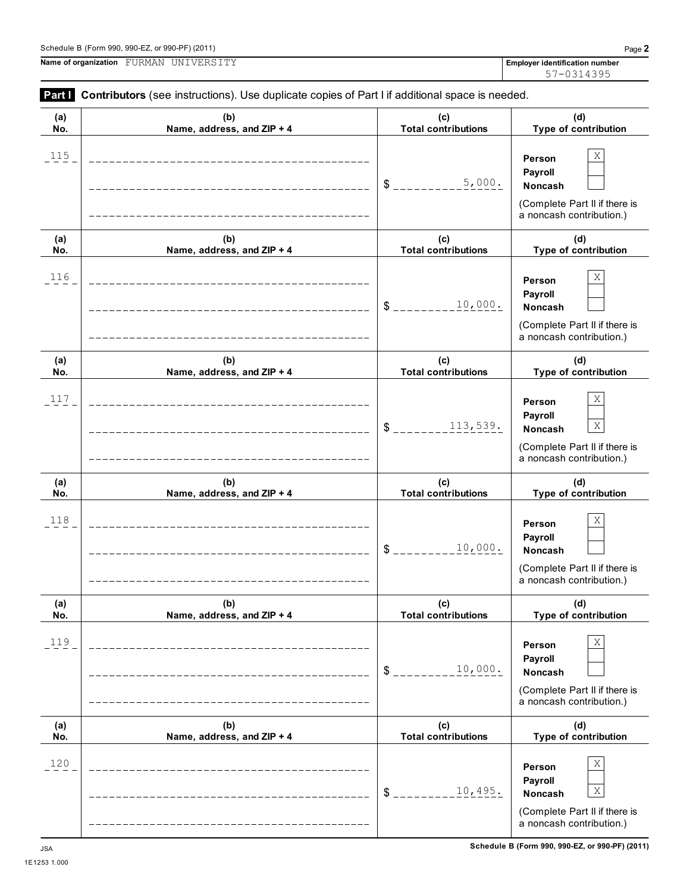Name of organization FURMAN UNIVERSITY

Employer identification number 57-0314395

**Part I** **Contributors** (see instructions). Use duplicate copies of Part I if additional space is needed.

| (a) No. | (b) Name, address, and ZIP + 4 | (c) Total contributions | (d) Type of contribution |
|---|---|---|---|
| 115 | | $ 5,000. | Person X<br>Payroll<br>Noncash<br>(Complete Part II if there is a noncash contribution.) |
| 116 | | $ 10,000. | Person X<br>Payroll<br>Noncash<br>(Complete Part II if there is a noncash contribution.) |
| 117 | | $ 113,539. | Person X<br>Payroll<br>Noncash X<br>(Complete Part II if there is a noncash contribution.) |
| 118 | | $ 10,000. | Person X<br>Payroll<br>Noncash<br>(Complete Part II if there is a noncash contribution.) |
| 119 | | $ 10,000. | Person X<br>Payroll<br>Noncash<br>(Complete Part II if there is a noncash contribution.) |
| 120 | | $ 10,495. | Person X<br>Payroll<br>Noncash X<br>(Complete Part II if there is a noncash contribution.) |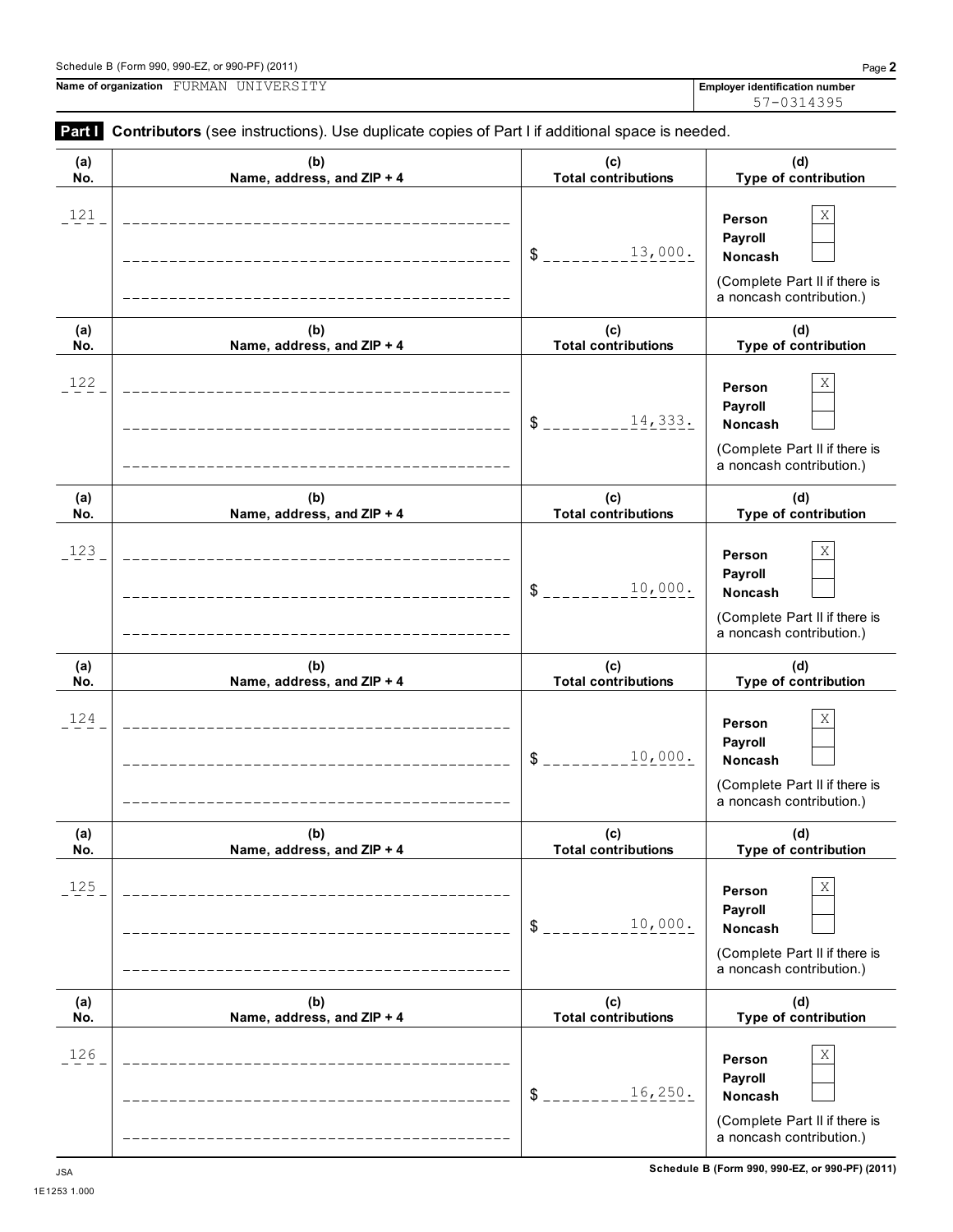Name of organization FURMAN UNIVERSITY

Employer identification number 57-0314395

**Part I** **Contributors** (see instructions). Use duplicate copies of Part I if additional space is needed.

| (a) No. | (b) Name, address, and ZIP + 4 | (c) Total contributions | (d) Type of contribution |
|---|---|---|---|
| 121 | | $ 13,000. | Person X<br>Payroll<br>Noncash<br>(Complete Part II if there is a noncash contribution.) |
| 122 | | $ 14,333. | Person X<br>Payroll<br>Noncash<br>(Complete Part II if there is a noncash contribution.) |
| 123 | | $ 10,000. | Person X<br>Payroll<br>Noncash<br>(Complete Part II if there is a noncash contribution.) |
| 124 | | $ 10,000. | Person X<br>Payroll<br>Noncash<br>(Complete Part II if there is a noncash contribution.) |
| 125 | | $ 10,000. | Person X<br>Payroll<br>Noncash<br>(Complete Part II if there is a noncash contribution.) |
| 126 | | $ 16,250. | Person X<br>Payroll<br>Noncash<br>(Complete Part II if there is a noncash contribution.) |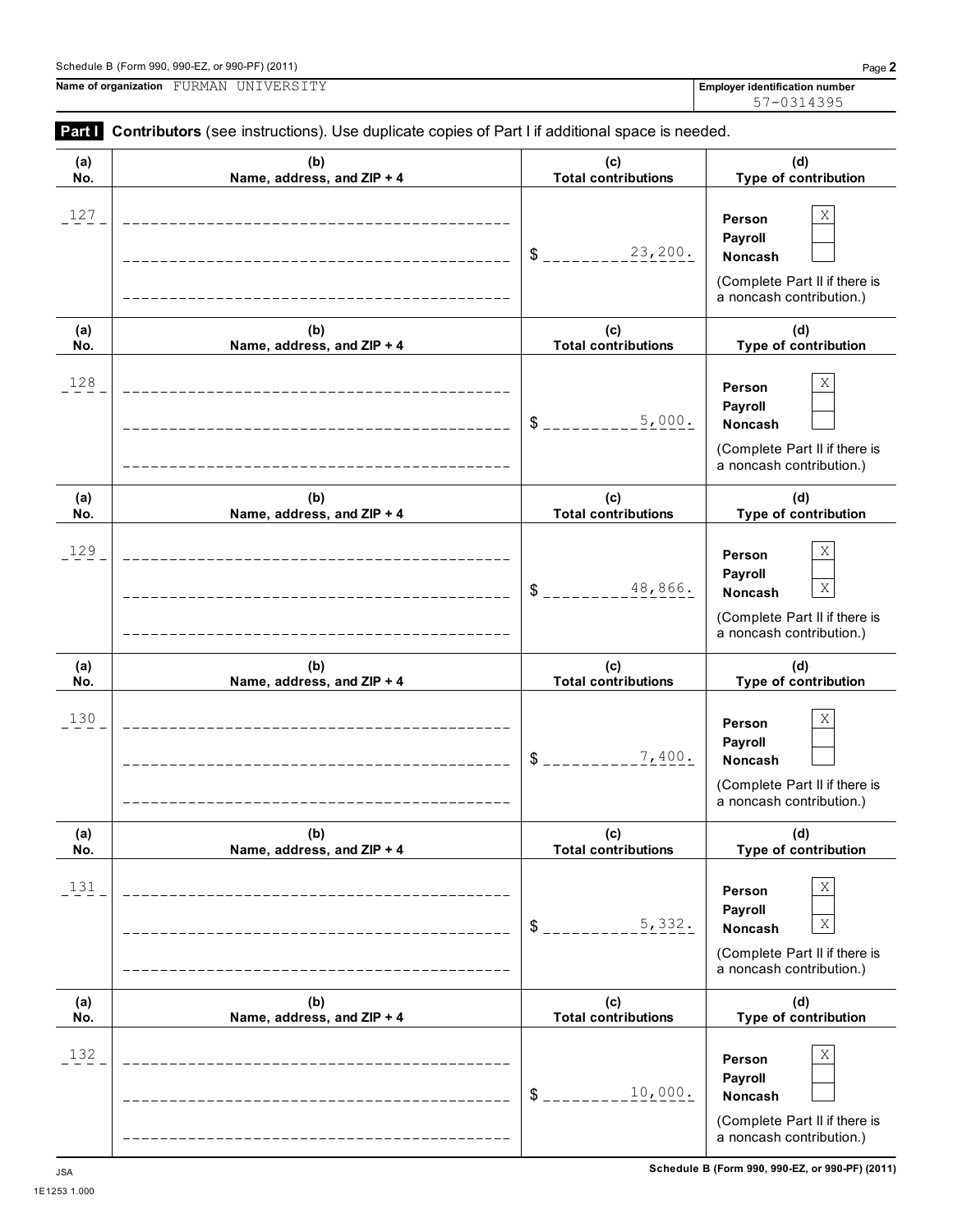Name of organization FURMAN UNIVERSITY

Employer identification number 57-0314395

**Part I** **Contributors** (see instructions). Use duplicate copies of Part I if additional space is needed.

| (a) No. | (b) Name, address, and ZIP + 4 | (c) Total contributions | (d) Type of contribution |
|---|---|---|---|
| 127 | | $ 23,200. | Person [X] Payroll [ ] Noncash [ ] (Complete Part II if there is a noncash contribution.) |
| 128 | | $ 5,000. | Person [X] Payroll [ ] Noncash [ ] (Complete Part II if there is a noncash contribution.) |
| 129 | | $ 48,866. | Person [X] Payroll [ ] Noncash [X] (Complete Part II if there is a noncash contribution.) |
| 130 | | $ 7,400. | Person [X] Payroll [ ] Noncash [ ] (Complete Part II if there is a noncash contribution.) |
| 131 | | $ 5,332. | Person [X] Payroll [ ] Noncash [X] (Complete Part II if there is a noncash contribution.) |
| 132 | | $ 10,000. | Person [X] Payroll [ ] Noncash [ ] (Complete Part II if there is a noncash contribution.) |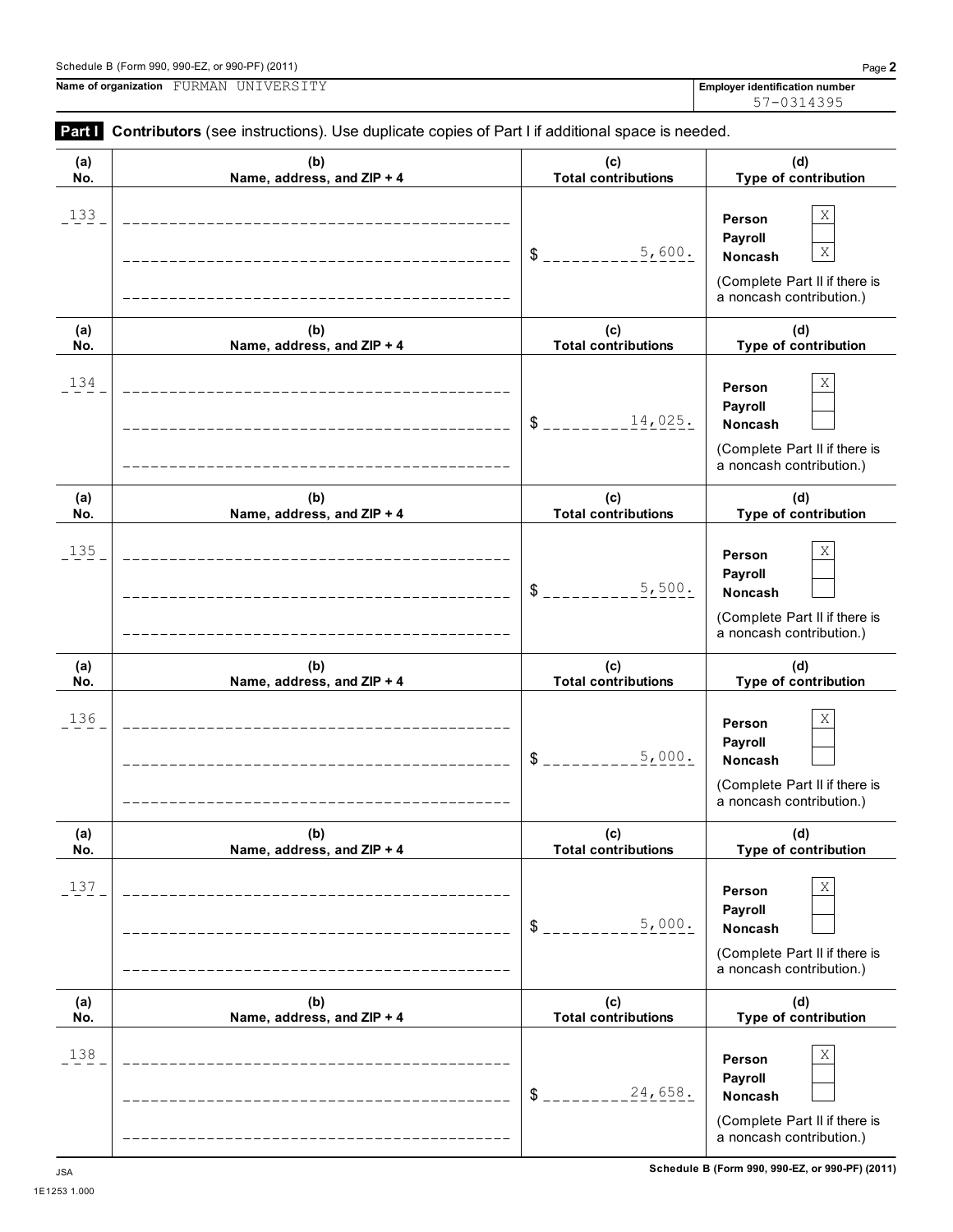Name of organization FURMAN UNIVERSITY

Employer identification number 57-0314395

**Part I** **Contributors** (see instructions). Use duplicate copies of Part I if additional space is needed.

| (a) No. | (b) Name, address, and ZIP + 4 | (c) Total contributions | (d) Type of contribution |
|---|---|---|---|
| 133 | | $ 5,600. | Person [X] Payroll [ ] Noncash [X] (Complete Part II if there is a noncash contribution.) |
| 134 | | $ 14,025. | Person [X] Payroll [ ] Noncash [ ] (Complete Part II if there is a noncash contribution.) |
| 135 | | $ 5,500. | Person [X] Payroll [ ] Noncash [ ] (Complete Part II if there is a noncash contribution.) |
| 136 | | $ 5,000. | Person [X] Payroll [ ] Noncash [ ] (Complete Part II if there is a noncash contribution.) |
| 137 | | $ 5,000. | Person [X] Payroll [ ] Noncash [ ] (Complete Part II if there is a noncash contribution.) |
| 138 | | $ 24,658. | Person [X] Payroll [ ] Noncash [ ] (Complete Part II if there is a noncash contribution.) |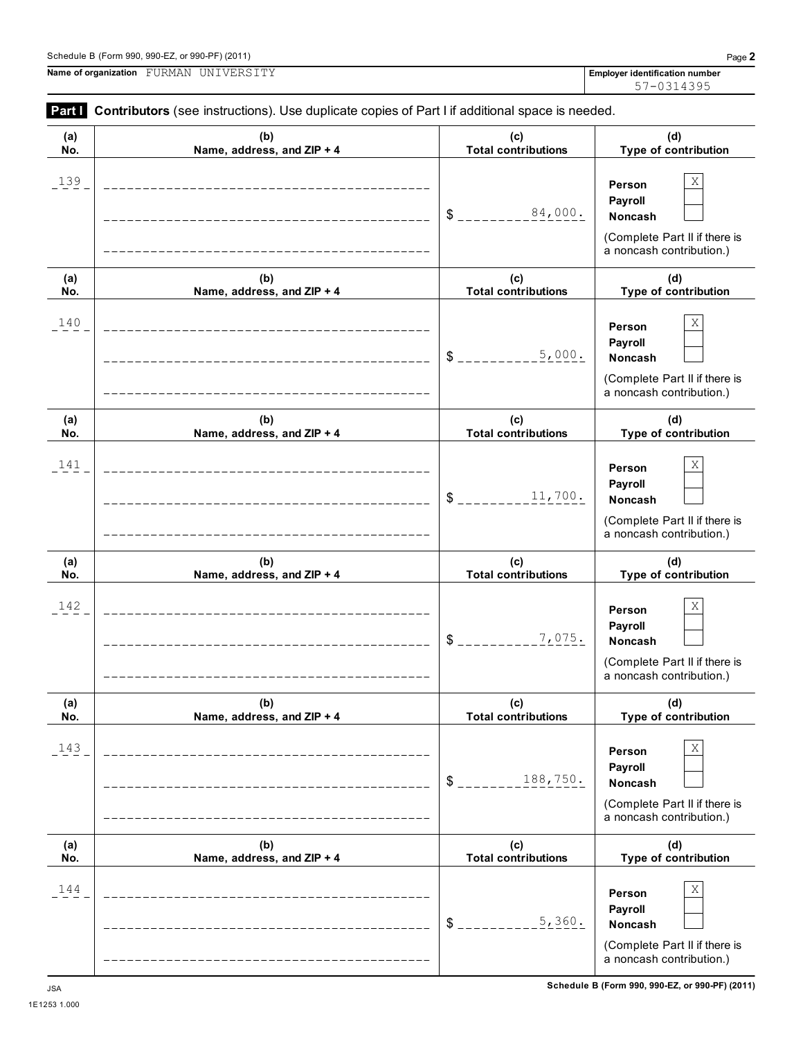Schedule B (Form 990, 990-EZ, or 990-PF) (2011)

**Name of organization** FURMAN UNIVERSITY

**Employer identification number** 57-0314395

**Part I** **Contributors** (see instructions). Use duplicate copies of Part I if additional space is needed.

| (a) No. | (b) Name, address, and ZIP + 4 | (c) Total contributions | (d) Type of contribution |
|---|---|---|---|
| 139 | | $ 84,000. | Person [X] Payroll [ ] Noncash [ ] (Complete Part II if there is a noncash contribution.) |
| 140 | | $ 5,000. | Person [X] Payroll [ ] Noncash [ ] (Complete Part II if there is a noncash contribution.) |
| 141 | | $ 11,700. | Person [X] Payroll [ ] Noncash [ ] (Complete Part II if there is a noncash contribution.) |
| 142 | | $ 7,075. | Person [X] Payroll [ ] Noncash [ ] (Complete Part II if there is a noncash contribution.) |
| 143 | | $ 188,750. | Person [X] Payroll [ ] Noncash [ ] (Complete Part II if there is a noncash contribution.) |
| 144 | | $ 5,360. | Person [X] Payroll [ ] Noncash [ ] (Complete Part II if there is a noncash contribution.) |

JSA
1E1253 1.000

Schedule B (Form 990, 990-EZ, or 990-PF) (2011)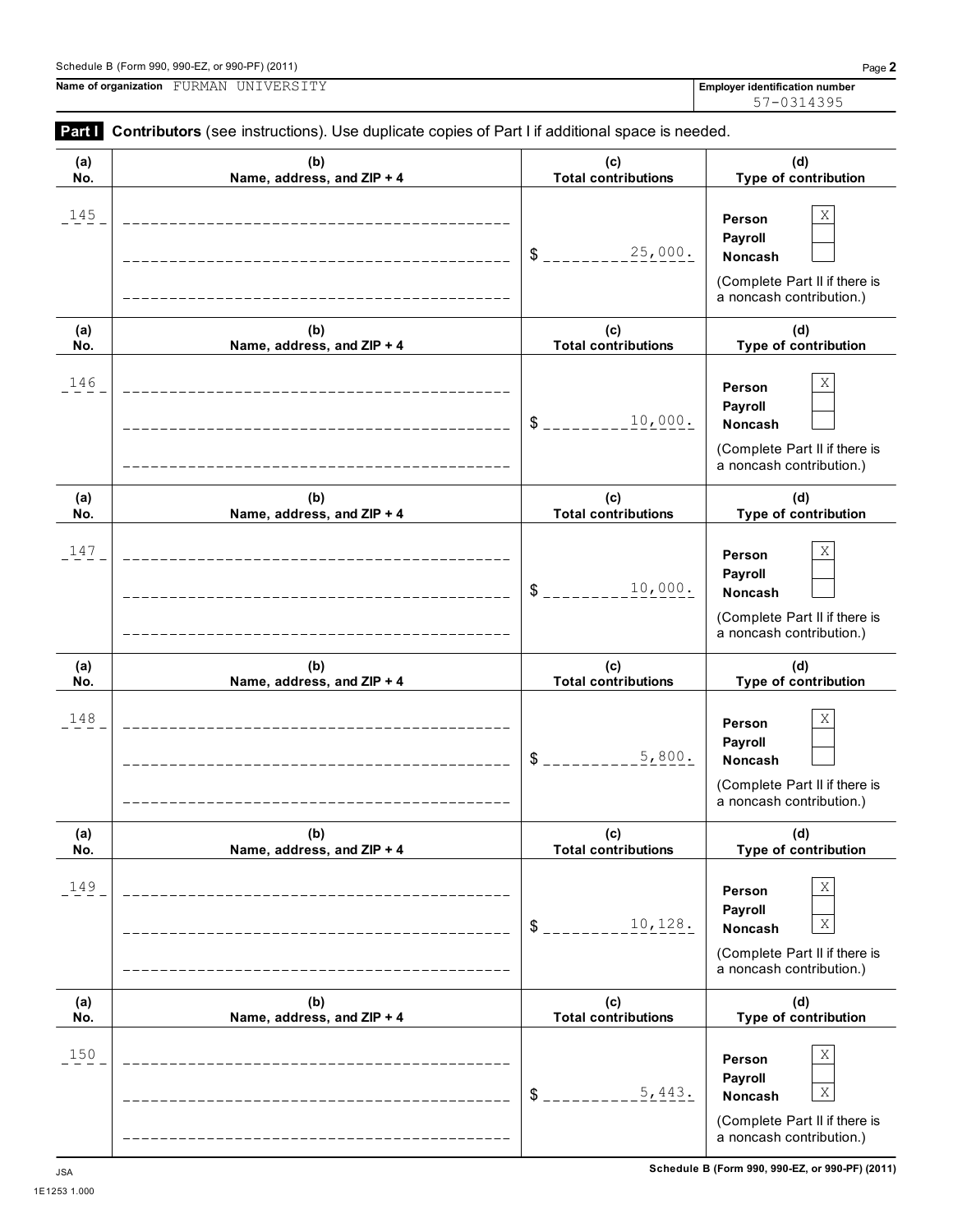Name of organization FURMAN UNIVERSITY

Employer identification number 57-0314395

**Part I** **Contributors** (see instructions). Use duplicate copies of Part I if additional space is needed.

| (a) No. | (b) Name, address, and ZIP + 4 | (c) Total contributions | (d) Type of contribution |
|---|---|---|---|
| 145 | | $ 25,000. | Person X<br>Payroll<br>Noncash<br>(Complete Part II if there is a noncash contribution.) |
| 146 | | $ 10,000. | Person X<br>Payroll<br>Noncash<br>(Complete Part II if there is a noncash contribution.) |
| 147 | | $ 10,000. | Person X<br>Payroll<br>Noncash<br>(Complete Part II if there is a noncash contribution.) |
| 148 | | $ 5,800. | Person X<br>Payroll<br>Noncash<br>(Complete Part II if there is a noncash contribution.) |
| 149 | | $ 10,128. | Person X<br>Payroll<br>Noncash X<br>(Complete Part II if there is a noncash contribution.) |
| 150 | | $ 5,443. | Person X<br>Payroll<br>Noncash X<br>(Complete Part II if there is a noncash contribution.) |

JSA
1E1253 1.000

Schedule B (Form 990, 990-EZ, or 990-PF) (2011)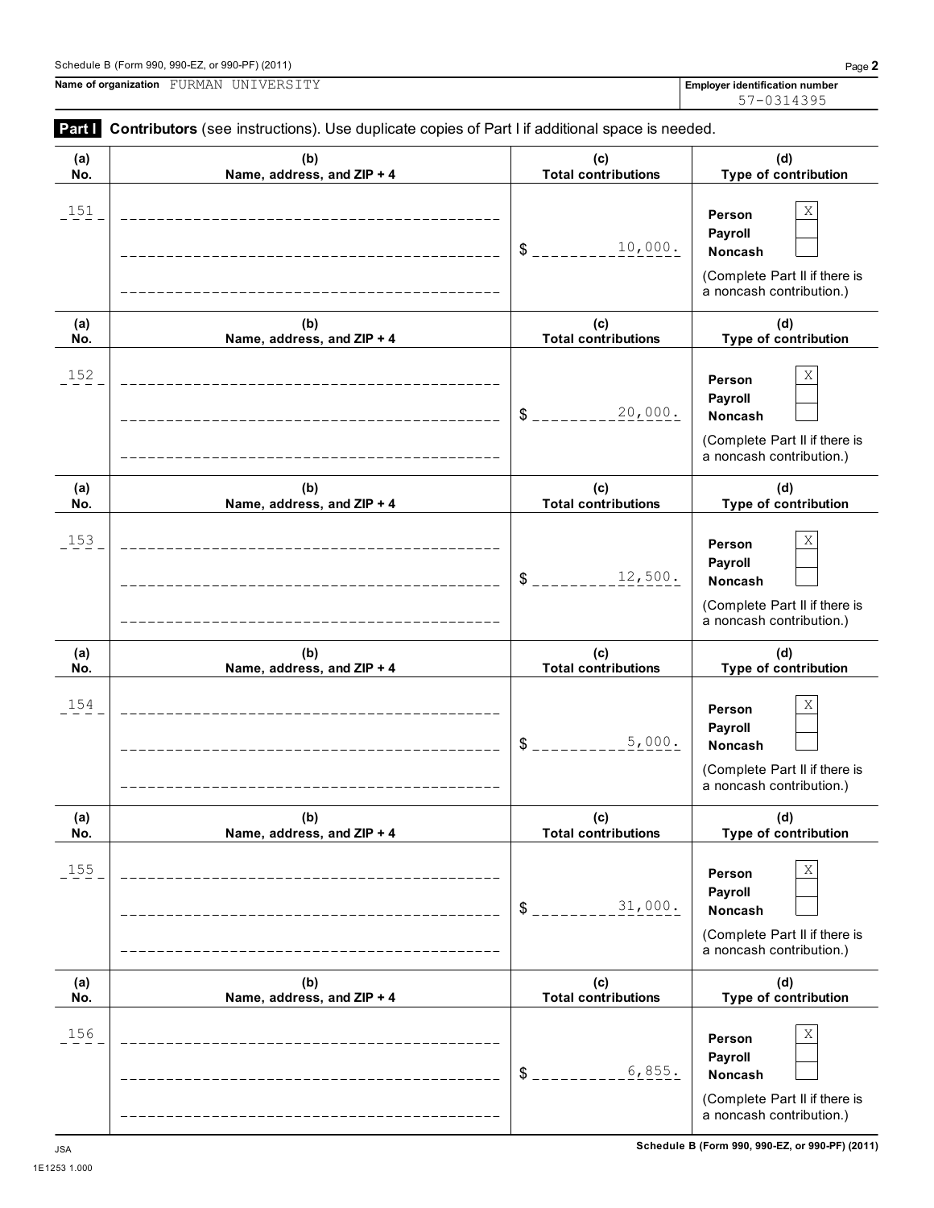Schedule B (Form 990, 990-EZ, or 990-PF) (2011)

**Name of organization** FURMAN UNIVERSITY

**Employer identification number** 57-0314395

**Part I** **Contributors** (see instructions). Use duplicate copies of Part I if additional space is needed.

| (a) No. | (b) Name, address, and ZIP + 4 | (c) Total contributions | (d) Type of contribution |
|---|---|---|---|
| 151 | | $ 10,000. | Person [X] Payroll [ ] Noncash [ ] (Complete Part II if there is a noncash contribution.) |
| 152 | | $ 20,000. | Person [X] Payroll [ ] Noncash [ ] (Complete Part II if there is a noncash contribution.) |
| 153 | | $ 12,500. | Person [X] Payroll [ ] Noncash [ ] (Complete Part II if there is a noncash contribution.) |
| 154 | | $ 5,000. | Person [X] Payroll [ ] Noncash [ ] (Complete Part II if there is a noncash contribution.) |
| 155 | | $ 31,000. | Person [X] Payroll [ ] Noncash [ ] (Complete Part II if there is a noncash contribution.) |
| 156 | | $ 6,855. | Person [X] Payroll [ ] Noncash [ ] (Complete Part II if there is a noncash contribution.) |

JSA
1E1253 1.000

Schedule B (Form 990, 990-EZ, or 990-PF) (2011)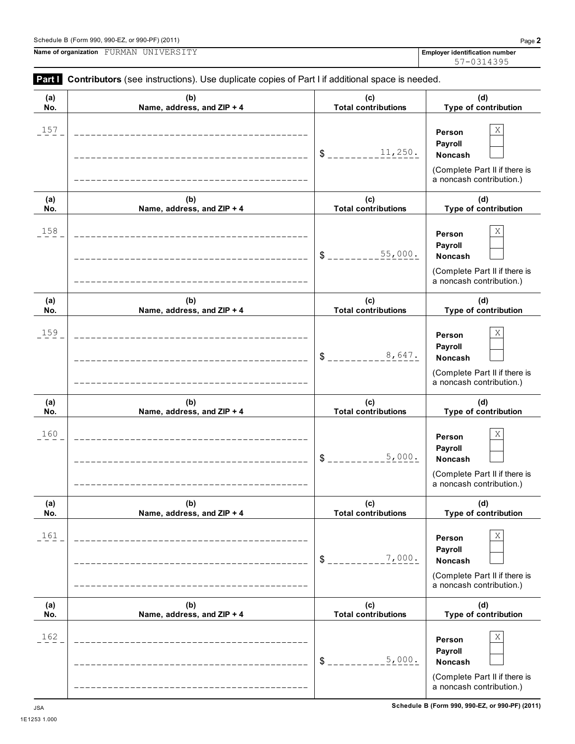Schedule B (Form 990, 990-EZ, or 990-PF) (2011)

**Name of organization** FURMAN UNIVERSITY

**Employer identification number** 57-0314395

**Part I** **Contributors** (see instructions). Use duplicate copies of Part I if additional space is needed.

| (a) No. | (b) Name, address, and ZIP + 4 | (c) Total contributions | (d) Type of contribution |
|---|---|---|---|
| 157 | | $ 11,250. | Person [X] Payroll [ ] Noncash [ ] (Complete Part II if there is a noncash contribution.) |
| 158 | | $ 55,000. | Person [X] Payroll [ ] Noncash [ ] (Complete Part II if there is a noncash contribution.) |
| 159 | | $ 8,647. | Person [X] Payroll [ ] Noncash [ ] (Complete Part II if there is a noncash contribution.) |
| 160 | | $ 5,000. | Person [X] Payroll [ ] Noncash [ ] (Complete Part II if there is a noncash contribution.) |
| 161 | | $ 7,000. | Person [X] Payroll [ ] Noncash [ ] (Complete Part II if there is a noncash contribution.) |
| 162 | | $ 5,000. | Person [X] Payroll [ ] Noncash [ ] (Complete Part II if there is a noncash contribution.) |

Schedule B (Form 990, 990-EZ, or 990-PF) (2011)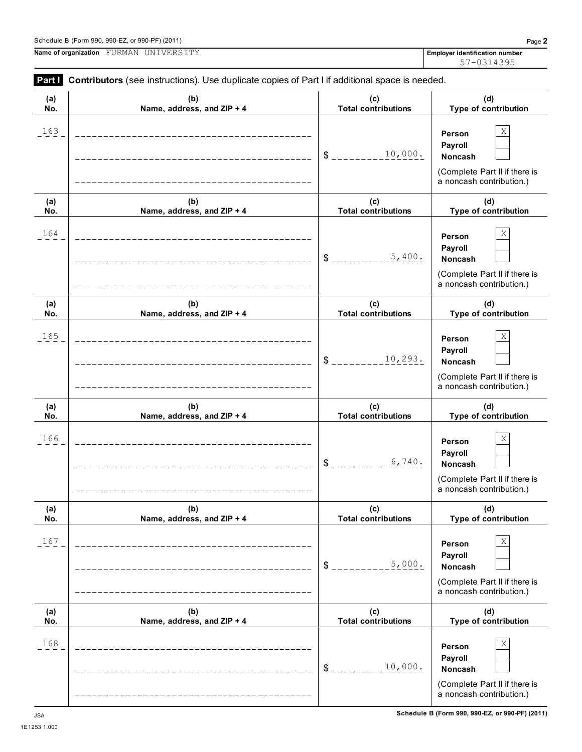Schedule B (Form 990, 990-EZ, or 990-PF) (2011)

**Name of organization** FURMAN UNIVERSITY

**Employer identification number** 57-0314395

**Part I** **Contributors** (see instructions). Use duplicate copies of Part I if additional space is needed.

| (a) No. | (b) Name, address, and ZIP + 4 | (c) Total contributions | (d) Type of contribution |
|---|---|---|---|
| 163 | | $ 10,000. | Person [X] Payroll [ ] Noncash [ ] (Complete Part II if there is a noncash contribution.) |
| 164 | | $ 5,400. | Person [X] Payroll [ ] Noncash [ ] (Complete Part II if there is a noncash contribution.) |
| 165 | | $ 10,293. | Person [X] Payroll [ ] Noncash [ ] (Complete Part II if there is a noncash contribution.) |
| 166 | | $ 6,740. | Person [X] Payroll [ ] Noncash [ ] (Complete Part II if there is a noncash contribution.) |
| 167 | | $ 5,000. | Person [X] Payroll [ ] Noncash [ ] (Complete Part II if there is a noncash contribution.) |
| 168 | | $ 10,000. | Person [X] Payroll [ ] Noncash [ ] (Complete Part II if there is a noncash contribution.) |

JSA
1E1253 1.000

Schedule B (Form 990, 990-EZ, or 990-PF) (2011)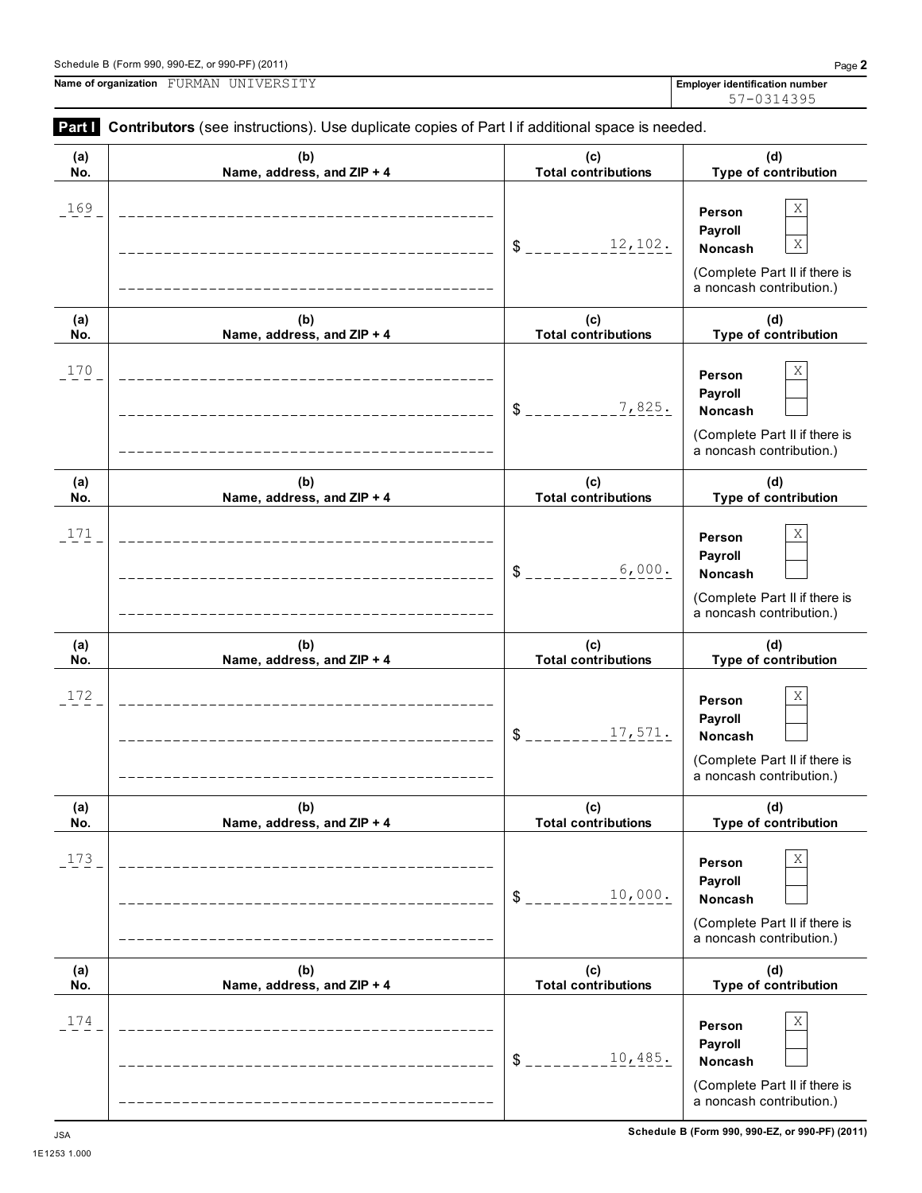Schedule B (Form 990, 990-EZ, or 990-PF) (2011)

**Name of organization** FURMAN UNIVERSITY

**Employer identification number** 57-0314395

**Part I** **Contributors** (see instructions). Use duplicate copies of Part I if additional space is needed.

| (a) No. | (b) Name, address, and ZIP + 4 | (c) Total contributions | (d) Type of contribution |
|---|---|---|---|
| 169 | | $ 12,102. | Person [X] Payroll [ ] Noncash [X] (Complete Part II if there is a noncash contribution.) |
| 170 | | $ 7,825. | Person [X] Payroll [ ] Noncash [ ] (Complete Part II if there is a noncash contribution.) |
| 171 | | $ 6,000. | Person [X] Payroll [ ] Noncash [ ] (Complete Part II if there is a noncash contribution.) |
| 172 | | $ 17,571. | Person [X] Payroll [ ] Noncash [ ] (Complete Part II if there is a noncash contribution.) |
| 173 | | $ 10,000. | Person [X] Payroll [ ] Noncash [ ] (Complete Part II if there is a noncash contribution.) |
| 174 | | $ 10,485. | Person [X] Payroll [ ] Noncash [ ] (Complete Part II if there is a noncash contribution.) |

Schedule B (Form 990, 990-EZ, or 990-PF) (2011)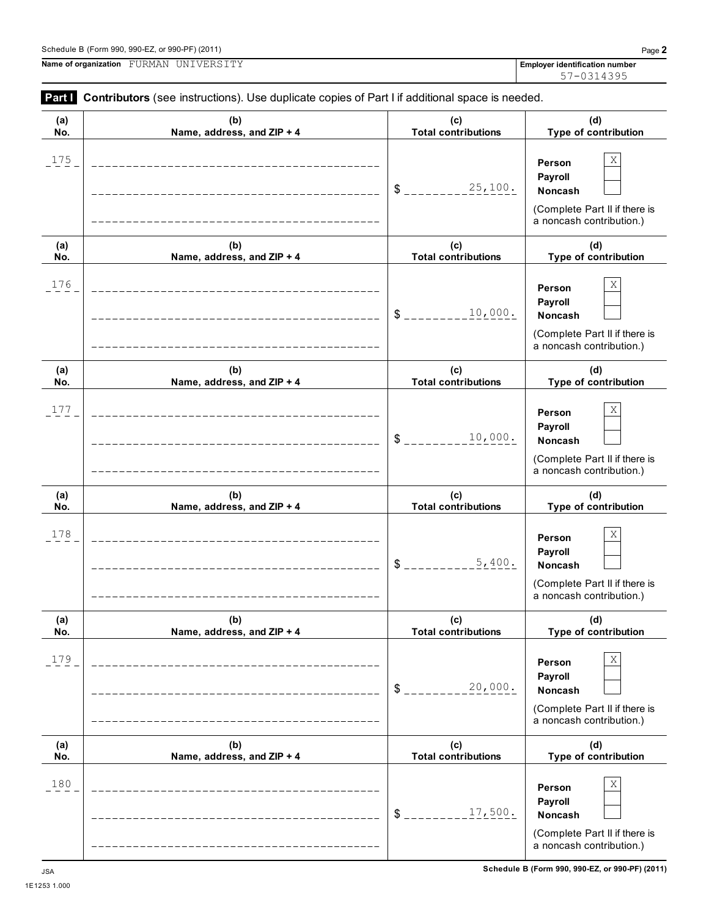Schedule B (Form 990, 990-EZ, or 990-PF) (2011)

**Name of organization** FURMAN UNIVERSITY

**Employer identification number** 57-0314395

**Part I Contributors** (see instructions). Use duplicate copies of Part I if additional space is needed.

| (a) No. | (b) Name, address, and ZIP + 4 | (c) Total contributions | (d) Type of contribution |
|---|---|---|---|
| 175 | | $ 25,100. | Person [X] Payroll [ ] Noncash [ ] (Complete Part II if there is a noncash contribution.) |
| 176 | | $ 10,000. | Person [X] Payroll [ ] Noncash [ ] (Complete Part II if there is a noncash contribution.) |
| 177 | | $ 10,000. | Person [X] Payroll [ ] Noncash [ ] (Complete Part II if there is a noncash contribution.) |
| 178 | | $ 5,400. | Person [X] Payroll [ ] Noncash [ ] (Complete Part II if there is a noncash contribution.) |
| 179 | | $ 20,000. | Person [X] Payroll [ ] Noncash [ ] (Complete Part II if there is a noncash contribution.) |
| 180 | | $ 17,500. | Person [X] Payroll [ ] Noncash [ ] (Complete Part II if there is a noncash contribution.) |

JSA 1E1253 1.000

Schedule B (Form 990, 990-EZ, or 990-PF) (2011)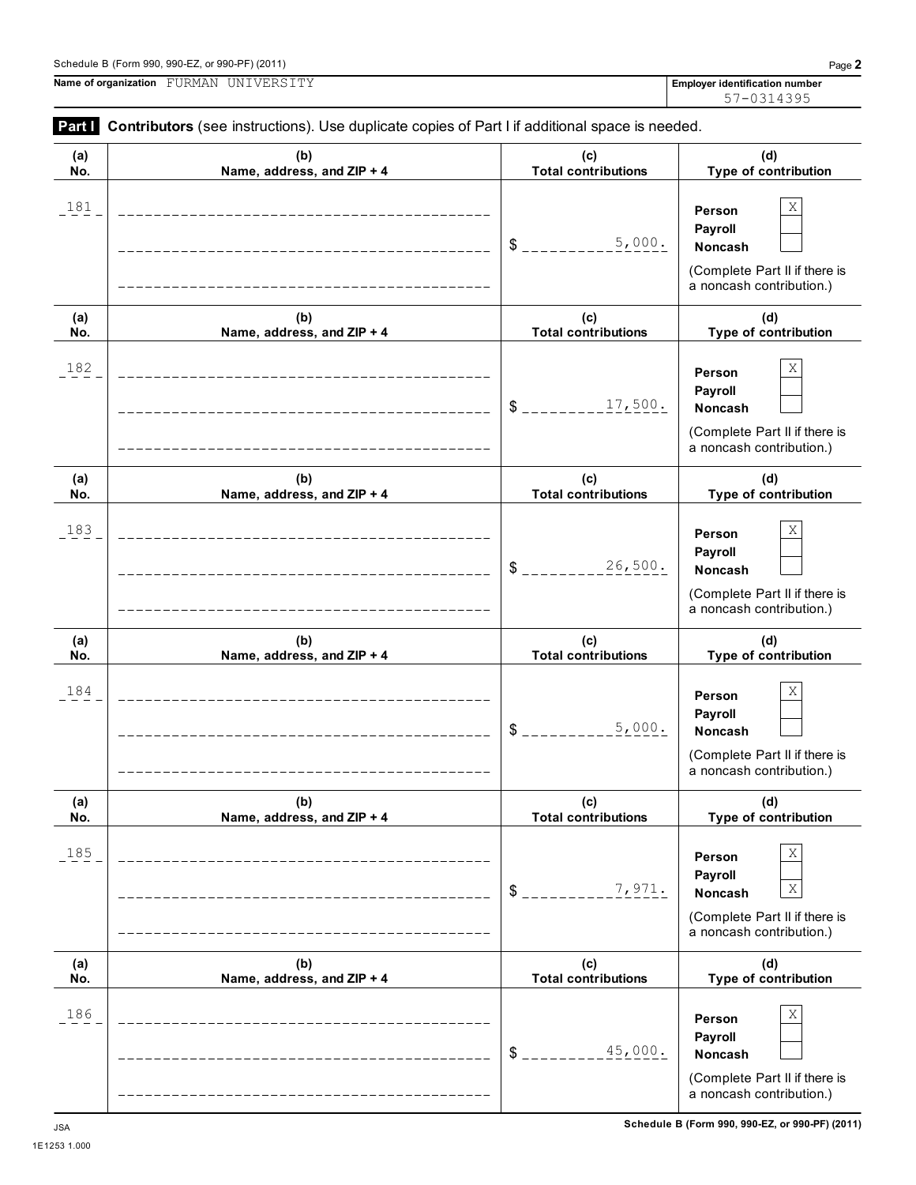Schedule B (Form 990, 990-EZ, or 990-PF) (2011)

**Name of organization** FURMAN UNIVERSITY

**Employer identification number** 57-0314395

**Part I** **Contributors** (see instructions). Use duplicate copies of Part I if additional space is needed.

| (a) No. | (b) Name, address, and ZIP + 4 | (c) Total contributions | (d) Type of contribution |
|---|---|---|---|
| 181 | | $ 5,000. | Person [X] Payroll [ ] Noncash [ ] (Complete Part II if there is a noncash contribution.) |
| 182 | | $ 17,500. | Person [X] Payroll [ ] Noncash [ ] (Complete Part II if there is a noncash contribution.) |
| 183 | | $ 26,500. | Person [X] Payroll [ ] Noncash [ ] (Complete Part II if there is a noncash contribution.) |
| 184 | | $ 5,000. | Person [X] Payroll [ ] Noncash [ ] (Complete Part II if there is a noncash contribution.) |
| 185 | | $ 7,971. | Person [X] Payroll [ ] Noncash [X] (Complete Part II if there is a noncash contribution.) |
| 186 | | $ 45,000. | Person [X] Payroll [ ] Noncash [ ] (Complete Part II if there is a noncash contribution.) |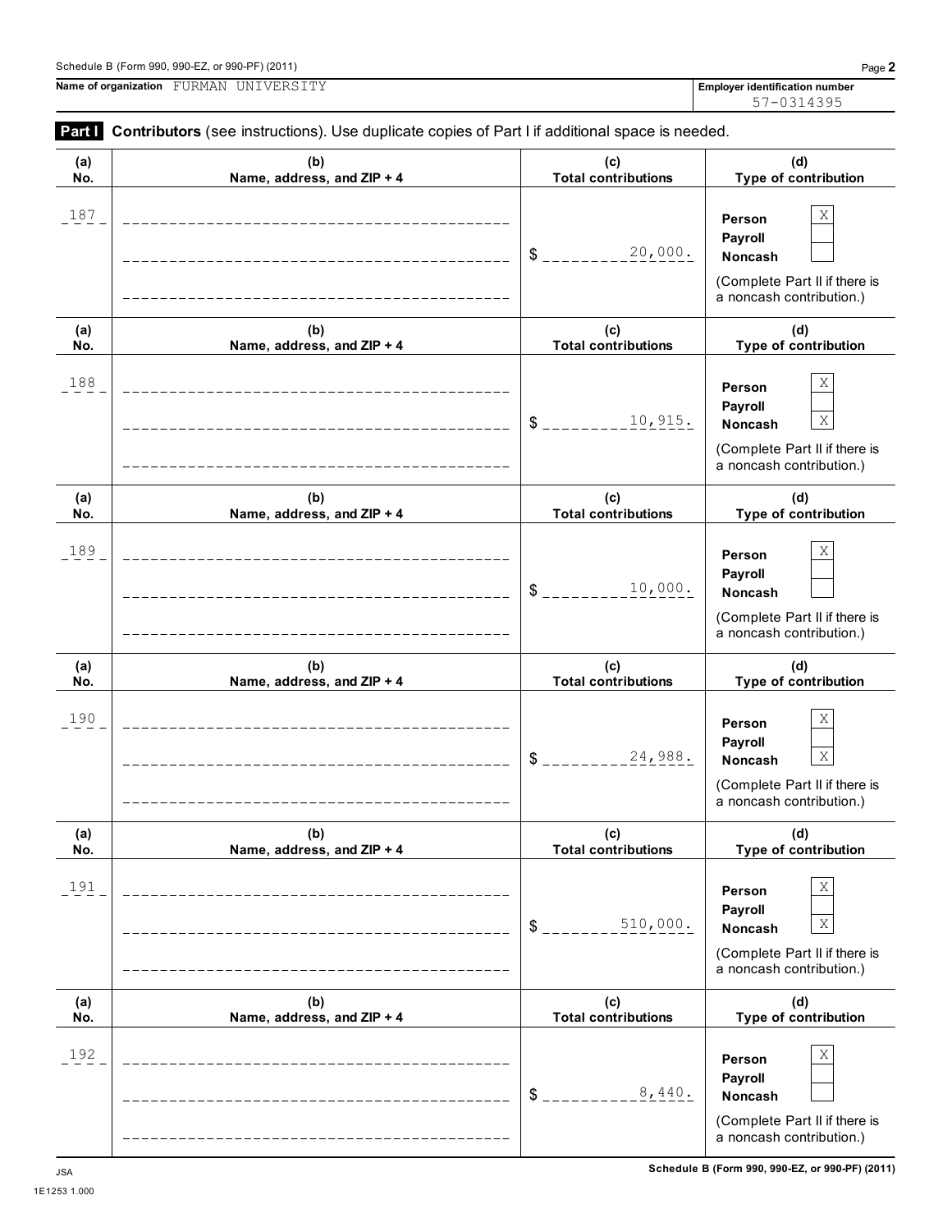Schedule B (Form 990, 990-EZ, or 990-PF) (2011)

**Name of organization** FURMAN UNIVERSITY

**Employer identification number** 57-0314395

**Part I** **Contributors** (see instructions). Use duplicate copies of Part I if additional space is needed.

| (a) No. | (b) Name, address, and ZIP + 4 | (c) Total contributions | (d) Type of contribution |
|---|---|---|---|
| 187 | | $ 20,000. | Person [X] Payroll [ ] Noncash [ ] (Complete Part II if there is a noncash contribution.) |
| 188 | | $ 10,915. | Person [X] Payroll [ ] Noncash [X] (Complete Part II if there is a noncash contribution.) |
| 189 | | $ 10,000. | Person [X] Payroll [ ] Noncash [ ] (Complete Part II if there is a noncash contribution.) |
| 190 | | $ 24,988. | Person [X] Payroll [ ] Noncash [X] (Complete Part II if there is a noncash contribution.) |
| 191 | | $ 510,000. | Person [X] Payroll [ ] Noncash [X] (Complete Part II if there is a noncash contribution.) |
| 192 | | $ 8,440. | Person [X] Payroll [ ] Noncash [ ] (Complete Part II if there is a noncash contribution.) |

JSA 1E1253 1.000

Schedule B (Form 990, 990-EZ, or 990-PF) (2011)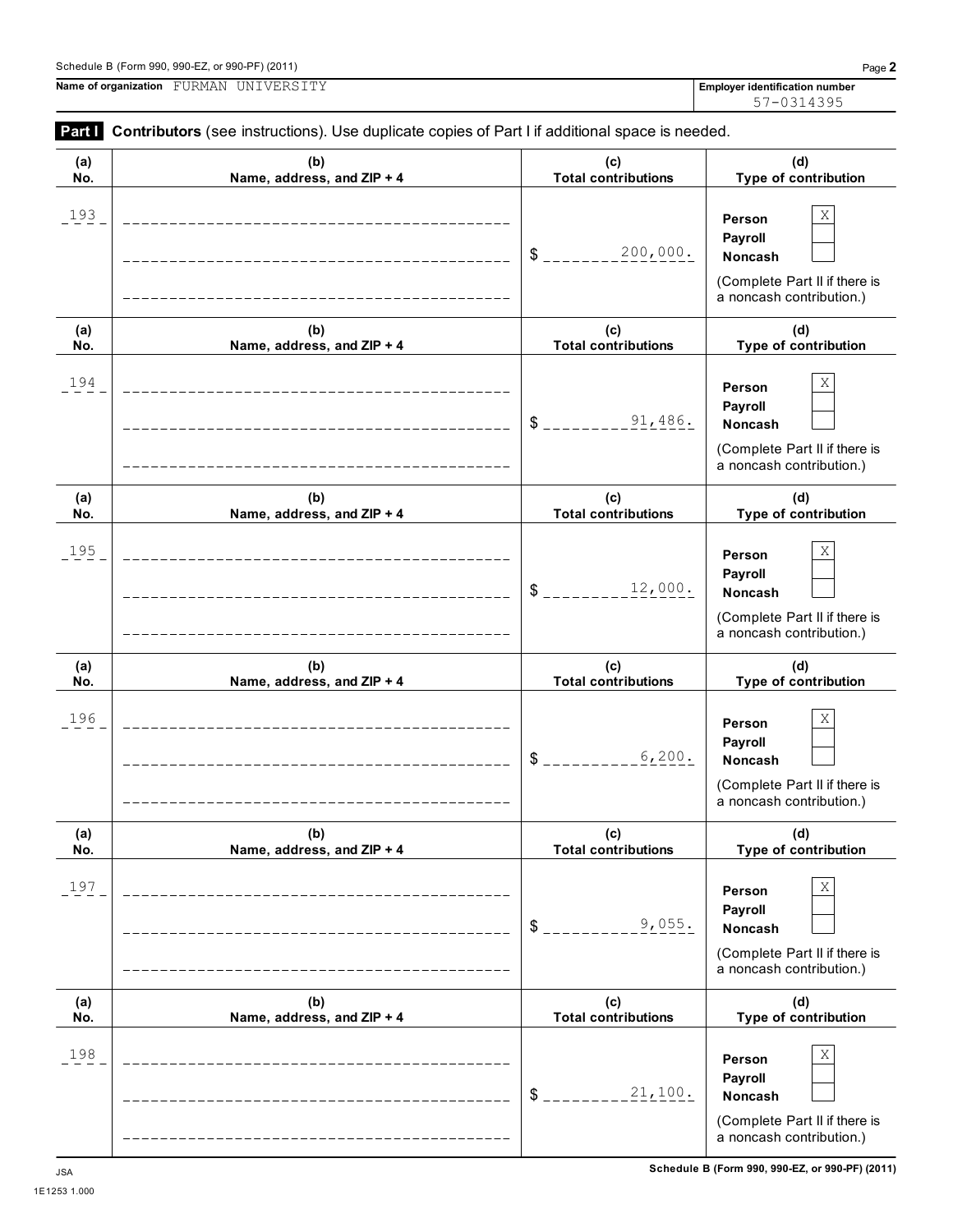Name of organization FURMAN UNIVERSITY

Employer identification number 57-0314395

**Part I** **Contributors** (see instructions). Use duplicate copies of Part I if additional space is needed.

| (a) No. | (b) Name, address, and ZIP + 4 | (c) Total contributions | (d) Type of contribution |
|---|---|---|---|
| 193 | | $ 200,000. | Person [X] Payroll [ ] Noncash [ ] (Complete Part II if there is a noncash contribution.) |
| 194 | | $ 91,486. | Person [X] Payroll [ ] Noncash [ ] (Complete Part II if there is a noncash contribution.) |
| 195 | | $ 12,000. | Person [X] Payroll [ ] Noncash [ ] (Complete Part II if there is a noncash contribution.) |
| 196 | | $ 6,200. | Person [X] Payroll [ ] Noncash [ ] (Complete Part II if there is a noncash contribution.) |
| 197 | | $ 9,055. | Person [X] Payroll [ ] Noncash [ ] (Complete Part II if there is a noncash contribution.) |
| 198 | | $ 21,100. | Person [X] Payroll [ ] Noncash [ ] (Complete Part II if there is a noncash contribution.) |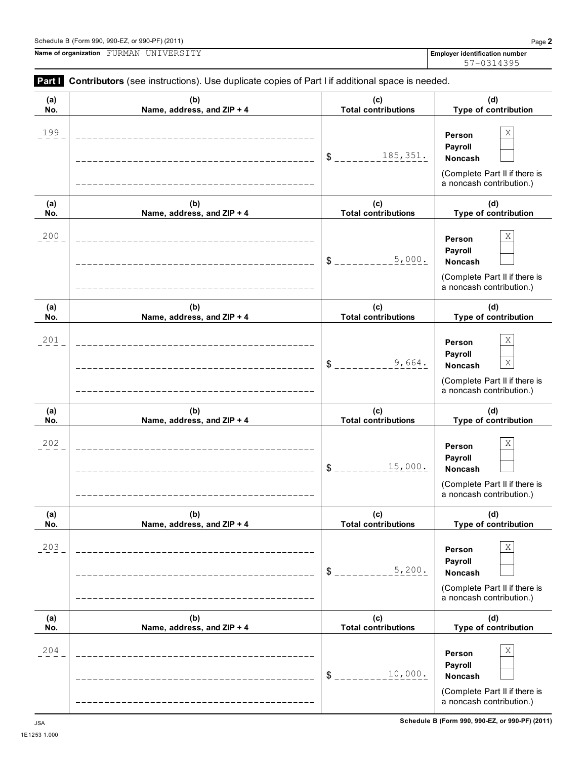Schedule B (Form 990, 990-EZ, or 990-PF) (2011)

**Name of organization** FURMAN UNIVERSITY

**Employer identification number** 57-0314395

**Part I** **Contributors** (see instructions). Use duplicate copies of Part I if additional space is needed.

| (a) No. | (b) Name, address, and ZIP + 4 | (c) Total contributions | (d) Type of contribution |
|---|---|---|---|
| 199 | | $ 185,351. | Person [X] Payroll [ ] Noncash [ ] (Complete Part II if there is a noncash contribution.) |
| 200 | | $ 5,000. | Person [X] Payroll [ ] Noncash [ ] (Complete Part II if there is a noncash contribution.) |
| 201 | | $ 9,664. | Person [X] Payroll [ ] Noncash [X] (Complete Part II if there is a noncash contribution.) |
| 202 | | $ 15,000. | Person [X] Payroll [ ] Noncash [ ] (Complete Part II if there is a noncash contribution.) |
| 203 | | $ 5,200. | Person [X] Payroll [ ] Noncash [ ] (Complete Part II if there is a noncash contribution.) |
| 204 | | $ 10,000. | Person [X] Payroll [ ] Noncash [ ] (Complete Part II if there is a noncash contribution.) |

JSA
1E1253 1.000

Schedule B (Form 990, 990-EZ, or 990-PF) (2011)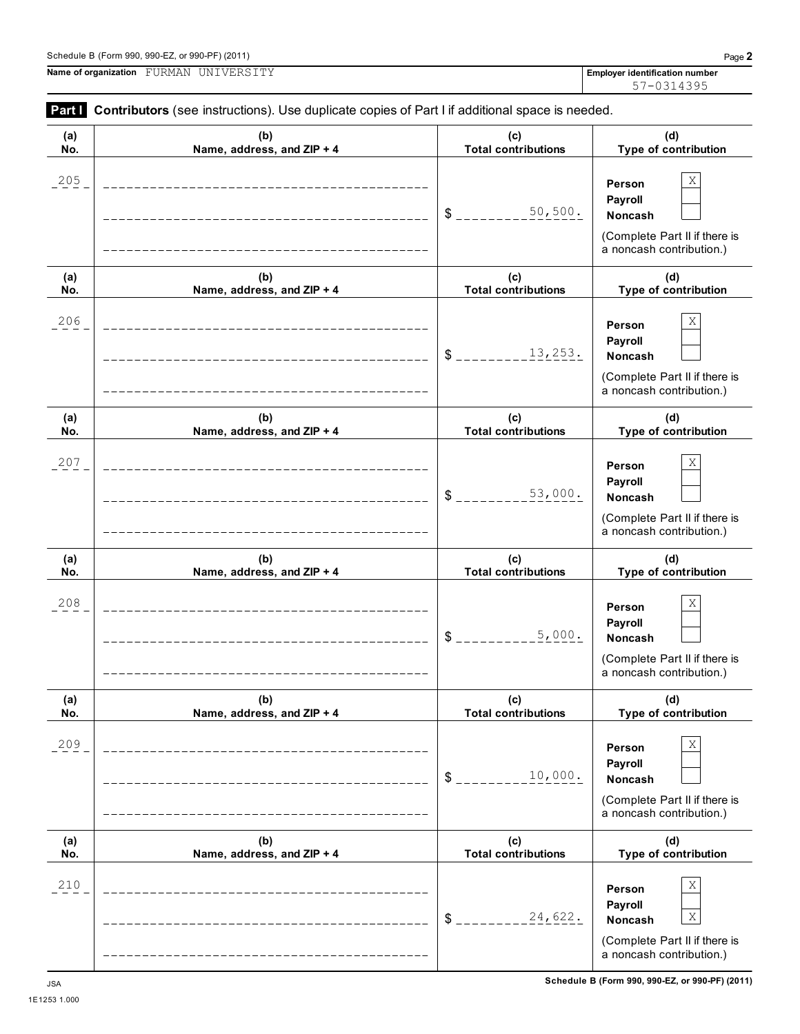Name of organization FURMAN UNIVERSITY

Employer identification number 57-0314395

**Part I** **Contributors** (see instructions). Use duplicate copies of Part I if additional space is needed.

| (a) No. | (b) Name, address, and ZIP + 4 | (c) Total contributions | (d) Type of contribution |
|---|---|---|---|
| 205 | | $ 50,500. | Person X<br>Payroll<br>Noncash<br>(Complete Part II if there is a noncash contribution.) |
| 206 | | $ 13,253. | Person X<br>Payroll<br>Noncash<br>(Complete Part II if there is a noncash contribution.) |
| 207 | | $ 53,000. | Person X<br>Payroll<br>Noncash<br>(Complete Part II if there is a noncash contribution.) |
| 208 | | $ 5,000. | Person X<br>Payroll<br>Noncash<br>(Complete Part II if there is a noncash contribution.) |
| 209 | | $ 10,000. | Person X<br>Payroll<br>Noncash<br>(Complete Part II if there is a noncash contribution.) |
| 210 | | $ 24,622. | Person X<br>Payroll<br>Noncash X<br>(Complete Part II if there is a noncash contribution.) |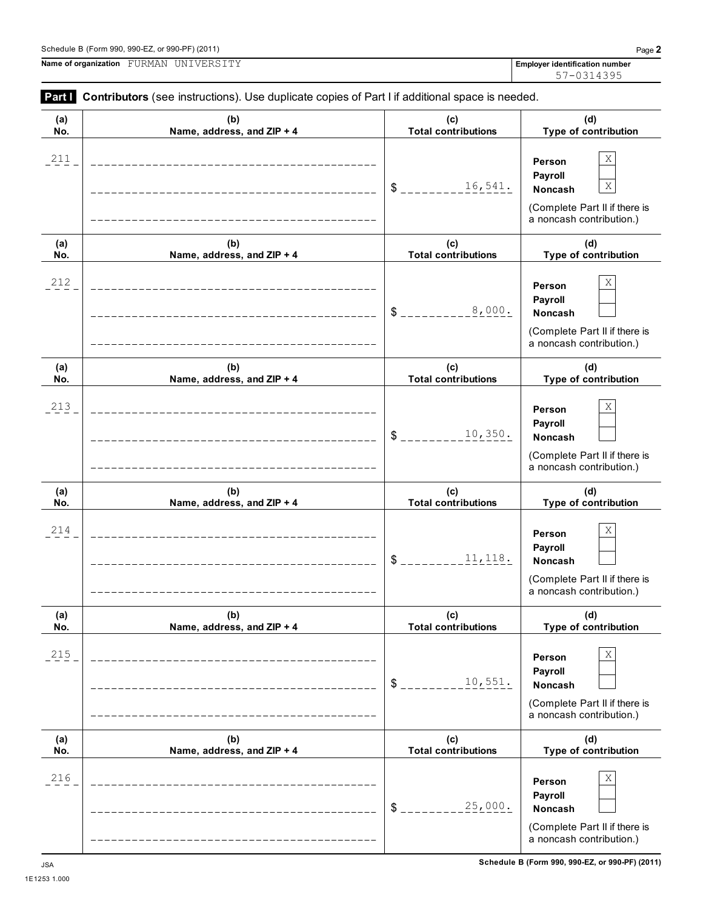Schedule B (Form 990, 990-EZ, or 990-PF) (2011)

**Name of organization** FURMAN UNIVERSITY

**Employer identification number** 57-0314395

**Part I** **Contributors** (see instructions). Use duplicate copies of Part I if additional space is needed.

| (a) No. | (b) Name, address, and ZIP + 4 | (c) Total contributions | (d) Type of contribution |
|---|---|---|---|
| 211 | | $ 16,541. | Person X<br>Payroll<br>Noncash X<br>(Complete Part II if there is a noncash contribution.) |
| 212 | | $ 8,000. | Person X<br>Payroll<br>Noncash<br>(Complete Part II if there is a noncash contribution.) |
| 213 | | $ 10,350. | Person X<br>Payroll<br>Noncash<br>(Complete Part II if there is a noncash contribution.) |
| 214 | | $ 11,118. | Person X<br>Payroll<br>Noncash<br>(Complete Part II if there is a noncash contribution.) |
| 215 | | $ 10,551. | Person X<br>Payroll<br>Noncash<br>(Complete Part II if there is a noncash contribution.) |
| 216 | | $ 25,000. | Person X<br>Payroll<br>Noncash<br>(Complete Part II if there is a noncash contribution.) |

JSA
1E1253 1.000

Schedule B (Form 990, 990-EZ, or 990-PF) (2011)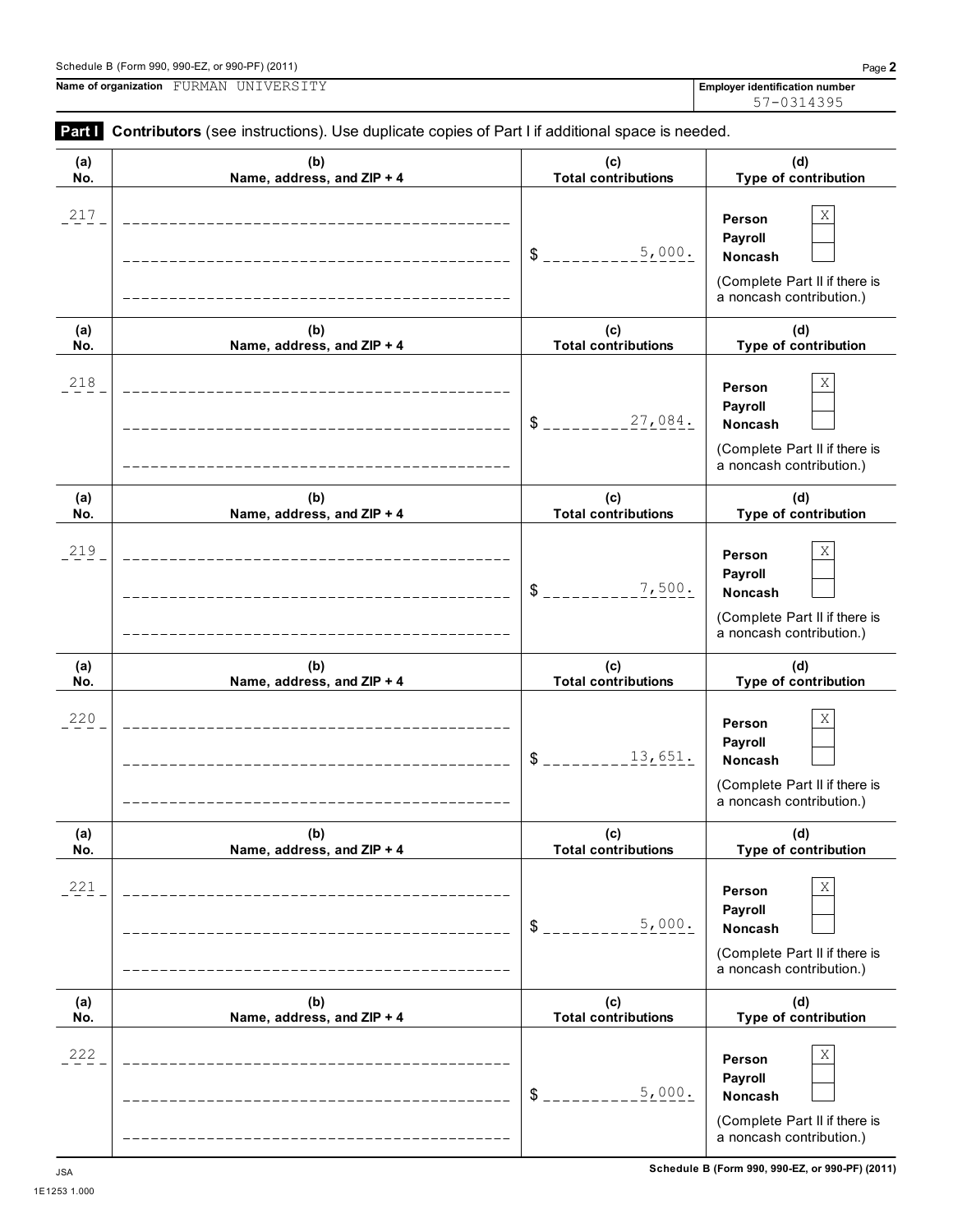Schedule B (Form 990, 990-EZ, or 990-PF) (2011)

**Name of organization** FURMAN UNIVERSITY

**Employer identification number** 57-0314395

**Part I** **Contributors** (see instructions). Use duplicate copies of Part I if additional space is needed.

| (a) No. | (b) Name, address, and ZIP + 4 | (c) Total contributions | (d) Type of contribution |
|---|---|---|---|
| 217 | | $ 5,000. | Person [X] Payroll [ ] Noncash [ ] (Complete Part II if there is a noncash contribution.) |
| 218 | | $ 27,084. | Person [X] Payroll [ ] Noncash [ ] (Complete Part II if there is a noncash contribution.) |
| 219 | | $ 7,500. | Person [X] Payroll [ ] Noncash [ ] (Complete Part II if there is a noncash contribution.) |
| 220 | | $ 13,651. | Person [X] Payroll [ ] Noncash [ ] (Complete Part II if there is a noncash contribution.) |
| 221 | | $ 5,000. | Person [X] Payroll [ ] Noncash [ ] (Complete Part II if there is a noncash contribution.) |
| 222 | | $ 5,000. | Person [X] Payroll [ ] Noncash [ ] (Complete Part II if there is a noncash contribution.) |

JSA
1E1253 1.000

Schedule B (Form 990, 990-EZ, or 990-PF) (2011)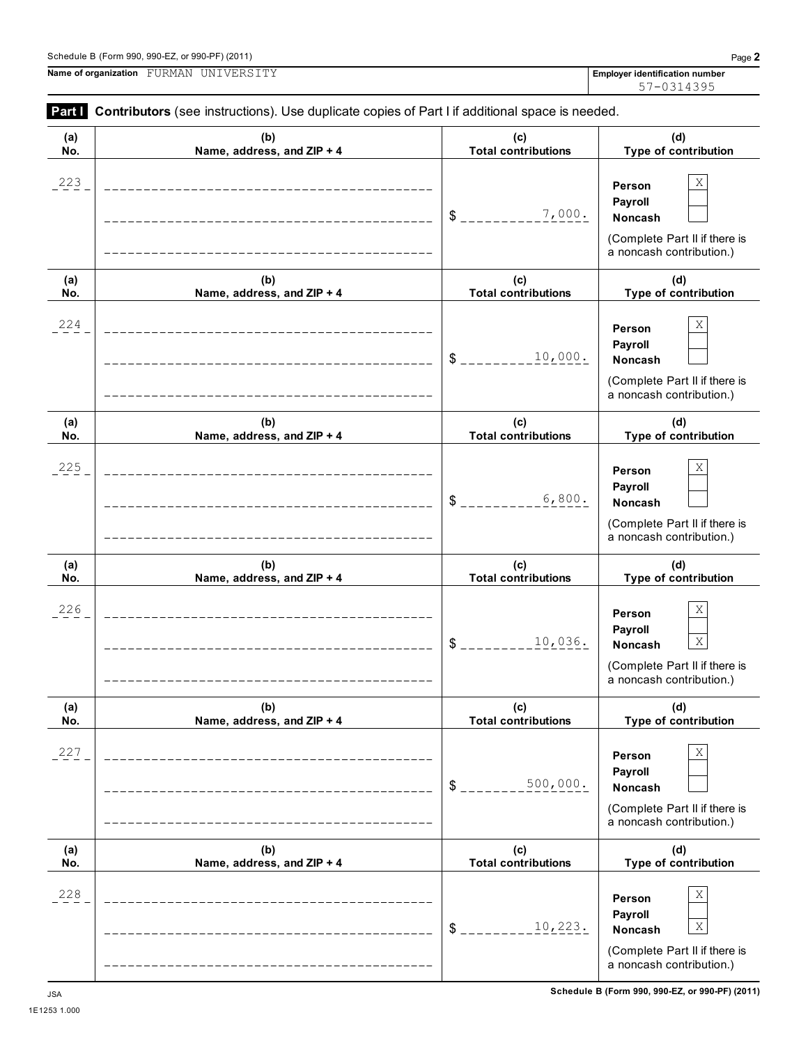Schedule B (Form 990, 990-EZ, or 990-PF) (2011)

**Name of organization** FURMAN UNIVERSITY

**Employer identification number** 57-0314395

**Part I** **Contributors** (see instructions). Use duplicate copies of Part I if additional space is needed.

| (a) No. | (b) Name, address, and ZIP + 4 | (c) Total contributions | (d) Type of contribution |
|---|---|---|---|
| 223 | | $ 7,000. | Person [X] Payroll [ ] Noncash [ ] (Complete Part II if there is a noncash contribution.) |
| 224 | | $ 10,000. | Person [X] Payroll [ ] Noncash [ ] (Complete Part II if there is a noncash contribution.) |
| 225 | | $ 6,800. | Person [X] Payroll [ ] Noncash [ ] (Complete Part II if there is a noncash contribution.) |
| 226 | | $ 10,036. | Person [X] Payroll [ ] Noncash [X] (Complete Part II if there is a noncash contribution.) |
| 227 | | $ 500,000. | Person [X] Payroll [ ] Noncash [ ] (Complete Part II if there is a noncash contribution.) |
| 228 | | $ 10,223. | Person [X] Payroll [ ] Noncash [X] (Complete Part II if there is a noncash contribution.) |

Schedule B (Form 990, 990-EZ, or 990-PF) (2011)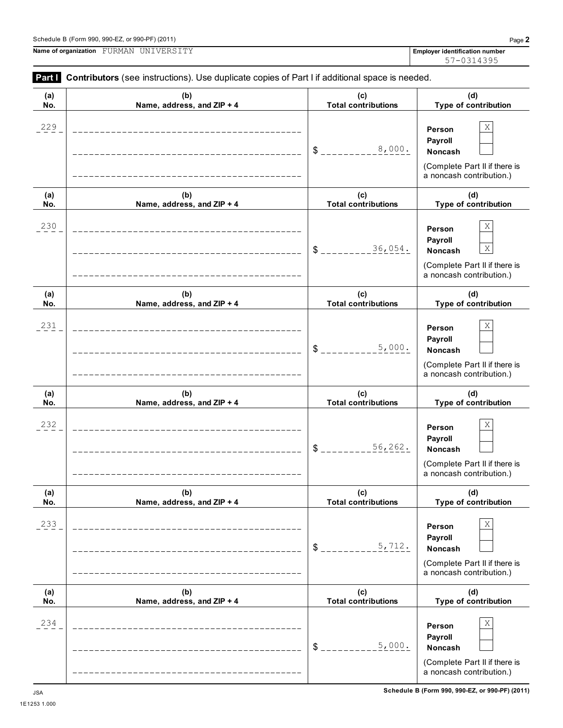Schedule B (Form 990, 990-EZ, or 990-PF) (2011)

**Name of organization** FURMAN UNIVERSITY

**Employer identification number** 57-0314395

**Part I** **Contributors** (see instructions). Use duplicate copies of Part I if additional space is needed.

| (a) No. | (b) Name, address, and ZIP + 4 | (c) Total contributions | (d) Type of contribution |
|---|---|---|---|
| 229 | | $ 8,000. | Person [X] Payroll [ ] Noncash [ ] (Complete Part II if there is a noncash contribution.) |
| 230 | | $ 36,054. | Person [X] Payroll [ ] Noncash [X] (Complete Part II if there is a noncash contribution.) |
| 231 | | $ 5,000. | Person [X] Payroll [ ] Noncash [ ] (Complete Part II if there is a noncash contribution.) |
| 232 | | $ 56,262. | Person [X] Payroll [ ] Noncash [ ] (Complete Part II if there is a noncash contribution.) |
| 233 | | $ 5,712. | Person [X] Payroll [ ] Noncash [ ] (Complete Part II if there is a noncash contribution.) |
| 234 | | $ 5,000. | Person [X] Payroll [ ] Noncash [ ] (Complete Part II if there is a noncash contribution.) |

JSA
1E1253 1.000

Schedule B (Form 990, 990-EZ, or 990-PF) (2011)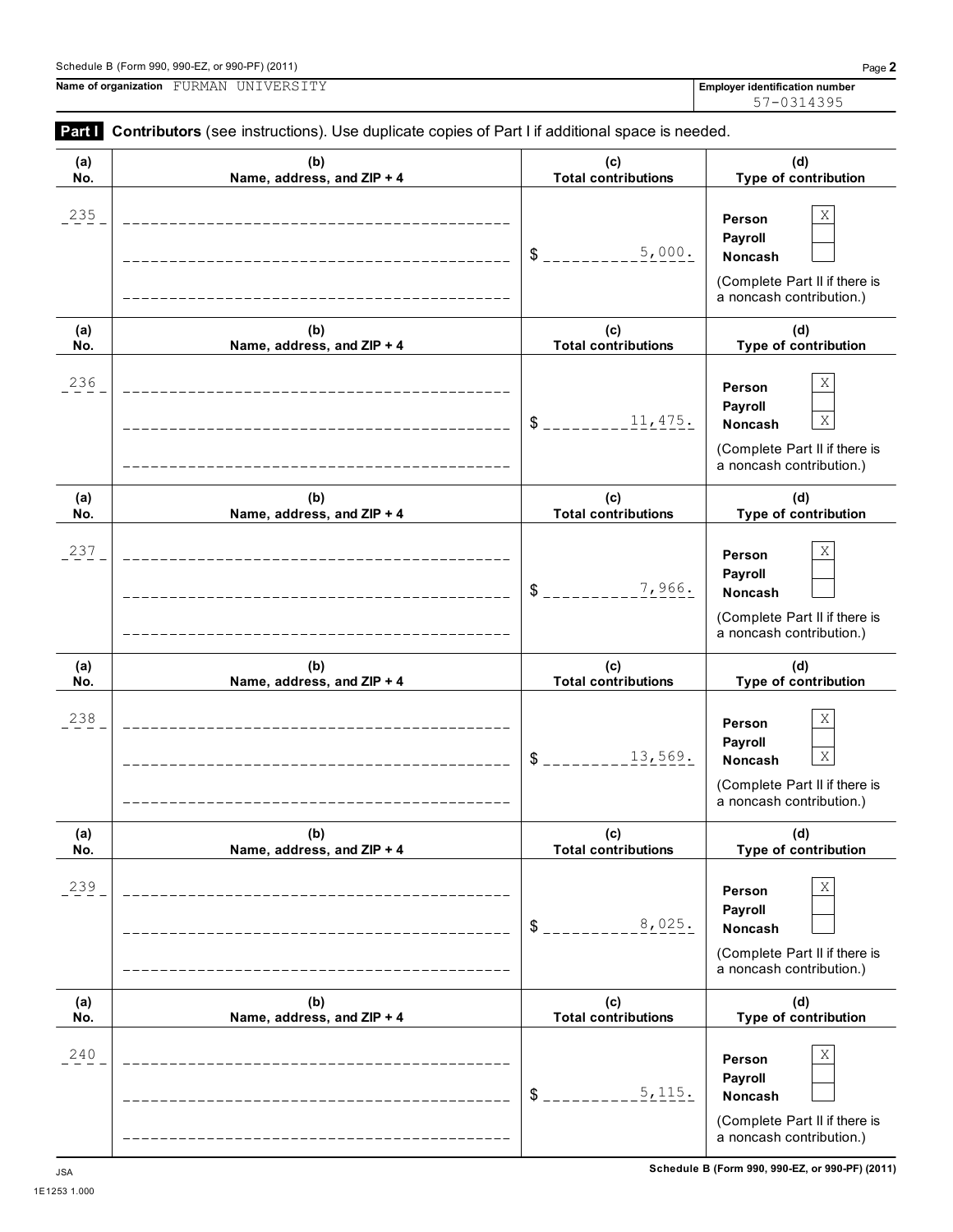Name of organization FURMAN UNIVERSITY

Employer identification number 57-0314395

**Part I** **Contributors** (see instructions). Use duplicate copies of Part I if additional space is needed.

| (a) No. | (b) Name, address, and ZIP + 4 | (c) Total contributions | (d) Type of contribution |
|---|---|---|---|
| 235 | | $ 5,000. | Person X; Payroll; Noncash (Complete Part II if there is a noncash contribution.) |
| 236 | | $ 11,475. | Person X; Payroll; Noncash X (Complete Part II if there is a noncash contribution.) |
| 237 | | $ 7,966. | Person X; Payroll; Noncash (Complete Part II if there is a noncash contribution.) |
| 238 | | $ 13,569. | Person X; Payroll; Noncash X (Complete Part II if there is a noncash contribution.) |
| 239 | | $ 8,025. | Person X; Payroll; Noncash (Complete Part II if there is a noncash contribution.) |
| 240 | | $ 5,115. | Person X; Payroll; Noncash (Complete Part II if there is a noncash contribution.) |

JSA 1E1253 1.000

Schedule B (Form 990, 990-EZ, or 990-PF) (2011)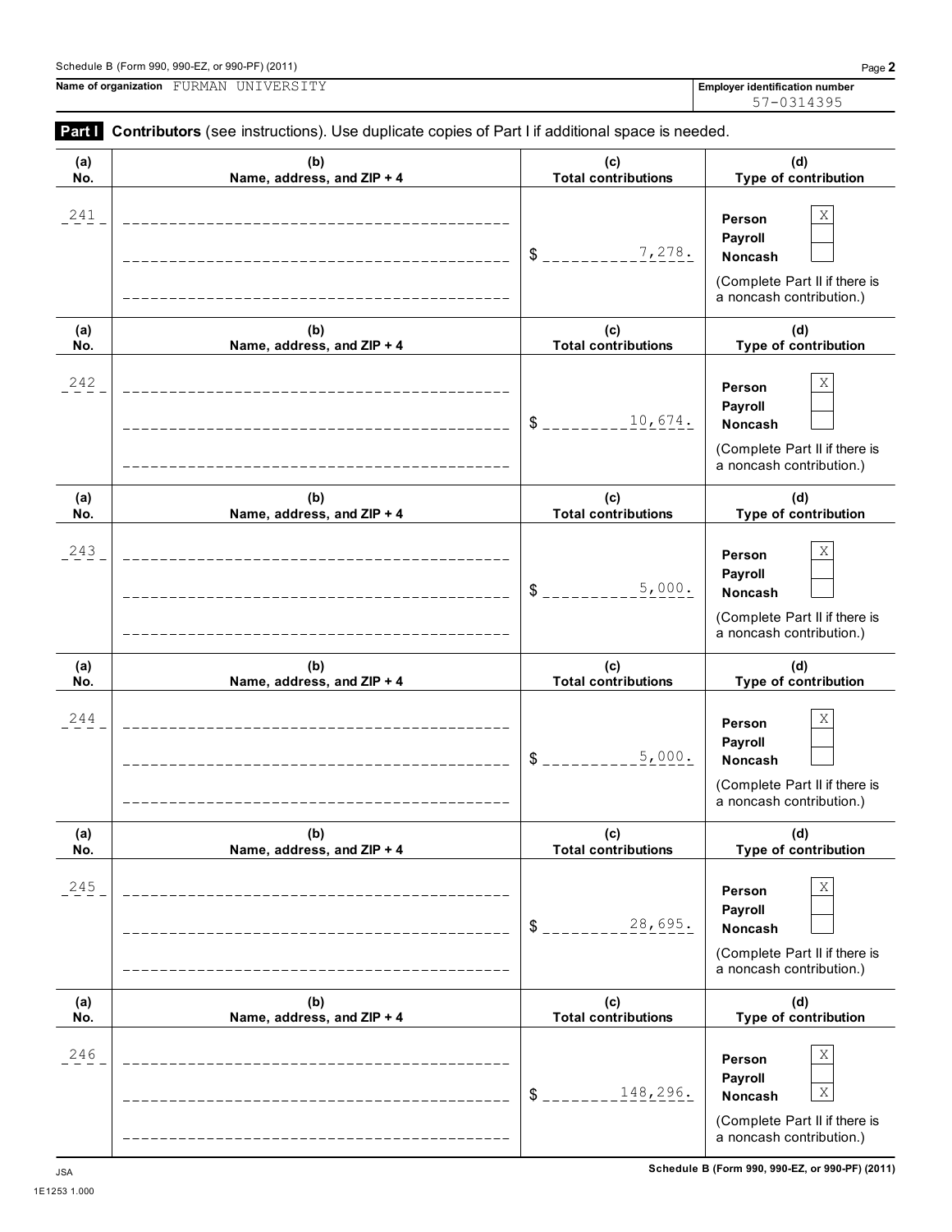Name of organization FURMAN UNIVERSITY

Employer identification number 57-0314395

**Part I** **Contributors** (see instructions). Use duplicate copies of Part I if additional space is needed.

| (a) No. | (b) Name, address, and ZIP + 4 | (c) Total contributions | (d) Type of contribution |
|---|---|---|---|
| 241 | | $ 7,278. | Person [X] Payroll [ ] Noncash [ ] (Complete Part II if there is a noncash contribution.) |
| 242 | | $ 10,674. | Person [X] Payroll [ ] Noncash [ ] (Complete Part II if there is a noncash contribution.) |
| 243 | | $ 5,000. | Person [X] Payroll [ ] Noncash [ ] (Complete Part II if there is a noncash contribution.) |
| 244 | | $ 5,000. | Person [X] Payroll [ ] Noncash [ ] (Complete Part II if there is a noncash contribution.) |
| 245 | | $ 28,695. | Person [X] Payroll [ ] Noncash [ ] (Complete Part II if there is a noncash contribution.) |
| 246 | | $ 148,296. | Person [X] Payroll [ ] Noncash [X] (Complete Part II if there is a noncash contribution.) |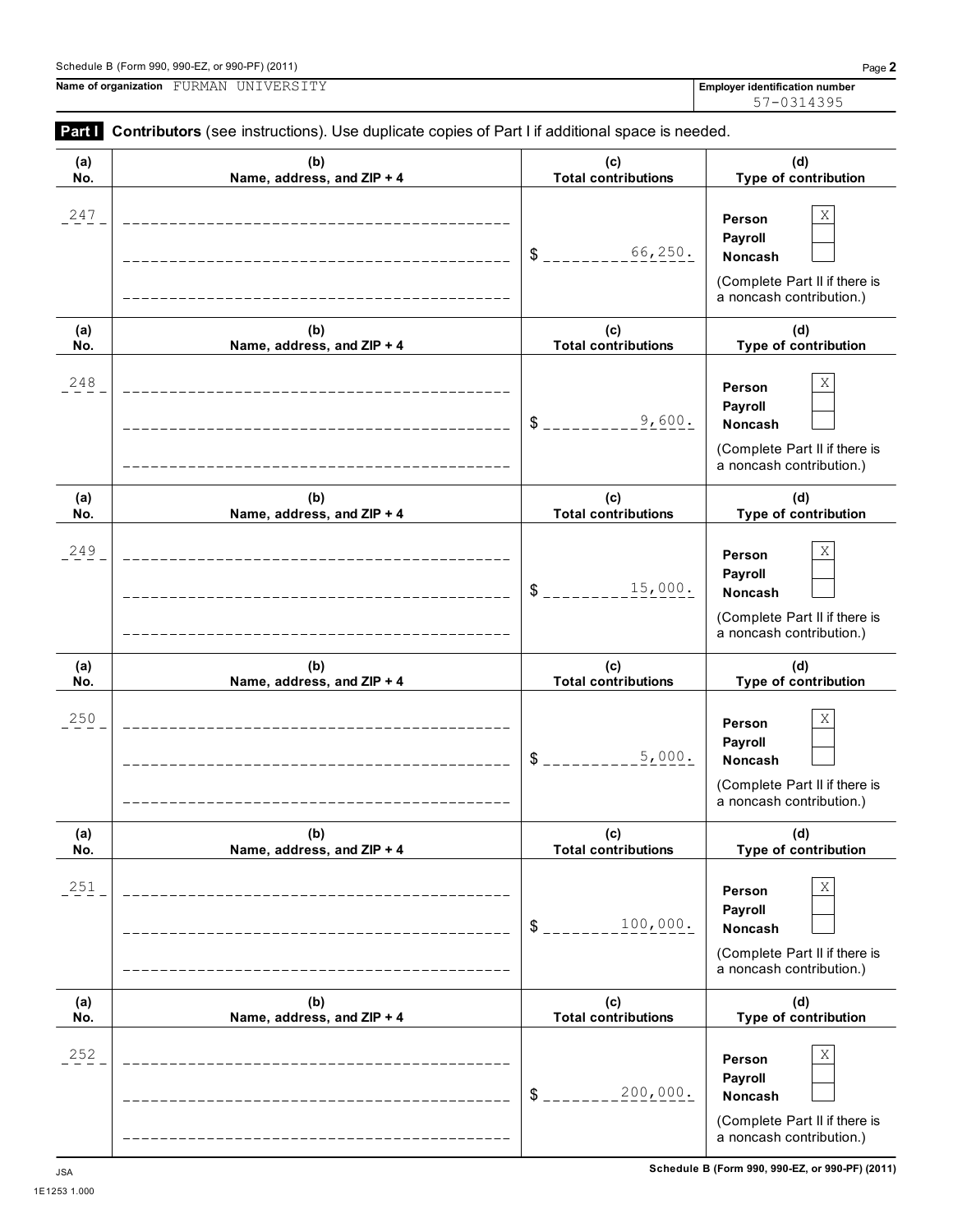Name of organization FURMAN UNIVERSITY

Employer identification number 57-0314395

**Part I** **Contributors** (see instructions). Use duplicate copies of Part I if additional space is needed.

| (a) No. | (b) Name, address, and ZIP + 4 | (c) Total contributions | (d) Type of contribution |
|---|---|---|---|
| 247 | | $ 66,250. | Person [X] Payroll [ ] Noncash [ ] (Complete Part II if there is a noncash contribution.) |
| 248 | | $ 9,600. | Person [X] Payroll [ ] Noncash [ ] (Complete Part II if there is a noncash contribution.) |
| 249 | | $ 15,000. | Person [X] Payroll [ ] Noncash [ ] (Complete Part II if there is a noncash contribution.) |
| 250 | | $ 5,000. | Person [X] Payroll [ ] Noncash [ ] (Complete Part II if there is a noncash contribution.) |
| 251 | | $ 100,000. | Person [X] Payroll [ ] Noncash [ ] (Complete Part II if there is a noncash contribution.) |
| 252 | | $ 200,000. | Person [X] Payroll [ ] Noncash [ ] (Complete Part II if there is a noncash contribution.) |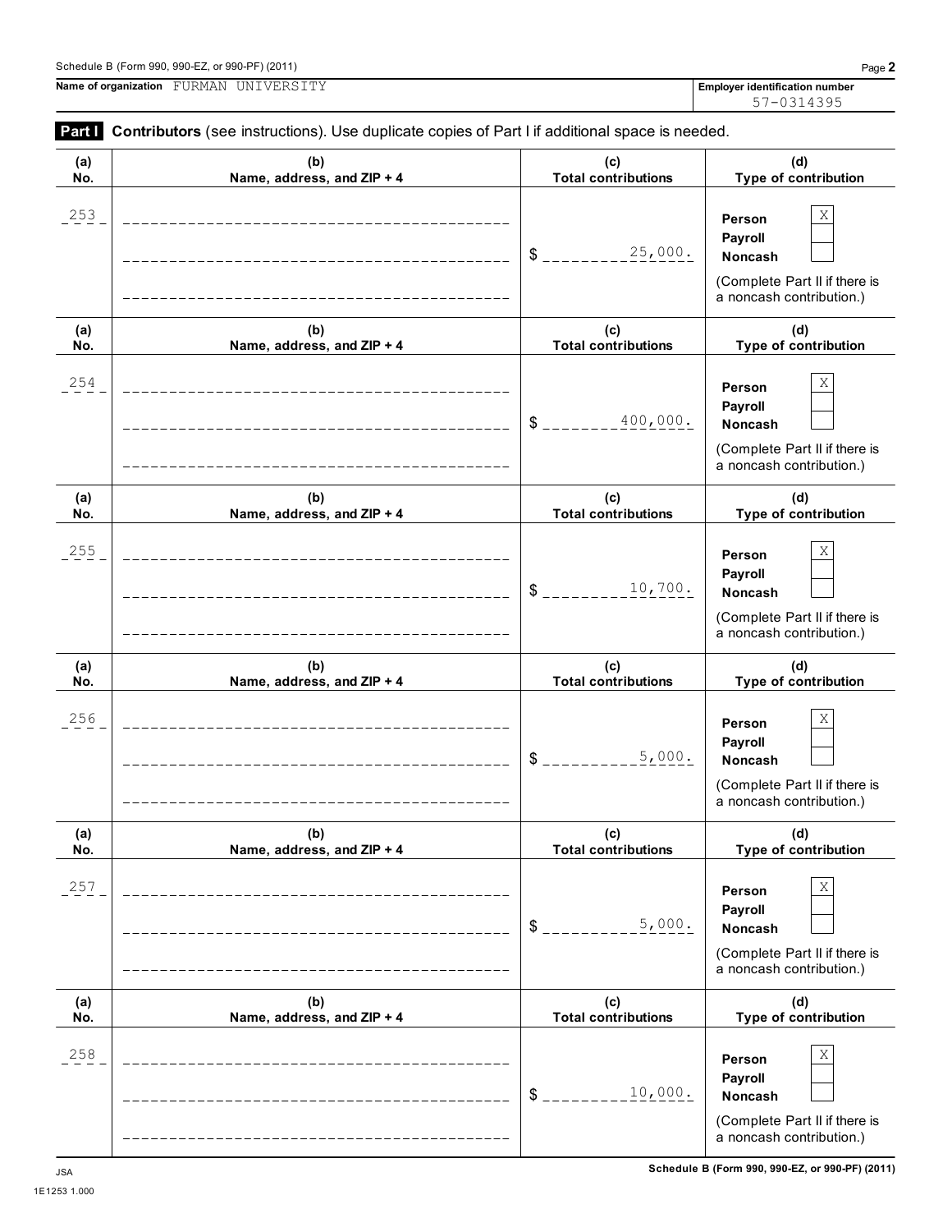Schedule B (Form 990, 990-EZ, or 990-PF) (2011)

**Name of organization** FURMAN UNIVERSITY

**Employer identification number** 57-0314395

**Part I** **Contributors** (see instructions). Use duplicate copies of Part I if additional space is needed.

| (a) No. | (b) Name, address, and ZIP + 4 | (c) Total contributions | (d) Type of contribution |
|---|---|---|---|
| 253 | | $ 25,000. | Person [X] Payroll [ ] Noncash [ ] (Complete Part II if there is a noncash contribution.) |
| 254 | | $ 400,000. | Person [X] Payroll [ ] Noncash [ ] (Complete Part II if there is a noncash contribution.) |
| 255 | | $ 10,700. | Person [X] Payroll [ ] Noncash [ ] (Complete Part II if there is a noncash contribution.) |
| 256 | | $ 5,000. | Person [X] Payroll [ ] Noncash [ ] (Complete Part II if there is a noncash contribution.) |
| 257 | | $ 5,000. | Person [X] Payroll [ ] Noncash [ ] (Complete Part II if there is a noncash contribution.) |
| 258 | | $ 10,000. | Person [X] Payroll [ ] Noncash [ ] (Complete Part II if there is a noncash contribution.) |

JSA
1E1253 1.000

Schedule B (Form 990, 990-EZ, or 990-PF) (2011)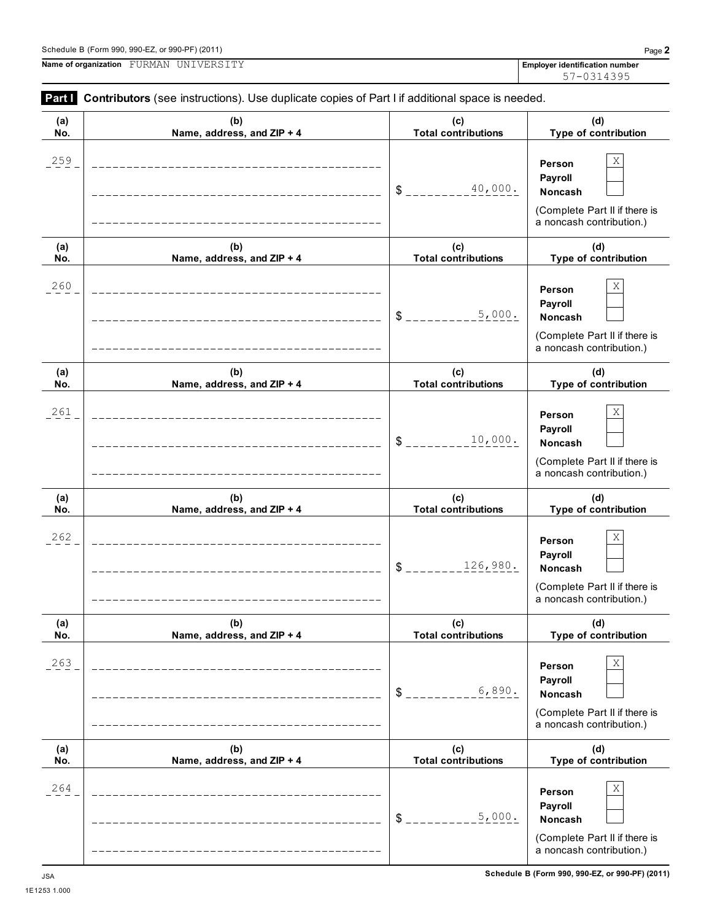Schedule B (Form 990, 990-EZ, or 990-PF) (2011)

**Name of organization** FURMAN UNIVERSITY

**Employer identification number** 57-0314395

**Part I** **Contributors** (see instructions). Use duplicate copies of Part I if additional space is needed.

| (a) No. | (b) Name, address, and ZIP + 4 | (c) Total contributions | (d) Type of contribution |
|---|---|---|---|
| 259 | | $ 40,000. | Person X Payroll Noncash (Complete Part II if there is a noncash contribution.) |
| 260 | | $ 5,000. | Person X Payroll Noncash (Complete Part II if there is a noncash contribution.) |
| 261 | | $ 10,000. | Person X Payroll Noncash (Complete Part II if there is a noncash contribution.) |
| 262 | | $ 126,980. | Person X Payroll Noncash (Complete Part II if there is a noncash contribution.) |
| 263 | | $ 6,890. | Person X Payroll Noncash (Complete Part II if there is a noncash contribution.) |
| 264 | | $ 5,000. | Person X Payroll Noncash (Complete Part II if there is a noncash contribution.) |

JSA

1E1253 1.000

Schedule B (Form 990, 990-EZ, or 990-PF) (2011)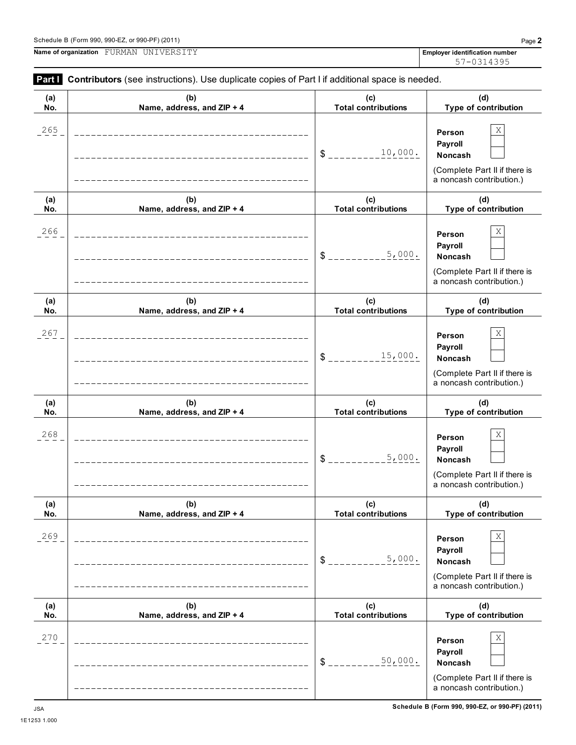Schedule B (Form 990, 990-EZ, or 990-PF) (2011)

**Name of organization** FURMAN UNIVERSITY

**Employer identification number** 57-0314395

**Part I** **Contributors** (see instructions). Use duplicate copies of Part I if additional space is needed.

| (a) No. | (b) Name, address, and ZIP + 4 | (c) Total contributions | (d) Type of contribution |
|---|---|---|---|
| 265 | | $ 10,000. | Person X Payroll ☐ Noncash ☐ (Complete Part II if there is a noncash contribution.) |
| 266 | | $ 5,000. | Person X Payroll ☐ Noncash ☐ (Complete Part II if there is a noncash contribution.) |
| 267 | | $ 15,000. | Person X Payroll ☐ Noncash ☐ (Complete Part II if there is a noncash contribution.) |
| 268 | | $ 5,000. | Person X Payroll ☐ Noncash ☐ (Complete Part II if there is a noncash contribution.) |
| 269 | | $ 5,000. | Person X Payroll ☐ Noncash ☐ (Complete Part II if there is a noncash contribution.) |
| 270 | | $ 50,000. | Person X Payroll ☐ Noncash ☐ (Complete Part II if there is a noncash contribution.) |

JSA
1E1253 1.000

Schedule B (Form 990, 990-EZ, or 990-PF) (2011)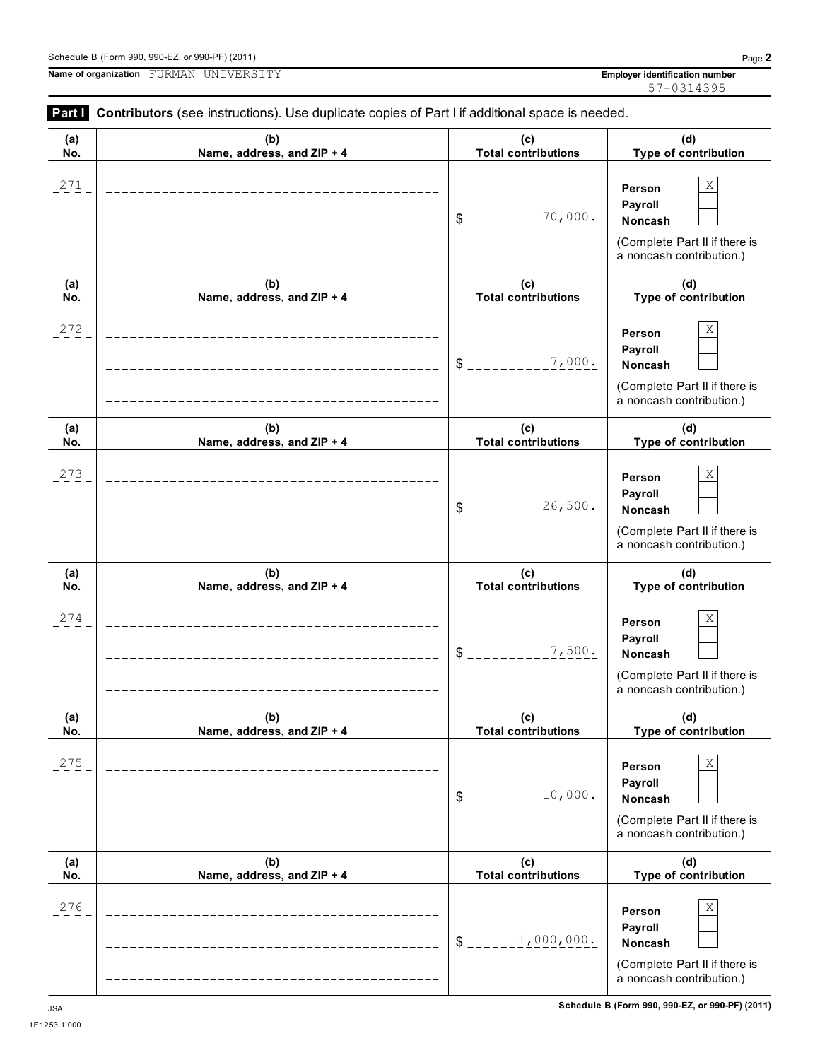Schedule B (Form 990, 990-EZ, or 990-PF) (2011)

**Name of organization** FURMAN UNIVERSITY

**Employer identification number** 57-0314395

**Part I** **Contributors** (see instructions). Use duplicate copies of Part I if additional space is needed.

| (a) No. | (b) Name, address, and ZIP + 4 | (c) Total contributions | (d) Type of contribution |
|---|---|---|---|
| 271 | | $ 70,000. | Person [X] Payroll [ ] Noncash [ ] (Complete Part II if there is a noncash contribution.) |
| 272 | | $ 7,000. | Person [X] Payroll [ ] Noncash [ ] (Complete Part II if there is a noncash contribution.) |
| 273 | | $ 26,500. | Person [X] Payroll [ ] Noncash [ ] (Complete Part II if there is a noncash contribution.) |
| 274 | | $ 7,500. | Person [X] Payroll [ ] Noncash [ ] (Complete Part II if there is a noncash contribution.) |
| 275 | | $ 10,000. | Person [X] Payroll [ ] Noncash [ ] (Complete Part II if there is a noncash contribution.) |
| 276 | | $ 1,000,000. | Person [X] Payroll [ ] Noncash [ ] (Complete Part II if there is a noncash contribution.) |

JSA
1E1253 1.000

**Schedule B (Form 990, 990-EZ, or 990-PF) (2011)**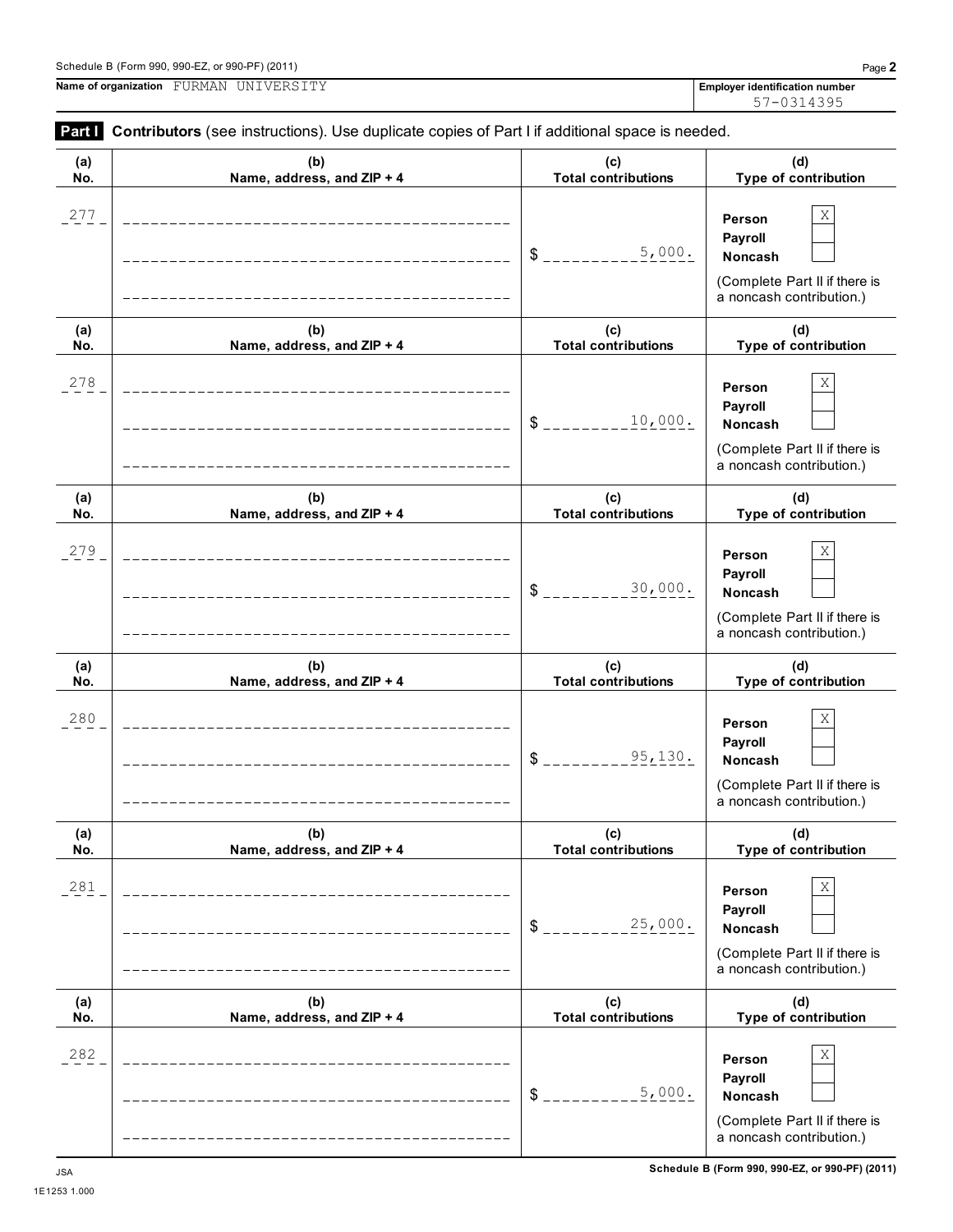Schedule B (Form 990, 990-EZ, or 990-PF) (2011)

**Name of organization** FURMAN UNIVERSITY

**Employer identification number** 57-0314395

**Part I** **Contributors** (see instructions). Use duplicate copies of Part I if additional space is needed.

| (a) No. | (b) Name, address, and ZIP + 4 | (c) Total contributions | (d) Type of contribution |
|---|---|---|---|
| 277 | | $ 5,000. | Person [X] Payroll [ ] Noncash [ ] (Complete Part II if there is a noncash contribution.) |
| 278 | | $ 10,000. | Person [X] Payroll [ ] Noncash [ ] (Complete Part II if there is a noncash contribution.) |
| 279 | | $ 30,000. | Person [X] Payroll [ ] Noncash [ ] (Complete Part II if there is a noncash contribution.) |
| 280 | | $ 95,130. | Person [X] Payroll [ ] Noncash [ ] (Complete Part II if there is a noncash contribution.) |
| 281 | | $ 25,000. | Person [X] Payroll [ ] Noncash [ ] (Complete Part II if there is a noncash contribution.) |
| 282 | | $ 5,000. | Person [X] Payroll [ ] Noncash [ ] (Complete Part II if there is a noncash contribution.) |

JSA
1E1253 1.000

**Schedule B (Form 990, 990-EZ, or 990-PF) (2011)**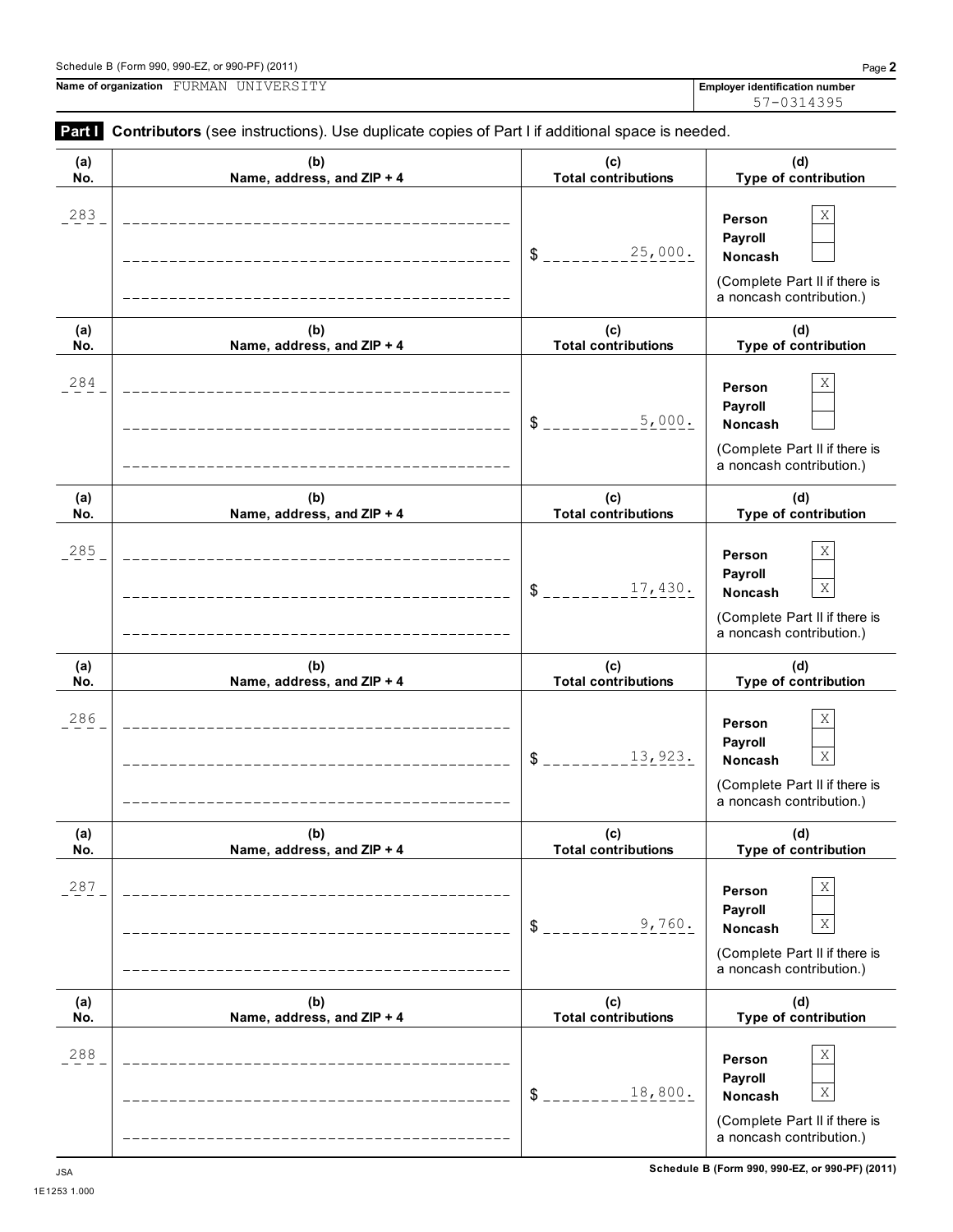Schedule B (Form 990, 990-EZ, or 990-PF) (2011)

**Name of organization** FURMAN UNIVERSITY

**Employer identification number** 57-0314395

**Part I** **Contributors** (see instructions). Use duplicate copies of Part I if additional space is needed.

| (a) No. | (b) Name, address, and ZIP + 4 | (c) Total contributions | (d) Type of contribution |
|---|---|---|---|
| 283 | | $ 25,000. | Person [X] Payroll [ ] Noncash [ ] (Complete Part II if there is a noncash contribution.) |
| 284 | | $ 5,000. | Person [X] Payroll [ ] Noncash [ ] (Complete Part II if there is a noncash contribution.) |
| 285 | | $ 17,430. | Person [X] Payroll [ ] Noncash [X] (Complete Part II if there is a noncash contribution.) |
| 286 | | $ 13,923. | Person [X] Payroll [ ] Noncash [X] (Complete Part II if there is a noncash contribution.) |
| 287 | | $ 9,760. | Person [X] Payroll [ ] Noncash [X] (Complete Part II if there is a noncash contribution.) |
| 288 | | $ 18,800. | Person [X] Payroll [ ] Noncash [X] (Complete Part II if there is a noncash contribution.) |

JSA
1E1253 1.000

Schedule B (Form 990, 990-EZ, or 990-PF) (2011)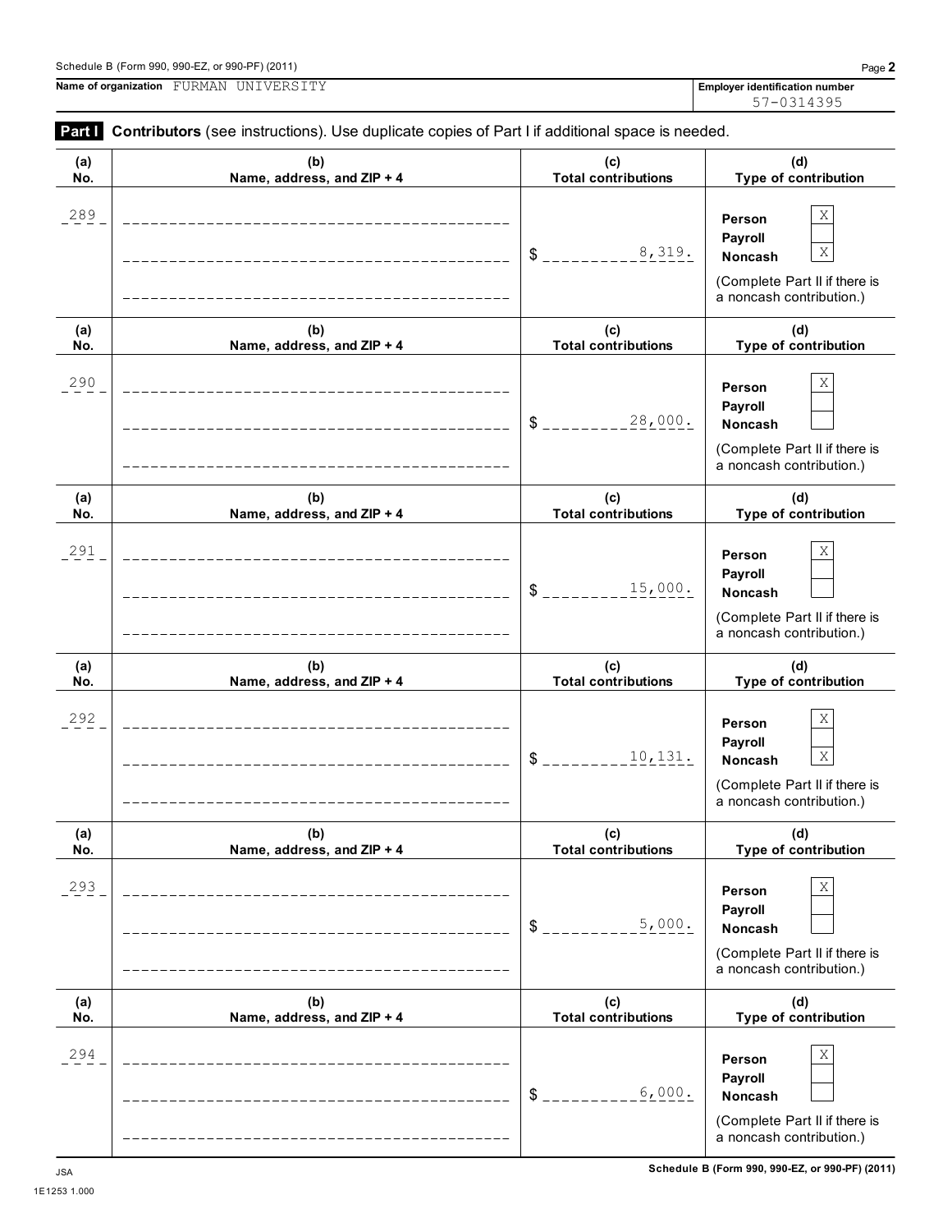Schedule B (Form 990, 990-EZ, or 990-PF) (2011)

**Name of organization** FURMAN UNIVERSITY

**Employer identification number** 57-0314395

**Part I** **Contributors** (see instructions). Use duplicate copies of Part I if additional space is needed.

| (a) No. | (b) Name, address, and ZIP + 4 | (c) Total contributions | (d) Type of contribution |
|---|---|---|---|
| 289 | | $ 8,319. | Person X<br>Payroll<br>Noncash X<br>(Complete Part II if there is a noncash contribution.) |
| 290 | | $ 28,000. | Person X<br>Payroll<br>Noncash<br>(Complete Part II if there is a noncash contribution.) |
| 291 | | $ 15,000. | Person X<br>Payroll<br>Noncash<br>(Complete Part II if there is a noncash contribution.) |
| 292 | | $ 10,131. | Person X<br>Payroll<br>Noncash X<br>(Complete Part II if there is a noncash contribution.) |
| 293 | | $ 5,000. | Person X<br>Payroll<br>Noncash<br>(Complete Part II if there is a noncash contribution.) |
| 294 | | $ 6,000. | Person X<br>Payroll<br>Noncash<br>(Complete Part II if there is a noncash contribution.) |

JSA
1E1253 1.000

Schedule B (Form 990, 990-EZ, or 990-PF) (2011)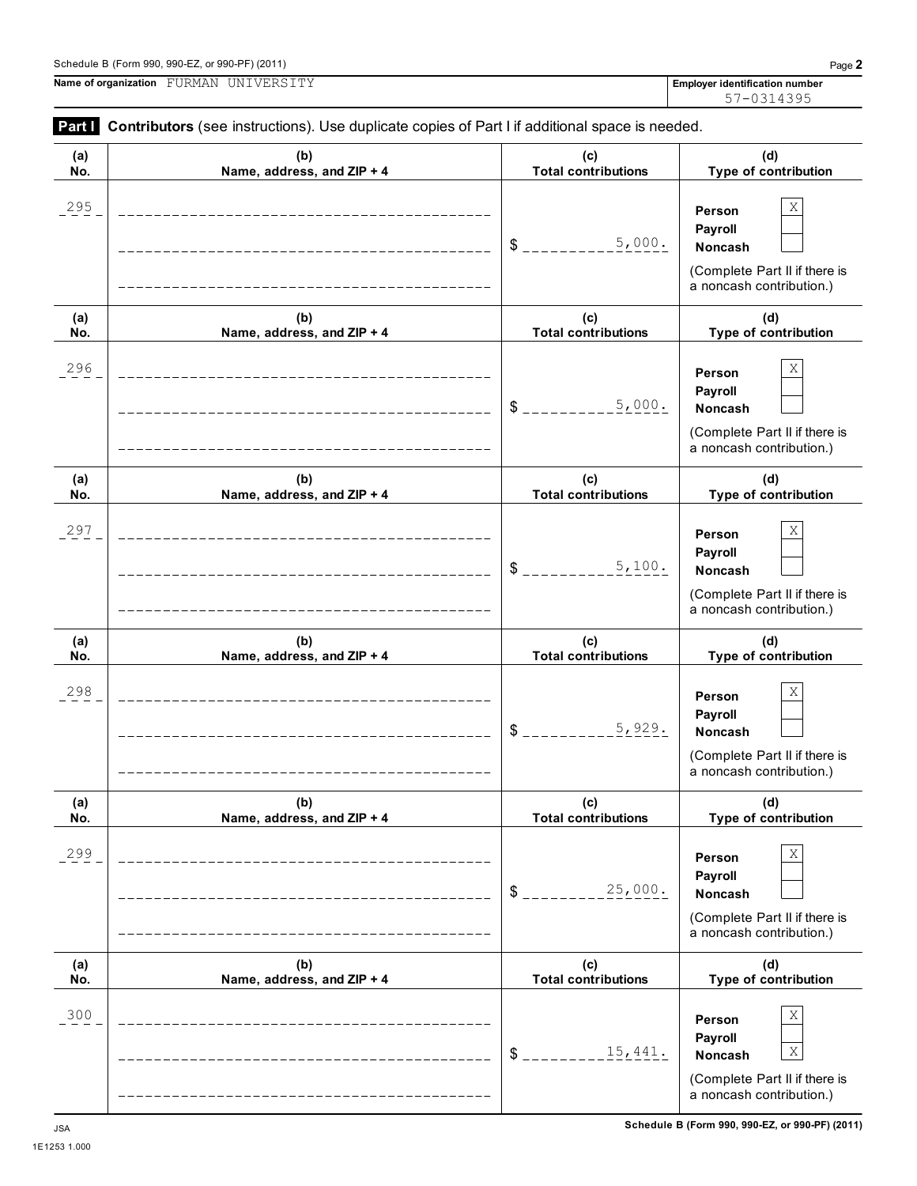Name of organization FURMAN UNIVERSITY

Employer identification number 57-0314395

**Part I** **Contributors** (see instructions). Use duplicate copies of Part I if additional space is needed.

| (a) No. | (b) Name, address, and ZIP + 4 | (c) Total contributions | (d) Type of contribution |
|---|---|---|---|
| 295 | | $ 5,000. | Person [X] Payroll [ ] Noncash [ ] (Complete Part II if there is a noncash contribution.) |
| 296 | | $ 5,000. | Person [X] Payroll [ ] Noncash [ ] (Complete Part II if there is a noncash contribution.) |
| 297 | | $ 5,100. | Person [X] Payroll [ ] Noncash [ ] (Complete Part II if there is a noncash contribution.) |
| 298 | | $ 5,929. | Person [X] Payroll [ ] Noncash [ ] (Complete Part II if there is a noncash contribution.) |
| 299 | | $ 25,000. | Person [X] Payroll [ ] Noncash [ ] (Complete Part II if there is a noncash contribution.) |
| 300 | | $ 15,441. | Person [X] Payroll [ ] Noncash [X] (Complete Part II if there is a noncash contribution.) |

JSA
1E1253 1.000

Schedule B (Form 990, 990-EZ, or 990-PF) (2011)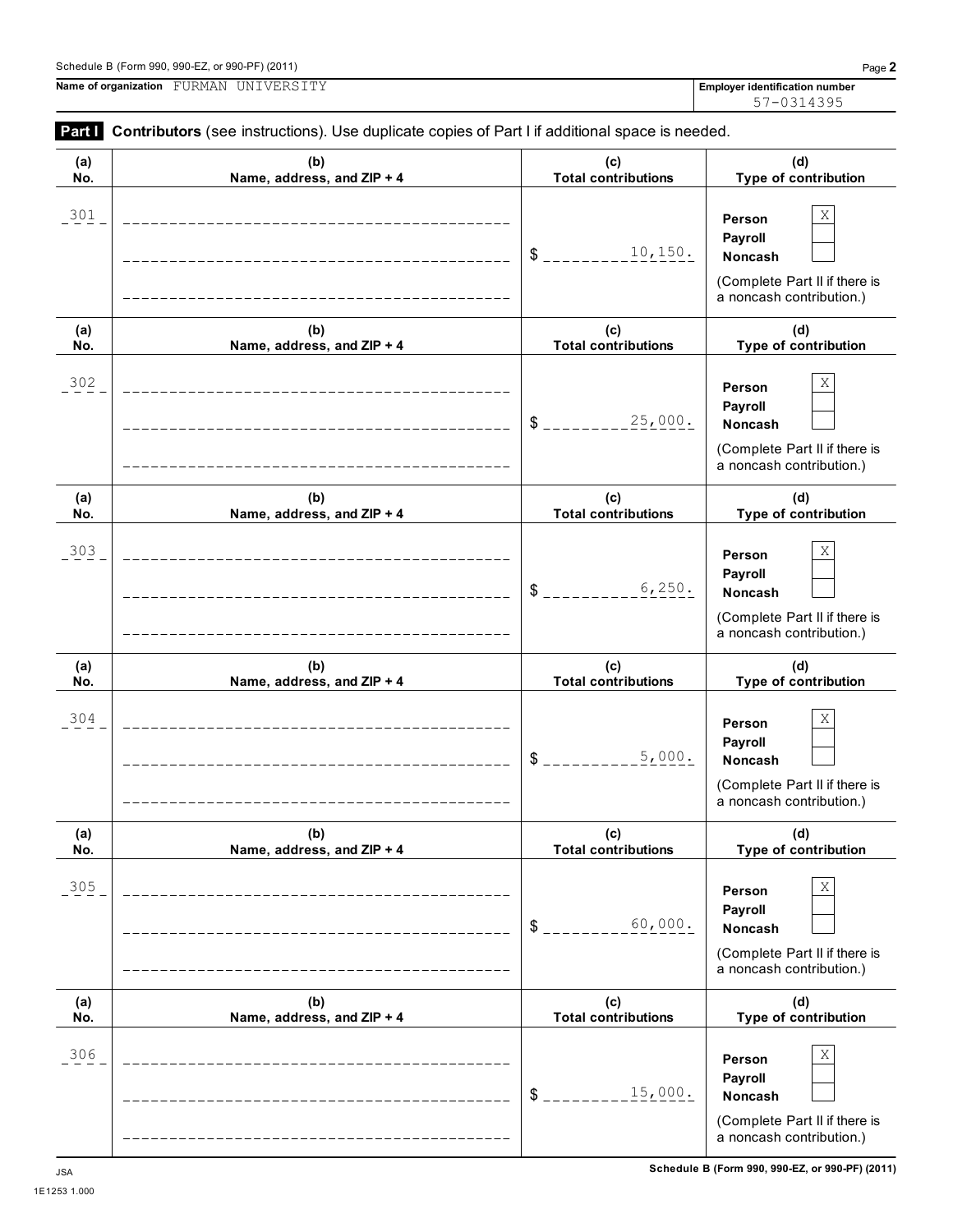Schedule B (Form 990, 990-EZ, or 990-PF) (2011)

**Name of organization** FURMAN UNIVERSITY

**Employer identification number** 57-0314395

**Part I** **Contributors** (see instructions). Use duplicate copies of Part I if additional space is needed.

| (a) No. | (b) Name, address, and ZIP + 4 | (c) Total contributions | (d) Type of contribution |
|---|---|---|---|
| 301 | | $ 10,150. | Person [X] Payroll [ ] Noncash [ ] (Complete Part II if there is a noncash contribution.) |
| 302 | | $ 25,000. | Person [X] Payroll [ ] Noncash [ ] (Complete Part II if there is a noncash contribution.) |
| 303 | | $ 6,250. | Person [X] Payroll [ ] Noncash [ ] (Complete Part II if there is a noncash contribution.) |
| 304 | | $ 5,000. | Person [X] Payroll [ ] Noncash [ ] (Complete Part II if there is a noncash contribution.) |
| 305 | | $ 60,000. | Person [X] Payroll [ ] Noncash [ ] (Complete Part II if there is a noncash contribution.) |
| 306 | | $ 15,000. | Person [X] Payroll [ ] Noncash [ ] (Complete Part II if there is a noncash contribution.) |

JSA
1E1253 1.000

**Schedule B (Form 990, 990-EZ, or 990-PF) (2011)**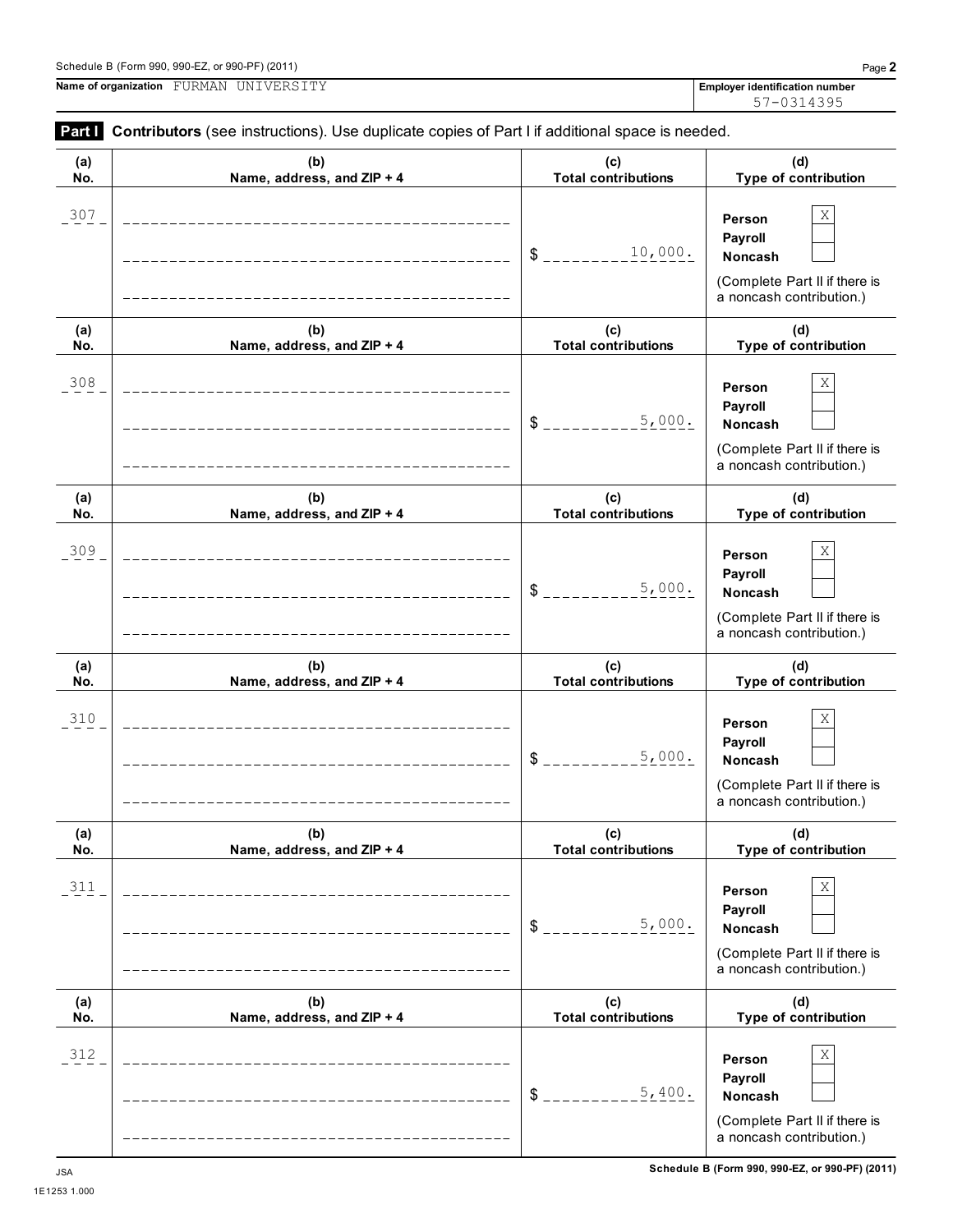Schedule B (Form 990, 990-EZ, or 990-PF) (2011)

**Name of organization** FURMAN UNIVERSITY

**Employer identification number** 57-0314395

**Part I** **Contributors** (see instructions). Use duplicate copies of Part I if additional space is needed.

| (a) No. | (b) Name, address, and ZIP + 4 | (c) Total contributions | (d) Type of contribution |
|---|---|---|---|
| 307 | | $ 10,000. | Person [X] Payroll [ ] Noncash [ ] (Complete Part II if there is a noncash contribution.) |
| 308 | | $ 5,000. | Person [X] Payroll [ ] Noncash [ ] (Complete Part II if there is a noncash contribution.) |
| 309 | | $ 5,000. | Person [X] Payroll [ ] Noncash [ ] (Complete Part II if there is a noncash contribution.) |
| 310 | | $ 5,000. | Person [X] Payroll [ ] Noncash [ ] (Complete Part II if there is a noncash contribution.) |
| 311 | | $ 5,000. | Person [X] Payroll [ ] Noncash [ ] (Complete Part II if there is a noncash contribution.) |
| 312 | | $ 5,400. | Person [X] Payroll [ ] Noncash [ ] (Complete Part II if there is a noncash contribution.) |

JSA
1E1253 1.000

**Schedule B (Form 990, 990-EZ, or 990-PF) (2011)**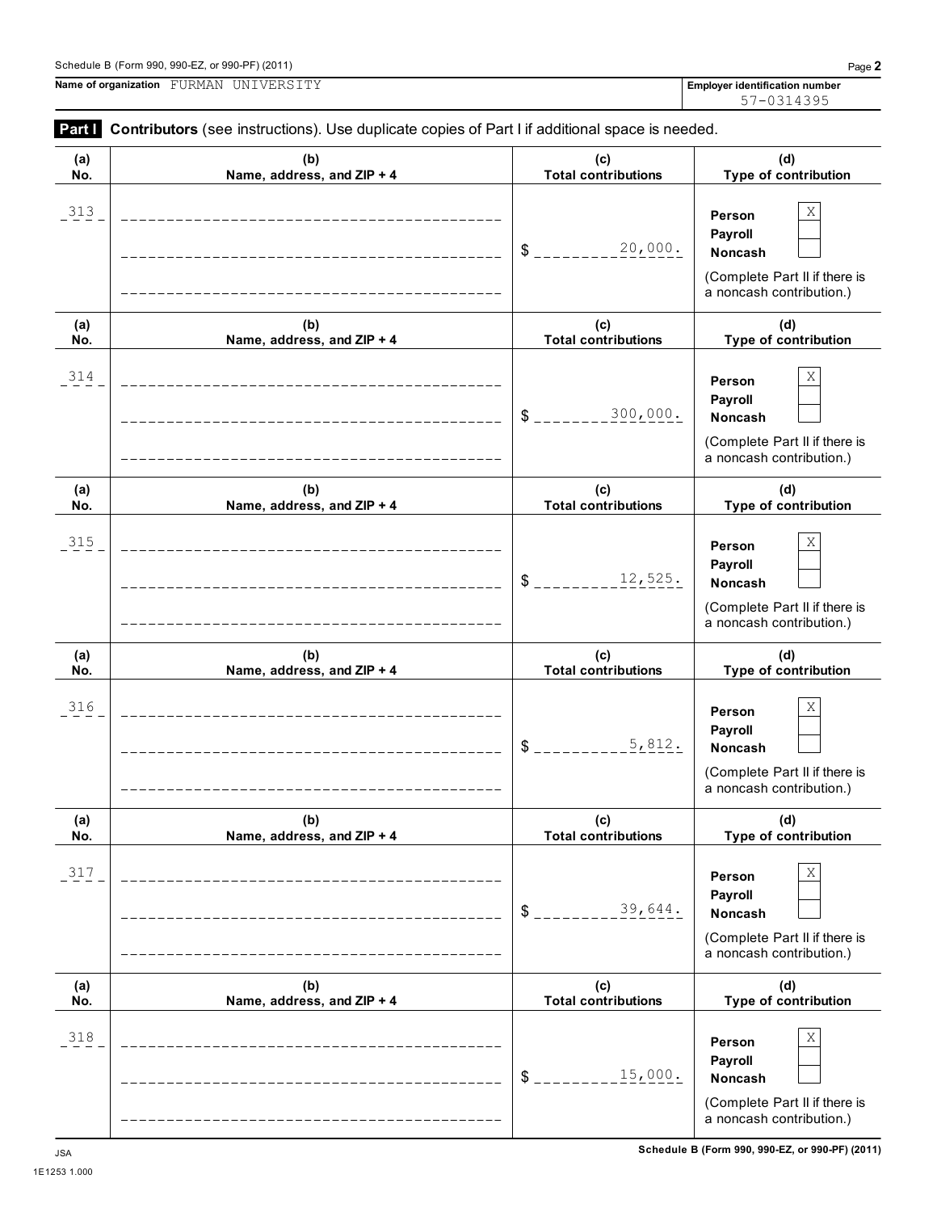Schedule B (Form 990, 990-EZ, or 990-PF) (2011)

**Name of organization** FURMAN UNIVERSITY

**Employer identification number** 57-0314395

**Part I** **Contributors** (see instructions). Use duplicate copies of Part I if additional space is needed.

| (a) No. | (b) Name, address, and ZIP + 4 | (c) Total contributions | (d) Type of contribution |
|---|---|---|---|
| 313 | | $ 20,000. | Person X<br>Payroll<br>Noncash<br>(Complete Part II if there is a noncash contribution.) |
| 314 | | $ 300,000. | Person X<br>Payroll<br>Noncash<br>(Complete Part II if there is a noncash contribution.) |
| 315 | | $ 12,525. | Person X<br>Payroll<br>Noncash<br>(Complete Part II if there is a noncash contribution.) |
| 316 | | $ 5,812. | Person X<br>Payroll<br>Noncash<br>(Complete Part II if there is a noncash contribution.) |
| 317 | | $ 39,644. | Person X<br>Payroll<br>Noncash<br>(Complete Part II if there is a noncash contribution.) |
| 318 | | $ 15,000. | Person X<br>Payroll<br>Noncash<br>(Complete Part II if there is a noncash contribution.) |

JSA
1E1253 1.000

Schedule B (Form 990, 990-EZ, or 990-PF) (2011)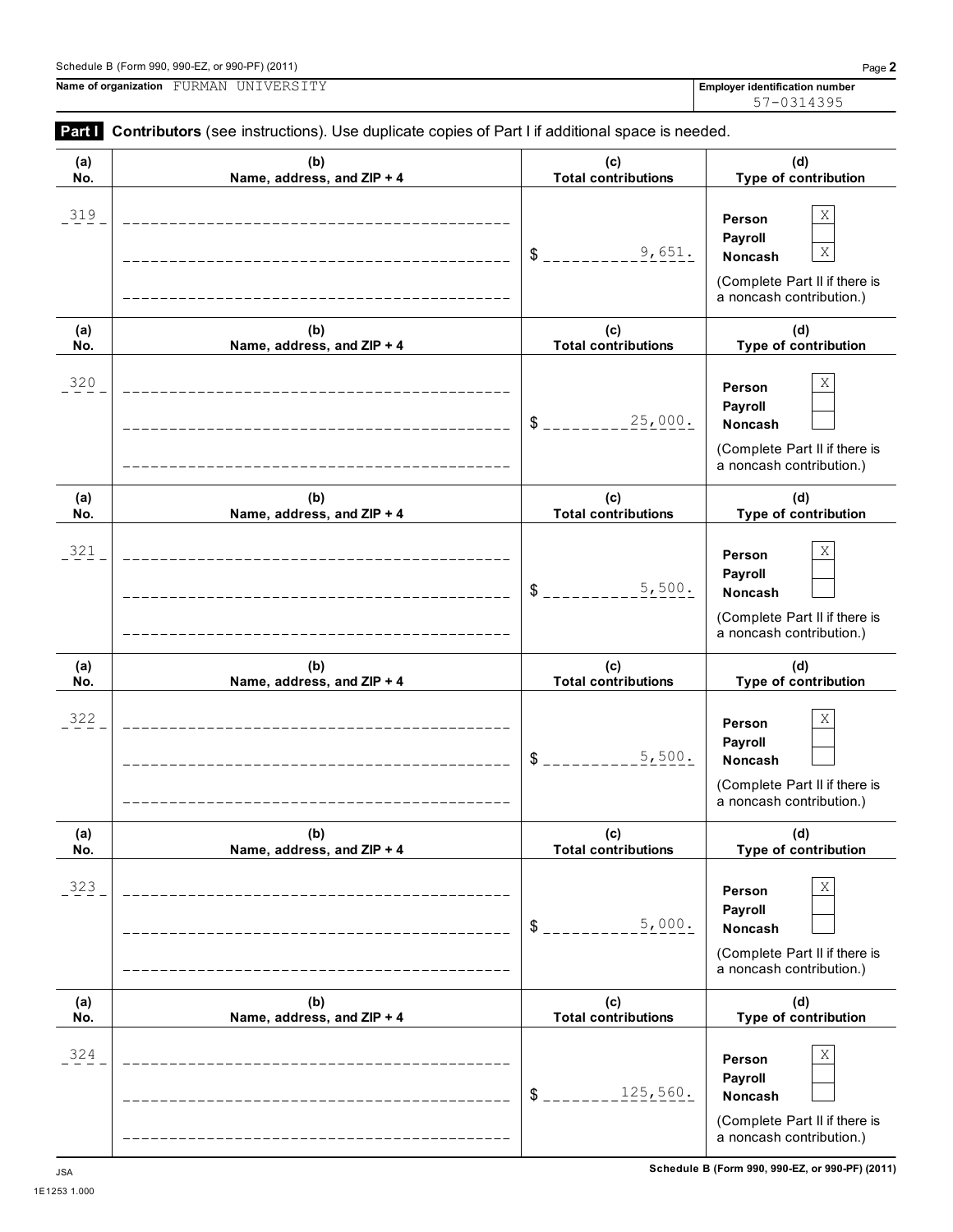Name of organization FURMAN UNIVERSITY

Employer identification number 57-0314395

**Part I** **Contributors** (see instructions). Use duplicate copies of Part I if additional space is needed.

| (a) No. | (b) Name, address, and ZIP + 4 | (c) Total contributions | (d) Type of contribution |
|---|---|---|---|
| 319 | | $ 9,651. | Person X<br>Payroll<br>Noncash X<br>(Complete Part II if there is a noncash contribution.) |
| 320 | | $ 25,000. | Person X<br>Payroll<br>Noncash<br>(Complete Part II if there is a noncash contribution.) |
| 321 | | $ 5,500. | Person X<br>Payroll<br>Noncash<br>(Complete Part II if there is a noncash contribution.) |
| 322 | | $ 5,500. | Person X<br>Payroll<br>Noncash<br>(Complete Part II if there is a noncash contribution.) |
| 323 | | $ 5,000. | Person X<br>Payroll<br>Noncash<br>(Complete Part II if there is a noncash contribution.) |
| 324 | | $ 125,560. | Person X<br>Payroll<br>Noncash<br>(Complete Part II if there is a noncash contribution.) |

JSA
1E1253 1.000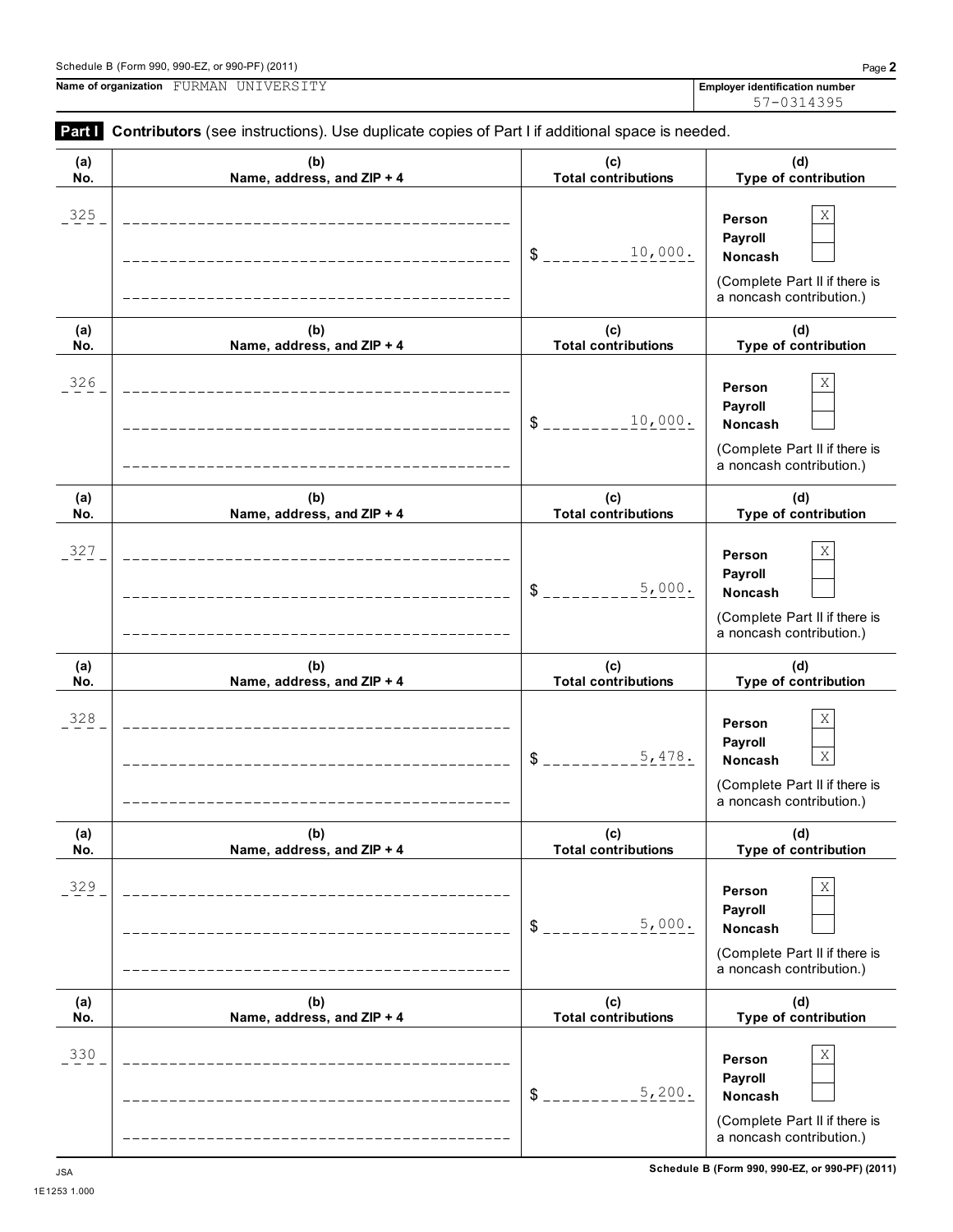Schedule B (Form 990, 990-EZ, or 990-PF) (2011)

**Name of organization** FURMAN UNIVERSITY

**Employer identification number** 57-0314395

**Part I** **Contributors** (see instructions). Use duplicate copies of Part I if additional space is needed.

| (a) No. | (b) Name, address, and ZIP + 4 | (c) Total contributions | (d) Type of contribution |
|---|---|---|---|
| 325 | | $ 10,000. | Person [X] Payroll [ ] Noncash [ ] (Complete Part II if there is a noncash contribution.) |
| 326 | | $ 10,000. | Person [X] Payroll [ ] Noncash [ ] (Complete Part II if there is a noncash contribution.) |
| 327 | | $ 5,000. | Person [X] Payroll [ ] Noncash [ ] (Complete Part II if there is a noncash contribution.) |
| 328 | | $ 5,478. | Person [X] Payroll [ ] Noncash [X] (Complete Part II if there is a noncash contribution.) |
| 329 | | $ 5,000. | Person [X] Payroll [ ] Noncash [ ] (Complete Part II if there is a noncash contribution.) |
| 330 | | $ 5,200. | Person [X] Payroll [ ] Noncash [ ] (Complete Part II if there is a noncash contribution.) |

JSA
1E1253 1.000

**Schedule B (Form 990, 990-EZ, or 990-PF) (2011)**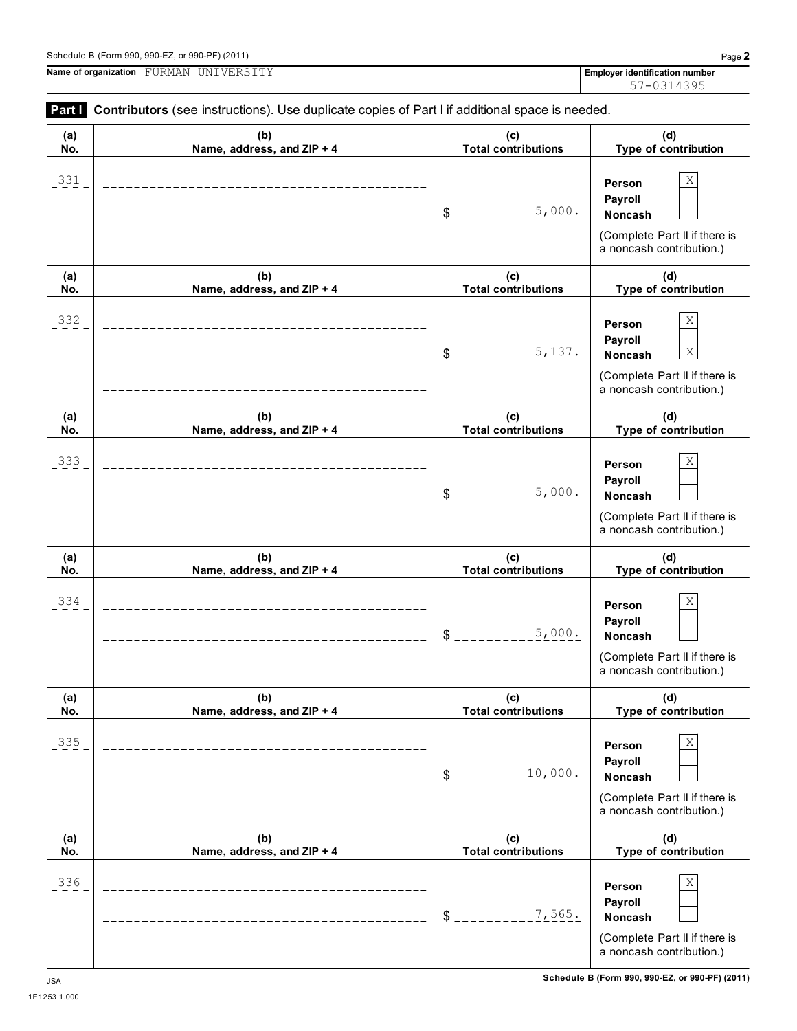Name of organization FURMAN UNIVERSITY

Employer identification number 57-0314395

**Part I** **Contributors** (see instructions). Use duplicate copies of Part I if additional space is needed.

| (a) No. | (b) Name, address, and ZIP + 4 | (c) Total contributions | (d) Type of contribution |
|---|---|---|---|
| 331 | | $ 5,000. | Person [X] Payroll [ ] Noncash [ ] (Complete Part II if there is a noncash contribution.) |
| 332 | | $ 5,137. | Person [X] Payroll [ ] Noncash [X] (Complete Part II if there is a noncash contribution.) |
| 333 | | $ 5,000. | Person [X] Payroll [ ] Noncash [ ] (Complete Part II if there is a noncash contribution.) |
| 334 | | $ 5,000. | Person [X] Payroll [ ] Noncash [ ] (Complete Part II if there is a noncash contribution.) |
| 335 | | $ 10,000. | Person [X] Payroll [ ] Noncash [ ] (Complete Part II if there is a noncash contribution.) |
| 336 | | $ 7,565. | Person [X] Payroll [ ] Noncash [ ] (Complete Part II if there is a noncash contribution.) |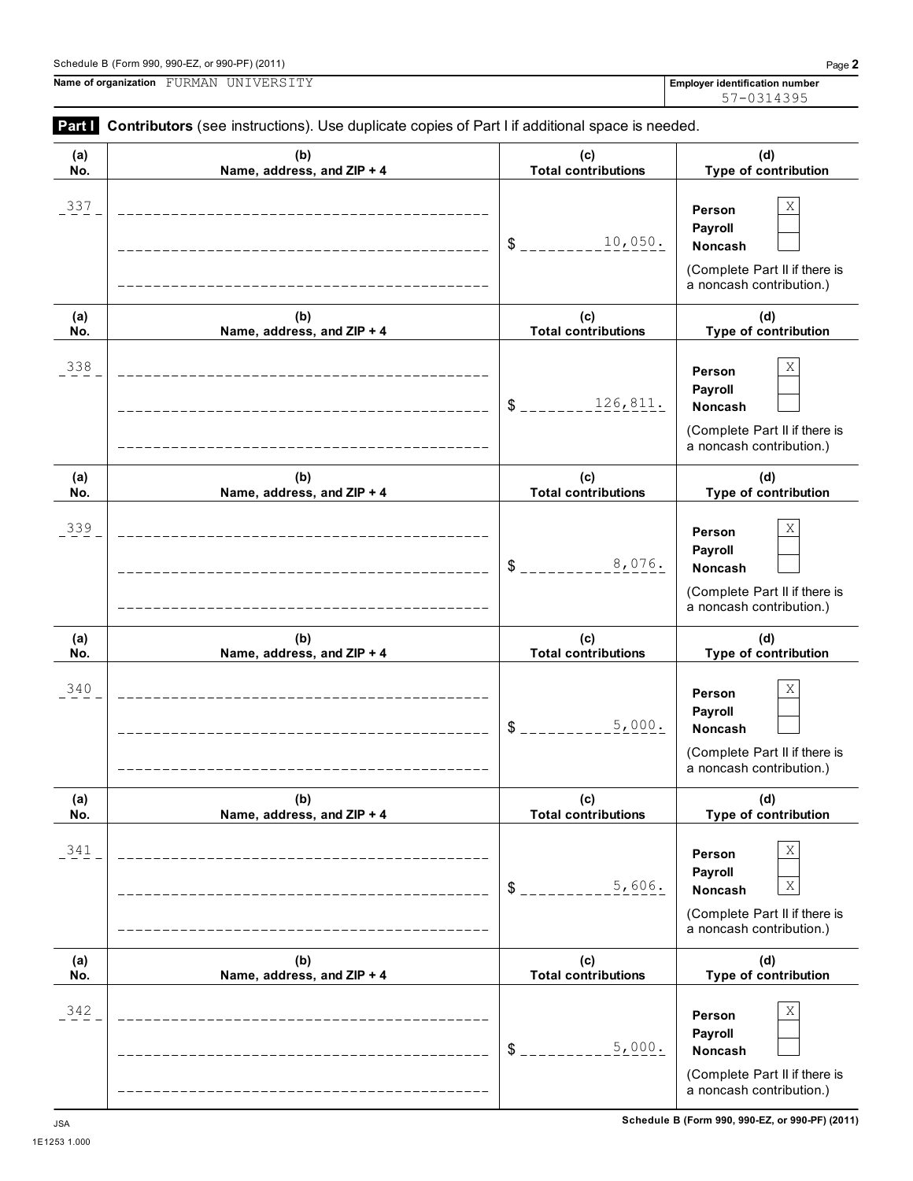Schedule B (Form 990, 990-EZ, or 990-PF) (2011) Page **2**

**Name of organization** FURMAN UNIVERSITY

**Employer identification number** 57-0314395

**Part I** **Contributors** (see instructions). Use duplicate copies of Part I if additional space is needed.

| (a) No. | (b) Name, address, and ZIP + 4 | (c) Total contributions | (d) Type of contribution |
|---|---|---|---|
| 337 | | $ 10,050. | Person [X] Payroll [ ] Noncash [ ] (Complete Part II if there is a noncash contribution.) |
| 338 | | $ 126,811. | Person [X] Payroll [ ] Noncash [ ] (Complete Part II if there is a noncash contribution.) |
| 339 | | $ 8,076. | Person [X] Payroll [ ] Noncash [ ] (Complete Part II if there is a noncash contribution.) |
| 340 | | $ 5,000. | Person [X] Payroll [ ] Noncash [ ] (Complete Part II if there is a noncash contribution.) |
| 341 | | $ 5,606. | Person [X] Payroll [ ] Noncash [X] (Complete Part II if there is a noncash contribution.) |
| 342 | | $ 5,000. | Person [X] Payroll [ ] Noncash [ ] (Complete Part II if there is a noncash contribution.) |

JSA
1E1253 1.000

**Schedule B (Form 990, 990-EZ, or 990-PF) (2011)**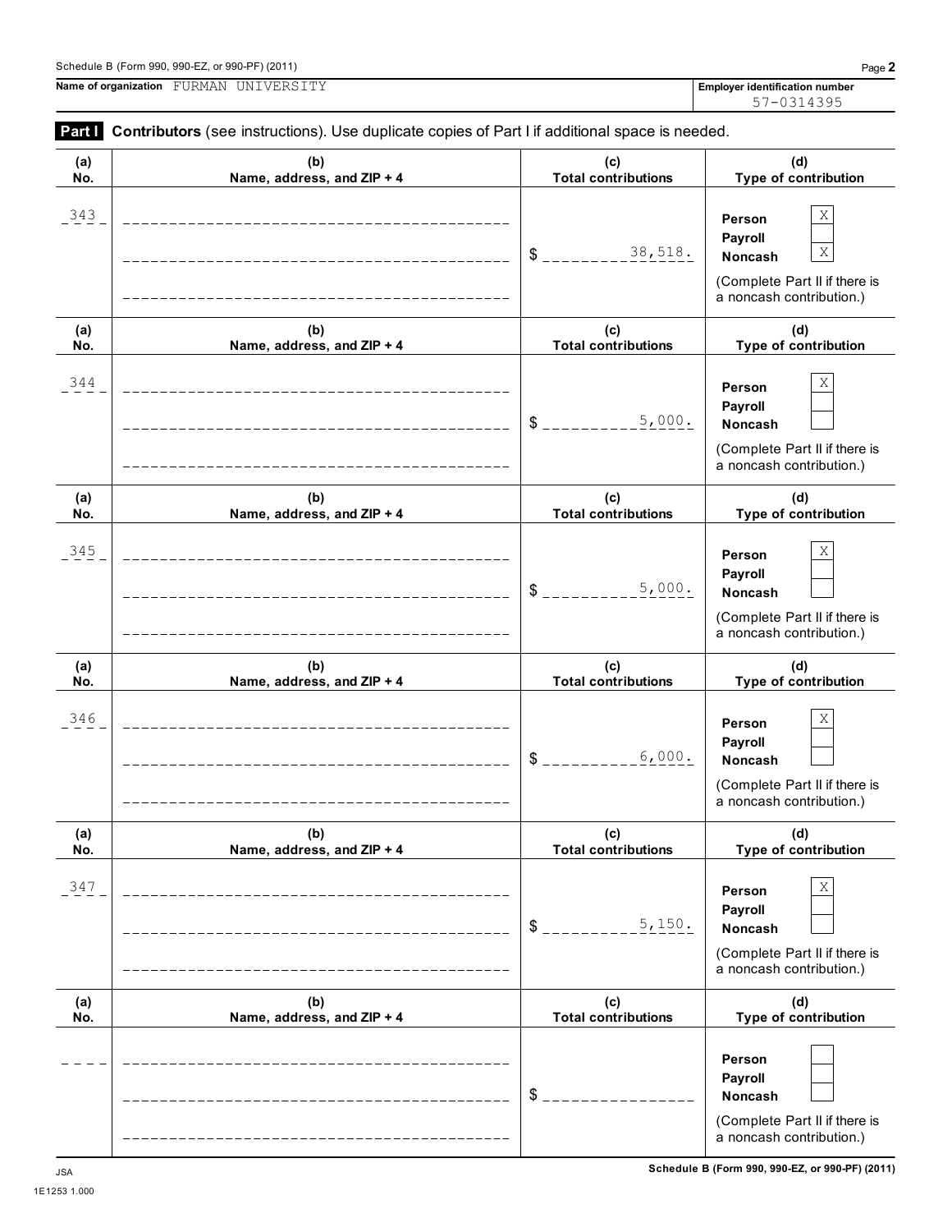Schedule B (Form 990, 990-EZ, or 990-PF) (2011)

**Name of organization** FURMAN UNIVERSITY

**Employer identification number** 57-0314395

**Part I** **Contributors** (see instructions). Use duplicate copies of Part I if additional space is needed.

| (a) No. | (b) Name, address, and ZIP + 4 | (c) Total contributions | (d) Type of contribution |
|---|---|---|---|
| 343 | | $ 38,518. | Person [X] Payroll [ ] Noncash [X] (Complete Part II if there is a noncash contribution.) |
| 344 | | $ 5,000. | Person [X] Payroll [ ] Noncash [ ] (Complete Part II if there is a noncash contribution.) |
| 345 | | $ 5,000. | Person [X] Payroll [ ] Noncash [ ] (Complete Part II if there is a noncash contribution.) |
| 346 | | $ 6,000. | Person [X] Payroll [ ] Noncash [ ] (Complete Part II if there is a noncash contribution.) |
| 347 | | $ 5,150. | Person [X] Payroll [ ] Noncash [ ] (Complete Part II if there is a noncash contribution.) |
| | | $ | Person [ ] Payroll [ ] Noncash [ ] (Complete Part II if there is a noncash contribution.) |

JSA
1E1253 1.000

Schedule B (Form 990, 990-EZ, or 990-PF) (2011)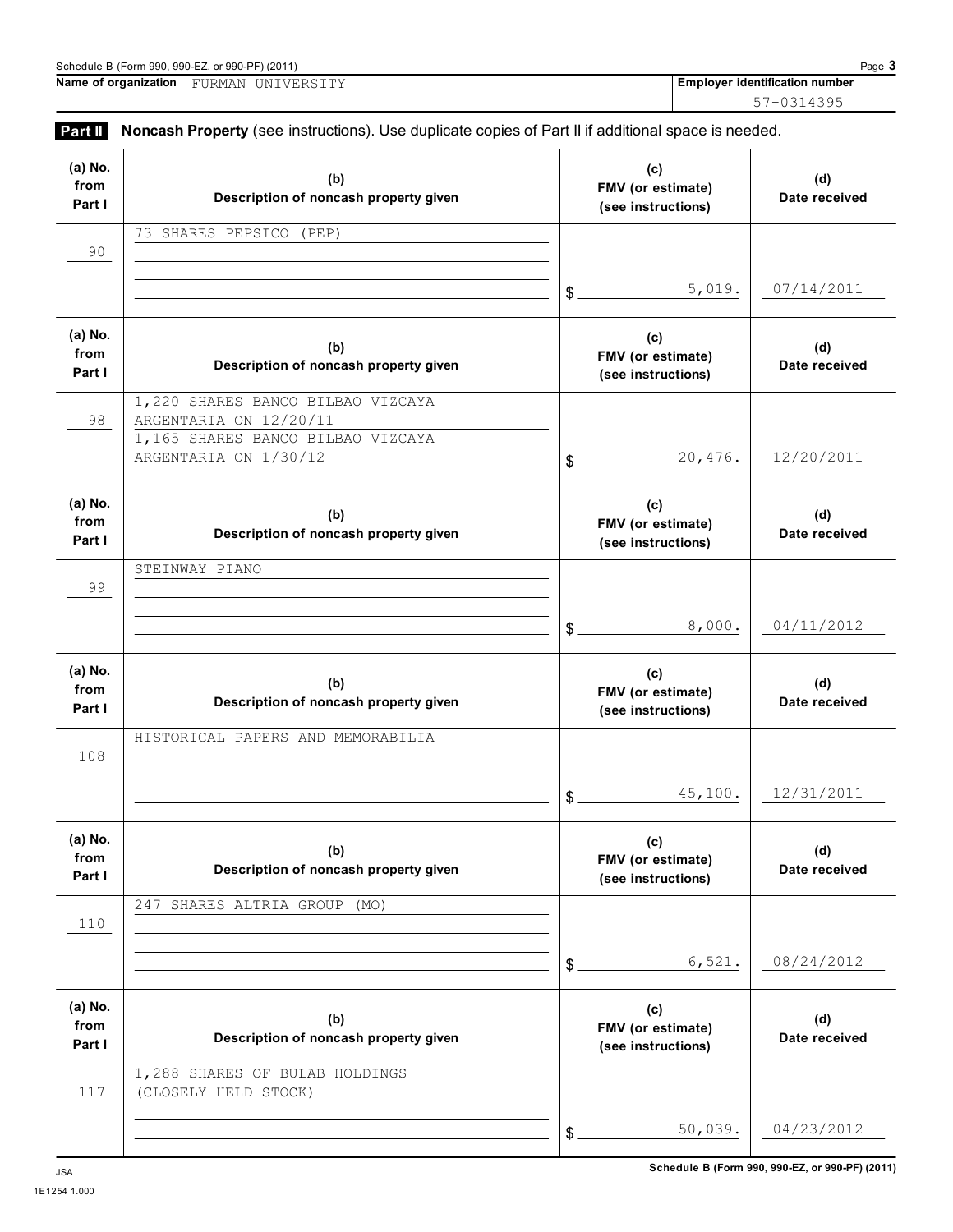Name of organization FURMAN UNIVERSITY

Employer identification number 57-0314395

**Part II** **Noncash Property** (see instructions). Use duplicate copies of Part II if additional space is needed.

| (a) No. from Part I | (b) Description of noncash property given | (c) FMV (or estimate) (see instructions) | (d) Date received |
|---|---|---|---|
| 90 | 73 SHARES PEPSICO (PEP) | $ 5,019. | 07/14/2011 |
| 98 | 1,220 SHARES BANCO BILBAO VIZCAYA ARGENTARIA ON 12/20/11 1,165 SHARES BANCO BILBAO VIZCAYA ARGENTARIA ON 1/30/12 | $ 20,476. | 12/20/2011 |
| 99 | STEINWAY PIANO | $ 8,000. | 04/11/2012 |
| 108 | HISTORICAL PAPERS AND MEMORABILIA | $ 45,100. | 12/31/2011 |
| 110 | 247 SHARES ALTRIA GROUP (MO) | $ 6,521. | 08/24/2012 |
| 117 | 1,288 SHARES OF BULAB HOLDINGS (CLOSELY HELD STOCK) | $ 50,039. | 04/23/2012 |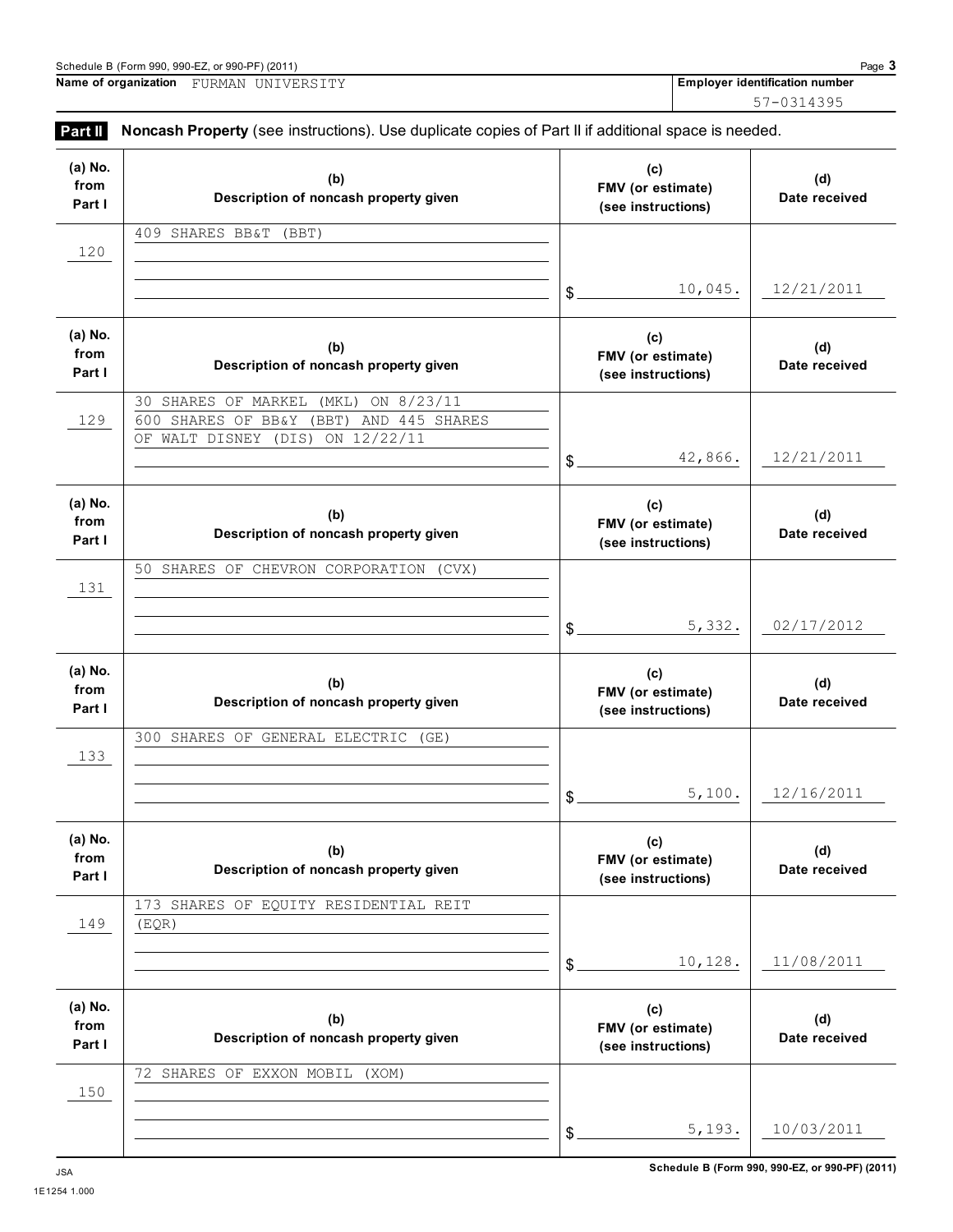Schedule B (Form 990, 990-EZ, or 990-PF) (2011)

**Name of organization** FURMAN UNIVERSITY

**Employer identification number** 57-0314395

## Part II Noncash Property (see instructions). Use duplicate copies of Part II if additional space is needed.

| (a) No. from Part I | (b) Description of noncash property given | (c) FMV (or estimate) (see instructions) | (d) Date received |
|---|---|---|---|
| 120 | 409 SHARES BB&T (BBT) | $ 10,045. | 12/21/2011 |
| 129 | 30 SHARES OF MARKEL (MKL) ON 8/23/11 600 SHARES OF BB&Y (BBT) AND 445 SHARES OF WALT DISNEY (DIS) ON 12/22/11 | $ 42,866. | 12/21/2011 |
| 131 | 50 SHARES OF CHEVRON CORPORATION (CVX) | $ 5,332. | 02/17/2012 |
| 133 | 300 SHARES OF GENERAL ELECTRIC (GE) | $ 5,100. | 12/16/2011 |
| 149 | 173 SHARES OF EQUITY RESIDENTIAL REIT (EQR) | $ 10,128. | 11/08/2011 |
| 150 | 72 SHARES OF EXXON MOBIL (XOM) | $ 5,193. | 10/03/2011 |

Schedule B (Form 990, 990-EZ, or 990-PF) (2011)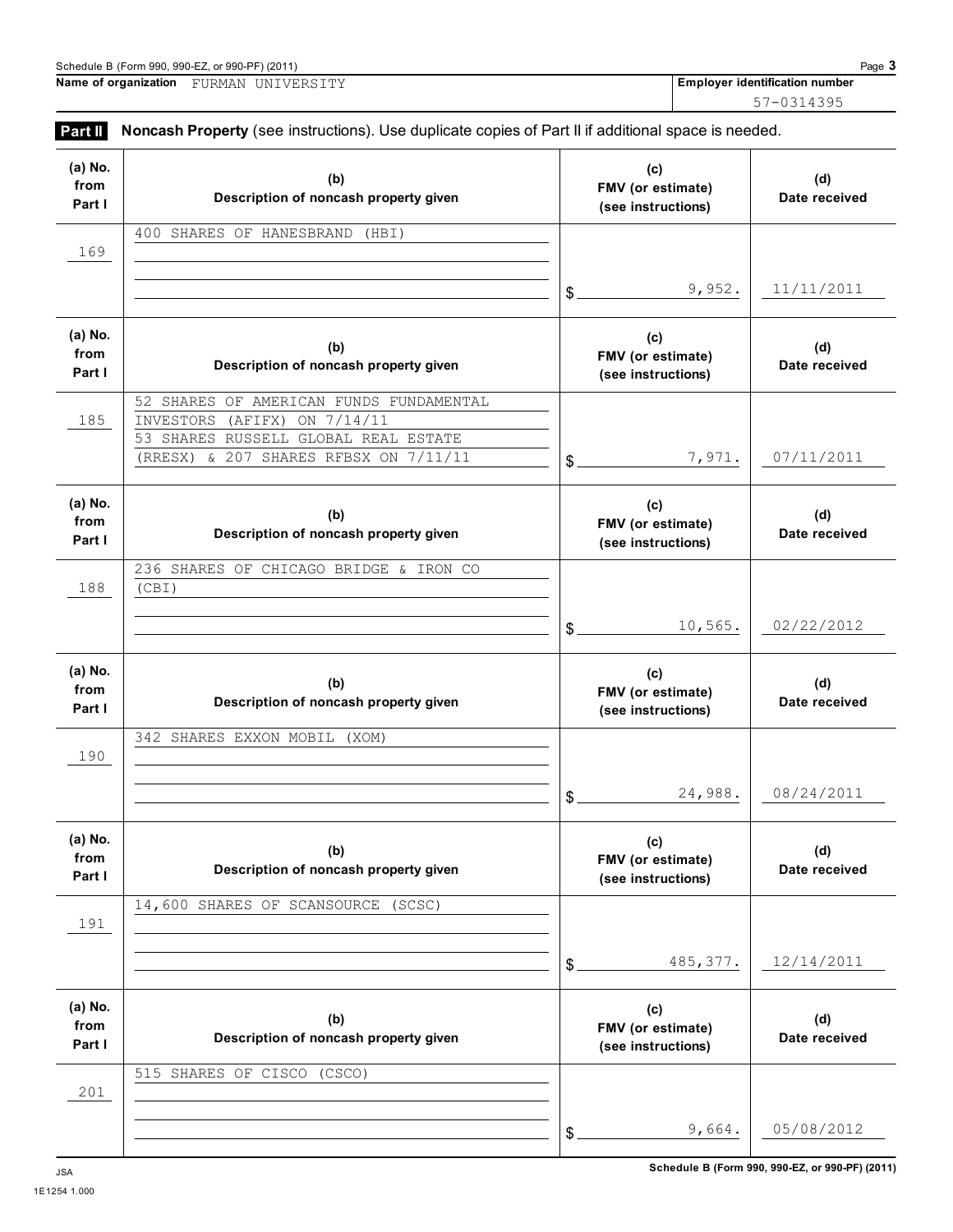**Name of organization** FURMAN UNIVERSITY

**Employer identification number** 57-0314395

## Part II Noncash Property (see instructions). Use duplicate copies of Part II if additional space is needed.

| (a) No. from Part I | (b) Description of noncash property given | (c) FMV (or estimate) (see instructions) | (d) Date received |
|---|---|---|---|
| 169 | 400 SHARES OF HANESBRAND (HBI) | $ 9,952. | 11/11/2011 |
| 185 | 52 SHARES OF AMERICAN FUNDS FUNDAMENTAL INVESTORS (AFIFX) ON 7/14/11 53 SHARES RUSSELL GLOBAL REAL ESTATE (RRESX) & 207 SHARES RFBSX ON 7/11/11 | $ 7,971. | 07/11/2011 |
| 188 | 236 SHARES OF CHICAGO BRIDGE & IRON CO (CBI) | $ 10,565. | 02/22/2012 |
| 190 | 342 SHARES EXXON MOBIL (XOM) | $ 24,988. | 08/24/2011 |
| 191 | 14,600 SHARES OF SCANSOURCE (SCSC) | $ 485,377. | 12/14/2011 |
| 201 | 515 SHARES OF CISCO (CSCO) | $ 9,664. | 05/08/2012 |

Schedule B (Form 990, 990-EZ, or 990-PF) (2011)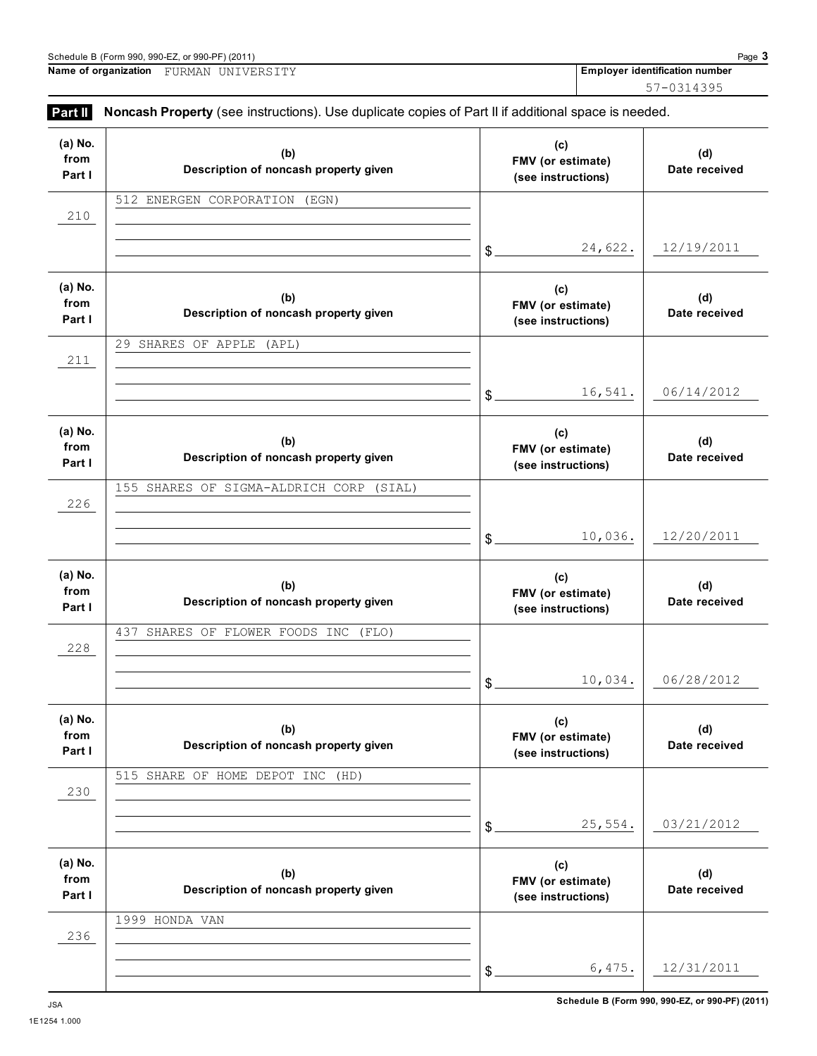Name of organization FURMAN UNIVERSITY

Employer identification number 57-0314395

## Part II Noncash Property (see instructions). Use duplicate copies of Part II if additional space is needed.

| (a) No. from Part I | (b) Description of noncash property given | (c) FMV (or estimate) (see instructions) | (d) Date received |
|---|---|---|---|
| 210 | 512 ENERGEN CORPORATION (EGN) | $ 24,622. | 12/19/2011 |
| 211 | 29 SHARES OF APPLE (APL) | $ 16,541. | 06/14/2012 |
| 226 | 155 SHARES OF SIGMA-ALDRICH CORP (SIAL) | $ 10,036. | 12/20/2011 |
| 228 | 437 SHARES OF FLOWER FOODS INC (FLO) | $ 10,034. | 06/28/2012 |
| 230 | 515 SHARE OF HOME DEPOT INC (HD) | $ 25,554. | 03/21/2012 |
| 236 | 1999 HONDA VAN | $ 6,475. | 12/31/2011 |

Schedule B (Form 990, 990-EZ, or 990-PF) (2011)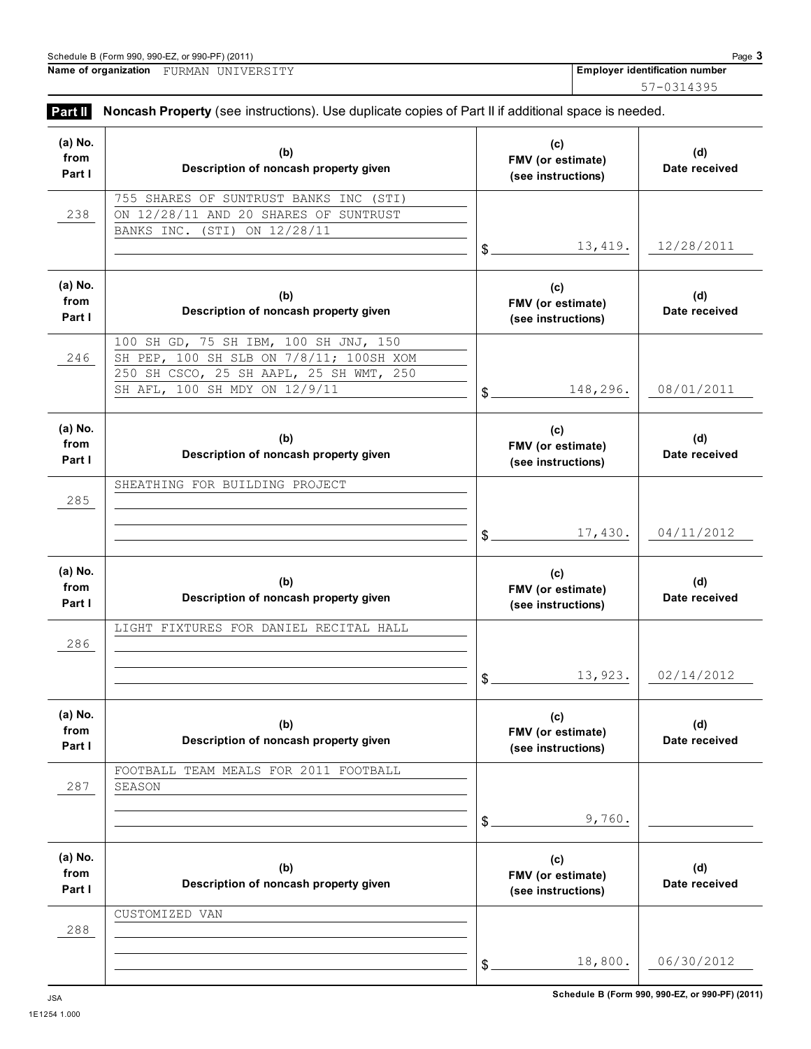**Name of organization** FURMAN UNIVERSITY

**Employer identification number** 57-0314395

## Part II Noncash Property (see instructions). Use duplicate copies of Part II if additional space is needed.

| (a) No. from Part I | (b) Description of noncash property given | (c) FMV (or estimate) (see instructions) | (d) Date received |
|---|---|---|---|
| 238 | 755 SHARES OF SUNTRUST BANKS INC (STI) ON 12/28/11 AND 20 SHARES OF SUNTRUST BANKS INC. (STI) ON 12/28/11 | $ 13,419. | 12/28/2011 |
| 246 | 100 SH GD, 75 SH IBM, 100 SH JNJ, 150 SH PEP, 100 SH SLB ON 7/8/11; 100SH XOM 250 SH CSCO, 25 SH AAPL, 25 SH WMT, 250 SH AFL, 100 SH MDY ON 12/9/11 | $ 148,296. | 08/01/2011 |
| 285 | SHEATHING FOR BUILDING PROJECT | $ 17,430. | 04/11/2012 |
| 286 | LIGHT FIXTURES FOR DANIEL RECITAL HALL | $ 13,923. | 02/14/2012 |
| 287 | FOOTBALL TEAM MEALS FOR 2011 FOOTBALL SEASON | $ 9,760. | |
| 288 | CUSTOMIZED VAN | $ 18,800. | 06/30/2012 |

**Schedule B (Form 990, 990-EZ, or 990-PF) (2011)**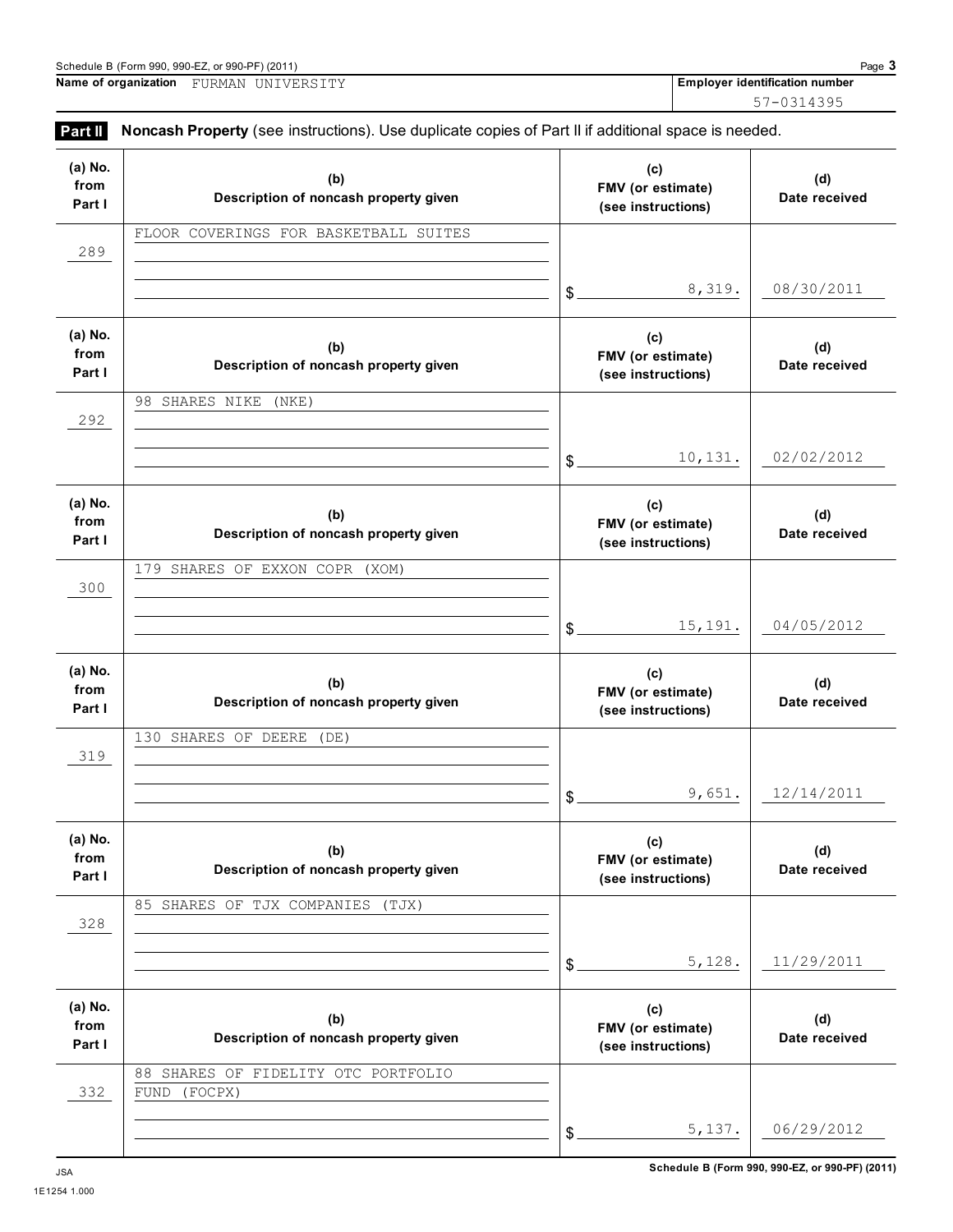Schedule B (Form 990, 990-EZ, or 990-PF) (2011)

**Name of organization** FURMAN UNIVERSITY

**Employer identification number** 57-0314395

**Part II** **Noncash Property** (see instructions). Use duplicate copies of Part II if additional space is needed.

| (a) No. from Part I | (b) Description of noncash property given | (c) FMV (or estimate) (see instructions) | (d) Date received |
|---|---|---|---|
| 289 | FLOOR COVERINGS FOR BASKETBALL SUITES | $ 8,319. | 08/30/2011 |
| 292 | 98 SHARES NIKE (NKE) | $ 10,131. | 02/02/2012 |
| 300 | 179 SHARES OF EXXON COPR (XOM) | $ 15,191. | 04/05/2012 |
| 319 | 130 SHARES OF DEERE (DE) | $ 9,651. | 12/14/2011 |
| 328 | 85 SHARES OF TJX COMPANIES (TJX) | $ 5,128. | 11/29/2011 |
| 332 | 88 SHARES OF FIDELITY OTC PORTFOLIO FUND (FOCPX) | $ 5,137. | 06/29/2012 |

Schedule B (Form 990, 990-EZ, or 990-PF) (2011)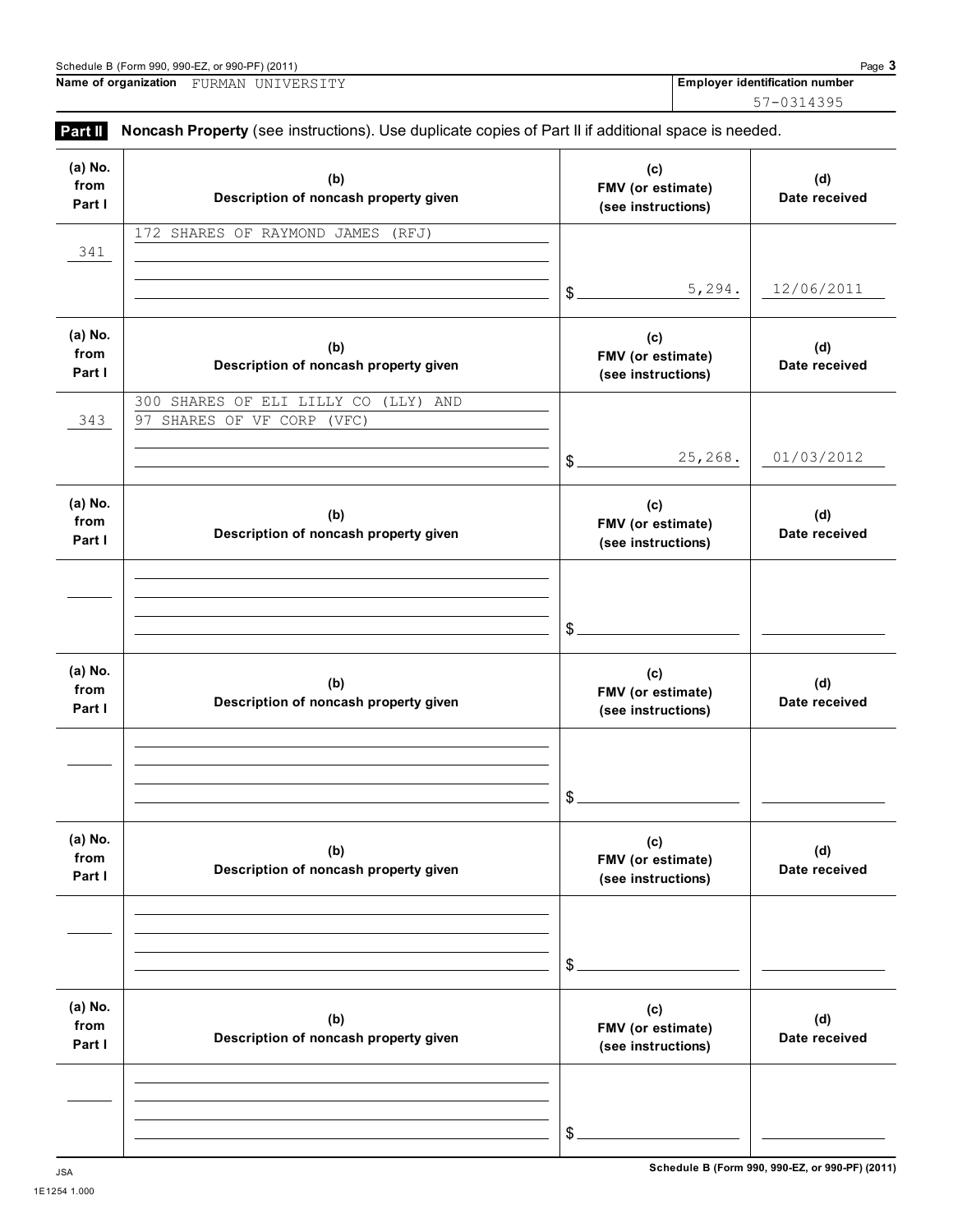Schedule B (Form 990, 990-EZ, or 990-PF) (2011)

**Name of organization** FURMAN UNIVERSITY

**Employer identification number** 57-0314395

**Part II** **Noncash Property** (see instructions). Use duplicate copies of Part II if additional space is needed.

| (a) No. from Part I | (b) Description of noncash property given | (c) FMV (or estimate) (see instructions) | (d) Date received |
|---|---|---|---|
| 341 | 172 SHARES OF RAYMOND JAMES (RFJ) | $ 5,294. | 12/06/2011 |
| 343 | 300 SHARES OF ELI LILLY CO (LLY) AND 97 SHARES OF VF CORP (VFC) | $ 25,268. | 01/03/2012 |
| | | $ | |
| | | $ | |
| | | $ | |
| | | $ | |

Schedule B (Form 990, 990-EZ, or 990-PF) (2011)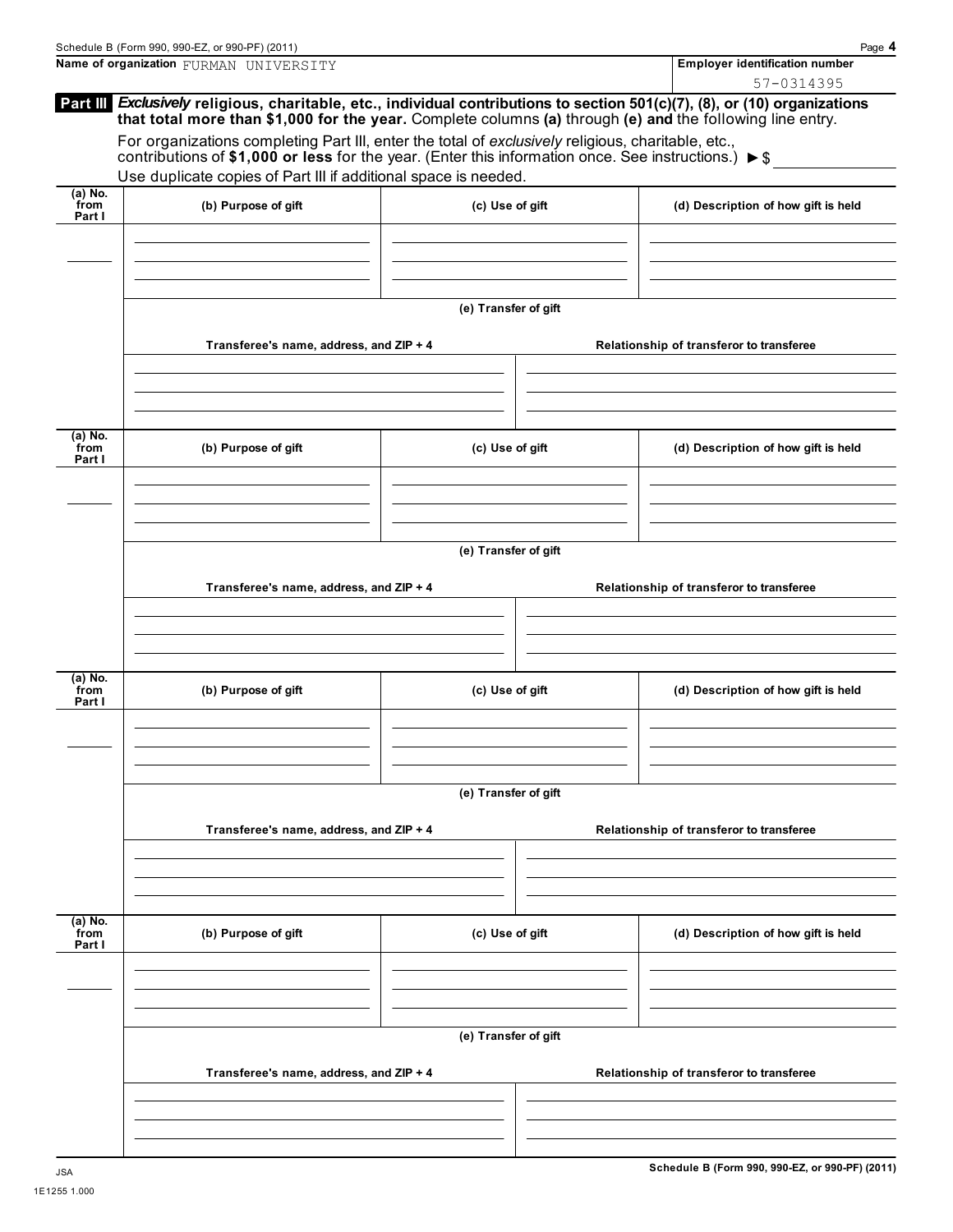Name of organization FURMAN UNIVERSITY

Employer identification number 57-0314395

## Part III **Exclusively religious, charitable, etc., individual contributions to section 501(c)(7), (8), or (10) organizations that total more than $1,000 for the year.** Complete columns **(a)** through **(e) and** the following line entry.

For organizations completing Part III, enter the total of *exclusively* religious, charitable, etc., contributions of **$1,000 or less** for the year. (Enter this information once. See instructions.) ► $

Use duplicate copies of Part III if additional space is needed.

| (a) No. from Part I | (b) Purpose of gift | (c) Use of gift | (d) Description of how gift is held |
|---|---|---|---|
| | | | |

**(e) Transfer of gift**

| Transferee's name, address, and ZIP + 4 | Relationship of transferor to transferee |
|---|---|
| | |

| (a) No. from Part I | (b) Purpose of gift | (c) Use of gift | (d) Description of how gift is held |
|---|---|---|---|
| | | | |

**(e) Transfer of gift**

| Transferee's name, address, and ZIP + 4 | Relationship of transferor to transferee |
|---|---|
| | |

| (a) No. from Part I | (b) Purpose of gift | (c) Use of gift | (d) Description of how gift is held |
|---|---|---|---|
| | | | |

**(e) Transfer of gift**

| Transferee's name, address, and ZIP + 4 | Relationship of transferor to transferee |
|---|---|
| | |

| (a) No. from Part I | (b) Purpose of gift | (c) Use of gift | (d) Description of how gift is held |
|---|---|---|---|
| | | | |

**(e) Transfer of gift**

| Transferee's name, address, and ZIP + 4 | Relationship of transferor to transferee |
|---|---|
| | |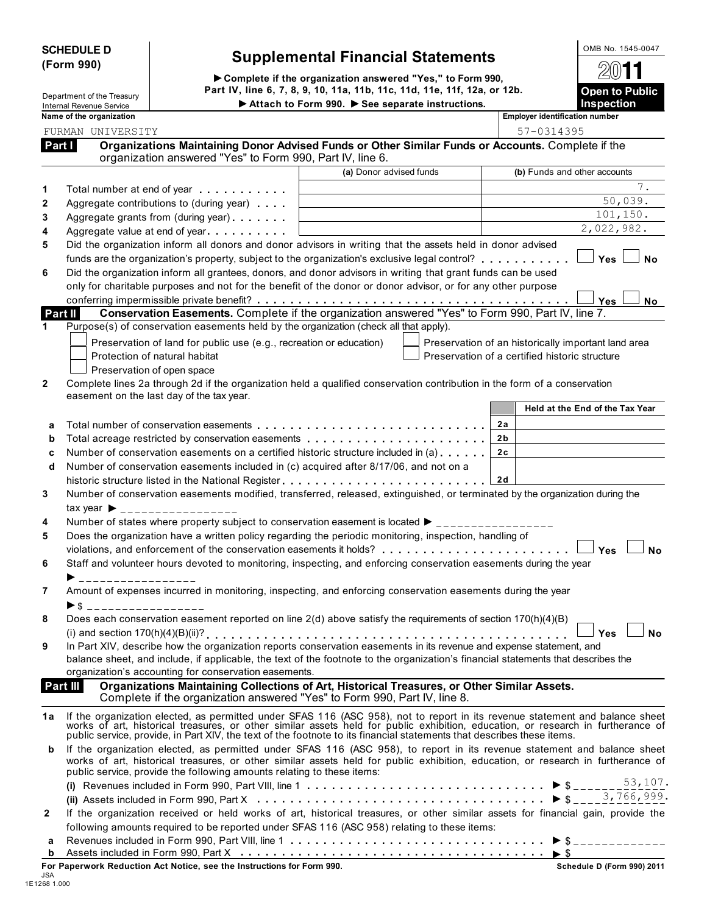**SCHEDULE D (Form 990)**

Department of the Treasury
Internal Revenue Service

# Supplemental Financial Statements

▶ Complete if the organization answered "Yes," to Form 990, Part IV, line 6, 7, 8, 9, 10, 11a, 11b, 11c, 11d, 11e, 11f, 12a, or 12b.
▶ Attach to Form 990. ▶ See separate instructions.

OMB No. 1545-0047
**2011**
**Open to Public Inspection**

**Name of the organization:** FURMAN UNIVERSITY
**Employer identification number:** 57-0314395

## Part I Organizations Maintaining Donor Advised Funds or Other Similar Funds or Accounts. Complete if the organization answered "Yes" to Form 990, Part IV, line 6.

| | | (a) Donor advised funds | (b) Funds and other accounts |
|---|---|---|---|
| 1 | Total number at end of year | | 7. |
| 2 | Aggregate contributions to (during year) | | 50,039. |
| 3 | Aggregate grants from (during year) | | 101,150. |
| 4 | Aggregate value at end of year | | 2,022,982. |

5 Did the organization inform all donors and donor advisors in writing that the assets held in donor advised funds are the organization's property, subject to the organization's exclusive legal control? ☐ Yes ☐ No

6 Did the organization inform all grantees, donors, and donor advisors in writing that grant funds can be used only for charitable purposes and not for the benefit of the donor or donor advisor, or for any other purpose conferring impermissible private benefit? ☐ Yes ☐ No

## Part II Conservation Easements. Complete if the organization answered "Yes" to Form 990, Part IV, line 7.

1 Purpose(s) of conservation easements held by the organization (check all that apply).

- ☐ Preservation of land for public use (e.g., recreation or education)
- ☐ Protection of natural habitat
- ☐ Preservation of open space
- ☐ Preservation of an historically important land area
- ☐ Preservation of a certified historic structure

2 Complete lines 2a through 2d if the organization held a qualified conservation contribution in the form of a conservation easement on the last day of the tax year.

| | | | Held at the End of the Tax Year |
|---|---|---|---|
| a | Total number of conservation easements | 2a | |
| b | Total acreage restricted by conservation easements | 2b | |
| c | Number of conservation easements on a certified historic structure included in (a) | 2c | |
| d | Number of conservation easements included in (c) acquired after 8/17/06, and not on a historic structure listed in the National Register | 2d | |

3 Number of conservation easements modified, transferred, released, extinguished, or terminated by the organization during the tax year ▶ ________________

4 Number of states where property subject to conservation easement is located ▶ ________________

5 Does the organization have a written policy regarding the periodic monitoring, inspection, handling of violations, and enforcement of the conservation easements it holds? ☐ Yes ☐ No

6 Staff and volunteer hours devoted to monitoring, inspecting, and enforcing conservation easements during the year ▶ ________________

7 Amount of expenses incurred in monitoring, inspecting, and enforcing conservation easements during the year ▶ $ ________________

8 Does each conservation easement reported on line 2(d) above satisfy the requirements of section 170(h)(4)(B)(i) and section 170(h)(4)(B)(ii)? ☐ Yes ☐ No

9 In Part XIV, describe how the organization reports conservation easements in its revenue and expense statement, and balance sheet, and include, if applicable, the text of the footnote to the organization's financial statements that describes the organization's accounting for conservation easements.

## Part III Organizations Maintaining Collections of Art, Historical Treasures, or Other Similar Assets. Complete if the organization answered "Yes" to Form 990, Part IV, line 8.

1a If the organization elected, as permitted under SFAS 116 (ASC 958), not to report in its revenue statement and balance sheet works of art, historical treasures, or other similar assets held for public exhibition, education, or research in furtherance of public service, provide, in Part XIV, the text of the footnote to its financial statements that describes these items.

b If the organization elected, as permitted under SFAS 116 (ASC 958), to report in its revenue statement and balance sheet works of art, historical treasures, or other similar assets held for public exhibition, education, or research in furtherance of public service, provide the following amounts relating to these items:

(i) Revenues included in Form 990, Part VIII, line 1 ▶ $ 53,107.

(ii) Assets included in Form 990, Part X ▶ $ 3,766,999.

2 If the organization received or held works of art, historical treasures, or other similar assets for financial gain, provide the following amounts required to be reported under SFAS 116 (ASC 958) relating to these items:

a Revenues included in Form 990, Part VIII, line 1 ▶ $ ____________

b Assets included in Form 990, Part X ▶ $

**For Paperwork Reduction Act Notice, see the Instructions for Form 990.** **Schedule D (Form 990) 2011**

JSA
1E1268 1.000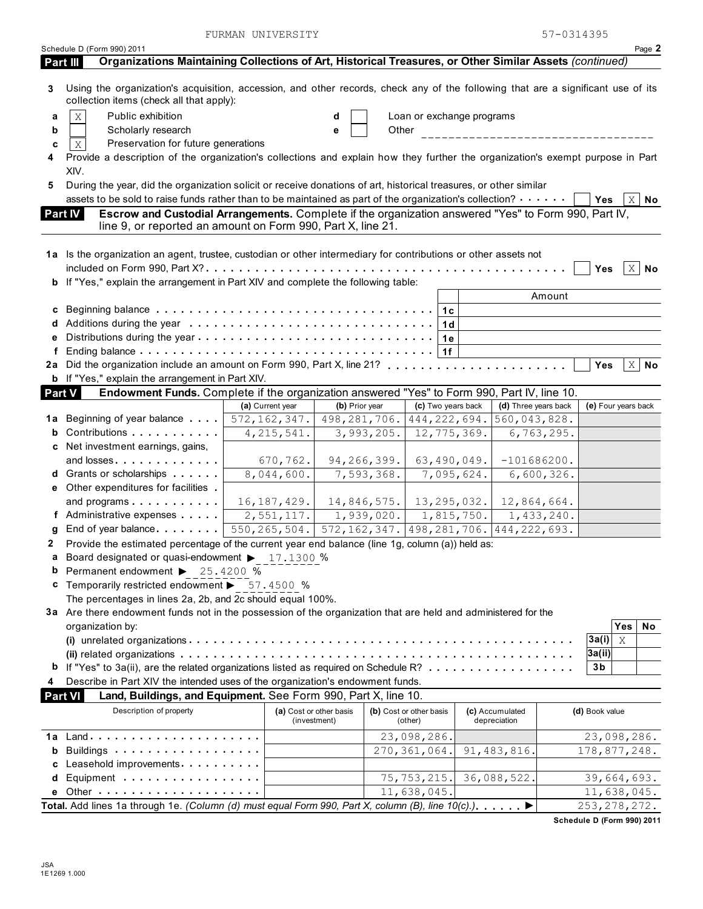FURMAN UNIVERSITY 57-0314395

Schedule D (Form 990) 2011 Page 2

**Part III — Organizations Maintaining Collections of Art, Historical Treasures, or Other Similar Assets** *(continued)*

3 Using the organization's acquisition, accession, and other records, check any of the following that are a significant use of its collection items (check all that apply):

a [X] Public exhibition
b [ ] Scholarly research
c [X] Preservation for future generations
d [ ] Loan or exchange programs
e [ ] Other ______________________

4 Provide a description of the organization's collections and explain how they further the organization's exempt purpose in Part XIV.

5 During the year, did the organization solicit or receive donations of art, historical treasures, or other similar assets to be sold to raise funds rather than to be maintained as part of the organization's collection? [ ] Yes [X] No

**Part IV — Escrow and Custodial Arrangements.** Complete if the organization answered "Yes" to Form 990, Part IV, line 9, or reported an amount on Form 990, Part X, line 21.

1a Is the organization an agent, trustee, custodian or other intermediary for contributions or other assets not included on Form 990, Part X? [ ] Yes [X] No

b If "Yes," explain the arrangement in Part XIV and complete the following table:

| | | Amount |
|---|---|---|
| c Beginning balance | 1c | |
| d Additions during the year | 1d | |
| e Distributions during the year | 1e | |
| f Ending balance | 1f | |

2a Did the organization include an amount on Form 990, Part X, line 21? [ ] Yes [X] No

b If "Yes," explain the arrangement in Part XIV.

**Part V — Endowment Funds.** Complete if the organization answered "Yes" to Form 990, Part IV, line 10.

| | (a) Current year | (b) Prior year | (c) Two years back | (d) Three years back | (e) Four years back |
|---|---|---|---|---|---|
| 1a Beginning of year balance | 572,162,347. | 498,281,706. | 444,222,694. | 560,043,828. | |
| b Contributions | 4,215,541. | 3,993,205. | 12,775,369. | 6,763,295. | |
| c Net investment earnings, gains, and losses | 670,762. | 94,266,399. | 63,490,049. | -101686200. | |
| d Grants or scholarships | 8,044,600. | 7,593,368. | 7,095,624. | 6,600,326. | |
| e Other expenditures for facilities and programs | 16,187,429. | 14,846,575. | 13,295,032. | 12,864,664. | |
| f Administrative expenses | 2,551,117. | 1,939,020. | 1,815,750. | 1,433,240. | |
| g End of year balance | 550,265,504. | 572,162,347. | 498,281,706. | 444,222,693. | |

2 Provide the estimated percentage of the current year end balance (line 1g, column (a)) held as:

a Board designated or quasi-endowment ▶ 17.1300 %
b Permanent endowment ▶ 25.4200 %
c Temporarily restricted endowment ▶ 57.4500 %

The percentages in lines 2a, 2b, and 2c should equal 100%.

3a Are there endowment funds not in the possession of the organization that are held and administered for the organization by:

| | | Yes | No |
|---|---|---|---|
| (i) unrelated organizations | 3a(i) | X | |
| (ii) related organizations | 3a(ii) | | |
| b If "Yes" to 3a(ii), are the related organizations listed as required on Schedule R? | 3b | | |

4 Describe in Part XIV the intended uses of the organization's endowment funds.

**Part VI — Land, Buildings, and Equipment.** See Form 990, Part X, line 10.

| Description of property | (a) Cost or other basis (investment) | (b) Cost or other basis (other) | (c) Accumulated depreciation | (d) Book value |
|---|---|---|---|---|
| 1a Land | | 23,098,286. | | 23,098,286. |
| b Buildings | | 270,361,064. | 91,483,816. | 178,877,248. |
| c Leasehold improvements | | | | |
| d Equipment | | 75,753,215. | 36,088,522. | 39,664,693. |
| e Other | | 11,638,045. | | 11,638,045. |
| **Total.** Add lines 1a through 1e. *(Column (d) must equal Form 990, Part X, column (B), line 10(c).)* ▶ | | | | 253,278,272. |

Schedule D (Form 990) 2011

JSA
1E1269 1.000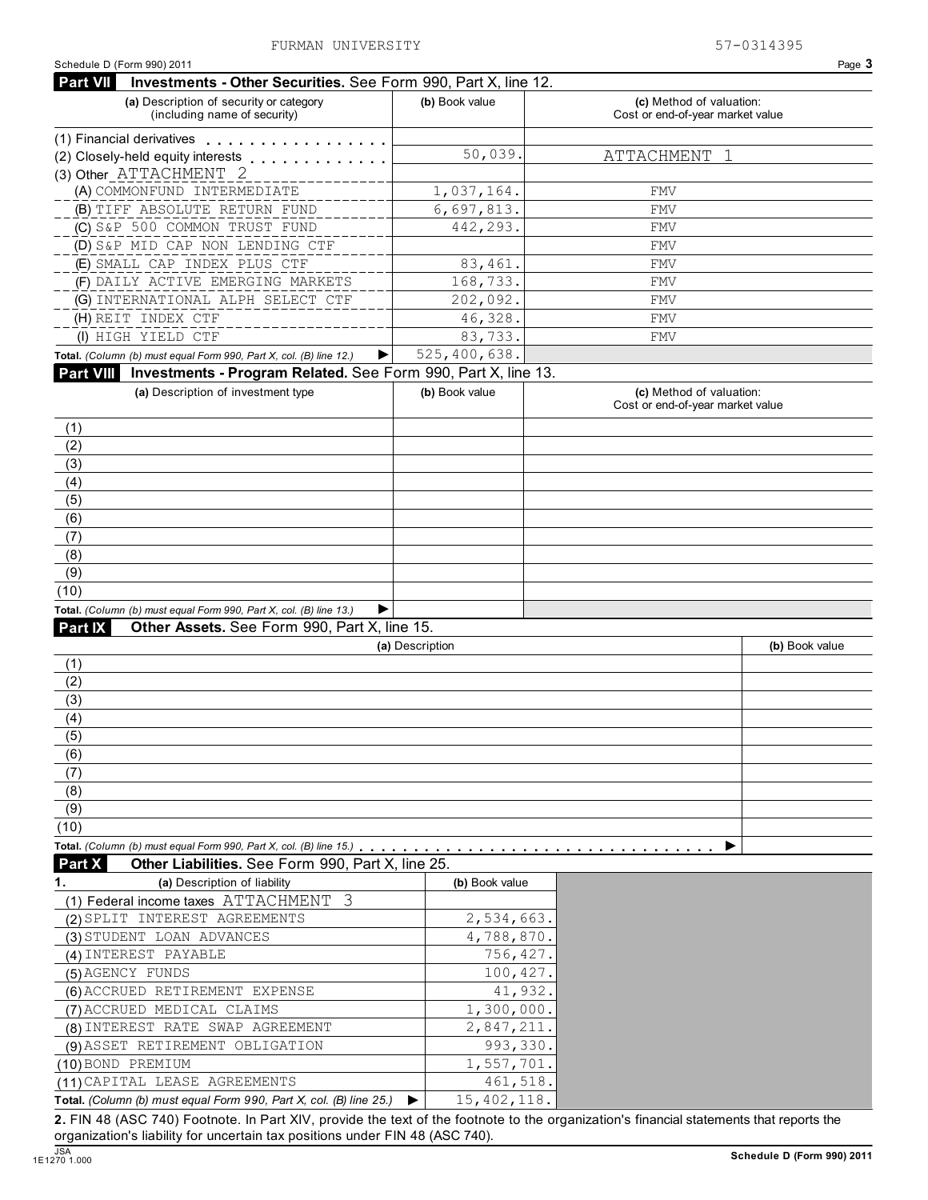FURMAN UNIVERSITY 57-0314395

Schedule D (Form 990) 2011

## Part VII Investments - Other Securities. See Form 990, Part X, line 12.

| (a) Description of security or category (including name of security) | (b) Book value | (c) Method of valuation: Cost or end-of-year market value |
|---|---|---|
| (1) Financial derivatives | | |
| (2) Closely-held equity interests | 50,039. | ATTACHMENT 1 |
| (3) Other ATTACHMENT 2 | | |
| (A) COMMONFUND INTERMEDIATE | 1,037,164. | FMV |
| (B) TIFF ABSOLUTE RETURN FUND | 6,697,813. | FMV |
| (C) S&P 500 COMMON TRUST FUND | 442,293. | FMV |
| (D) S&P MID CAP NON LENDING CTF | | FMV |
| (E) SMALL CAP INDEX PLUS CTF | 83,461. | FMV |
| (F) DAILY ACTIVE EMERGING MARKETS | 168,733. | FMV |
| (G) INTERNATIONAL ALPH SELECT CTF | 202,092. | FMV |
| (H) REIT INDEX CTF | 46,328. | FMV |
| (I) HIGH YIELD CTF | 83,733. | FMV |
| **Total.** *(Column (b) must equal Form 990, Part X, col. (B) line 12.)* ▶ | 525,400,638. | |

## Part VIII Investments - Program Related. See Form 990, Part X, line 13.

| (a) Description of investment type | (b) Book value | (c) Method of valuation: Cost or end-of-year market value |
|---|---|---|
| (1) | | |
| (2) | | |
| (3) | | |
| (4) | | |
| (5) | | |
| (6) | | |
| (7) | | |
| (8) | | |
| (9) | | |
| (10) | | |
| **Total.** *(Column (b) must equal Form 990, Part X, col. (B) line 13.)* ▶ | | |

## Part IX Other Assets. See Form 990, Part X, line 15.

| (a) Description | (b) Book value |
|---|---|
| (1) | |
| (2) | |
| (3) | |
| (4) | |
| (5) | |
| (6) | |
| (7) | |
| (8) | |
| (9) | |
| (10) | |
| **Total.** *(Column (b) must equal Form 990, Part X, col. (B) line 15.)* ▶ | |

## Part X Other Liabilities. See Form 990, Part X, line 25.

| 1. (a) Description of liability | (b) Book value |
|---|---|
| (1) Federal income taxes ATTACHMENT 3 | |
| (2) SPLIT INTEREST AGREEMENTS | 2,534,663. |
| (3) STUDENT LOAN ADVANCES | 4,788,870. |
| (4) INTEREST PAYABLE | 756,427. |
| (5) AGENCY FUNDS | 100,427. |
| (6) ACCRUED RETIREMENT EXPENSE | 41,932. |
| (7) ACCRUED MEDICAL CLAIMS | 1,300,000. |
| (8) INTEREST RATE SWAP AGREEMENT | 2,847,211. |
| (9) ASSET RETIREMENT OBLIGATION | 993,330. |
| (10) BOND PREMIUM | 1,557,701. |
| (11) CAPITAL LEASE AGREEMENTS | 461,518. |
| **Total.** *(Column (b) must equal Form 990, Part X, col. (B) line 25.)* ▶ | 15,402,118. |

**2.** FIN 48 (ASC 740) Footnote. In Part XIV, provide the text of the footnote to the organization's financial statements that reports the organization's liability for uncertain tax positions under FIN 48 (ASC 740).

JSA 1E1270 1.000

**Schedule D (Form 990) 2011**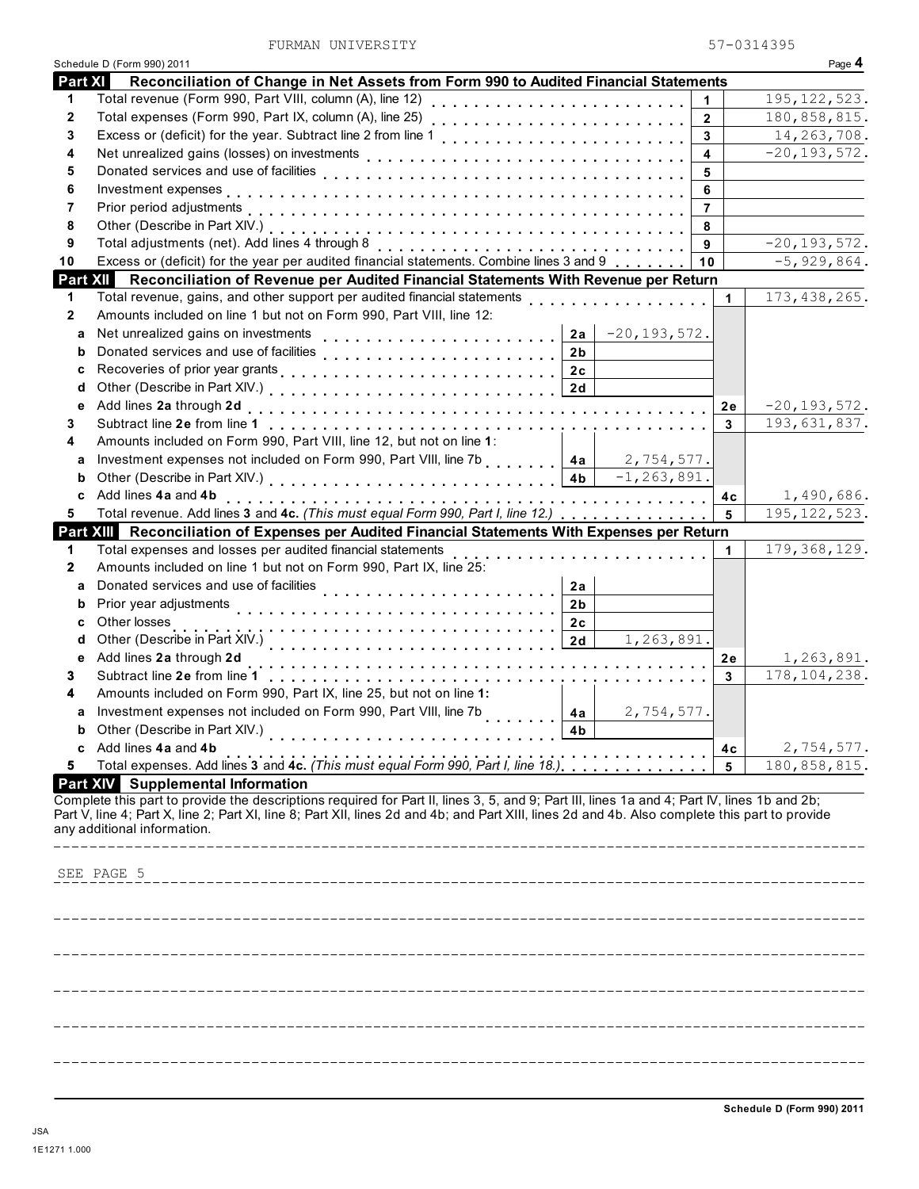FURMAN UNIVERSITY 57-0314395

Schedule D (Form 990) 2011

## Part XI Reconciliation of Change in Net Assets from Form 990 to Audited Financial Statements

| | | | |
|---|---|---|---|
| 1 | Total revenue (Form 990, Part VIII, column (A), line 12) | 1 | 195,122,523. |
| 2 | Total expenses (Form 990, Part IX, column (A), line 25) | 2 | 180,858,815. |
| 3 | Excess or (deficit) for the year. Subtract line 2 from line 1 | 3 | 14,263,708. |
| 4 | Net unrealized gains (losses) on investments | 4 | -20,193,572. |
| 5 | Donated services and use of facilities | 5 | |
| 6 | Investment expenses | 6 | |
| 7 | Prior period adjustments | 7 | |
| 8 | Other (Describe in Part XIV.) | 8 | |
| 9 | Total adjustments (net). Add lines 4 through 8 | 9 | -20,193,572. |
| 10 | Excess or (deficit) for the year per audited financial statements. Combine lines 3 and 9 | 10 | -5,929,864. |

## Part XII Reconciliation of Revenue per Audited Financial Statements With Revenue per Return

| | | | | | |
|---|---|---|---|---|---|
| 1 | Total revenue, gains, and other support per audited financial statements | | | 1 | 173,438,265. |
| 2 | Amounts included on line 1 but not on Form 990, Part VIII, line 12: | | | | |
| a | Net unrealized gains on investments | 2a | -20,193,572. | | |
| b | Donated services and use of facilities | 2b | | | |
| c | Recoveries of prior year grants | 2c | | | |
| d | Other (Describe in Part XIV.) | 2d | | | |
| e | Add lines **2a** through **2d** | | | 2e | -20,193,572. |
| 3 | Subtract line **2e** from line **1** | | | 3 | 193,631,837. |
| 4 | Amounts included on Form 990, Part VIII, line 12, but not on line **1**: | | | | |
| a | Investment expenses not included on Form 990, Part VIII, line 7b | 4a | 2,754,577. | | |
| b | Other (Describe in Part XIV.) | 4b | -1,263,891. | | |
| c | Add lines **4a** and **4b** | | | 4c | 1,490,686. |
| 5 | Total revenue. Add lines 3 and **4c.** *(This must equal Form 990, Part I, line 12.)* | | | 5 | 195,122,523. |

## Part XIII Reconciliation of Expenses per Audited Financial Statements With Expenses per Return

| | | | | | |
|---|---|---|---|---|---|
| 1 | Total expenses and losses per audited financial statements | | | 1 | 179,368,129. |
| 2 | Amounts included on line 1 but not on Form 990, Part IX, line 25: | | | | |
| a | Donated services and use of facilities | 2a | | | |
| b | Prior year adjustments | 2b | | | |
| c | Other losses | 2c | | | |
| d | Other (Describe in Part XIV.) | 2d | 1,263,891. | | |
| e | Add lines **2a** through **2d** | | | 2e | 1,263,891. |
| 3 | Subtract line **2e** from line **1** | | | 3 | 178,104,238. |
| 4 | Amounts included on Form 990, Part IX, line 25, but not on line **1:** | | | | |
| a | Investment expenses not included on Form 990, Part VIII, line 7b | 4a | 2,754,577. | | |
| b | Other (Describe in Part XIV.) | 4b | | | |
| c | Add lines **4a** and **4b** | | | 4c | 2,754,577. |
| 5 | Total expenses. Add lines **3** and **4c.** *(This must equal Form 990, Part I, line 18.)* | | | 5 | 180,858,815. |

## Part XIV Supplemental Information

Complete this part to provide the descriptions required for Part II, lines 3, 5, and 9; Part III, lines 1a and 4; Part IV, lines 1b and 2b; Part V, line 4; Part X, line 2; Part XI, line 8; Part XII, lines 2d and 4b; and Part XIII, lines 2d and 4b. Also complete this part to provide any additional information.

SEE PAGE 5

Schedule D (Form 990) 2011

JSA

1E1271 1.000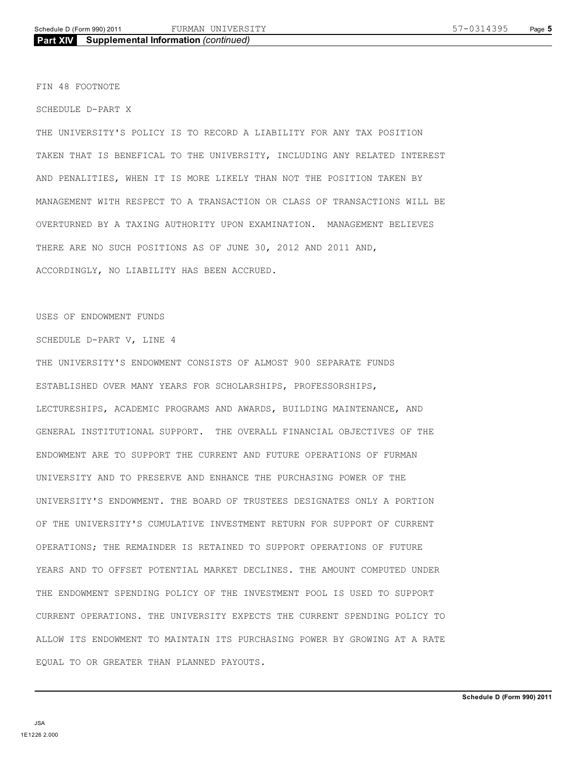## Part XIV Supplemental Information *(continued)*

FIN 48 FOOTNOTE

SCHEDULE D-PART X

THE UNIVERSITY'S POLICY IS TO RECORD A LIABILITY FOR ANY TAX POSITION TAKEN THAT IS BENEFICAL TO THE UNIVERSITY, INCLUDING ANY RELATED INTEREST AND PENALITIES, WHEN IT IS MORE LIKELY THAN NOT THE POSITION TAKEN BY MANAGEMENT WITH RESPECT TO A TRANSACTION OR CLASS OF TRANSACTIONS WILL BE OVERTURNED BY A TAXING AUTHORITY UPON EXAMINATION. MANAGEMENT BELIEVES THERE ARE NO SUCH POSITIONS AS OF JUNE 30, 2012 AND 2011 AND, ACCORDINGLY, NO LIABILITY HAS BEEN ACCRUED.

USES OF ENDOWMENT FUNDS

SCHEDULE D-PART V, LINE 4

THE UNIVERSITY'S ENDOWMENT CONSISTS OF ALMOST 900 SEPARATE FUNDS ESTABLISHED OVER MANY YEARS FOR SCHOLARSHIPS, PROFESSORSHIPS, LECTURESHIPS, ACADEMIC PROGRAMS AND AWARDS, BUILDING MAINTENANCE, AND GENERAL INSTITUTIONAL SUPPORT. THE OVERALL FINANCIAL OBJECTIVES OF THE ENDOWMENT ARE TO SUPPORT THE CURRENT AND FUTURE OPERATIONS OF FURMAN UNIVERSITY AND TO PRESERVE AND ENHANCE THE PURCHASING POWER OF THE UNIVERSITY'S ENDOWMENT. THE BOARD OF TRUSTEES DESIGNATES ONLY A PORTION OF THE UNIVERSITY'S CUMULATIVE INVESTMENT RETURN FOR SUPPORT OF CURRENT OPERATIONS; THE REMAINDER IS RETAINED TO SUPPORT OPERATIONS OF FUTURE YEARS AND TO OFFSET POTENTIAL MARKET DECLINES. THE AMOUNT COMPUTED UNDER THE ENDOWMENT SPENDING POLICY OF THE INVESTMENT POOL IS USED TO SUPPORT CURRENT OPERATIONS. THE UNIVERSITY EXPECTS THE CURRENT SPENDING POLICY TO ALLOW ITS ENDOWMENT TO MAINTAIN ITS PURCHASING POWER BY GROWING AT A RATE EQUAL TO OR GREATER THAN PLANNED PAYOUTS.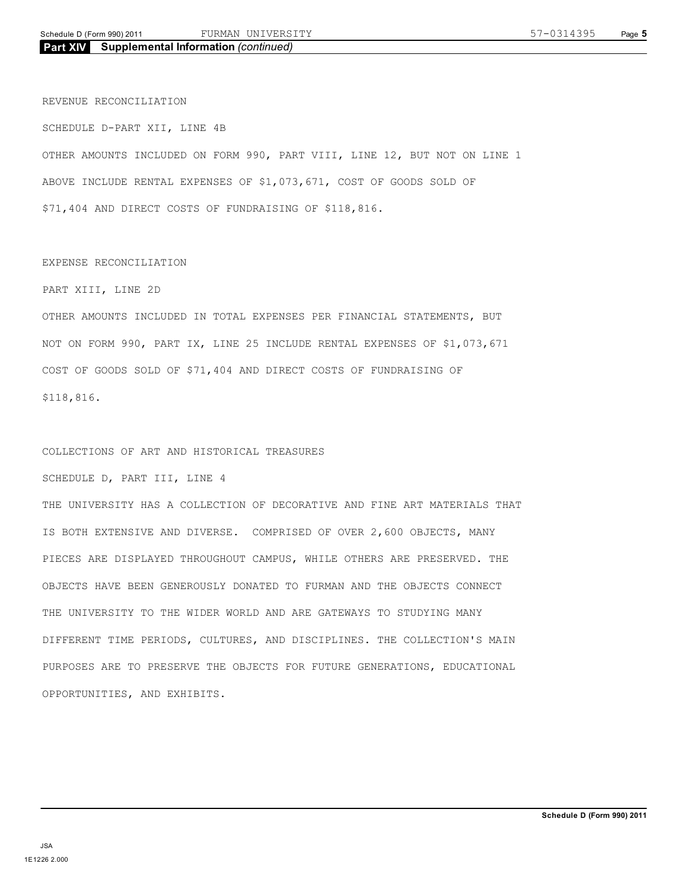**Part XIV Supplemental Information** *(continued)*

REVENUE RECONCILIATION

SCHEDULE D-PART XII, LINE 4B

OTHER AMOUNTS INCLUDED ON FORM 990, PART VIII, LINE 12, BUT NOT ON LINE 1 ABOVE INCLUDE RENTAL EXPENSES OF $1,073,671, COST OF GOODS SOLD OF $71,404 AND DIRECT COSTS OF FUNDRAISING OF $118,816.

EXPENSE RECONCILIATION

PART XIII, LINE 2D

OTHER AMOUNTS INCLUDED IN TOTAL EXPENSES PER FINANCIAL STATEMENTS, BUT NOT ON FORM 990, PART IX, LINE 25 INCLUDE RENTAL EXPENSES OF $1,073,671 COST OF GOODS SOLD OF $71,404 AND DIRECT COSTS OF FUNDRAISING OF $118,816.

COLLECTIONS OF ART AND HISTORICAL TREASURES

SCHEDULE D, PART III, LINE 4

THE UNIVERSITY HAS A COLLECTION OF DECORATIVE AND FINE ART MATERIALS THAT IS BOTH EXTENSIVE AND DIVERSE. COMPRISED OF OVER 2,600 OBJECTS, MANY PIECES ARE DISPLAYED THROUGHOUT CAMPUS, WHILE OTHERS ARE PRESERVED. THE OBJECTS HAVE BEEN GENEROUSLY DONATED TO FURMAN AND THE OBJECTS CONNECT THE UNIVERSITY TO THE WIDER WORLD AND ARE GATEWAYS TO STUDYING MANY DIFFERENT TIME PERIODS, CULTURES, AND DISCIPLINES. THE COLLECTION'S MAIN PURPOSES ARE TO PRESERVE THE OBJECTS FOR FUTURE GENERATIONS, EDUCATIONAL OPPORTUNITIES, AND EXHIBITS.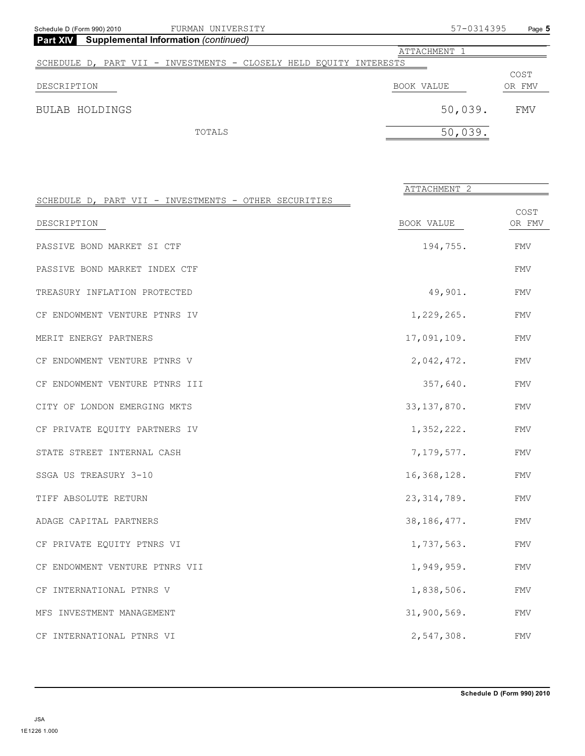## Part XIV Supplemental Information *(continued)*

ATTACHMENT 1

SCHEDULE D, PART VII - INVESTMENTS - CLOSELY HELD EQUITY INTERESTS

| DESCRIPTION | BOOK VALUE | COST OR FMV |
|---|---|---|
| BULAB HOLDINGS | 50,039. | FMV |
| TOTALS | 50,039. | |

ATTACHMENT 2

SCHEDULE D, PART VII - INVESTMENTS - OTHER SECURITIES

| DESCRIPTION | BOOK VALUE | COST OR FMV |
|---|---|---|
| PASSIVE BOND MARKET SI CTF | 194,755. | FMV |
| PASSIVE BOND MARKET INDEX CTF | | FMV |
| TREASURY INFLATION PROTECTED | 49,901. | FMV |
| CF ENDOWMENT VENTURE PTNRS IV | 1,229,265. | FMV |
| MERIT ENERGY PARTNERS | 17,091,109. | FMV |
| CF ENDOWMENT VENTURE PTNRS V | 2,042,472. | FMV |
| CF ENDOWMENT VENTURE PTNRS III | 357,640. | FMV |
| CITY OF LONDON EMERGING MKTS | 33,137,870. | FMV |
| CF PRIVATE EQUITY PARTNERS IV | 1,352,222. | FMV |
| STATE STREET INTERNAL CASH | 7,179,577. | FMV |
| SSGA US TREASURY 3-10 | 16,368,128. | FMV |
| TIFF ABSOLUTE RETURN | 23,314,789. | FMV |
| ADAGE CAPITAL PARTNERS | 38,186,477. | FMV |
| CF PRIVATE EQUITY PTNRS VI | 1,737,563. | FMV |
| CF ENDOWMENT VENTURE PTNRS VII | 1,949,959. | FMV |
| CF INTERNATIONAL PTNRS V | 1,838,506. | FMV |
| MFS INVESTMENT MANAGEMENT | 31,900,569. | FMV |
| CF INTERNATIONAL PTNRS VI | 2,547,308. | FMV |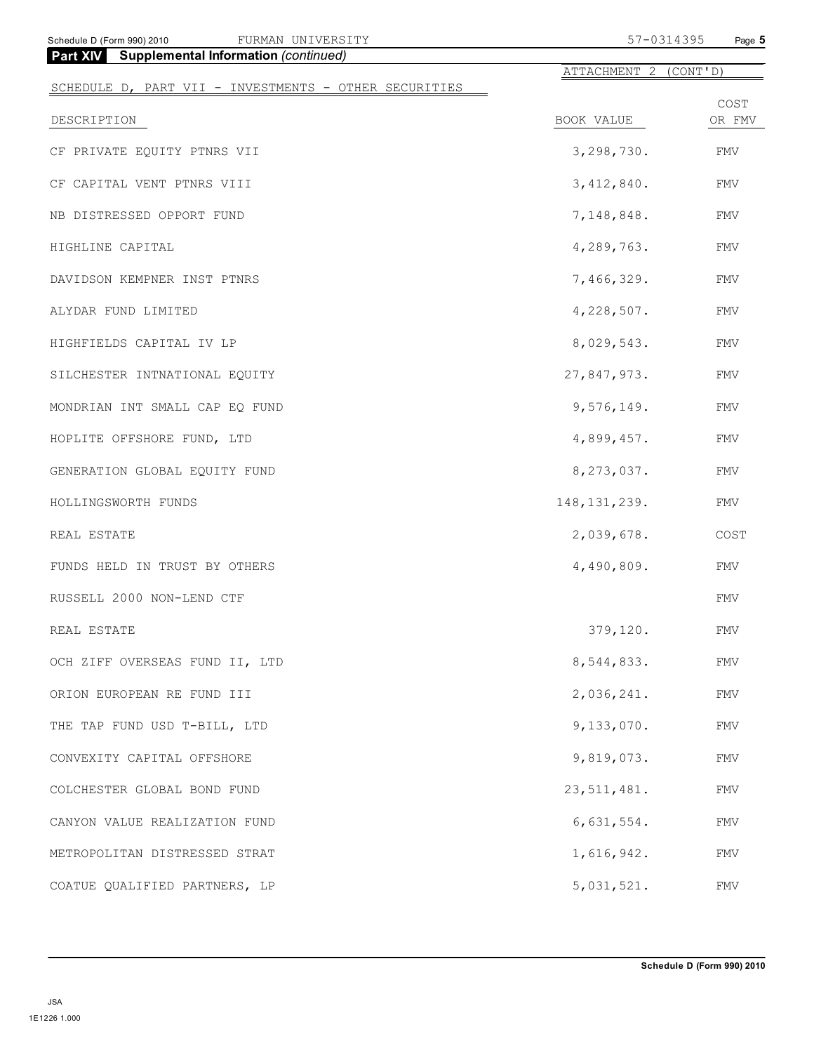**Part XIV Supplemental Information** *(continued)*

ATTACHMENT 2 (CONT'D)

SCHEDULE D, PART VII - INVESTMENTS - OTHER SECURITIES

| DESCRIPTION | BOOK VALUE | COST OR FMV |
|---|---|---|
| CF PRIVATE EQUITY PTNRS VII | 3,298,730. | FMV |
| CF CAPITAL VENT PTNRS VIII | 3,412,840. | FMV |
| NB DISTRESSED OPPORT FUND | 7,148,848. | FMV |
| HIGHLINE CAPITAL | 4,289,763. | FMV |
| DAVIDSON KEMPNER INST PTNRS | 7,466,329. | FMV |
| ALYDAR FUND LIMITED | 4,228,507. | FMV |
| HIGHFIELDS CAPITAL IV LP | 8,029,543. | FMV |
| SILCHESTER INTNATIONAL EQUITY | 27,847,973. | FMV |
| MONDRIAN INT SMALL CAP EQ FUND | 9,576,149. | FMV |
| HOPLITE OFFSHORE FUND, LTD | 4,899,457. | FMV |
| GENERATION GLOBAL EQUITY FUND | 8,273,037. | FMV |
| HOLLINGSWORTH FUNDS | 148,131,239. | FMV |
| REAL ESTATE | 2,039,678. | COST |
| FUNDS HELD IN TRUST BY OTHERS | 4,490,809. | FMV |
| RUSSELL 2000 NON-LEND CTF | | FMV |
| REAL ESTATE | 379,120. | FMV |
| OCH ZIFF OVERSEAS FUND II, LTD | 8,544,833. | FMV |
| ORION EUROPEAN RE FUND III | 2,036,241. | FMV |
| THE TAP FUND USD T-BILL, LTD | 9,133,070. | FMV |
| CONVEXITY CAPITAL OFFSHORE | 9,819,073. | FMV |
| COLCHESTER GLOBAL BOND FUND | 23,511,481. | FMV |
| CANYON VALUE REALIZATION FUND | 6,631,554. | FMV |
| METROPOLITAN DISTRESSED STRAT | 1,616,942. | FMV |
| COATUE QUALIFIED PARTNERS, LP | 5,031,521. | FMV |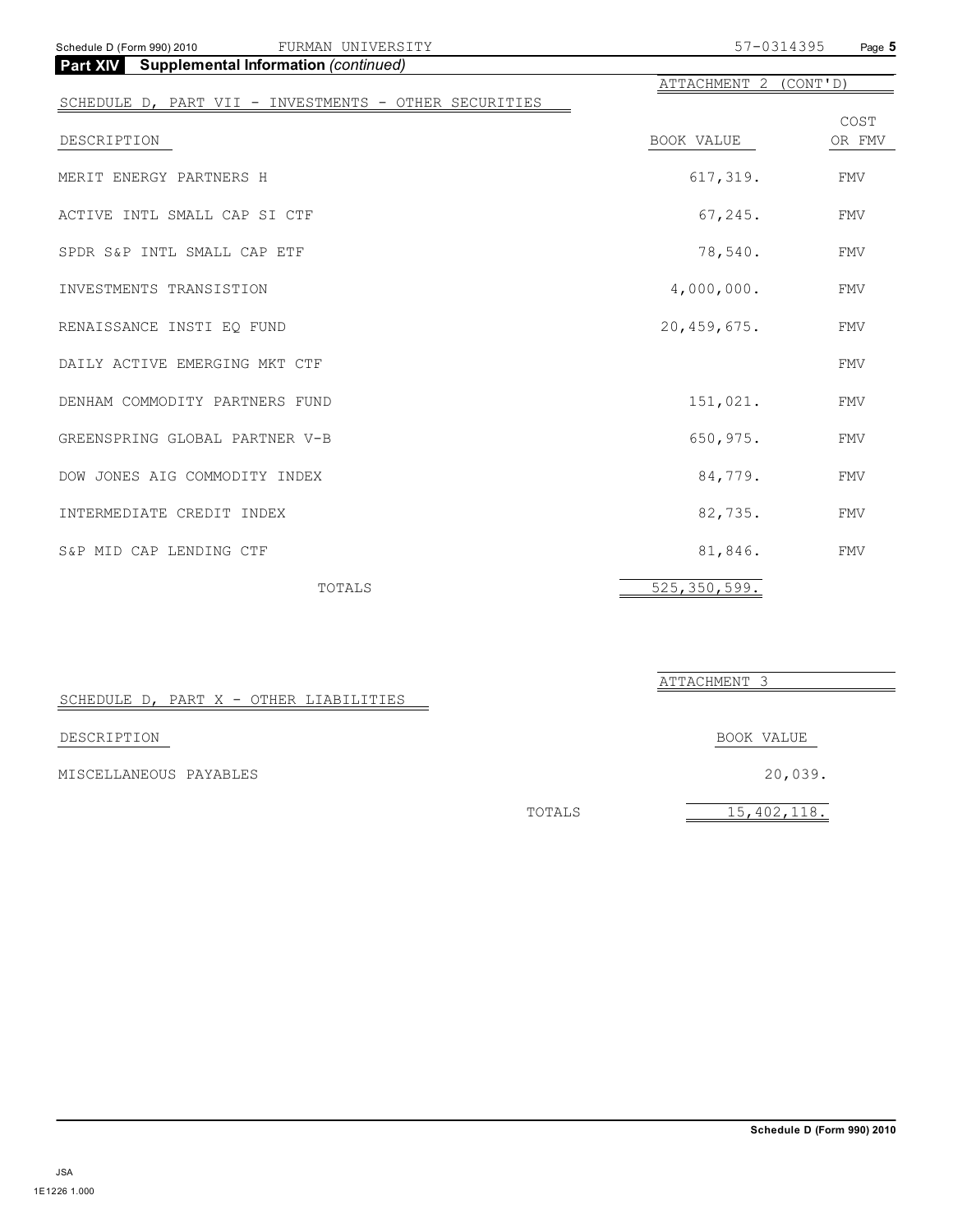**Part XIV Supplemental Information** *(continued)*

ATTACHMENT 2 (CONT'D)

SCHEDULE D, PART VII - INVESTMENTS - OTHER SECURITIES

| DESCRIPTION | BOOK VALUE | COST OR FMV |
|---|---|---|
| MERIT ENERGY PARTNERS H | 617,319. | FMV |
| ACTIVE INTL SMALL CAP SI CTF | 67,245. | FMV |
| SPDR S&P INTL SMALL CAP ETF | 78,540. | FMV |
| INVESTMENTS TRANSISTION | 4,000,000. | FMV |
| RENAISSANCE INSTI EQ FUND | 20,459,675. | FMV |
| DAILY ACTIVE EMERGING MKT CTF | | FMV |
| DENHAM COMMODITY PARTNERS FUND | 151,021. | FMV |
| GREENSPRING GLOBAL PARTNER V-B | 650,975. | FMV |
| DOW JONES AIG COMMODITY INDEX | 84,779. | FMV |
| INTERMEDIATE CREDIT INDEX | 82,735. | FMV |
| S&P MID CAP LENDING CTF | 81,846. | FMV |
| TOTALS | 525,350,599. | |

ATTACHMENT 3

SCHEDULE D, PART X - OTHER LIABILITIES

| DESCRIPTION | | BOOK VALUE |
|---|---|---|
| MISCELLANEOUS PAYABLES | | 20,039. |
| | TOTALS | 15,402,118. |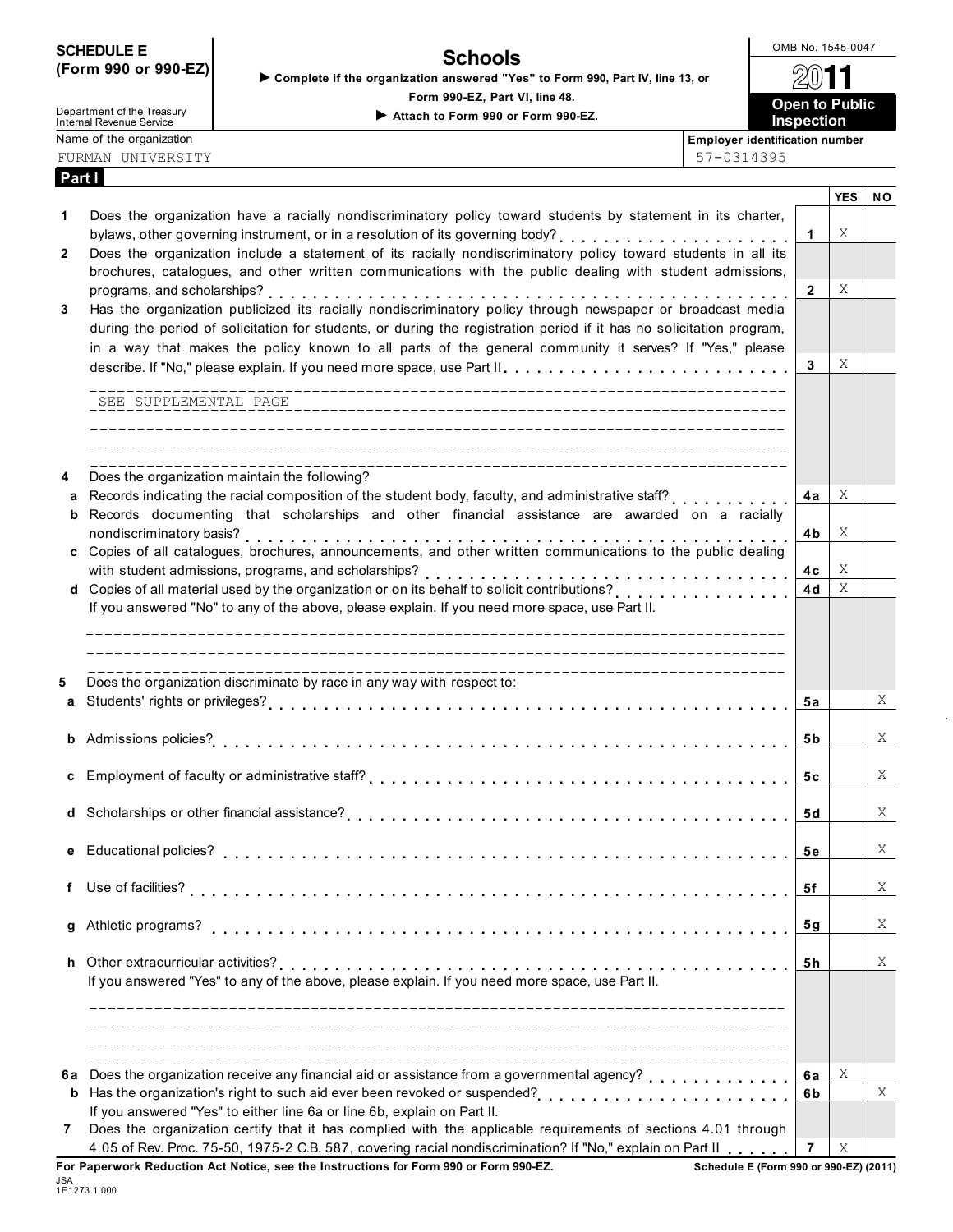**SCHEDULE E (Form 990 or 990-EZ)**

Department of the Treasury
Internal Revenue Service

# Schools

▶ Complete if the organization answered "Yes" to Form 990, Part IV, line 13, or Form 990-EZ, Part VI, line 48.

▶ Attach to Form 990 or Form 990-EZ.

OMB No. 1545-0047

**2011**

**Open to Public Inspection**

Name of the organization: FURMAN UNIVERSITY

Employer identification number: 57-0314395

## Part I

| | | | YES | NO |
|---|---|---|---|---|
| **1** | Does the organization have a racially nondiscriminatory policy toward students by statement in its charter, bylaws, other governing instrument, or in a resolution of its governing body? | 1 | X | |
| **2** | Does the organization include a statement of its racially nondiscriminatory policy toward students in all its brochures, catalogues, and other written communications with the public dealing with student admissions, programs, and scholarships? | 2 | X | |
| **3** | Has the organization publicized its racially nondiscriminatory policy through newspaper or broadcast media during the period of solicitation for students, or during the registration period if it has no solicitation program, in a way that makes the policy known to all parts of the general community it serves? If "Yes," please describe. If "No," please explain. If you need more space, use Part II. | 3 | X | |
| | SEE SUPPLEMENTAL PAGE | | | |
| **4** | Does the organization maintain the following? | | | |
| a | Records indicating the racial composition of the student body, faculty, and administrative staff? | 4a | X | |
| b | Records documenting that scholarships and other financial assistance are awarded on a racially nondiscriminatory basis? | 4b | X | |
| c | Copies of all catalogues, brochures, announcements, and other written communications to the public dealing with student admissions, programs, and scholarships? | 4c | X | |
| d | Copies of all material used by the organization or on its behalf to solicit contributions? | 4d | X | |
| | If you answered "No" to any of the above, please explain. If you need more space, use Part II. | | | |
| **5** | Does the organization discriminate by race in any way with respect to: | | | |
| a | Students' rights or privileges? | 5a | | X |
| b | Admissions policies? | 5b | | X |
| c | Employment of faculty or administrative staff? | 5c | | X |
| d | Scholarships or other financial assistance? | 5d | | X |
| e | Educational policies? | 5e | | X |
| f | Use of facilities? | 5f | | X |
| g | Athletic programs? | 5g | | X |
| h | Other extracurricular activities? | 5h | | X |
| | If you answered "Yes" to any of the above, please explain. If you need more space, use Part II. | | | |
| **6a** | Does the organization receive any financial aid or assistance from a governmental agency? | 6a | X | |
| b | Has the organization's right to such aid ever been revoked or suspended? | 6b | | X |
| | If you answered "Yes" to either line 6a or line 6b, explain on Part II. | | | |
| **7** | Does the organization certify that it has complied with the applicable requirements of sections 4.01 through 4.05 of Rev. Proc. 75-50, 1975-2 C.B. 587, covering racial nondiscrimination? If "No," explain on Part II | 7 | X | |

**For Paperwork Reduction Act Notice, see the Instructions for Form 990 or Form 990-EZ.**

Schedule E (Form 990 or 990-EZ) (2011)

JSA
1E1273 1.000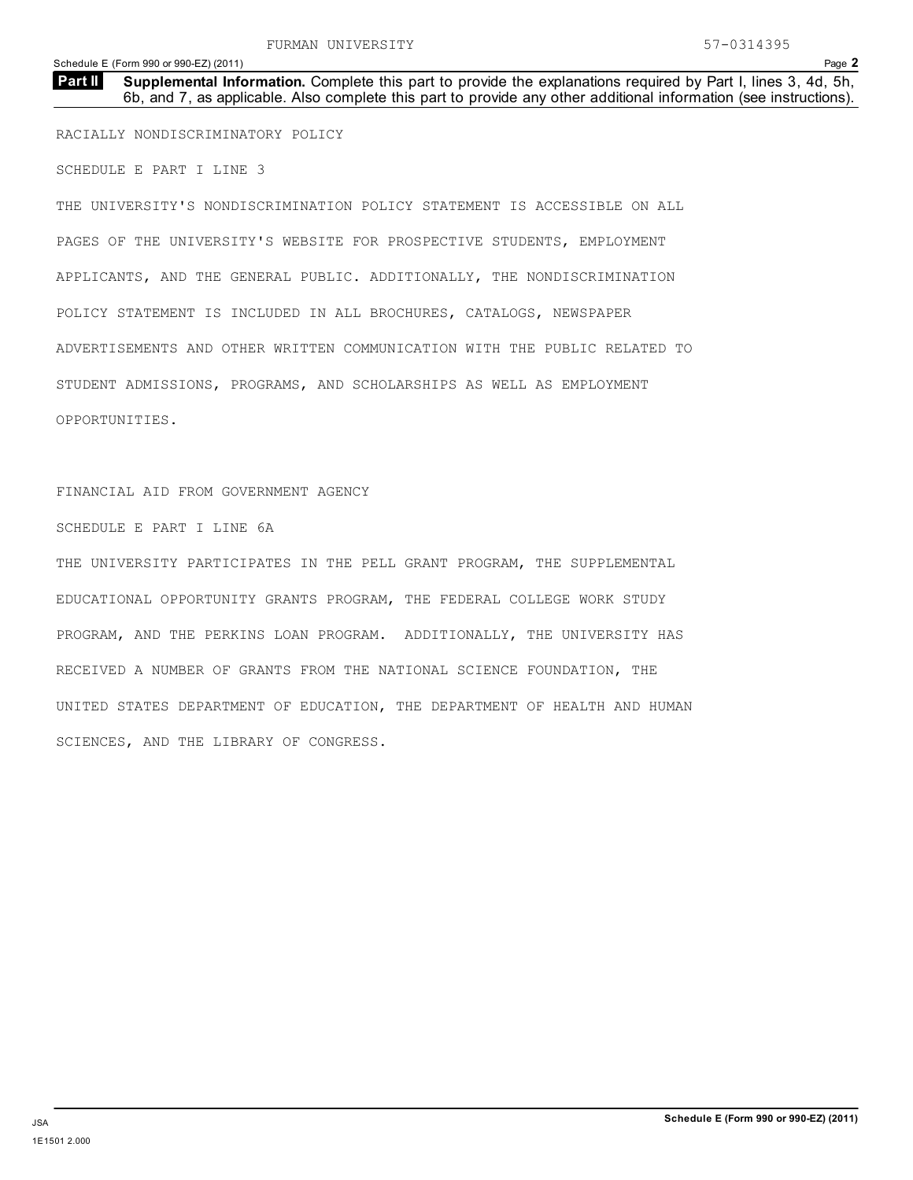FURMAN UNIVERSITY 57-0314395

**Part II** **Supplemental Information.** Complete this part to provide the explanations required by Part I, lines 3, 4d, 5h, 6b, and 7, as applicable. Also complete this part to provide any other additional information (see instructions).

RACIALLY NONDISCRIMINATORY POLICY

SCHEDULE E PART I LINE 3

THE UNIVERSITY'S NONDISCRIMINATION POLICY STATEMENT IS ACCESSIBLE ON ALL PAGES OF THE UNIVERSITY'S WEBSITE FOR PROSPECTIVE STUDENTS, EMPLOYMENT APPLICANTS, AND THE GENERAL PUBLIC. ADDITIONALLY, THE NONDISCRIMINATION POLICY STATEMENT IS INCLUDED IN ALL BROCHURES, CATALOGS, NEWSPAPER ADVERTISEMENTS AND OTHER WRITTEN COMMUNICATION WITH THE PUBLIC RELATED TO STUDENT ADMISSIONS, PROGRAMS, AND SCHOLARSHIPS AS WELL AS EMPLOYMENT OPPORTUNITIES.

FINANCIAL AID FROM GOVERNMENT AGENCY

SCHEDULE E PART I LINE 6A

THE UNIVERSITY PARTICIPATES IN THE PELL GRANT PROGRAM, THE SUPPLEMENTAL EDUCATIONAL OPPORTUNITY GRANTS PROGRAM, THE FEDERAL COLLEGE WORK STUDY PROGRAM, AND THE PERKINS LOAN PROGRAM. ADDITIONALLY, THE UNIVERSITY HAS RECEIVED A NUMBER OF GRANTS FROM THE NATIONAL SCIENCE FOUNDATION, THE UNITED STATES DEPARTMENT OF EDUCATION, THE DEPARTMENT OF HEALTH AND HUMAN SCIENCES, AND THE LIBRARY OF CONGRESS.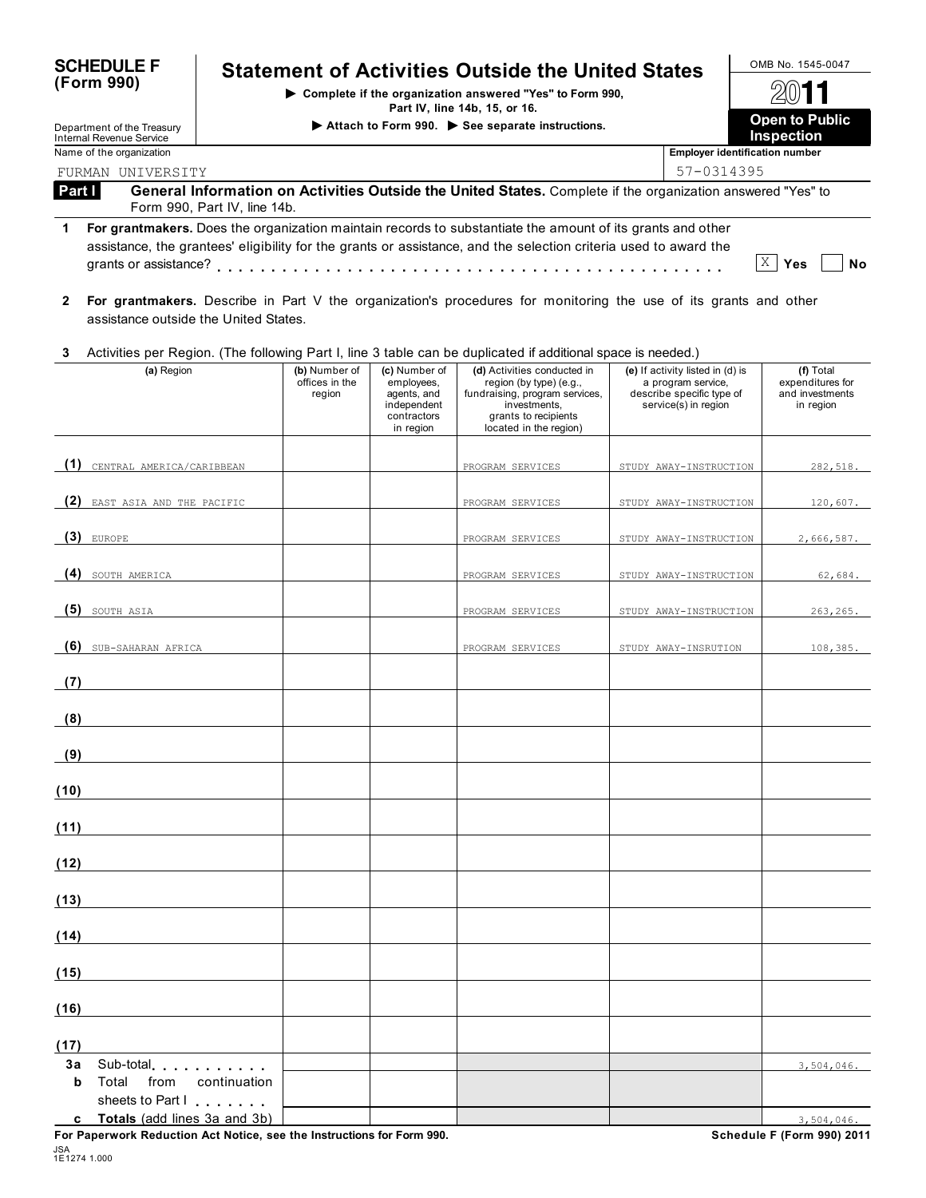**SCHEDULE F (Form 990)**

Department of the Treasury
Internal Revenue Service

# Statement of Activities Outside the United States

▶ Complete if the organization answered "Yes" to Form 990, Part IV, line 14b, 15, or 16.

▶ Attach to Form 990. ▶ See separate instructions.

OMB No. 1545-0047

**2011**

**Open to Public Inspection**

Name of the organization: FURMAN UNIVERSITY

Employer identification number: 57-0314395

## Part I General Information on Activities Outside the United States.

Complete if the organization answered "Yes" to Form 990, Part IV, line 14b.

**1** **For grantmakers.** Does the organization maintain records to substantiate the amount of its grants and other assistance, the grantees' eligibility for the grants or assistance, and the selection criteria used to award the grants or assistance? . . . . . . . . . . . . [X] Yes [ ] No

**2** **For grantmakers.** Describe in Part V the organization's procedures for monitoring the use of its grants and other assistance outside the United States.

**3** Activities per Region. (The following Part I, line 3 table can be duplicated if additional space is needed.)

| | (a) Region | (b) Number of offices in the region | (c) Number of employees, agents, and independent contractors in region | (d) Activities conducted in region (by type) (e.g., fundraising, program services, investments, grants to recipients located in the region) | (e) If activity listed in (d) is a program service, describe specific type of service(s) in region | (f) Total expenditures for and investments in region |
|---|---|---|---|---|---|---|
| (1) | CENTRAL AMERICA/CARIBBEAN | | | PROGRAM SERVICES | STUDY AWAY-INSTRUCTION | 282,518. |
| (2) | EAST ASIA AND THE PACIFIC | | | PROGRAM SERVICES | STUDY AWAY-INSTRUCTION | 120,607. |
| (3) | EUROPE | | | PROGRAM SERVICES | STUDY AWAY-INSTRUCTION | 2,666,587. |
| (4) | SOUTH AMERICA | | | PROGRAM SERVICES | STUDY AWAY-INSTRUCTION | 62,684. |
| (5) | SOUTH ASIA | | | PROGRAM SERVICES | STUDY AWAY-INSTRUCTION | 263,265. |
| (6) | SUB-SAHARAN AFRICA | | | PROGRAM SERVICES | STUDY AWAY-INSRUTION | 108,385. |
| (7) | | | | | | |
| (8) | | | | | | |
| (9) | | | | | | |
| (10) | | | | | | |
| (11) | | | | | | |
| (12) | | | | | | |
| (13) | | | | | | |
| (14) | | | | | | |
| (15) | | | | | | |
| (16) | | | | | | |
| (17) | | | | | | |
| 3a | Sub-total . . . . . . . . . . | | | | | 3,504,046. |
| b | Total from continuation sheets to Part I . . . . . . . | | | | | |
| c | **Totals** (add lines 3a and 3b) | | | | | 3,504,046. |

**For Paperwork Reduction Act Notice, see the Instructions for Form 990.**

**Schedule F (Form 990) 2011**

JSA
1E1274 1.000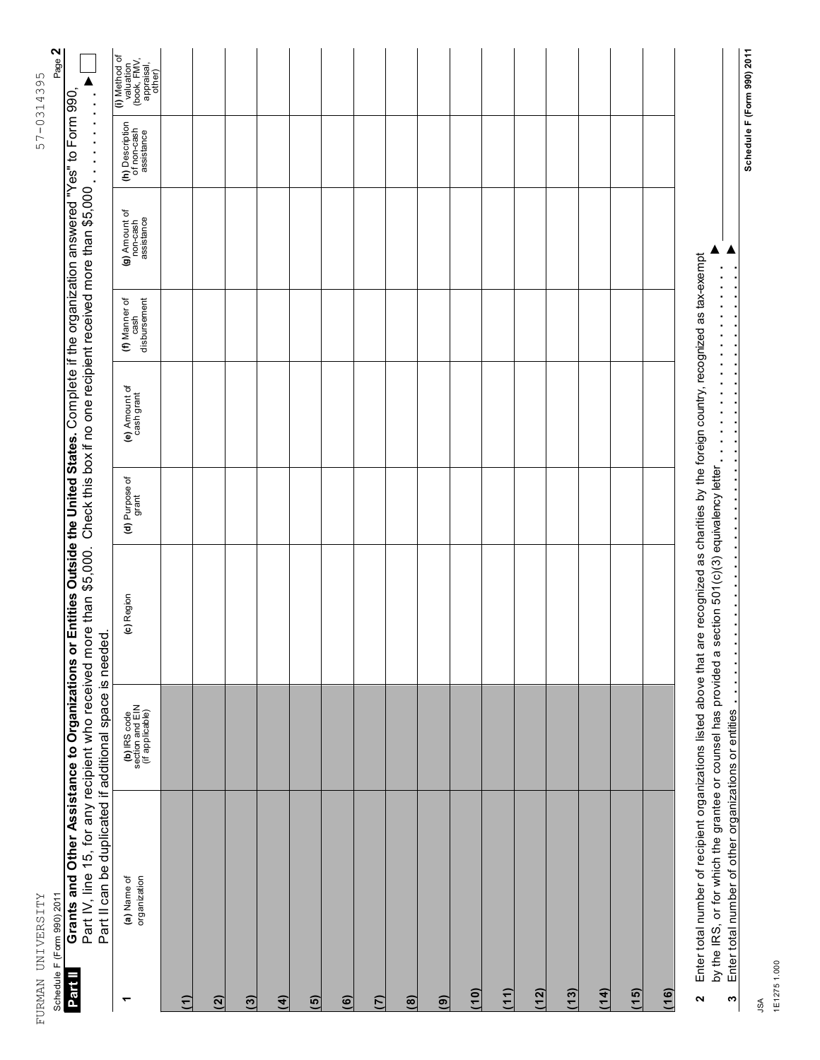FURMAN UNIVERSITY 57-0314395

Schedule F (Form 990) 2011 Page **2**

**Part II** **Grants and Other Assistance to Organizations or Entities Outside the United States.** Complete if the organization answered "Yes" to Form 990, Part IV, line 15, for any recipient who received more than $5,000. Check this box if no one recipient received more than $5,000 . . . . . . . . . . ▶ ☐

Part II can be duplicated if additional space is needed.

| 1 | (a) Name of organization | (b) IRS code section and EIN (if applicable) | (c) Region | (d) Purpose of grant | (e) Amount of cash grant | (f) Manner of cash disbursement | (g) Amount of non-cash assistance | (h) Description of non-cash assistance | (i) Method of valuation (book, FMV, appraisal, other) |
|---|---|---|---|---|---|---|---|---|---|
| (1) | | | | | | | | | |
| (2) | | | | | | | | | |
| (3) | | | | | | | | | |
| (4) | | | | | | | | | |
| (5) | | | | | | | | | |
| (6) | | | | | | | | | |
| (7) | | | | | | | | | |
| (8) | | | | | | | | | |
| (9) | | | | | | | | | |
| (10) | | | | | | | | | |
| (11) | | | | | | | | | |
| (12) | | | | | | | | | |
| (13) | | | | | | | | | |
| (14) | | | | | | | | | |
| (15) | | | | | | | | | |
| (16) | | | | | | | | | |

**2** Enter total number of recipient organizations listed above that are recognized as charities by the foreign country, recognized as tax-exempt by the IRS, or for which the grantee or counsel has provided a section 501(c)(3) equivalency letter . . . . . . . . . . . . . . . . . . . . ▶

**3** Enter total number of other organizations or entities . . . . . . . . . . . . . . . . . . . . . . . . . . . . . . . . . . . ▶

**Schedule F (Form 990) 2011**

JSA
1E1275 1.000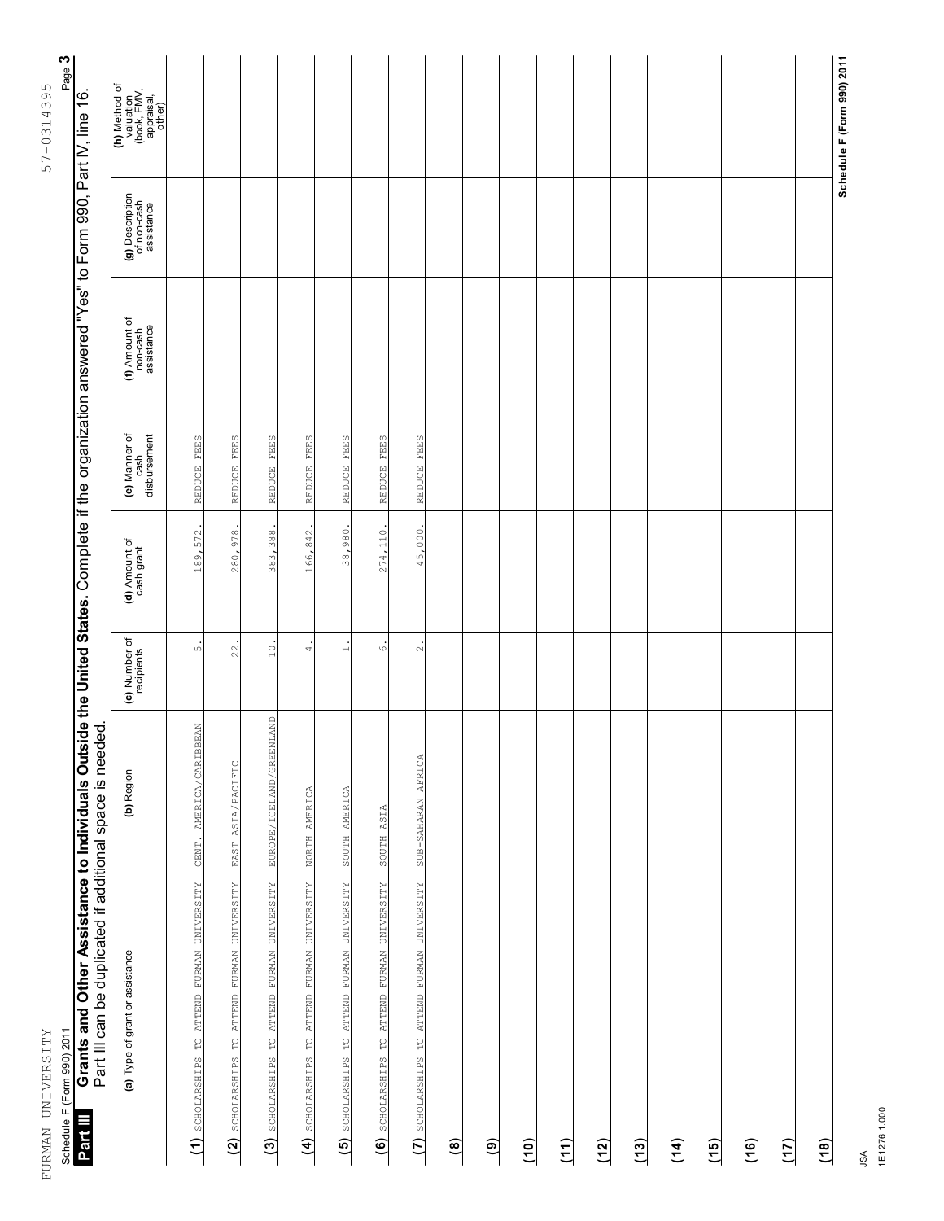FURMAN UNIVERSITY 57-0314395

Schedule F (Form 990) 2011

## Part III Grants and Other Assistance to Individuals Outside the United States. Complete if the organization answered "Yes" to Form 990, Part IV, line 16.

Part III can be duplicated if additional space is needed.

| | (a) Type of grant or assistance | (b) Region | (c) Number of recipients | (d) Amount of cash grant | (e) Manner of cash disbursement | (f) Amount of non-cash assistance | (g) Description of non-cash assistance | (h) Method of valuation (book, FMV, appraisal, other) |
|---|---|---|---|---|---|---|---|---|
| (1) | SCHOLARSHIPS TO ATTEND FURMAN UNIVERSITY | CENT. AMERICA/CARIBBEAN | 5. | 189,572. | REDUCE FEES | | | |
| (2) | SCHOLARSHIPS TO ATTEND FURMAN UNIVERSITY | EAST ASIA/PACIFIC | 22. | 280,978. | REDUCE FEES | | | |
| (3) | SCHOLARSHIPS TO ATTEND FURMAN UNIVERSITY | EUROPE/ICELAND/GREENLAND | 10. | 383,388. | REDUCE FEES | | | |
| (4) | SCHOLARSHIPS TO ATTEND FURMAN UNIVERSITY | NORTH AMERICA | 4. | 166,842. | REDUCE FEES | | | |
| (5) | SCHOLARSHIPS TO ATTEND FURMAN UNIVERSITY | SOUTH AMERICA | 1. | 38,980. | REDUCE FEES | | | |
| (6) | SCHOLARSHIPS TO ATTEND FURMAN UNIVERSITY | SOUTH ASIA | 6. | 274,110. | REDUCE FEES | | | |
| (7) | SCHOLARSHIPS TO ATTEND FURMAN UNIVERSITY | SUB-SAHARAN AFRICA | 2. | 45,000. | REDUCE FEES | | | |
| (8) | | | | | | | | |
| (9) | | | | | | | | |
| (10) | | | | | | | | |
| (11) | | | | | | | | |
| (12) | | | | | | | | |
| (13) | | | | | | | | |
| (14) | | | | | | | | |
| (15) | | | | | | | | |
| (16) | | | | | | | | |
| (17) | | | | | | | | |
| (18) | | | | | | | | |

Schedule F (Form 990) 2011

JSA
1E1276 1.000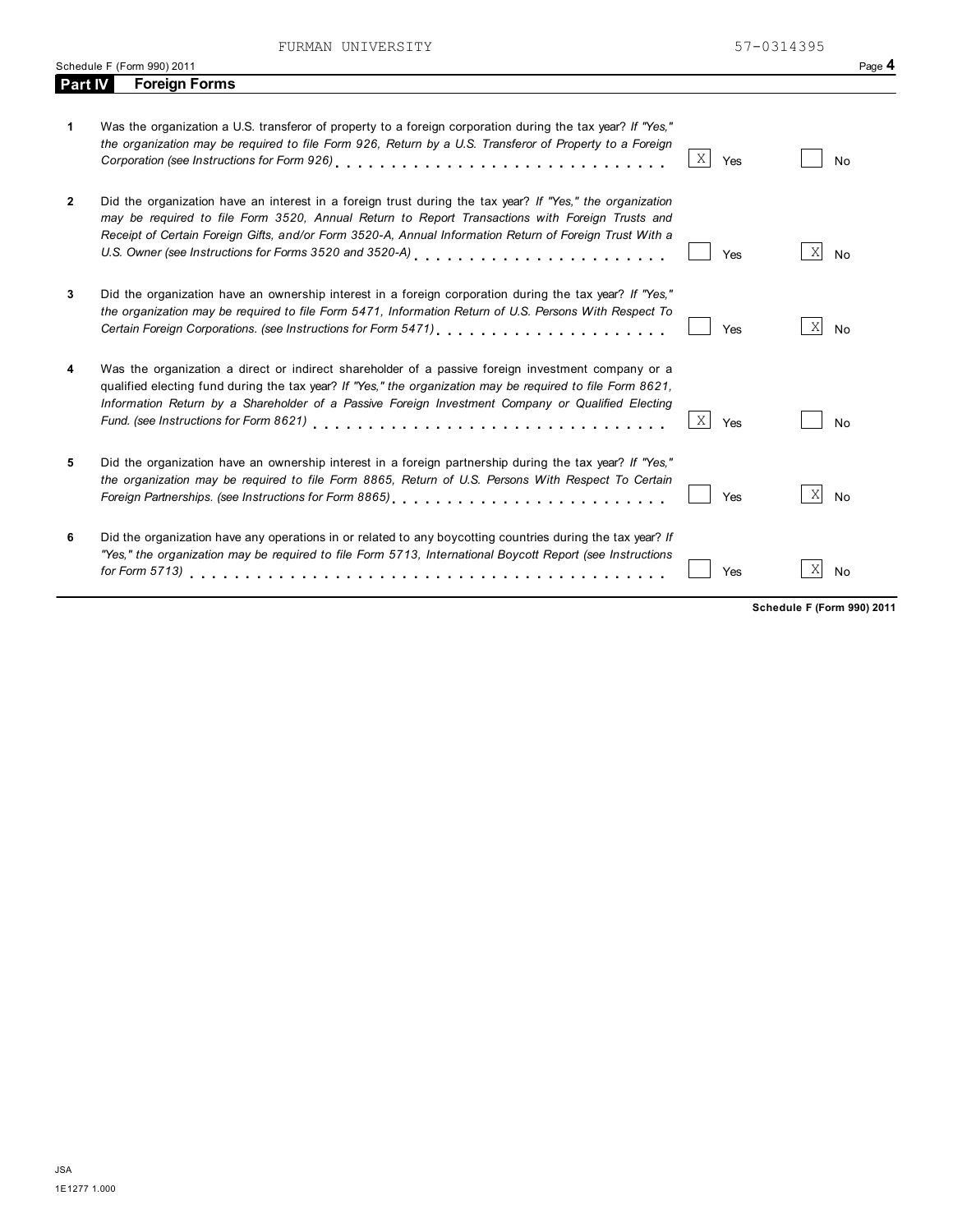FURMAN UNIVERSITY 57-0314395

Schedule F (Form 990) 2011

## Part IV Foreign Forms

| | | Yes | No |
|---|---|---|---|
| **1** | Was the organization a U.S. transferor of property to a foreign corporation during the tax year? *If "Yes," the organization may be required to file Form 926, Return by a U.S. Transferor of Property to a Foreign Corporation (see Instructions for Form 926)* | X | |
| **2** | Did the organization have an interest in a foreign trust during the tax year? *If "Yes," the organization may be required to file Form 3520, Annual Return to Report Transactions with Foreign Trusts and Receipt of Certain Foreign Gifts, and/or Form 3520-A, Annual Information Return of Foreign Trust With a U.S. Owner (see Instructions for Forms 3520 and 3520-A)* | | X |
| **3** | Did the organization have an ownership interest in a foreign corporation during the tax year? *If "Yes," the organization may be required to file Form 5471, Information Return of U.S. Persons With Respect To Certain Foreign Corporations. (see Instructions for Form 5471)* | | X |
| **4** | Was the organization a direct or indirect shareholder of a passive foreign investment company or a qualified electing fund during the tax year? *If "Yes," the organization may be required to file Form 8621, Information Return by a Shareholder of a Passive Foreign Investment Company or Qualified Electing Fund. (see Instructions for Form 8621)* | X | |
| **5** | Did the organization have an ownership interest in a foreign partnership during the tax year? *If "Yes," the organization may be required to file Form 8865, Return of U.S. Persons With Respect To Certain Foreign Partnerships. (see Instructions for Form 8865)* | | X |
| **6** | Did the organization have any operations in or related to any boycotting countries during the tax year? *If "Yes," the organization may be required to file Form 5713, International Boycott Report (see Instructions for Form 5713)* | | X |

**Schedule F (Form 990) 2011**

JSA
1E1277 1.000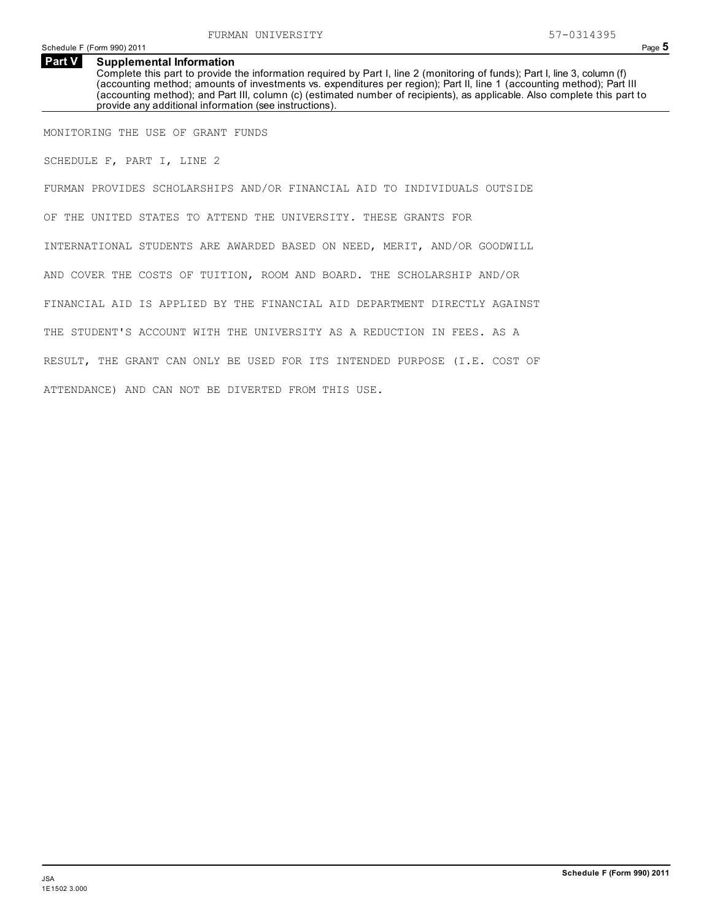## Part V Supplemental Information

Complete this part to provide the information required by Part I, line 2 (monitoring of funds); Part I, line 3, column (f) (accounting method; amounts of investments vs. expenditures per region); Part II, line 1 (accounting method); Part III (accounting method); and Part III, column (c) (estimated number of recipients), as applicable. Also complete this part to provide any additional information (see instructions).

MONITORING THE USE OF GRANT FUNDS

SCHEDULE F, PART I, LINE 2

FURMAN PROVIDES SCHOLARSHIPS AND/OR FINANCIAL AID TO INDIVIDUALS OUTSIDE OF THE UNITED STATES TO ATTEND THE UNIVERSITY. THESE GRANTS FOR INTERNATIONAL STUDENTS ARE AWARDED BASED ON NEED, MERIT, AND/OR GOODWILL AND COVER THE COSTS OF TUITION, ROOM AND BOARD. THE SCHOLARSHIP AND/OR FINANCIAL AID IS APPLIED BY THE FINANCIAL AID DEPARTMENT DIRECTLY AGAINST THE STUDENT'S ACCOUNT WITH THE UNIVERSITY AS A REDUCTION IN FEES. AS A RESULT, THE GRANT CAN ONLY BE USED FOR ITS INTENDED PURPOSE (I.E. COST OF ATTENDANCE) AND CAN NOT BE DIVERTED FROM THIS USE.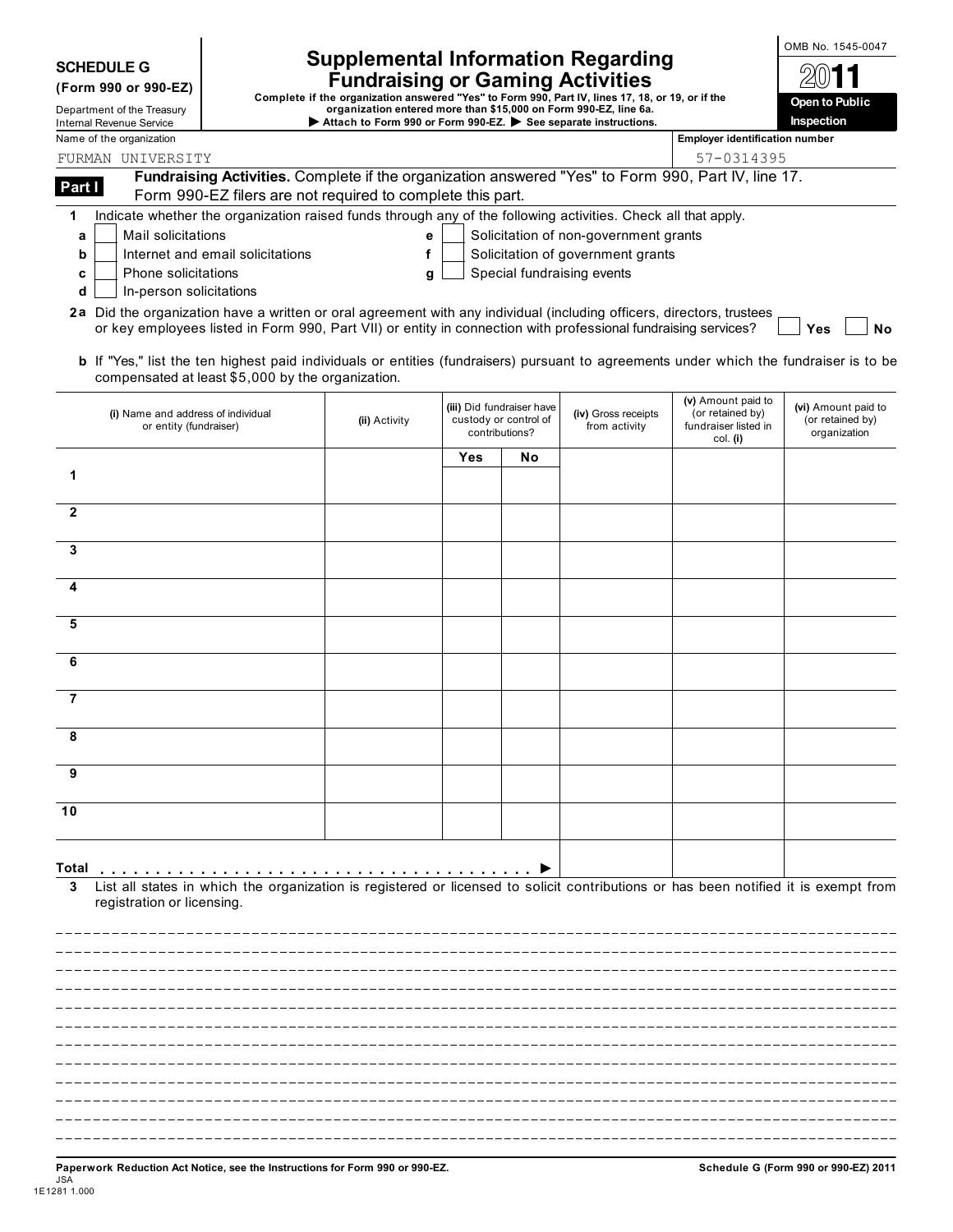**SCHEDULE G (Form 990 or 990-EZ)**

Department of the Treasury
Internal Revenue Service

# Supplemental Information Regarding Fundraising or Gaming Activities

**Complete if the organization answered "Yes" to Form 990, Part IV, lines 17, 18, or 19, or if the organization entered more than $15,000 on Form 990-EZ, line 6a.**

**▶ Attach to Form 990 or Form 990-EZ. ▶ See separate instructions.**

OMB No. 1545-0047

**2011**

**Open to Public Inspection**

Name of the organization: FURMAN UNIVERSITY

Employer identification number: 57-0314395

**Part I** **Fundraising Activities.** Complete if the organization answered "Yes" to Form 990, Part IV, line 17. Form 990-EZ filers are not required to complete this part.

**1** Indicate whether the organization raised funds through any of the following activities. Check all that apply.

- **a** ☐ Mail solicitations
- **b** ☐ Internet and email solicitations
- **c** ☐ Phone solicitations
- **d** ☐ In-person solicitations
- **e** ☐ Solicitation of non-government grants
- **f** ☐ Solicitation of government grants
- **g** ☐ Special fundraising events

**2a** Did the organization have a written or oral agreement with any individual (including officers, directors, trustees or key employees listed in Form 990, Part VII) or entity in connection with professional fundraising services? ☐ Yes ☐ No

**b** If "Yes," list the ten highest paid individuals or entities (fundraisers) pursuant to agreements under which the fundraiser is to be compensated at least $5,000 by the organization.

| | (i) Name and address of individual or entity (fundraiser) | (ii) Activity | (iii) Did fundraiser have custody or control of contributions? | | (iv) Gross receipts from activity | (v) Amount paid to (or retained by) fundraiser listed in col. (i) | (vi) Amount paid to (or retained by) organization |
|---|---|---|---|---|---|---|---|
| | | | Yes | No | | | |
| 1 | | | | | | | |
| 2 | | | | | | | |
| 3 | | | | | | | |
| 4 | | | | | | | |
| 5 | | | | | | | |
| 6 | | | | | | | |
| 7 | | | | | | | |
| 8 | | | | | | | |
| 9 | | | | | | | |
| 10 | | | | | | | |
| **Total** ▶ | | | | | | | |

**3** List all states in which the organization is registered or licensed to solicit contributions or has been notified it is exempt from registration or licensing.

**Paperwork Reduction Act Notice, see the Instructions for Form 990 or 990-EZ.**

**Schedule G (Form 990 or 990-EZ) 2011**

JSA
1E1281 1.000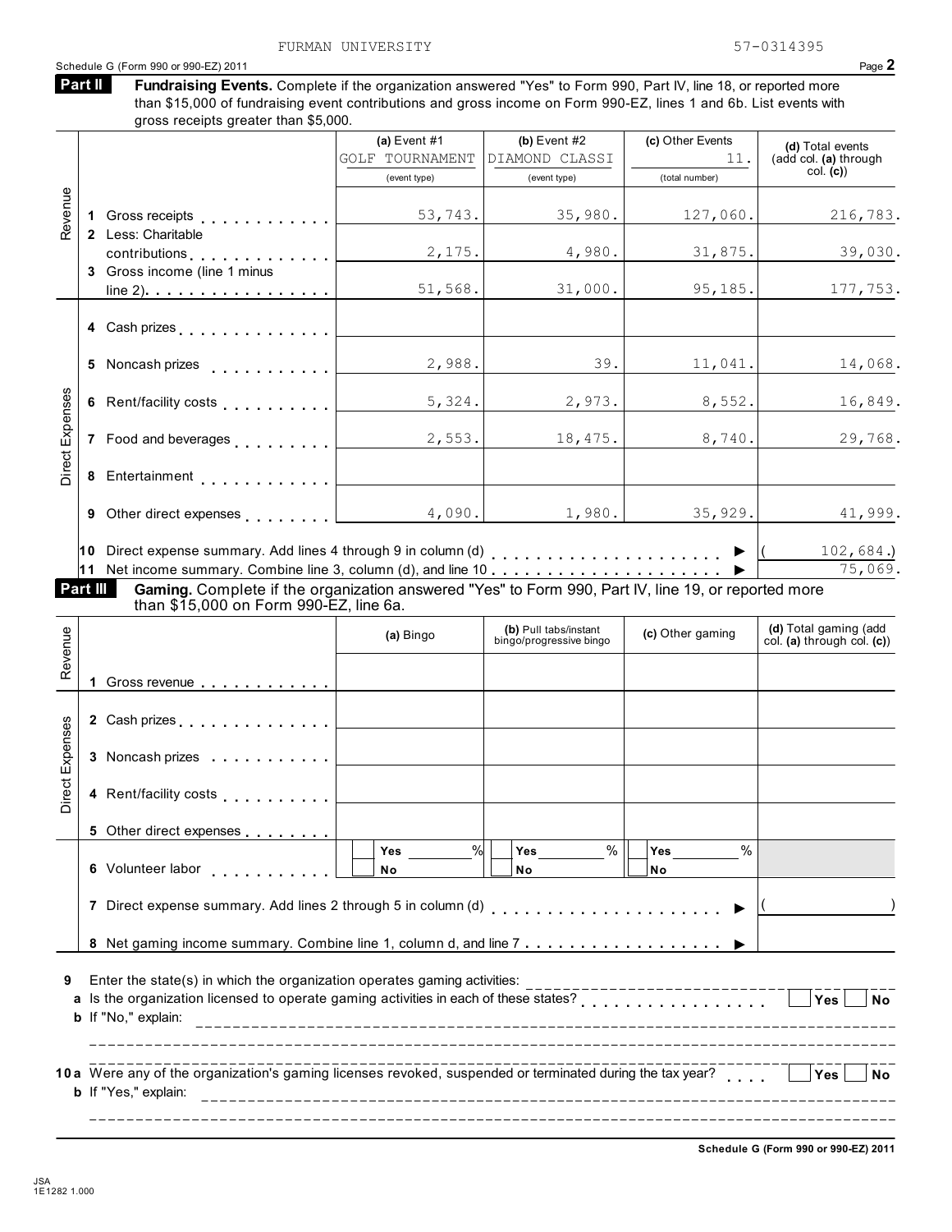FURMAN UNIVERSITY 57-0314395

Schedule G (Form 990 or 990-EZ) 2011

**Part II** **Fundraising Events.** Complete if the organization answered "Yes" to Form 990, Part IV, line 18, or reported more than $15,000 of fundraising event contributions and gross income on Form 990-EZ, lines 1 and 6b. List events with gross receipts greater than $5,000.

| | | (a) Event #1 GOLF TOURNAMENT (event type) | (b) Event #2 DIAMOND CLASSI (event type) | (c) Other Events 11. (total number) | (d) Total events (add col. (a) through col. (c)) |
|---|---|---|---|---|---|
| Revenue | 1 Gross receipts | 53,743. | 35,980. | 127,060. | 216,783. |
| | 2 Less: Charitable contributions | 2,175. | 4,980. | 31,875. | 39,030. |
| | 3 Gross income (line 1 minus line 2) | 51,568. | 31,000. | 95,185. | 177,753. |
| Direct Expenses | 4 Cash prizes | | | | |
| | 5 Noncash prizes | 2,988. | 39. | 11,041. | 14,068. |
| | 6 Rent/facility costs | 5,324. | 2,973. | 8,552. | 16,849. |
| | 7 Food and beverages | 2,553. | 18,475. | 8,740. | 29,768. |
| | 8 Entertainment | | | | |
| | 9 Other direct expenses | 4,090. | 1,980. | 35,929. | 41,999. |

10 Direct expense summary. Add lines 4 through 9 in column (d) ▶ (102,684.)

11 Net income summary. Combine line 3, column (d), and line 10 ▶ 75,069.

**Part III** **Gaming.** Complete if the organization answered "Yes" to Form 990, Part IV, line 19, or reported more than $15,000 on Form 990-EZ, line 6a.

| | | (a) Bingo | (b) Pull tabs/instant bingo/progressive bingo | (c) Other gaming | (d) Total gaming (add col. (a) through col. (c)) |
|---|---|---|---|---|---|
| Revenue | 1 Gross revenue | | | | |
| Direct Expenses | 2 Cash prizes | | | | |
| | 3 Noncash prizes | | | | |
| | 4 Rent/facility costs | | | | |
| | 5 Other direct expenses | | | | |
| | 6 Volunteer labor | ☐ Yes ___% ☐ No | ☐ Yes ___% ☐ No | ☐ Yes ___% ☐ No | |

7 Direct expense summary. Add lines 2 through 5 in column (d) ▶ ( )

8 Net gaming income summary. Combine line 1, column d, and line 7 ▶

9 Enter the state(s) in which the organization operates gaming activities: ____________

a Is the organization licensed to operate gaming activities in each of these states? ☐ Yes ☐ No

b If "No," explain: ____________

10a Were any of the organization's gaming licenses revoked, suspended or terminated during the tax year? ☐ Yes ☐ No

b If "Yes," explain: ____________

Schedule G (Form 990 or 990-EZ) 2011

JSA 1E1282 1.000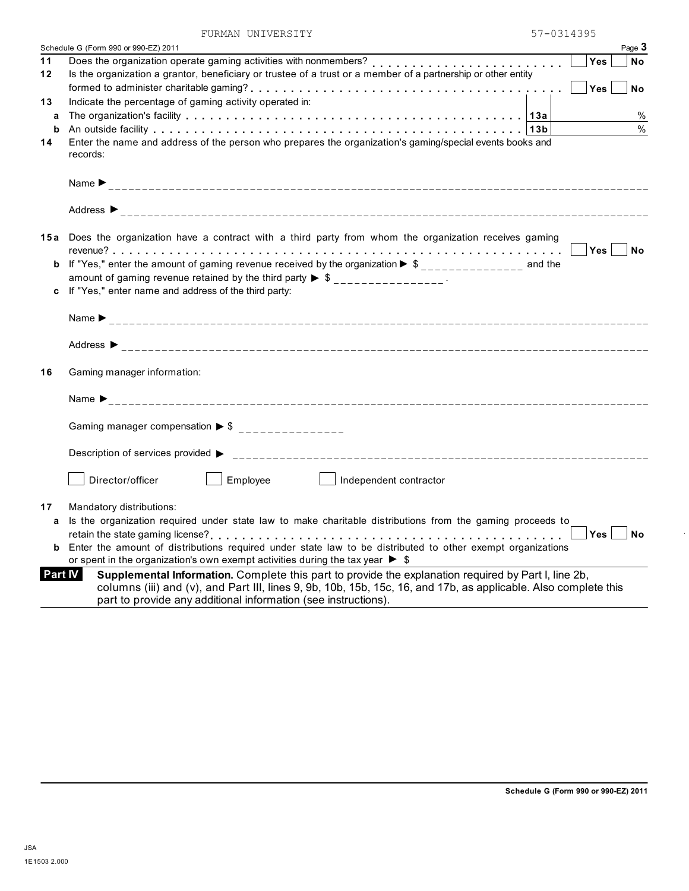FURMAN UNIVERSITY 57-0314395

Schedule G (Form 990 or 990-EZ) 2011 Page **3**

**11** Does the organization operate gaming activities with nonmembers? . . . . . . . . . . . . . . . . . . . . . . . . Yes No

**12** Is the organization a grantor, beneficiary or trustee of a trust or a member of a partnership or other entity formed to administer charitable gaming? . . . . . . . . . . . . . . . . . . . . . . . . . . . . . . . . . . . . . . . . . . . Yes No

**13** Indicate the percentage of gaming activity operated in:

| | | | |
|---|---|---|---|
| **a** | The organization's facility . . . . . . . . . . . . . . . . . . . . . . . . . . . . . . . . . . . . . . . . | **13a** | % |
| **b** | An outside facility . . . . . . . . . . . . . . . . . . . . . . . . . . . . . . . . . . . . . . . . . . . . . | **13b** | % |

**14** Enter the name and address of the person who prepares the organization's gaming/special events books and records:

Name ▶

Address ▶

**15a** Does the organization have a contract with a third party from whom the organization receives gaming revenue? . . . . . . . . . . . . . . . . . . . . . . . . . . . . . . . . . . . . . . . . . . . . . . . . . . . . . . . . . . . . . Yes No

**b** If "Yes," enter the amount of gaming revenue received by the organization ▶ $ _______________ and the amount of gaming revenue retained by the third party ▶ $ _______________ .

**c** If "Yes," enter name and address of the third party:

Name ▶

Address ▶

**16** Gaming manager information:

Name ▶

Gaming manager compensation ▶ $ _______________

Description of services provided ▶

☐ Director/officer ☐ Employee ☐ Independent contractor

**17** Mandatory distributions:

**a** Is the organization required under state law to make charitable distributions from the gaming proceeds to retain the state gaming license? . . . . . . . . . . . . . . . . . . . . . . . . . . . . . . . . . . . . . . . . . . . . . Yes No

**b** Enter the amount of distributions required under state law to be distributed to other exempt organizations or spent in the organization's own exempt activities during the tax year ▶ $

**Part IV** **Supplemental Information.** Complete this part to provide the explanation required by Part I, line 2b, columns (iii) and (v), and Part III, lines 9, 9b, 10b, 15b, 15c, 16, and 17b, as applicable. Also complete this part to provide any additional information (see instructions).

**Schedule G (Form 990 or 990-EZ) 2011**

JSA
1E1503 2.000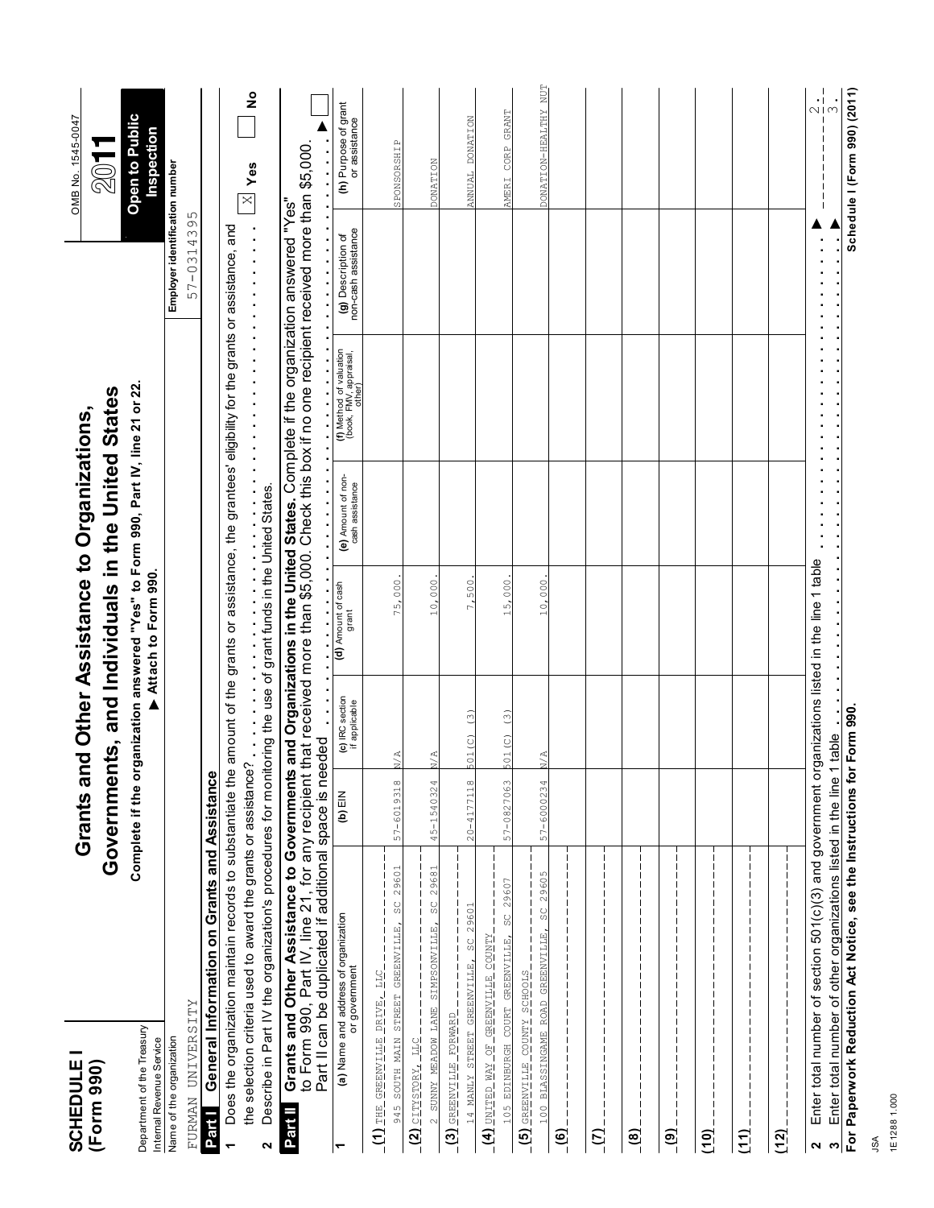**SCHEDULE I**
**(Form 990)**

Department of the Treasury
Internal Revenue Service

# Grants and Other Assistance to Organizations, Governments, and Individuals in the United States

**Complete if the organization answered "Yes" to Form 990, Part IV, line 21 or 22.**
**▶ Attach to Form 990.**

OMB No. 1545-0047
**2011**
**Open to Public Inspection**

Name of the organization: FURMAN UNIVERSITY
Employer identification number: 57-0314395

**Part I — General Information on Grants and Assistance**

1 Does the organization maintain records to substantiate the amount of the grants or assistance, the grantees' eligibility for the grants or assistance, and the selection criteria used to award the grants or assistance? X Yes ☐ No

2 Describe in Part IV the organization's procedures for monitoring the use of grant funds in the United States.

**Part II — Grants and Other Assistance to Governments and Organizations in the United States.** Complete if the organization answered "Yes" to Form 990, Part IV, line 21, for any recipient that received more than $5,000. Check this box if no one recipient received more than $5,000. Part II can be duplicated if additional space is needed ▶ ☐

| 1 (a) Name and address of organization or government | (b) EIN | (c) IRC section if applicable | (d) Amount of cash grant | (e) Amount of non-cash assistance | (f) Method of valuation (book, FMV, appraisal, other) | (g) Description of non-cash assistance | (h) Purpose of grant or assistance |
|---|---|---|---|---|---|---|---|
| (1) THE GREENVILLE DRIVE, LLC<br>945 SOUTH MAIN STREET GREENVILLE, SC 29601 | 57-6019318 | N/A | 75,000. | | | | SPONSORSHIP |
| (2) CITYSTORY, LLC<br>2 SUNNY MEADOW LANE SIMPSONVILLE, SC 29681 | 45-1540324 | N/A | 10,000. | | | | DONATION |
| (3) GREENVILLE FORWARD<br>14 MANLY STREET GREENVILLE, SC 29601 | 20-4177118 | 501(C) (3) | 7,500. | | | | ANNUAL DONATION |
| (4) UNITED WAY OF GREENVILLE COUNTY<br>105 EDINBURGH COURT GREENVILLE, SC 29607 | 57-0827063 | 501(C) (3) | 15,000. | | | | AMERI CORP GRANT |
| (5) GREENVILLE COUNTY SCHOOLS<br>100 BLASSINGAME ROAD GREENVILLE, SC 29605 | 57-6000234 | N/A | 10,000. | | | | DONATION-HEALTHY NUT |
| (6) | | | | | | | |
| (7) | | | | | | | |
| (8) | | | | | | | |
| (9) | | | | | | | |
| (10) | | | | | | | |
| (11) | | | | | | | |
| (12) | | | | | | | |

2 Enter total number of section 501(c)(3) and government organizations listed in the line 1 table ▶ 2.

3 Enter total number of other organizations listed in the line 1 table ▶ 3.

**For Paperwork Reduction Act Notice, see the Instructions for Form 990.** **Schedule I (Form 990) (2011)**

JSA
1E1288 1.000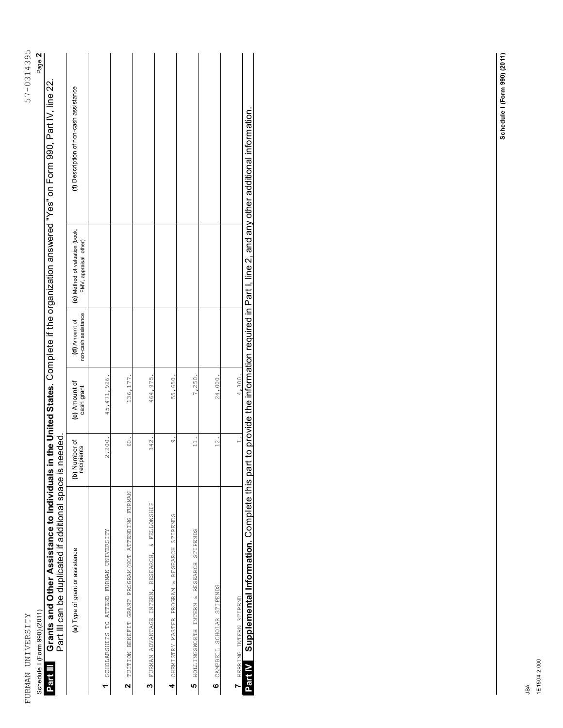FURMAN UNIVERSITY 57-0314395

Schedule I (Form 990) (2011)

## Part III Grants and Other Assistance to Individuals in the United States. Complete if the organization answered "Yes" on Form 990, Part IV, line 22.

Part III can be duplicated if additional space is needed.

| | (a) Type of grant or assistance | (b) Number of recipients | (c) Amount of cash grant | (d) Amount of non-cash assistance | (e) Method of valuation (book, FMV, appraisal, other) | (f) Description of non-cash assistance |
|---|---|---|---|---|---|---|
| 1 | SCHOLARSHIPS TO ATTEND FURMAN UNIVERSITY | 2,200. | 45,471,926. | | | |
| 2 | TUITION BENEFIT GRANT PROGRAM(NOT ATTENDING FURMAN | 60. | 136,177. | | | |
| 3 | FURMAN ADVANTAGE INTERN, RESEARCH, & FELLOWSHIP | 342. | 464,975. | | | |
| 4 | CHEMISTRY MASTER PROGRAM & RESEARCH STIPENDS | 9. | 55,650. | | | |
| 5 | HOLLINGSWORTH INTERN & RESEARCH STIPENDS | 11. | 7,250. | | | |
| 6 | CAMPBELL SCHOLAR STIPENDS | 12. | 24,000. | | | |
| 7 | HERRING INTERN STIPEND | 1. | 4,300. | | | |

## Part IV Supplemental Information. Complete this part to provide the information required in Part I, line 2, and any other additional information.

Schedule I (Form 990) (2011)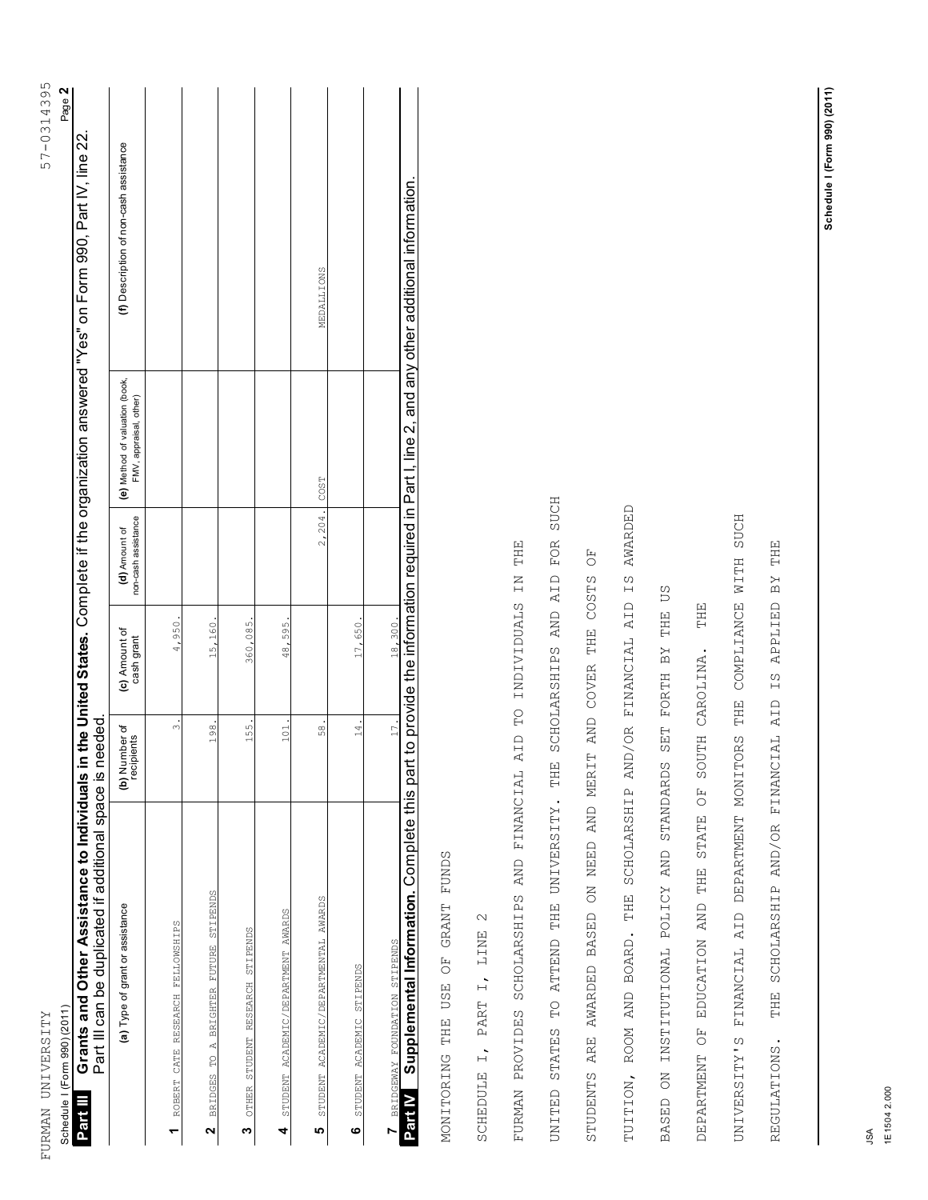FURMAN UNIVERSITY 57-0314395

Schedule I (Form 990) (2011)

## Part III Grants and Other Assistance to Individuals in the United States. Complete if the organization answered "Yes" on Form 990, Part IV, line 22.

Part III can be duplicated if additional space is needed.

| (a) Type of grant or assistance | (b) Number of recipients | (c) Amount of cash grant | (d) Amount of non-cash assistance | (e) Method of valuation (book, FMV, appraisal, other) | (f) Description of non-cash assistance |
|---|---|---|---|---|---|
| 1 ROBERT CATE RESEARCH FELLOWSHIPS | 3. | 4,950. | | | |
| 2 BRIDGES TO A BRIGHTER FUTURE STIPENDS | 198. | 15,160. | | | |
| 3 OTHER STUDENT RESEARCH STIPENDS | 155. | 360,085. | | | |
| 4 STUDENT ACADEMIC/DEPARTMENT AWARDS | 101. | 48,595. | | | |
| 5 STUDENT ACADEMIC/DEPARTMENTAL AWARDS | 58. | | 2,204. | COST | MEDALLIONS |
| 6 STUDENT ACADEMIC STIPENDS | 14. | 17,650. | | | |
| 7 BRIDGEWAY FOUNDATION STIPENDS | 17. | 18,300. | | | |

## Part IV Supplemental Information. Complete this part to provide the information required in Part I, line 2, and any other additional information.

MONITORING THE USE OF GRANT FUNDS

SCHEDULE I, PART I, LINE 2

FURMAN PROVIDES SCHOLARSHIPS AND FINANCIAL AID TO INDIVIDUALS IN THE UNITED STATES TO ATTEND THE UNIVERSITY. THE SCHOLARSHIPS AND AID FOR SUCH STUDENTS ARE AWARDED BASED ON NEED AND MERIT AND COVER THE COSTS OF TUITION, ROOM AND BOARD. THE SCHOLARSHIP AND/OR FINANCIAL AID IS AWARDED BASED ON INSTITUTIONAL POLICY AND STANDARDS SET FORTH BY THE US DEPARTMENT OF EDUCATION AND THE STATE OF SOUTH CAROLINA. THE UNIVERSITY'S FINANCIAL AID DEPARTMENT MONITORS THE COMPLIANCE WITH SUCH REGULATIONS. THE SCHOLARSHIP AND/OR FINANCIAL AID IS APPLIED BY THE

Schedule I (Form 990) (2011)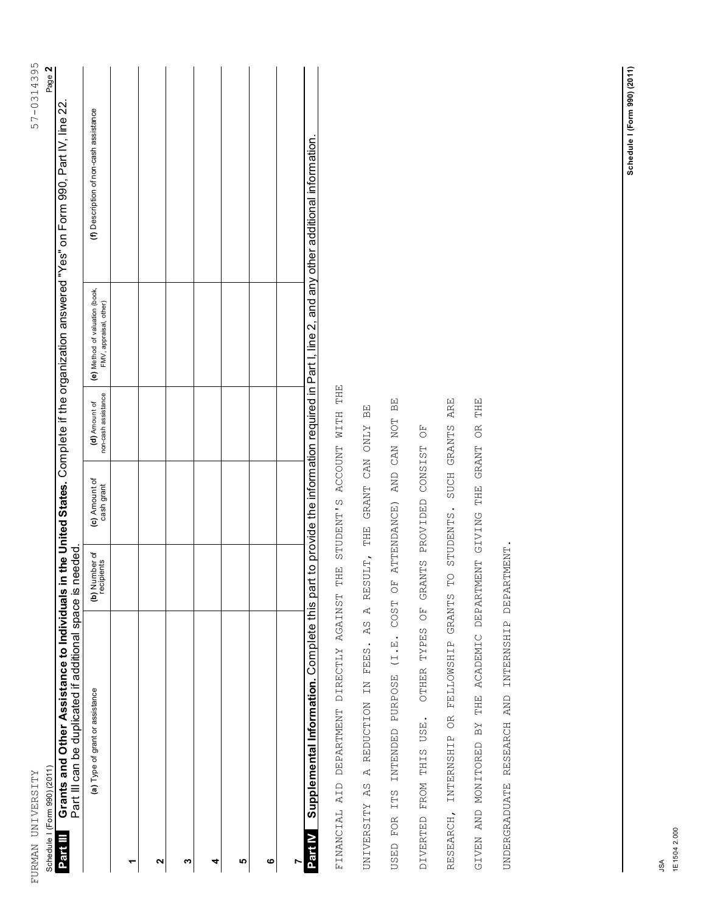FURMAN UNIVERSITY 57-0314395

Schedule I (Form 990) (2011) Page **2**

## Part III Grants and Other Assistance to Individuals in the United States. Complete if the organization answered "Yes" on Form 990, Part IV, line 22.

Part III can be duplicated if additional space is needed.

| | (a) Type of grant or assistance | (b) Number of recipients | (c) Amount of cash grant | (d) Amount of non-cash assistance | (e) Method of valuation (book, FMV, appraisal, other) | (f) Description of non-cash assistance |
|---|---|---|---|---|---|---|
| 1 | | | | | | |
| 2 | | | | | | |
| 3 | | | | | | |
| 4 | | | | | | |
| 5 | | | | | | |
| 6 | | | | | | |
| 7 | | | | | | |

## Part IV Supplemental Information. Complete this part to provide the information required in Part I, line 2, and any other additional information.

FINANCIAL AID DEPARTMENT DIRECTLY AGAINST THE STUDENT'S ACCOUNT WITH THE UNIVERSITY AS A REDUCTION IN FEES. AS A RESULT, THE GRANT CAN ONLY BE USED FOR ITS INTENDED PURPOSE (I.E. COST OF ATTENDANCE) AND CAN NOT BE DIVERTED FROM THIS USE. OTHER TYPES OF GRANTS PROVIDED CONSIST OF RESEARCH, INTERNSHIP OR FELLOWSHIP GRANTS TO STUDENTS. SUCH GRANTS ARE GIVEN AND MONITORED BY THE ACADEMIC DEPARTMENT GIVING THE GRANT OR THE UNDERGRADUATE RESEARCH AND INTERNSHIP DEPARTMENT.

JSA
1E1504 2.000

Schedule I (Form 990) (2011)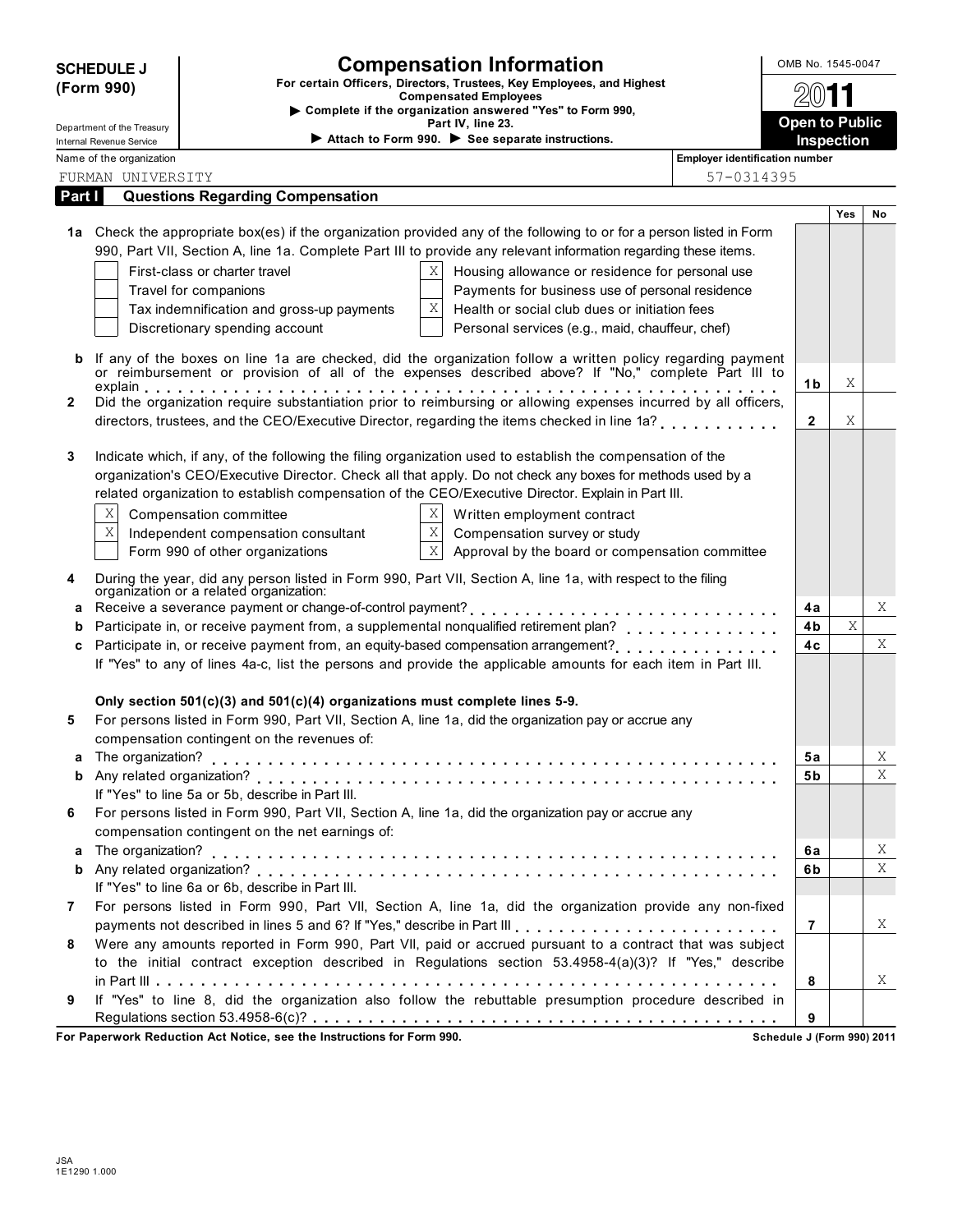**SCHEDULE J (Form 990)**

Department of the Treasury
Internal Revenue Service

# Compensation Information

**For certain Officers, Directors, Trustees, Key Employees, and Highest Compensated Employees**

▶ **Complete if the organization answered "Yes" to Form 990, Part IV, line 23.**

▶ **Attach to Form 990.** ▶ **See separate instructions.**

OMB No. 1545-0047

**2011**

**Open to Public Inspection**

| Name of the organization | Employer identification number |
|---|---|
| FURMAN UNIVERSITY | 57-0314395 |

## Part I — Questions Regarding Compensation

| | | | Yes | No |
|---|---|---|---|---|
| **1a** | Check the appropriate box(es) if the organization provided any of the following to or for a person listed in Form 990, Part VII, Section A, line 1a. Complete Part III to provide any relevant information regarding these items. | | | |
| | [ ] First-class or charter travel<br>[ ] Travel for companions<br>[ ] Tax indemnification and gross-up payments<br>[ ] Discretionary spending account<br>[X] Housing allowance or residence for personal use<br>[ ] Payments for business use of personal residence<br>[X] Health or social club dues or initiation fees<br>[ ] Personal services (e.g., maid, chauffeur, chef) | | | |
| **b** | If any of the boxes on line 1a are checked, did the organization follow a written policy regarding payment or reimbursement or provision of all of the expenses described above? If "No," complete Part III to explain | **1b** | X | |
| **2** | Did the organization require substantiation prior to reimbursing or allowing expenses incurred by all officers, directors, trustees, and the CEO/Executive Director, regarding the items checked in line 1a? | **2** | X | |
| **3** | Indicate which, if any, of the following the filing organization used to establish the compensation of the organization's CEO/Executive Director. Check all that apply. Do not check any boxes for methods used by a related organization to establish compensation of the CEO/Executive Director. Explain in Part III. | | | |
| | [X] Compensation committee<br>[X] Independent compensation consultant<br>[ ] Form 990 of other organizations<br>[X] Written employment contract<br>[X] Compensation survey or study<br>[X] Approval by the board or compensation committee | | | |
| **4** | During the year, did any person listed in Form 990, Part VII, Section A, line 1a, with respect to the filing organization or a related organization: | | | |
| **a** | Receive a severance payment or change-of-control payment? | **4a** | | X |
| **b** | Participate in, or receive payment from, a supplemental nonqualified retirement plan? | **4b** | X | |
| **c** | Participate in, or receive payment from, an equity-based compensation arrangement? | **4c** | | X |
| | If "Yes" to any of lines 4a-c, list the persons and provide the applicable amounts for each item in Part III. | | | |
| | **Only section 501(c)(3) and 501(c)(4) organizations must complete lines 5-9.** | | | |
| **5** | For persons listed in Form 990, Part VII, Section A, line 1a, did the organization pay or accrue any compensation contingent on the revenues of: | | | |
| **a** | The organization? | **5a** | | X |
| **b** | Any related organization? | **5b** | | X |
| | If "Yes" to line 5a or 5b, describe in Part III. | | | |
| **6** | For persons listed in Form 990, Part VII, Section A, line 1a, did the organization pay or accrue any compensation contingent on the net earnings of: | | | |
| **a** | The organization? | **6a** | | X |
| **b** | Any related organization? | **6b** | | X |
| | If "Yes" to line 6a or 6b, describe in Part III. | | | |
| **7** | For persons listed in Form 990, Part VII, Section A, line 1a, did the organization provide any non-fixed payments not described in lines 5 and 6? If "Yes," describe in Part III | **7** | | X |
| **8** | Were any amounts reported in Form 990, Part VII, paid or accrued pursuant to a contract that was subject to the initial contract exception described in Regulations section 53.4958-4(a)(3)? If "Yes," describe in Part III | **8** | | X |
| **9** | If "Yes" to line 8, did the organization also follow the rebuttable presumption procedure described in Regulations section 53.4958-6(c)? | **9** | | |

**For Paperwork Reduction Act Notice, see the Instructions for Form 990.** **Schedule J (Form 990) 2011**

JSA
1E1290 1.000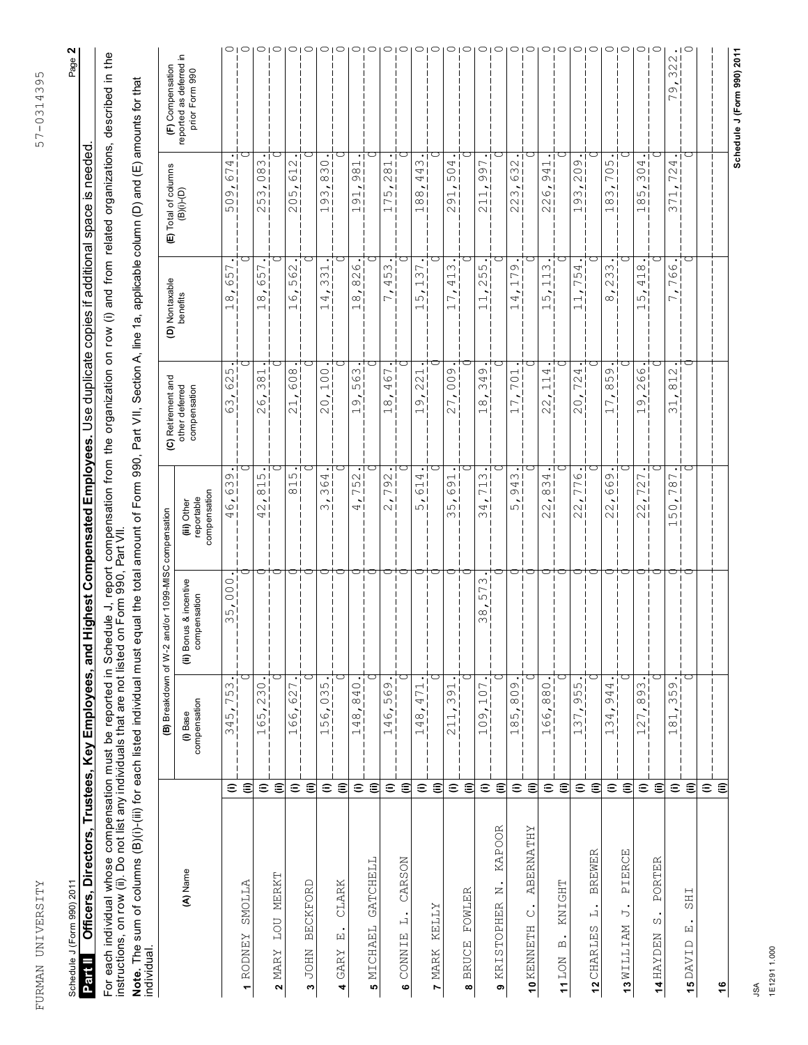Schedule J (Form 990) 2011

## Part II Officers, Directors, Trustees, Key Employees, and Highest Compensated Employees. Use duplicate copies if additional space is needed.

For each individual whose compensation must be reported in Schedule J, report compensation from the organization on row (i) and from related organizations, described in the instructions, on row (ii). Do not list any individuals that are not listed on Form 990, Part VII.

**Note.** The sum of columns (B)(i)-(iii) for each listed individual must equal the total amount of Form 990, Part VII, Section A, line 1a, applicable column (D) and (E) amounts for that individual.

| (A) Name | | (B) Breakdown of W-2 and/or 1099-MISC compensation | | | (C) Retirement and other deferred compensation | (D) Nontaxable benefits | (E) Total of columns (B)(i)-(D) | (F) Compensation reported as deferred in prior Form 990 |
|---|---|---|---|---|---|---|---|---|
| | | (i) Base compensation | (ii) Bonus & incentive compensation | (iii) Other reportable compensation | | | | |
| 1 RODNEY SMOLLA | (i) | 345,753. | 35,000. | 46,639. | 63,625. | 18,657. | 509,674. | 0 |
| | (ii) | 0 | 0 | 0 | 0 | 0 | 0 | 0 |
| 2 MARY LOU MERKT | (i) | 165,230. | 0 | 42,815. | 26,381. | 18,657. | 253,083. | 0 |
| | (ii) | 0 | 0 | 0 | 0 | 0 | 0 | 0 |
| 3 JOHN BECKFORD | (i) | 166,627. | 0 | 815. | 21,608. | 16,562. | 205,612. | 0 |
| | (ii) | 0 | 0 | 0 | 0 | 0 | 0 | 0 |
| 4 GARY E. CLARK | (i) | 156,035. | 0 | 3,364. | 20,100. | 14,331. | 193,830. | 0 |
| | (ii) | 0 | 0 | 0 | 0 | 0 | 0 | 0 |
| 5 MICHAEL GATCHELL | (i) | 148,840. | 0 | 4,752. | 19,563. | 18,826. | 191,981. | 0 |
| | (ii) | 0 | 0 | 0 | 0 | 0 | 0 | 0 |
| 6 CONNIE L. CARSON | (i) | 146,569. | 0 | 2,792. | 18,467. | 7,453. | 175,281. | 0 |
| | (ii) | 0 | 0 | 0 | 0 | 0 | 0 | 0 |
| 7 MARK KELLY | (i) | 148,471. | 0 | 5,614. | 19,221. | 15,137. | 188,443. | 0 |
| | (ii) | 0 | 0 | 0 | 0 | 0 | 0 | 0 |
| 8 BRUCE FOWLER | (i) | 211,391. | 0 | 35,691. | 27,009. | 17,413. | 291,504. | 0 |
| | (ii) | 0 | 0 | 0 | 0 | 0 | 0 | 0 |
| 9 KRISTOPHER N. KAPOOR | (i) | 109,107. | 38,573. | 34,713. | 18,349. | 11,255. | 211,997. | 0 |
| | (ii) | 0 | 0 | 0 | 0 | 0 | 0 | 0 |
| 10 KENNETH C. ABERNATHY | (i) | 185,809. | 0 | 5,943. | 17,701. | 14,179. | 223,632. | 0 |
| | (ii) | 0 | 0 | 0 | 0 | 0 | 0 | 0 |
| 11 LON B. KNIGHT | (i) | 166,880. | 0 | 22,834. | 22,114. | 15,113. | 226,941. | 0 |
| | (ii) | 0 | 0 | 0 | 0 | 0 | 0 | 0 |
| 12 CHARLES L. BREWER | (i) | 137,955. | 0 | 22,776. | 20,724. | 11,754. | 193,209. | 0 |
| | (ii) | 0 | 0 | 0 | 0 | 0 | 0 | 0 |
| 13 WILLIAM J. PIERCE | (i) | 134,944. | 0 | 22,669. | 17,859. | 8,233. | 183,705. | 0 |
| | (ii) | 0 | 0 | 0 | 0 | 0 | 0 | 0 |
| 14 HAYDEN S. PORTER | (i) | 127,893. | 0 | 22,727. | 19,266. | 15,418. | 185,304. | 0 |
| | (ii) | 0 | 0 | 0 | 0 | 0 | 0 | 0 |
| 15 DAVID E. SHI | (i) | 181,359. | 0 | 150,787. | 31,812. | 7,766. | 371,724. | 79,322. |
| | (ii) | 0 | 0 | 0 | 0 | 0 | 0 | 0 |
| 16 | (i) | | | | | | | |
| | (ii) | | | | | | | |

Schedule J (Form 990) 2011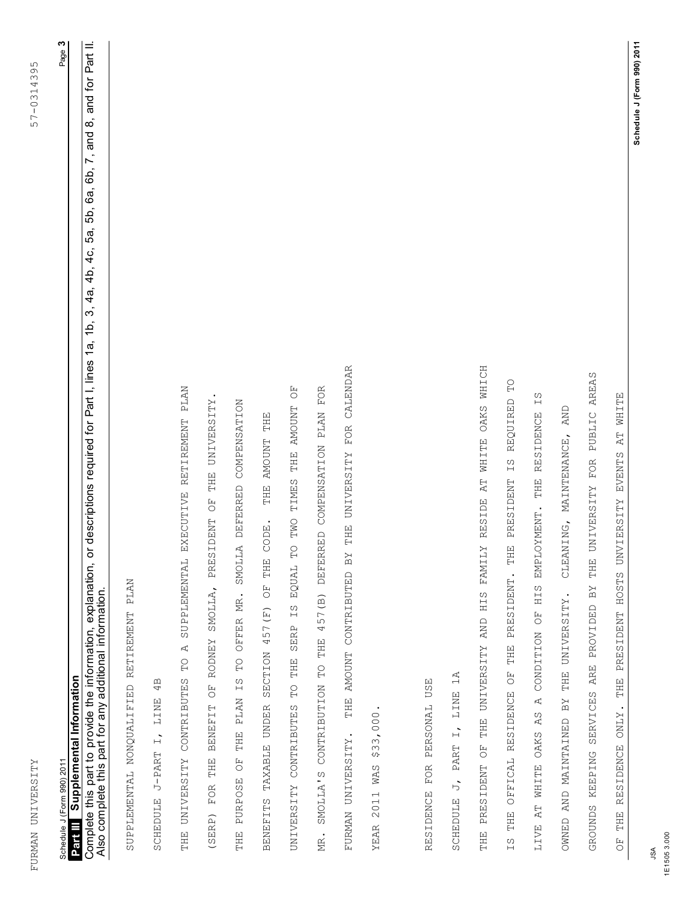Schedule J (Form 990) 2011

## Part III Supplemental Information

Complete this part to provide the information, explanation, or descriptions required for Part I, lines 1a, 1b, 3, 4a, 4b, 4c, 5a, 5b, 6a, 6b, 7, and 8, and for Part II. Also complete this part for any additional information.

SUPPLEMENTAL NONQUALIFIED RETIREMENT PLAN

SCHEDULE J-PART I, LINE 4B

THE UNIVERSITY CONTRIBUTES TO A SUPPLEMENTAL EXECUTIVE RETIREMENT PLAN (SERP) FOR THE BENEFIT OF RODNEY SMOLLA, PRESIDENT OF THE UNIVERSITY. THE PURPOSE OF THE PLAN IS TO OFFER MR. SMOLLA DEFERRED COMPENSATION BENEFITS TAXABLE UNDER SECTION 457(F) OF THE CODE. THE AMOUNT THE UNIVERSITY CONTRIBUTES TO THE SERP IS EQUAL TO TWO TIMES THE AMOUNT OF MR. SMOLLA'S CONTRIBUTION TO THE 457(B) DEFERRED COMPENSATION PLAN FOR FURMAN UNIVERSITY. THE AMOUNT CONTRIBUTED BY THE UNIVERSITY FOR CALENDAR YEAR 2011 WAS $33,000.

RESIDENCE FOR PERSONAL USE

SCHEDULE J, PART I, LINE 1A

THE PRESIDENT OF THE UNIVERSITY AND HIS FAMILY RESIDE AT WHITE OAKS WHICH IS THE OFFICAL RESIDENCE OF THE PRESIDENT. THE PRESIDENT IS REQUIRED TO LIVE AT WHITE OAKS AS A CONDITION OF HIS EMPLOYMENT. THE RESIDENCE IS OWNED AND MAINTAINED BY THE UNIVERSITY. CLEANING, MAINTENANCE, AND GROUNDS KEEPING SERVICES ARE PROVIDED BY THE UNIVERSITY FOR PUBLIC AREAS OF THE RESIDENCE ONLY. THE PRESIDENT HOSTS UNVIERSITY EVENTS AT WHITE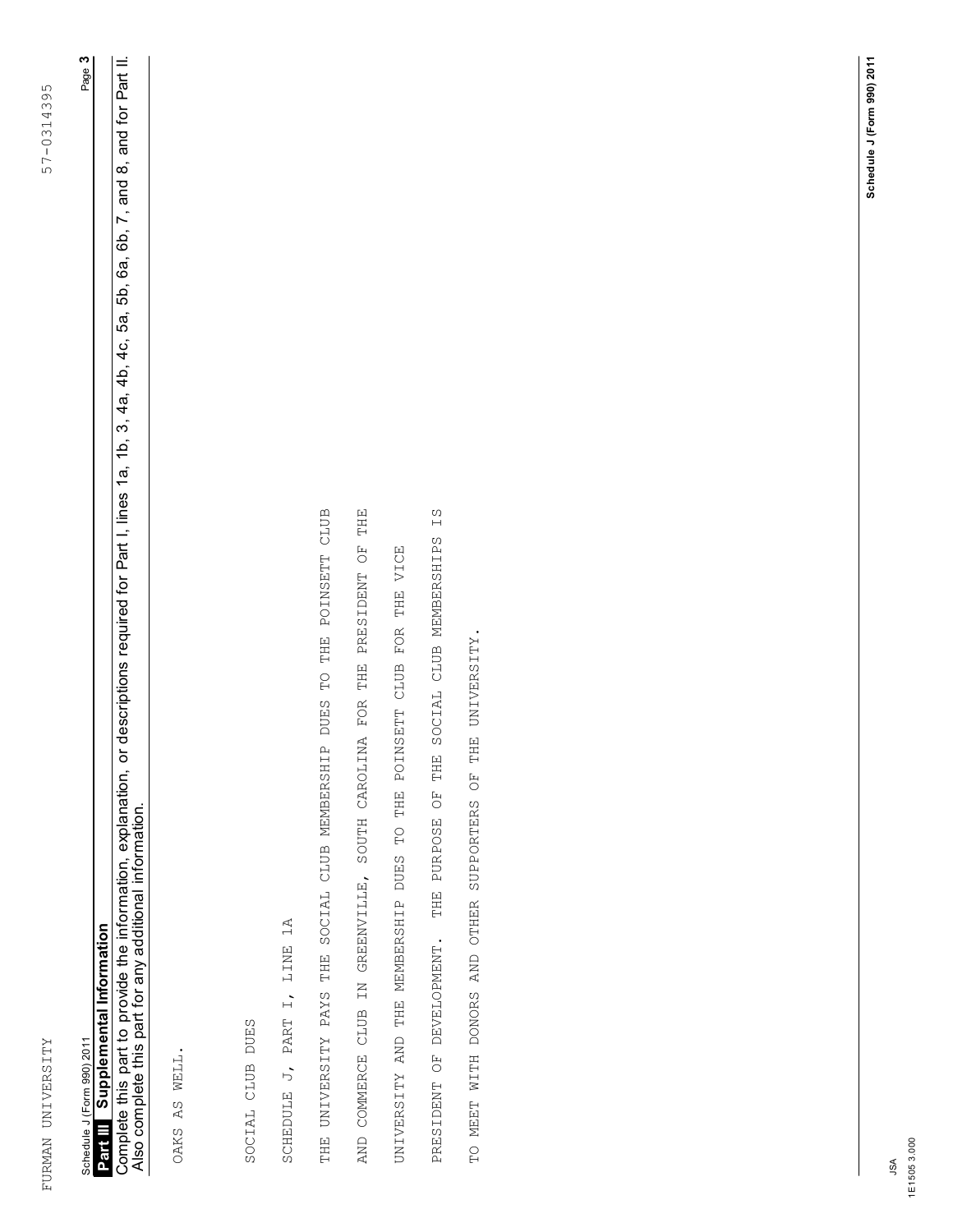Schedule J (Form 990) 2011

## Part III Supplemental Information

Complete this part to provide the information, explanation, or descriptions required for Part I, lines 1a, 1b, 3, 4a, 4b, 4c, 5a, 5b, 6a, 6b, 7, and 8, and for Part II. Also complete this part for any additional information.

OAKS AS WELL.

SOCIAL CLUB DUES

SCHEDULE J, PART I, LINE 1A

THE UNIVERSITY PAYS THE SOCIAL CLUB MEMBERSHIP DUES TO THE POINSETT CLUB AND COMMERCE CLUB IN GREENVILLE, SOUTH CAROLINA FOR THE PRESIDENT OF THE UNIVERSITY AND THE MEMBERSHIP DUES TO THE POINSETT CLUB FOR THE VICE PRESIDENT OF DEVELOPMENT. THE PURPOSE OF THE SOCIAL CLUB MEMBERSHIPS IS TO MEET WITH DONORS AND OTHER SUPPORTERS OF THE UNIVERSITY.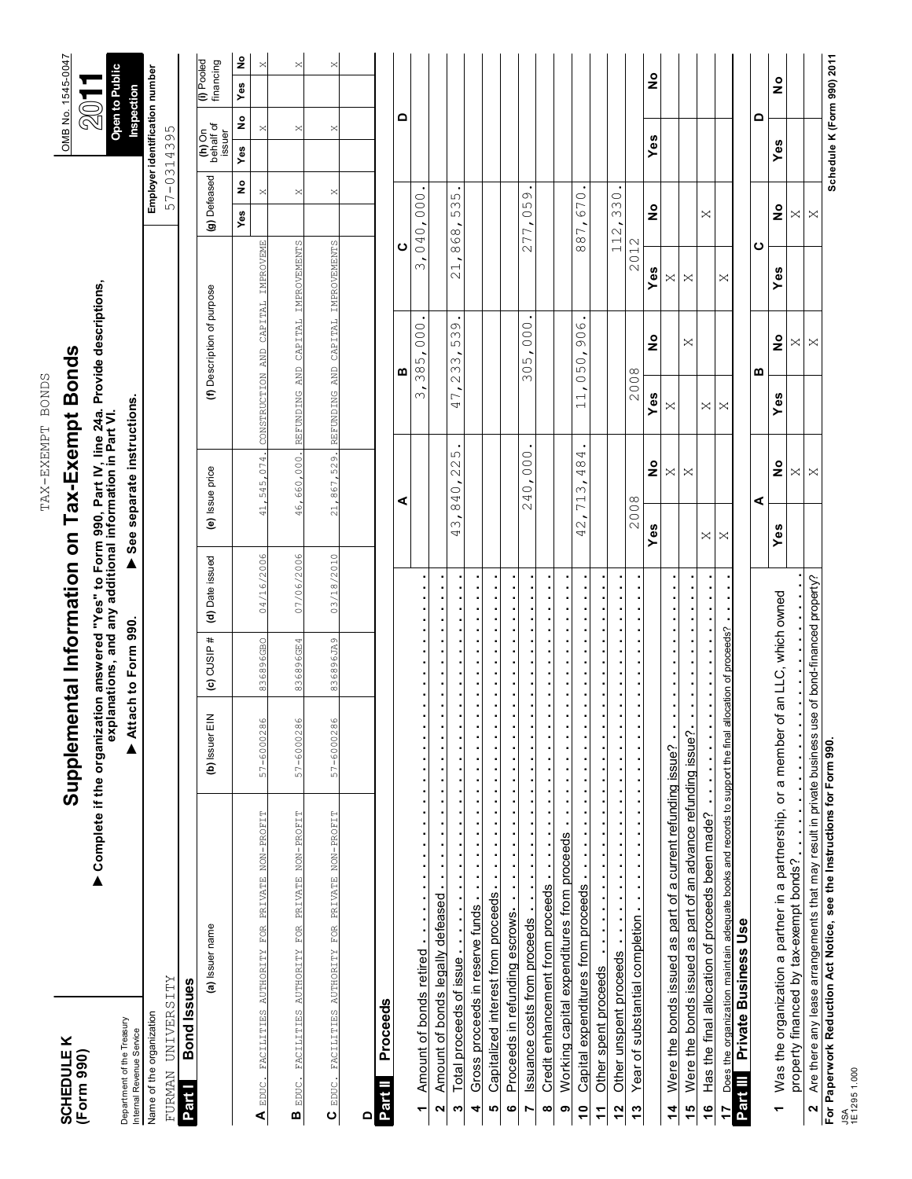TAX-EXEMPT BONDS

# SCHEDULE K (Form 990)

# Supplemental Information on Tax-Exempt Bonds

▶ Complete if the organization answered "Yes" to Form 990, Part IV, line 24a. Provide descriptions, explanations, and any additional information in Part VI.

▶ Attach to Form 990. ▶ See separate instructions.

OMB No. 1545-0047

2011

Open to Public Inspection

Department of the Treasury
Internal Revenue Service

Name of the organization: FURMAN UNIVERSITY

Employer identification number: 57-0314395

## Part I Bond Issues

| | (a) Issuer name | (b) Issuer EIN | (c) CUSIP # | (d) Date issued | (e) Issue price | (f) Description of purpose | (g) Defeased Yes | (g) Defeased No | (h) On behalf of issuer Yes | (h) On behalf of issuer No | (i) Pooled financing Yes | (i) Pooled financing No |
|---|---|---|---|---|---|---|---|---|---|---|---|---|
| A | EDUC. FACILITIES AUTHORITY FOR PRIVATE NON-PROFIT | 57-6000286 | 836896GB0 | 04/16/2006 | 41,545,074. | CONSTRUCTION AND CAPITAL IMPROVEME | | X | | X | | X |
| B | EDUC. FACILITIES AUTHORITY FOR PRIVATE NON-PROFIT | 57-6000286 | 836896GE4 | 07/06/2006 | 46,660,000. | REFUNDING AND CAPITAL IMPROVEMENTS | | X | | X | | X |
| C | EDUC. FACILITIES AUTHORITY FOR PRIVATE NON-PROFIT | 57-6000286 | 836896JA9 | 03/18/2010 | 21,867,529. | REFUNDING AND CAPITAL IMPROVEMENTS | | X | | X | | X |
| D | | | | | | | | | | | | |

## Part II Proceeds

| | | A | | B | | C | | D | |
|---|---|---|---|---|---|---|---|---|---|
| 1 | Amount of bonds retired | | | 3,385,000. | | 3,040,000. | | | |
| 2 | Amount of bonds legally defeased | | | | | | | | |
| 3 | Total proceeds of issue | 43,840,225. | | 47,233,539. | | 21,868,535. | | | |
| 4 | Gross proceeds in reserve funds | | | | | | | | |
| 5 | Capitalized interest from proceeds | | | | | | | | |
| 6 | Proceeds in refunding escrows | | | | | | | | |
| 7 | Issuance costs from proceeds | 240,000. | | 305,000. | | 277,059. | | | |
| 8 | Credit enhancement from proceeds | | | | | | | | |
| 9 | Working capital expenditures from proceeds | | | | | | | | |
| 10 | Capital expenditures from proceeds | 42,713,484. | | 11,050,906. | | 887,670. | | | |
| 11 | Other spent proceeds | | | | | | | | |
| 12 | Other unspent proceeds | | | | | 112,330. | | | |
| 13 | Year of substantial completion | 2008 | | 2008 | | 2012 | | | |
| | | Yes | No | Yes | No | Yes | No | Yes | No |
| 14 | Were the bonds issued as part of a current refunding issue? | | X | X | | X | | | |
| 15 | Were the bonds issued as part of an advance refunding issue? | | X | | X | X | | | |
| 16 | Has the final allocation of proceeds been made? | X | | X | | | X | | |
| 17 | Does the organization maintain adequate books and records to support the final allocation of proceeds? | X | | X | | X | | | |

## Part III Private Business Use

| | | A | | B | | C | | D | |
|---|---|---|---|---|---|---|---|---|---|
| | | Yes | No | Yes | No | Yes | No | Yes | No |
| 1 | Was the organization a partner in a partnership, or a member of an LLC, which owned property financed by tax-exempt bonds? | | X | | X | | X | | |
| 2 | Are there any lease arrangements that may result in private business use of bond-financed property? | | X | | X | | X | | |

For Paperwork Reduction Act Notice, see the Instructions for Form 990.

Schedule K (Form 990) 2011

JSA
1E1295 1.000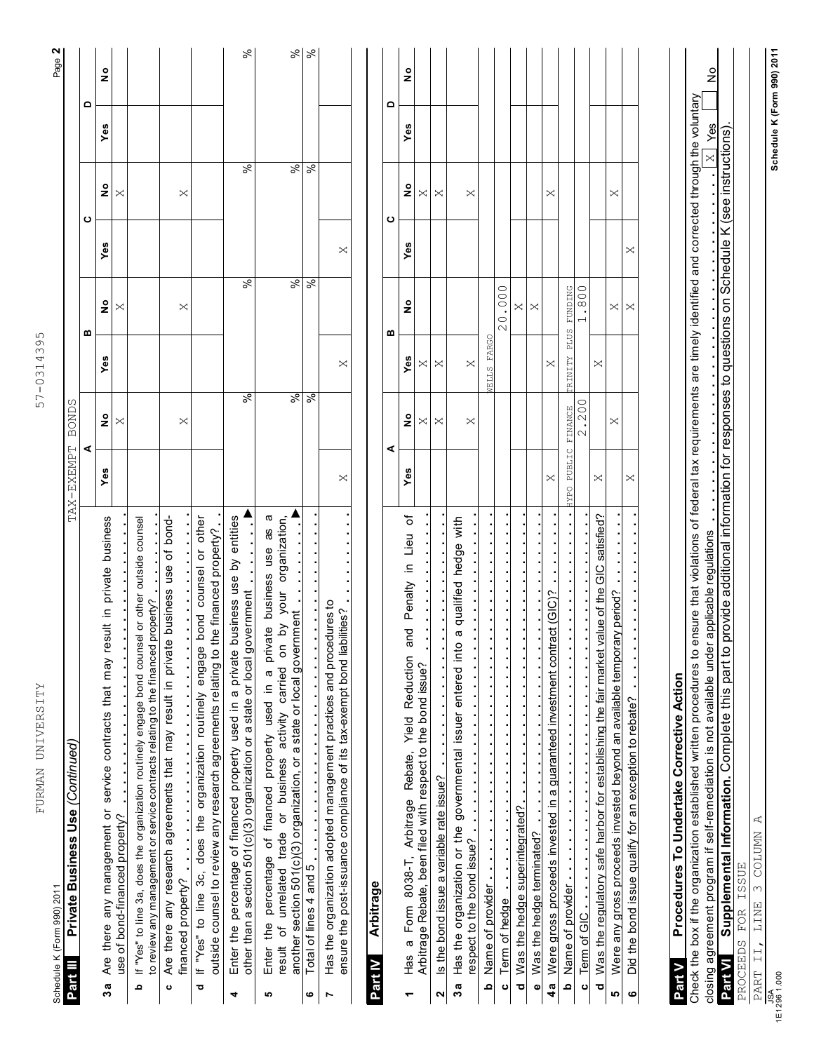Schedule K (Form 990) 2011

FURMAN UNIVERSITY 57-0314395

## Part III Private Business Use (Continued)

TAX-EXEMPT BONDS

| | A Yes | A No | B Yes | B No | C Yes | C No | D Yes | D No |
|---|---|---|---|---|---|---|---|---|
| **3a** Are there any management or service contracts that may result in private business use of bond-financed property? | | X | | X | | X | | |
| **b** If "Yes" to line 3a, does the organization routinely engage bond counsel or other outside counsel to review any management or service contracts relating to the financed property? | | | | | | | | |
| **c** Are there any research agreements that may result in private business use of bond-financed property? | | X | | X | | X | | |
| **d** If "Yes" to line 3c, does the organization routinely engage bond counsel or other outside counsel to review any research agreements relating to the financed property? | | | | | | | | |
| **4** Enter the percentage of financed property used in a private business use by entities other than a section 501(c)(3) organization or a state or local government | | % | | % | | % | | % |
| **5** Enter the percentage of financed property used in a private business use as a result of unrelated trade or business activity carried on by your organization, another section 501(c)(3) organization, or a state or local government | | % | | % | | % | | % |
| **6** Total of lines 4 and 5 | | % | | % | | % | | % |
| **7** Has the organization adopted management practices and procedures to ensure the post-issuance compliance of its tax-exempt bond liabilities? | X | | X | | X | | | |

## Part IV Arbitrage

| | A Yes | A No | B Yes | B No | C Yes | C No | D Yes | D No |
|---|---|---|---|---|---|---|---|---|
| **1** Has a Form 8038-T, Arbitrage Rebate, Yield Reduction and Penalty in Lieu of Arbitrage Rebate, been filed with respect to the bond issue? | | X | X | | | X | | |
| **2** Is the bond issue a variable rate issue? | | X | X | | | X | | |
| **3a** Has the organization or the governmental issuer entered into a qualified hedge with respect to the bond issue? | | X | X | | | X | | |
| **b** Name of provider | | | WELLS FARGO | | | | | |
| **c** Term of hedge | | | | 20.000 | | | | |
| **d** Was the hedge superintegrated? | | | | X | | | | |
| **e** Was the hedge terminated? | | | | X | | | | |
| **4a** Were gross proceeds invested in a guaranteed investment contract (GIC)? | X | | X | | | X | | |
| **b** Name of provider | HYPO PUBLIC FINANCE | | TRINITY PLUS FUNDING | | | | | |
| **c** Term of GIC | | 2.200 | | 1.800 | | | | |
| **d** Was the regulatory safe harbor for establishing the fair market value of the GIC satisfied? | X | | X | | | | | |
| **5** Were any gross proceeds invested beyond an available temporary period? | | X | | X | | X | | |
| **6** Did the bond issue qualify for an exception to rebate? | X | | | X | X | | | |

## Part V Procedures To Undertake Corrective Action

Check the box if the organization established written procedures to ensure that violations of federal tax requirements are timely identified and corrected through the voluntary closing agreement program if self-remediation is not available under applicable regulations . . . . . . . . . . . . . [X] Yes [ ] No

## Part VI Supplemental Information.

Complete this part to provide additional information for responses to questions on Schedule K (see instructions).

PROCEEDS FOR ISSUE

PART II, LINE 3 COLUMN A

JSA 1E1296 1.000

Schedule K (Form 990) 2011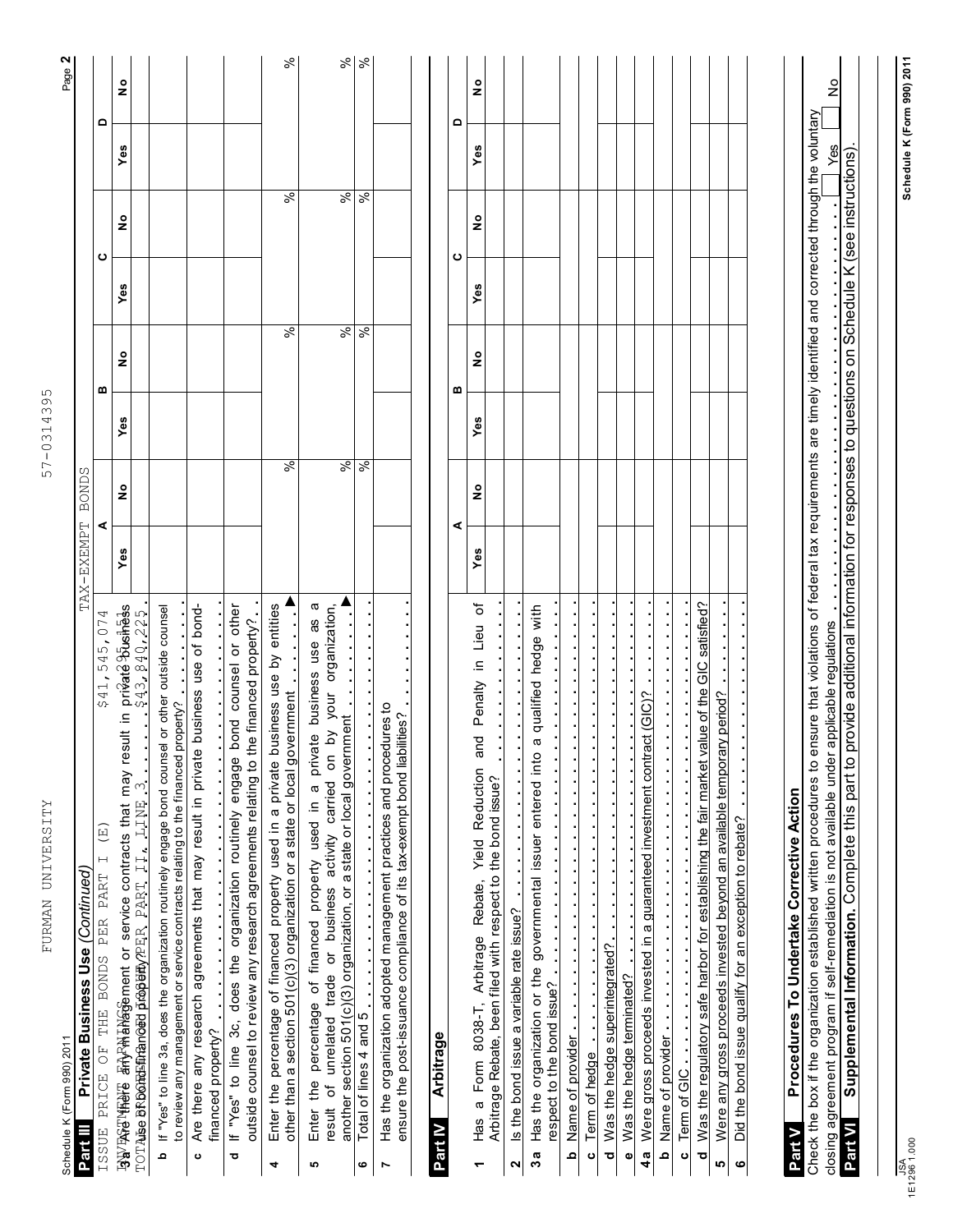Schedule K (Form 990) 2011

FURMAN UNIVERSITY 57-0314395

## Part III Private Business Use *(Continued)*

ISSUE PRICE OF THE BONDS PER PART I (E) $41,545,074 TAX-EXEMPT BONDS

INVESTMENT EARNINGS PER PART II, LINE 3 $2,295,151

TOTAL PROCEEDS PER PART II, LINE 3 $43,840,225

| | A Yes | A No | B Yes | B No | C Yes | C No | D Yes | D No |
|---|---|---|---|---|---|---|---|---|
| **3a** Are there any management or service contracts that may result in private business use of bond-financed property? | | | | | | | | |
| **b** If "Yes" to line 3a, does the organization routinely engage bond counsel or other outside counsel to review any management or service contracts relating to the financed property? | | | | | | | | |
| **c** Are there any research agreements that may result in private business use of bond-financed property? | | | | | | | | |
| **d** If "Yes" to line 3c, does the organization routinely engage bond counsel or other outside counsel to review any research agreements relating to the financed property? | | | | | | | | |
| **4** Enter the percentage of financed property used in a private business use by entities other than a section 501(c)(3) organization or a state or local government | | % | | % | | % | | % |
| **5** Enter the percentage of financed property used in a private business use as a result of unrelated trade or business activity carried on by your organization, another section 501(c)(3) organization, or a state or local government | | % | | % | | % | | % |
| **6** Total of lines 4 and 5 | | % | | % | | % | | % |
| **7** Has the organization adopted management practices and procedures to ensure the post-issuance compliance of its tax-exempt bond liabilities? | | | | | | | | |

## Part IV Arbitrage

| | A Yes | A No | B Yes | B No | C Yes | C No | D Yes | D No |
|---|---|---|---|---|---|---|---|---|
| **1** Has a Form 8038-T, Arbitrage Rebate, Yield Reduction and Penalty in Lieu of Arbitrage Rebate, been filed with respect to the bond issue? | | | | | | | | |
| **2** Is the bond issue a variable rate issue? | | | | | | | | |
| **3a** Has the organization or the governmental issuer entered into a qualified hedge with respect to the bond issue? | | | | | | | | |
| **b** Name of provider | | | | | | | | |
| **c** Term of hedge | | | | | | | | |
| **d** Was the hedge superintegrated? | | | | | | | | |
| **e** Was the hedge terminated? | | | | | | | | |
| **4a** Were gross proceeds invested in a guaranteed investment contract (GIC)? | | | | | | | | |
| **b** Name of provider | | | | | | | | |
| **c** Term of GIC | | | | | | | | |
| **d** Was the regulatory safe harbor for establishing the fair market value of the GIC satisfied? | | | | | | | | |
| **5** Were any gross proceeds invested beyond an available temporary period? | | | | | | | | |
| **6** Did the bond issue qualify for an exception to rebate? | | | | | | | | |

## Part V Procedures To Undertake Corrective Action

Check the box if the organization established written procedures to ensure that violations of federal tax requirements are timely identified and corrected through the voluntary closing agreement program if self-remediation is not available under applicable regulations . . . . . . . . . . ☐ Yes ☐ No

## Part VI Supplemental Information.

Complete this part to provide additional information for responses to questions on Schedule K (see instructions).

JSA 1E1296 1.000

Schedule K (Form 990) 2011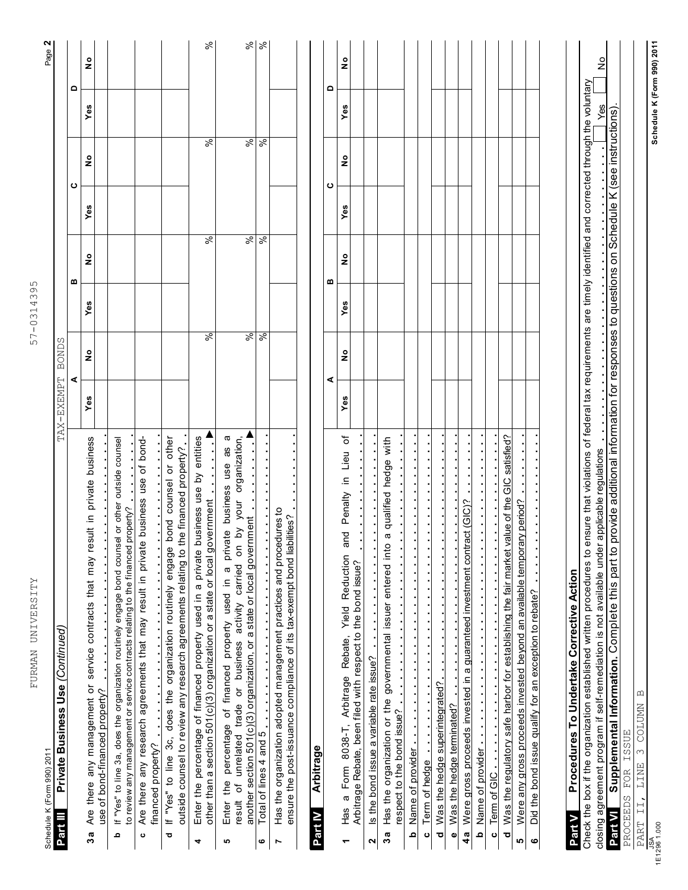Schedule K (Form 990) 2011

FURMAN UNIVERSITY 57-0314395

## Part III Private Business Use *(Continued)*

TAX-EXEMPT BONDS

| | A | | B | | C | | D | |
|---|---|---|---|---|---|---|---|---|
| | Yes | No | Yes | No | Yes | No | Yes | No |
| **3a** Are there any management or service contracts that may result in private business use of bond-financed property? | | | | | | | | |
| **b** If "Yes" to line 3a, does the organization routinely engage bond counsel or other outside counsel to review any management or service contracts relating to the financed property? | | | | | | | | |
| **c** Are there any research agreements that may result in private business use of bond-financed property? | | | | | | | | |
| **d** If "Yes" to line 3c, does the organization routinely engage bond counsel or other outside counsel to review any research agreements relating to the financed property? | | | | | | | | |
| **4** Enter the percentage of financed property used in a private business use by entities other than a section 501(c)(3) organization or a state or local government ▶ | | % | | % | | % | | % |
| **5** Enter the percentage of financed property used in a private business use as a result of unrelated trade or business activity carried on by your organization, another section 501(c)(3) organization, or a state or local government ▶ | | % | | % | | % | | % |
| **6** Total of lines 4 and 5 | | % | | % | | % | | % |
| **7** Has the organization adopted management practices and procedures to ensure the post-issuance compliance of its tax-exempt bond liabilities? | | | | | | | | |

## Part IV Arbitrage

| | A | | B | | C | | D | |
|---|---|---|---|---|---|---|---|---|
| | Yes | No | Yes | No | Yes | No | Yes | No |
| **1** Has a Form 8038-T, Arbitrage Rebate, Yield Reduction and Penalty in Lieu of Arbitrage Rebate, been filed with respect to the bond issue? | | | | | | | | |
| **2** Is the bond issue a variable rate issue? | | | | | | | | |
| **3a** Has the organization or the governmental issuer entered into a qualified hedge with respect to the bond issue? | | | | | | | | |
| **b** Name of provider | | | | | | | | |
| **c** Term of hedge | | | | | | | | |
| **d** Was the hedge superintegrated? | | | | | | | | |
| **e** Was the hedge terminated? | | | | | | | | |
| **4a** Were gross proceeds invested in a guaranteed investment contract (GIC)? | | | | | | | | |
| **b** Name of provider | | | | | | | | |
| **c** Term of GIC | | | | | | | | |
| **d** Was the regulatory safe harbor for establishing the fair market value of the GIC satisfied? | | | | | | | | |
| **5** Were any gross proceeds invested beyond an available temporary period? | | | | | | | | |
| **6** Did the bond issue qualify for an exception to rebate? | | | | | | | | |

## Part V Procedures To Undertake Corrective Action

Check the box if the organization established written procedures to ensure that violations of federal tax requirements are timely identified and corrected through the voluntary closing agreement program if self-remediation is not available under applicable regulations . . . . . . Yes ☐ No ☐

## Part VI Supplemental Information.

Complete this part to provide additional information for responses to questions on Schedule K (see instructions).

PROCEEDS FOR ISSUE

PART II, LINE 3 COLUMN B

Schedule K (Form 990) 2011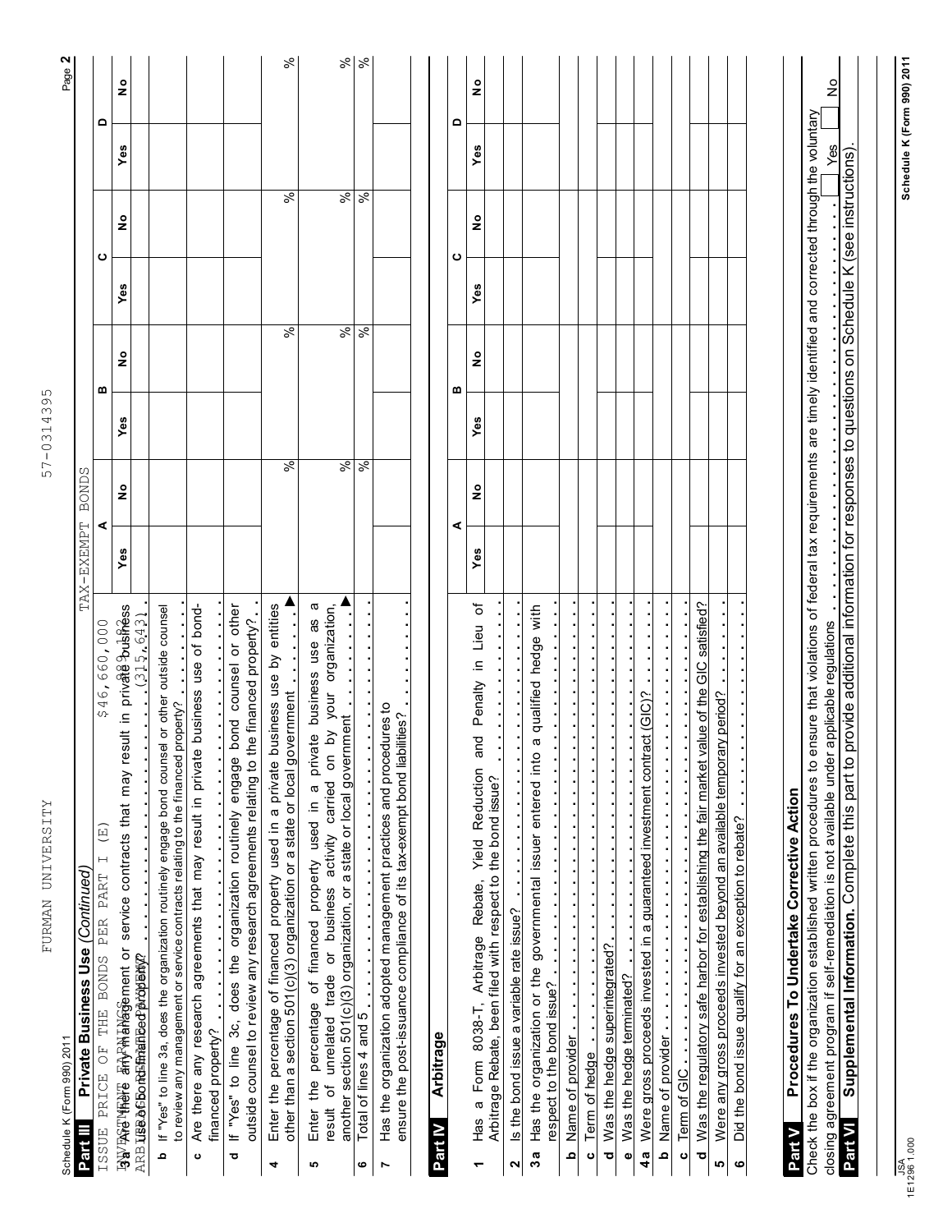Schedule K (Form 990) 2011

FURMAN UNIVERSITY

57-0314395

## Part III Private Business Use *(Continued)*

ISSUE PRICE OF THE BONDS PER PART I (E) $46,660,000 TAX-EXEMPT BONDS

INVESTMENT EARNINGS 899,765

ARBITRAGE REBATE (315,643)

| | | A | | B | | C | | D | |
|---|---|---|---|---|---|---|---|---|---|
| | | Yes | No | Yes | No | Yes | No | Yes | No |
| **3a** | Are there any management or service contracts that may result in private business use of bond-financed property? | | | | | | | | |
| **b** | If "Yes" to line 3a, does the organization routinely engage bond counsel or other outside counsel to review any management or service contracts relating to the financed property? | | | | | | | | |
| **c** | Are there any research agreements that may result in private business use of bond-financed property? | | | | | | | | |
| **d** | If "Yes" to line 3c, does the organization routinely engage bond counsel or other outside counsel to review any research agreements relating to the financed property? | | | | | | | | |
| **4** | Enter the percentage of financed property used in a private business use by entities other than a section 501(c)(3) organization or a state or local government | | % | | % | | % | | % |
| **5** | Enter the percentage of financed property used in a private business use as a result of unrelated trade or business activity carried on by your organization, another section 501(c)(3) organization, or a state or local government | | % | | % | | % | | % |
| **6** | Total of lines 4 and 5 | | % | | % | | % | | % |
| **7** | Has the organization adopted management practices and procedures to ensure the post-issuance compliance of its tax-exempt bond liabilities? | | | | | | | | |

## Part IV Arbitrage

| | | A | | B | | C | | D | |
|---|---|---|---|---|---|---|---|---|---|
| | | Yes | No | Yes | No | Yes | No | Yes | No |
| **1** | Has a Form 8038-T, Arbitrage Rebate, Yield Reduction and Penalty in Lieu of Arbitrage Rebate, been filed with respect to the bond issue? | | | | | | | | |
| **2** | Is the bond issue a variable rate issue? | | | | | | | | |
| **3a** | Has the organization or the governmental issuer entered into a qualified hedge with respect to the bond issue? | | | | | | | | |
| **b** | Name of provider | | | | | | | | |
| **c** | Term of hedge | | | | | | | | |
| **d** | Was the hedge superintegrated? | | | | | | | | |
| **e** | Was the hedge terminated? | | | | | | | | |
| **4a** | Were gross proceeds invested in a guaranteed investment contract (GIC)? | | | | | | | | |
| **b** | Name of provider | | | | | | | | |
| **c** | Term of GIC | | | | | | | | |
| **d** | Was the regulatory safe harbor for establishing the fair market value of the GIC satisfied? | | | | | | | | |
| **5** | Were any gross proceeds invested beyond an available temporary period? | | | | | | | | |
| **6** | Did the bond issue qualify for an exception to rebate? | | | | | | | | |

## Part V Procedures To Undertake Corrective Action

Check the box if the organization established written procedures to ensure that violations of federal tax requirements are timely identified and corrected through the voluntary closing agreement program if self-remediation is not available under applicable regulations . . . . . . . . . . Yes ☐ No ☐

## Part VI Supplemental Information.

Complete this part to provide additional information for responses to questions on Schedule K (see instructions).

JSA
1E1296 1.000

Schedule K (Form 990) 2011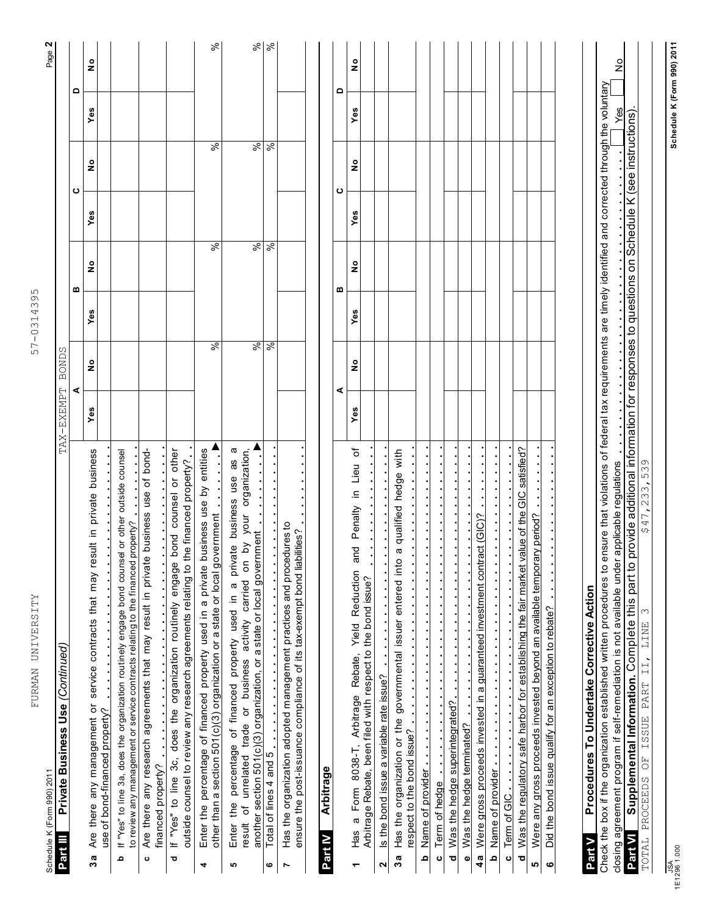Schedule K (Form 990) 2011

FURMAN UNIVERSITY 57-0314395

## Part III Private Business Use *(Continued)*

TAX-EXEMPT BONDS

| | A Yes | A No | B Yes | B No | C Yes | C No | D Yes | D No |
|---|---|---|---|---|---|---|---|---|
| **3a** Are there any management or service contracts that may result in private business use of bond-financed property? | | | | | | | | |
| **b** If "Yes" to line 3a, does the organization routinely engage bond counsel or other outside counsel to review any management or service contracts relating to the financed property? | | | | | | | | |
| **c** Are there any research agreements that may result in private business use of bond-financed property? | | | | | | | | |
| **d** If "Yes" to line 3c, does the organization routinely engage bond counsel or other outside counsel to review any research agreements relating to the financed property? | | | | | | | | |
| **4** Enter the percentage of financed property used in a private business use by entities other than a section 501(c)(3) organization or a state or local government ▶ | | % | | % | | % | | % |
| **5** Enter the percentage of financed property used in a private business use as a result of unrelated trade or business activity carried on by your organization, another section 501(c)(3) organization, or a state or local government ▶ | | % | | % | | % | | % |
| **6** Total of lines 4 and 5 | | % | | % | | % | | % |
| **7** Has the organization adopted management practices and procedures to ensure the post-issuance compliance of its tax-exempt bond liabilities? | | | | | | | | |

## Part IV Arbitrage

| | A Yes | A No | B Yes | B No | C Yes | C No | D Yes | D No |
|---|---|---|---|---|---|---|---|---|
| **1** Has a Form 8038-T, Arbitrage Rebate, Yield Reduction and Penalty in Lieu of Arbitrage Rebate, been filed with respect to the bond issue? | | | | | | | | |
| **2** Is the bond issue a variable rate issue? | | | | | | | | |
| **3a** Has the organization or the governmental issuer entered into a qualified hedge with respect to the bond issue? | | | | | | | | |
| **b** Name of provider | | | | | | | | |
| **c** Term of hedge | | | | | | | | |
| **d** Was the hedge superintegrated? | | | | | | | | |
| **e** Was the hedge terminated? | | | | | | | | |
| **4a** Were gross proceeds invested in a guaranteed investment contract (GIC)? | | | | | | | | |
| **b** Name of provider | | | | | | | | |
| **c** Term of GIC | | | | | | | | |
| **d** Was the regulatory safe harbor for establishing the fair market value of the GIC satisfied? | | | | | | | | |
| **5** Were any gross proceeds invested beyond an available temporary period? | | | | | | | | |
| **6** Did the bond issue qualify for an exception to rebate? | | | | | | | | |

## Part V Procedures To Undertake Corrective Action

Check the box if the organization established written procedures to ensure that violations of federal tax requirements are timely identified and corrected through the voluntary closing agreement program if self-remediation is not available under applicable regulations . . . . . . . . . . . . . . . . . . . . ☐ Yes ☐ No

## Part VI Supplemental Information.

Complete this part to provide additional information for responses to questions on Schedule K (see instructions).

TOTAL PROCEEDS OF ISSUE PART II, LINE 3 $47,233,539

JSA
1E1296 1.000

Schedule K (Form 990) 2011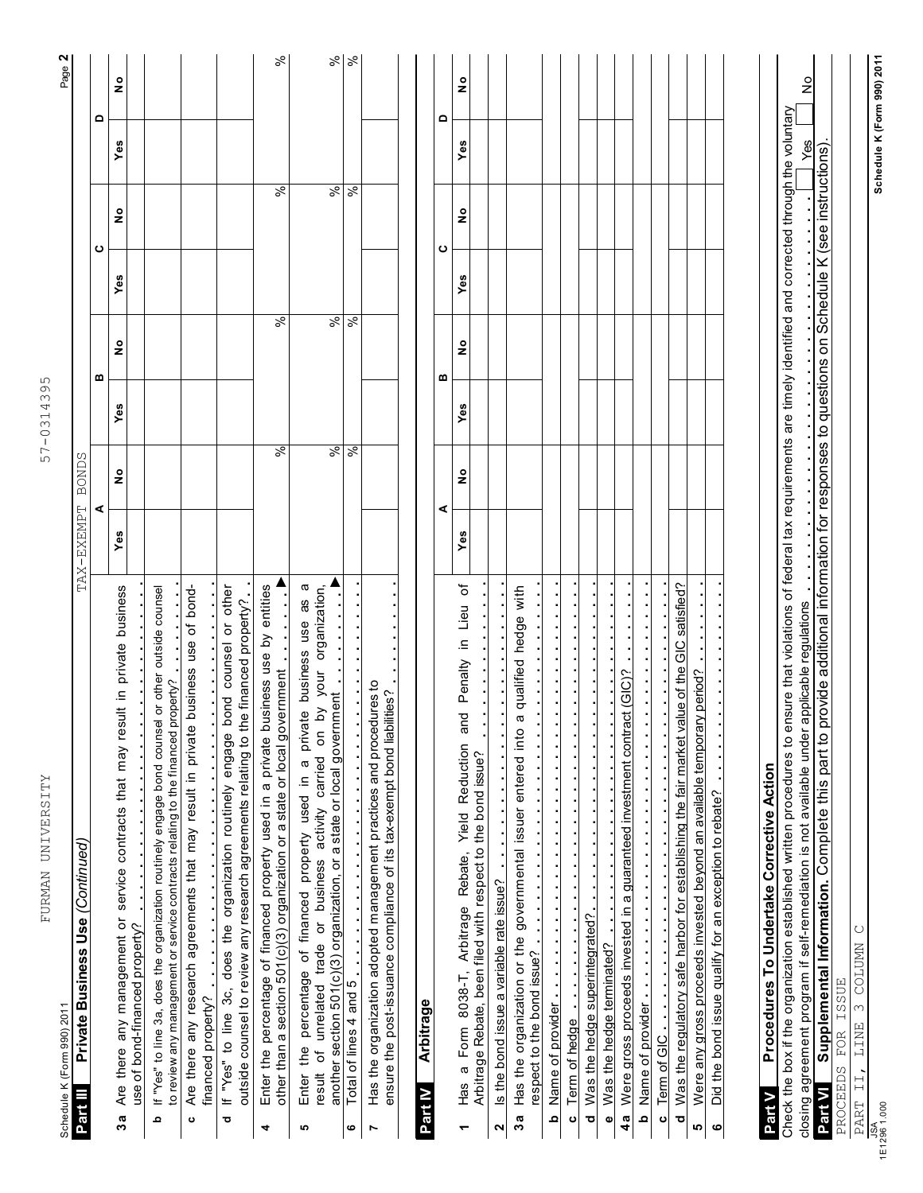Schedule K (Form 990) 2011

FURMAN UNIVERSITY 57-0314395

## Part III Private Business Use *(Continued)*

TAX-EXEMPT BONDS

| | A Yes | A No | B Yes | B No | C Yes | C No | D Yes | D No |
|---|---|---|---|---|---|---|---|---|
| **3a** Are there any management or service contracts that may result in private business use of bond-financed property? | | | | | | | | |
| **b** If "Yes" to line 3a, does the organization routinely engage bond counsel or other outside counsel to review any management or service contracts relating to the financed property? | | | | | | | | |
| **c** Are there any research agreements that may result in private business use of bond-financed property? | | | | | | | | |
| **d** If "Yes" to line 3c, does the organization routinely engage bond counsel or other outside counsel to review any research agreements relating to the financed property? | | | | | | | | |
| **4** Enter the percentage of financed property used in a private business use by entities other than a section 501(c)(3) organization or a state or local government | | % | | % | | % | | % |
| **5** Enter the percentage of financed property used in a private business use as a result of unrelated trade or business activity carried on by your organization, another section 501(c)(3) organization, or a state or local government | | % | | % | | % | | % |
| **6** Total of lines 4 and 5 | | % | | % | | % | | % |
| **7** Has the organization adopted management practices and procedures to ensure the post-issuance compliance of its tax-exempt bond liabilities? | | | | | | | | |

## Part IV Arbitrage

| | A Yes | A No | B Yes | B No | C Yes | C No | D Yes | D No |
|---|---|---|---|---|---|---|---|---|
| **1** Has a Form 8038-T, Arbitrage Rebate, Yield Reduction and Penalty in Lieu of Arbitrage Rebate, been filed with respect to the bond issue? | | | | | | | | |
| **2** Is the bond issue a variable rate issue? | | | | | | | | |
| **3a** Has the organization or the governmental issuer entered into a qualified hedge with respect to the bond issue? | | | | | | | | |
| **b** Name of provider | | | | | | | | |
| **c** Term of hedge | | | | | | | | |
| **d** Was the hedge superintegrated? | | | | | | | | |
| **e** Was the hedge terminated? | | | | | | | | |
| **4a** Were gross proceeds invested in a guaranteed investment contract (GIC)? | | | | | | | | |
| **b** Name of provider | | | | | | | | |
| **c** Term of GIC | | | | | | | | |
| **d** Was the regulatory safe harbor for establishing the fair market value of the GIC satisfied? | | | | | | | | |
| **5** Were any gross proceeds invested beyond an available temporary period? | | | | | | | | |
| **6** Did the bond issue qualify for an exception to rebate? | | | | | | | | |

## Part V Procedures To Undertake Corrective Action

Check the box if the organization established written procedures to ensure that violations of federal tax requirements are timely identified and corrected through the voluntary closing agreement program if self-remediation is not available under applicable regulations . . . . . . . . . . ☐ Yes ☐ No

## Part VI Supplemental Information. 
Complete this part to provide additional information for responses to questions on Schedule K (see instructions).

PROCEEDS FOR ISSUE

PART II, LINE 3 COLUMN C

JSA 1E1296 1.000

Schedule K (Form 990) 2011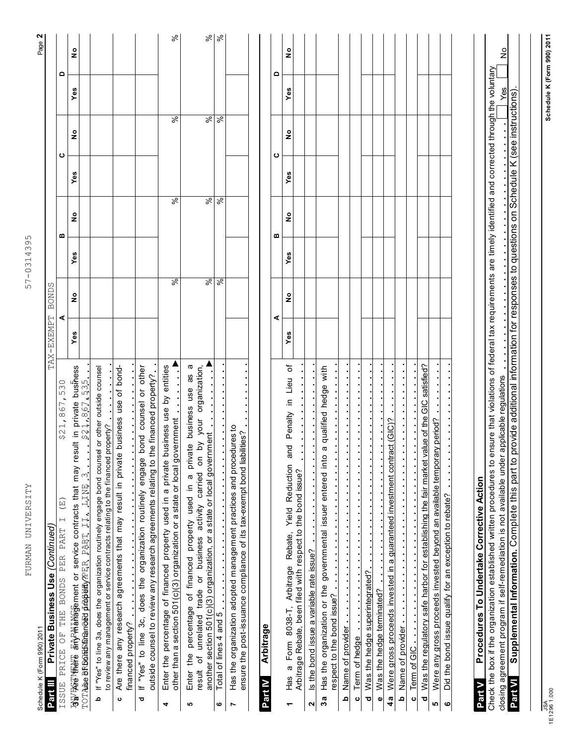FURMAN UNIVERSITY 57-0314395

Schedule K (Form 990) 2011

## Part III Private Business Use *(Continued)*

ISSUE PRICE OF THE BONDS PER PART I (E) $21,867,530 TAX-EXEMPT BONDS

INVESTMENT EARNINGS

TOTAL SPENT PER PART II, LINE 3. $21,867,535

| | | A Yes | A No | B Yes | B No | C Yes | C No | D Yes | D No |
|---|---|---|---|---|---|---|---|---|---|
| **3a** | Are there any management or service contracts that may result in private business use of bond-financed property? | | | | | | | | |
| **b** | If "Yes" to line 3a, does the organization routinely engage bond counsel or other outside counsel to review any management or service contracts relating to the financed property? | | | | | | | | |
| **c** | Are there any research agreements that may result in private business use of bond-financed property? | | | | | | | | |
| **d** | If "Yes" to line 3c, does the organization routinely engage bond counsel or other outside counsel to review any research agreements relating to the financed property? | | | | | | | | |
| **4** | Enter the percentage of financed property used in a private business use by entities other than a section 501(c)(3) organization or a state or local government ▶ | | % | | % | | % | | % |
| **5** | Enter the percentage of financed property used in a private business use as a result of unrelated trade or business activity carried on by your organization, another section 501(c)(3) organization, or a state or local government ▶ | | % | | % | | % | | % |
| **6** | Total of lines 4 and 5 | | % | | % | | % | | % |
| **7** | Has the organization adopted management practices and procedures to ensure the post-issuance compliance of its tax-exempt bond liabilities? | | | | | | | | |

## Part IV Arbitrage

| | | A Yes | A No | B Yes | B No | C Yes | C No | D Yes | D No |
|---|---|---|---|---|---|---|---|---|---|
| **1** | Has a Form 8038-T, Arbitrage Rebate, Yield Reduction and Penalty in Lieu of Arbitrage Rebate, been filed with respect to the bond issue? | | | | | | | | |
| **2** | Is the bond issue a variable rate issue? | | | | | | | | |
| **3a** | Has the organization or the governmental issuer entered into a qualified hedge with respect to the bond issue? | | | | | | | | |
| **b** | Name of provider | | | | | | | | |
| **c** | Term of hedge | | | | | | | | |
| **d** | Was the hedge superintegrated? | | | | | | | | |
| **e** | Was the hedge terminated? | | | | | | | | |
| **4a** | Were gross proceeds invested in a guaranteed investment contract (GIC)? | | | | | | | | |
| **b** | Name of provider | | | | | | | | |
| **c** | Term of GIC | | | | | | | | |
| **d** | Was the regulatory safe harbor for establishing the fair market value of the GIC satisfied? | | | | | | | | |
| **5** | Were any gross proceeds invested beyond an available temporary period? | | | | | | | | |
| **6** | Did the bond issue qualify for an exception to rebate? | | | | | | | | |

## Part V Procedures To Undertake Corrective Action

Check the box if the organization established written procedures to ensure that violations of federal tax requirements are timely identified and corrected through the voluntary closing agreement program if self-remediation is not available under applicable regulations . . . . . . . . . . ☐ Yes ☐ No

## Part VI Supplemental Information.

Complete this part to provide additional information for responses to questions on Schedule K (see instructions).

JSA 1E1296 1.000

Schedule K (Form 990) 2011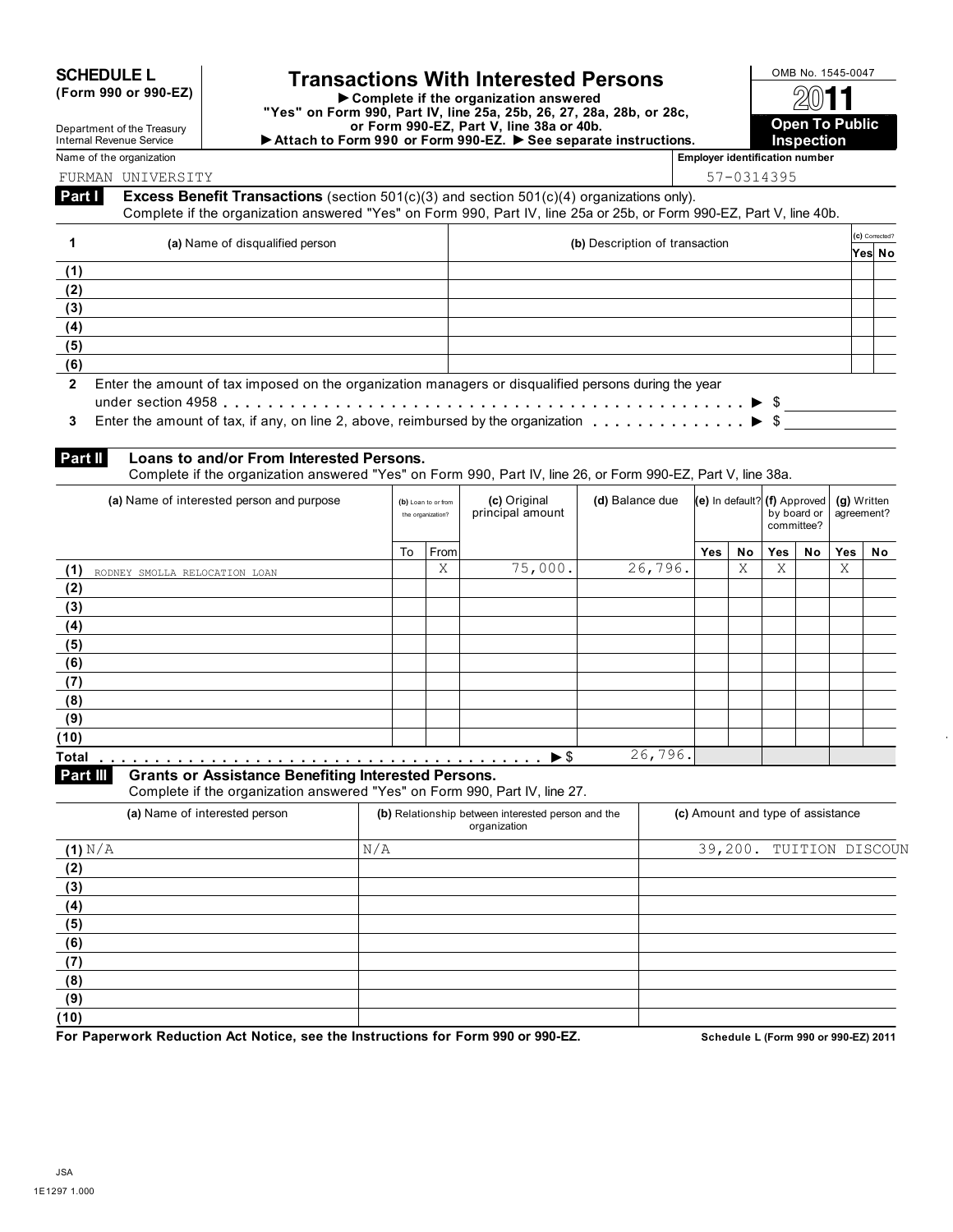**SCHEDULE L (Form 990 or 990-EZ)**

Department of the Treasury
Internal Revenue Service

# Transactions With Interested Persons

▶ Complete if the organization answered "Yes" on Form 990, Part IV, line 25a, 25b, 26, 27, 28a, 28b, or 28c, or Form 990-EZ, Part V, line 38a or 40b.
▶ Attach to Form 990 or Form 990-EZ. ▶ See separate instructions.

OMB No. 1545-0047

**2011**

**Open To Public Inspection**

Name of the organization: FURMAN UNIVERSITY

Employer identification number: 57-0314395

## Part I Excess Benefit Transactions (section 501(c)(3) and section 501(c)(4) organizations only).

Complete if the organization answered "Yes" on Form 990, Part IV, line 25a or 25b, or Form 990-EZ, Part V, line 40b.

| 1 | (a) Name of disqualified person | (b) Description of transaction | (c) Corrected? Yes | No |
|---|---|---|---|---|
| (1) | | | | |
| (2) | | | | |
| (3) | | | | |
| (4) | | | | |
| (5) | | | | |
| (6) | | | | |

2 Enter the amount of tax imposed on the organization managers or disqualified persons during the year under section 4958 . . . . . . ▶ $

3 Enter the amount of tax, if any, on line 2, above, reimbursed by the organization . . . . . . ▶ $

## Part II Loans to and/or From Interested Persons.

Complete if the organization answered "Yes" on Form 990, Part IV, line 26, or Form 990-EZ, Part V, line 38a.

| | (a) Name of interested person and purpose | (b) Loan to or from the organization? To | From | (c) Original principal amount | (d) Balance due | (e) In default? Yes | No | (f) Approved by board or committee? Yes | No | (g) Written agreement? Yes | No |
|---|---|---|---|---|---|---|---|---|---|---|---|
| (1) | RODNEY SMOLLA RELOCATION LOAN | | X | 75,000. | 26,796. | | X | X | | X | |
| (2) | | | | | | | | | | | |
| (3) | | | | | | | | | | | |
| (4) | | | | | | | | | | | |
| (5) | | | | | | | | | | | |
| (6) | | | | | | | | | | | |
| (7) | | | | | | | | | | | |
| (8) | | | | | | | | | | | |
| (9) | | | | | | | | | | | |
| (10) | | | | | | | | | | | |
| Total | . . . . . . ▶ $ | | | | 26,796. | | | | | | |

## Part III Grants or Assistance Benefiting Interested Persons.

Complete if the organization answered "Yes" on Form 990, Part IV, line 27.

| | (a) Name of interested person | (b) Relationship between interested person and the organization | (c) Amount and type of assistance |
|---|---|---|---|
| (1) | N/A | N/A | 39,200. TUITION DISCOUN |
| (2) | | | |
| (3) | | | |
| (4) | | | |
| (5) | | | |
| (6) | | | |
| (7) | | | |
| (8) | | | |
| (9) | | | |
| (10) | | | |

**For Paperwork Reduction Act Notice, see the Instructions for Form 990 or 990-EZ.**

**Schedule L (Form 990 or 990-EZ) 2011**

JSA
1E1297 1.000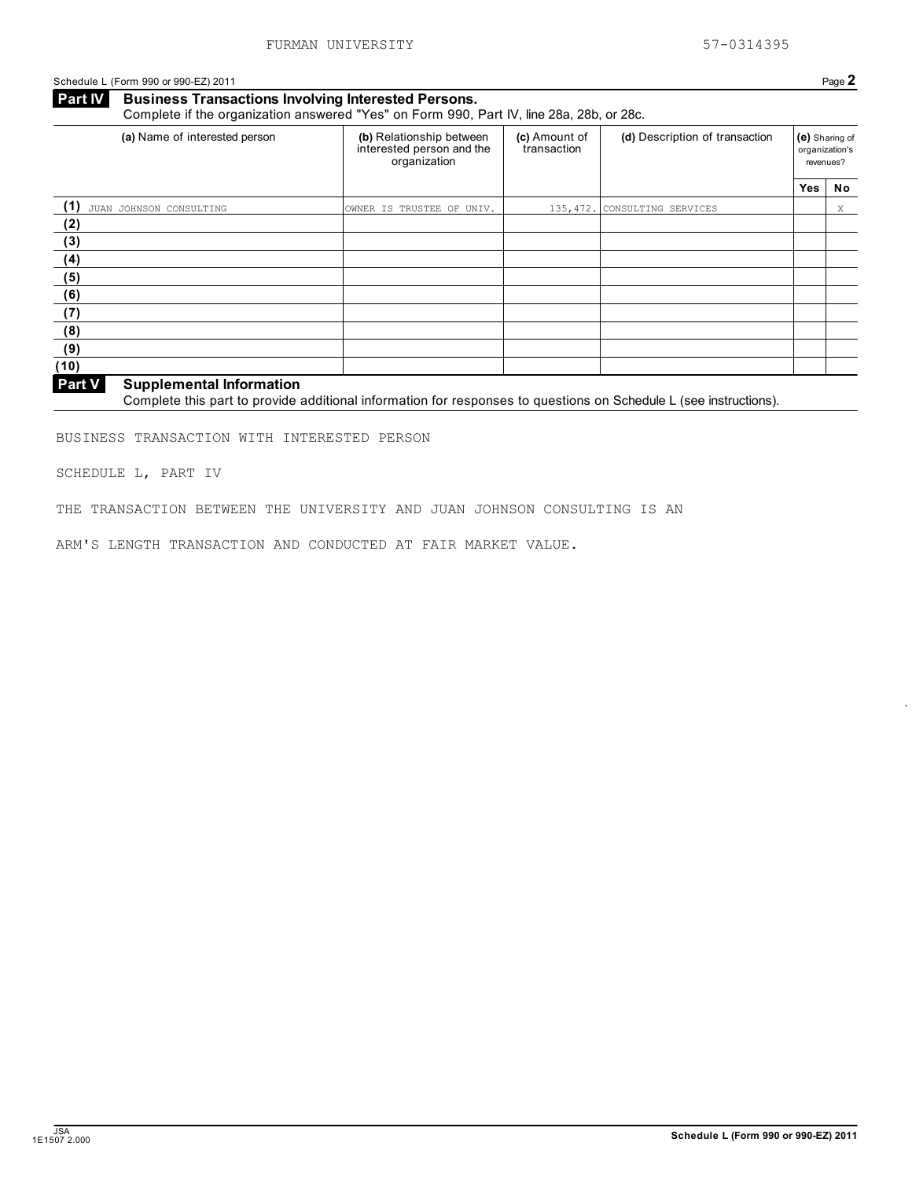FURMAN UNIVERSITY 57-0314395

Schedule L (Form 990 or 990-EZ) 2011 Page **2**

**Part IV Business Transactions Involving Interested Persons.**
Complete if the organization answered "Yes" on Form 990, Part IV, line 28a, 28b, or 28c.

| (a) Name of interested person | (b) Relationship between interested person and the organization | (c) Amount of transaction | (d) Description of transaction | (e) Sharing of organization's revenues? | |
|---|---|---|---|---|---|
| | | | | Yes | No |
| (1) JUAN JOHNSON CONSULTING | OWNER IS TRUSTEE OF UNIV. | 135,472. | CONSULTING SERVICES | | X |
| (2) | | | | | |
| (3) | | | | | |
| (4) | | | | | |
| (5) | | | | | |
| (6) | | | | | |
| (7) | | | | | |
| (8) | | | | | |
| (9) | | | | | |
| (10) | | | | | |

**Part V Supplemental Information**
Complete this part to provide additional information for responses to questions on Schedule L (see instructions).

BUSINESS TRANSACTION WITH INTERESTED PERSON

SCHEDULE L, PART IV

THE TRANSACTION BETWEEN THE UNIVERSITY AND JUAN JOHNSON CONSULTING IS AN

ARM'S LENGTH TRANSACTION AND CONDUCTED AT FAIR MARKET VALUE.

JSA
1E1507 2.000 **Schedule L (Form 990 or 990-EZ) 2011**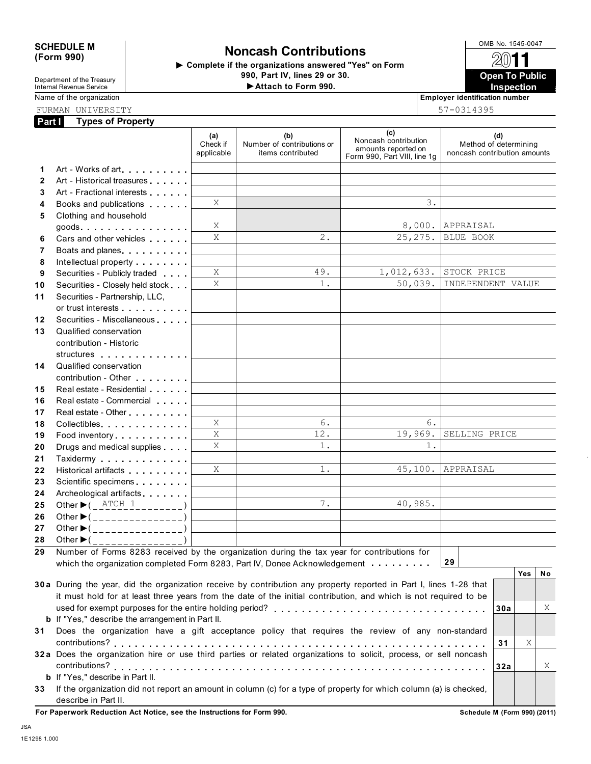**SCHEDULE M (Form 990)**

Department of the Treasury
Internal Revenue Service

# Noncash Contributions

▶ Complete if the organizations answered "Yes" on Form 990, Part IV, lines 29 or 30.

▶ Attach to Form 990.

OMB No. 1545-0047

**2011**

**Open To Public Inspection**

Name of the organization: FURMAN UNIVERSITY

Employer identification number: 57-0314395

## Part I Types of Property

| | | (a) Check if applicable | (b) Number of contributions or items contributed | (c) Noncash contribution amounts reported on Form 990, Part VIII, line 1g | (d) Method of determining noncash contribution amounts |
|---|---|---|---|---|---|
| 1 | Art - Works of art | | | | |
| 2 | Art - Historical treasures | | | | |
| 3 | Art - Fractional interests | | | | |
| 4 | Books and publications | X | | 3. | |
| 5 | Clothing and household goods | X | | 8,000. | APPRAISAL |
| 6 | Cars and other vehicles | X | 2. | 25,275. | BLUE BOOK |
| 7 | Boats and planes | | | | |
| 8 | Intellectual property | | | | |
| 9 | Securities - Publicly traded | X | 49. | 1,012,633. | STOCK PRICE |
| 10 | Securities - Closely held stock | X | 1. | 50,039. | INDEPENDENT VALUE |
| 11 | Securities - Partnership, LLC, or trust interests | | | | |
| 12 | Securities - Miscellaneous | | | | |
| 13 | Qualified conservation contribution - Historic structures | | | | |
| 14 | Qualified conservation contribution - Other | | | | |
| 15 | Real estate - Residential | | | | |
| 16 | Real estate - Commercial | | | | |
| 17 | Real estate - Other | | | | |
| 18 | Collectibles | X | 6. | 6. | |
| 19 | Food inventory | X | 12. | 19,969. | SELLING PRICE |
| 20 | Drugs and medical supplies | X | 1. | 1. | |
| 21 | Taxidermy | | | | |
| 22 | Historical artifacts | X | 1. | 45,100. | APPRAISAL |
| 23 | Scientific specimens | | | | |
| 24 | Archeological artifacts | | | | |
| 25 | Other ▶ ( ATCH 1 ) | | 7. | 40,985. | |
| 26 | Other ▶ ( ) | | | | |
| 27 | Other ▶ ( ) | | | | |
| 28 | Other ▶ ( ) | | | | |

29 Number of Forms 8283 received by the organization during the tax year for contributions for which the organization completed Form 8283, Part IV, Donee Acknowledgement . . . . . . . . . **29**

| | | | Yes | No |
|---|---|---|---|---|
| 30a | During the year, did the organization receive by contribution any property reported in Part I, lines 1-28 that it must hold for at least three years from the date of the initial contribution, and which is not required to be used for exempt purposes for the entire holding period? | 30a | | X |
| b | If "Yes," describe the arrangement in Part II. | | | |
| 31 | Does the organization have a gift acceptance policy that requires the review of any non-standard contributions? | 31 | X | |
| 32a | Does the organization hire or use third parties or related organizations to solicit, process, or sell noncash contributions? | 32a | | X |
| b | If "Yes," describe in Part II. | | | |
| 33 | If the organization did not report an amount in column (c) for a type of property for which column (a) is checked, describe in Part II. | | | |

**For Paperwork Reduction Act Notice, see the Instructions for Form 990.**

**Schedule M (Form 990) (2011)**

JSA
1E1298 1.000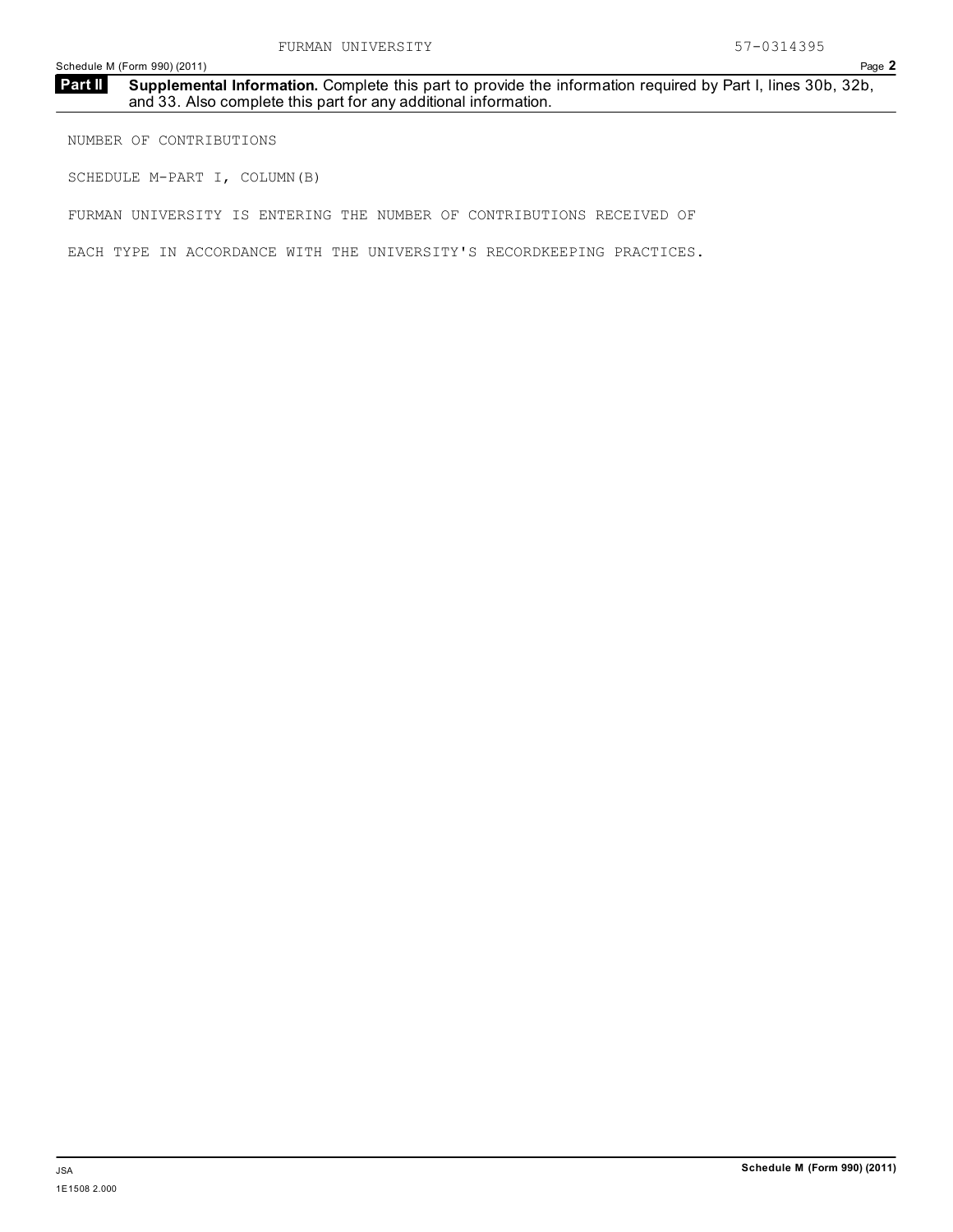**Part II** **Supplemental Information.** Complete this part to provide the information required by Part I, lines 30b, 32b, and 33. Also complete this part for any additional information.

NUMBER OF CONTRIBUTIONS

SCHEDULE M-PART I, COLUMN(B)

FURMAN UNIVERSITY IS ENTERING THE NUMBER OF CONTRIBUTIONS RECEIVED OF EACH TYPE IN ACCORDANCE WITH THE UNIVERSITY'S RECORDKEEPING PRACTICES.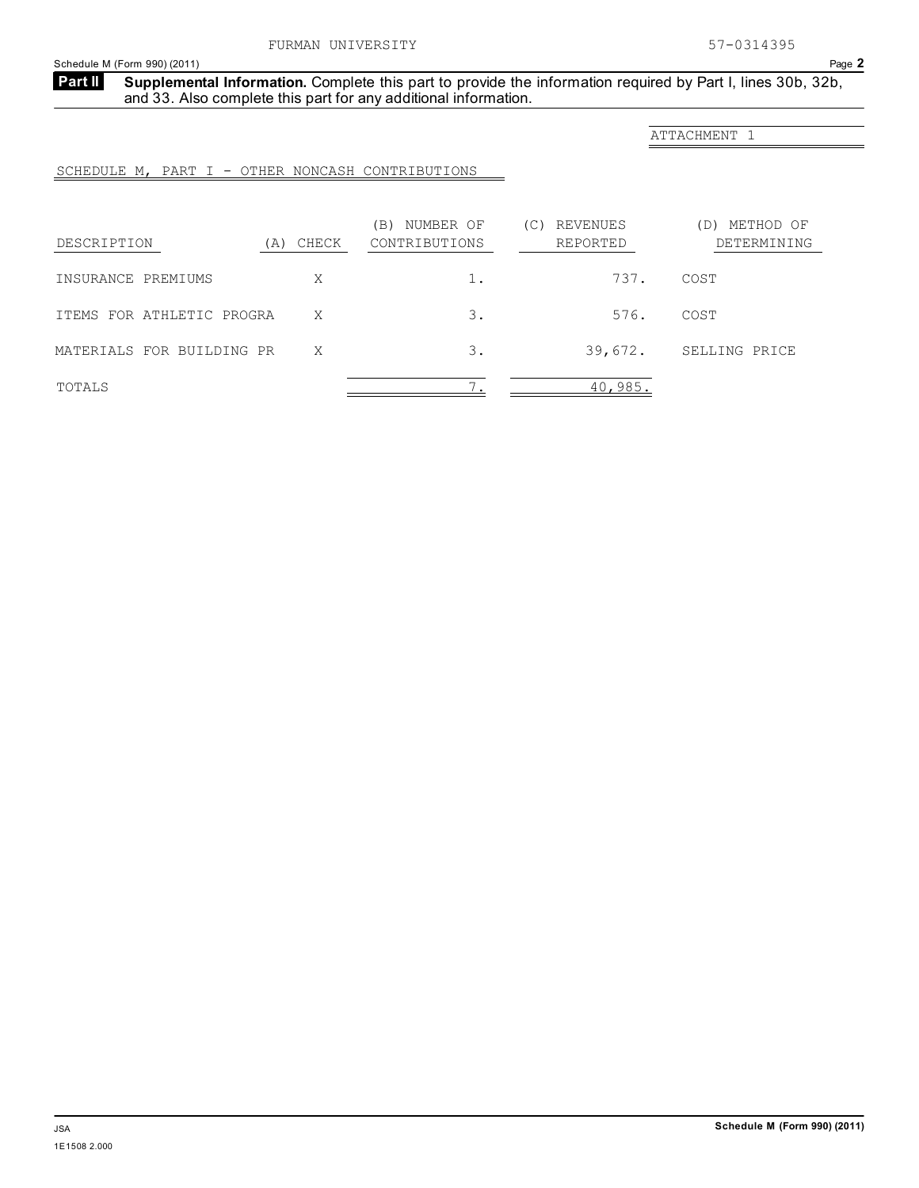FURMAN UNIVERSITY 57-0314395

Schedule M (Form 990) (2011) Page **2**

**Part II** **Supplemental Information.** Complete this part to provide the information required by Part I, lines 30b, 32b, and 33. Also complete this part for any additional information.

ATTACHMENT 1

SCHEDULE M, PART I - OTHER NONCASH CONTRIBUTIONS

| DESCRIPTION | (A) CHECK | (B) NUMBER OF CONTRIBUTIONS | (C) REVENUES REPORTED | (D) METHOD OF DETERMINING |
|---|---|---|---|---|
| INSURANCE PREMIUMS | X | 1. | 737. | COST |
| ITEMS FOR ATHLETIC PROGRA | X | 3. | 576. | COST |
| MATERIALS FOR BUILDING PR | X | 3. | 39,672. | SELLING PRICE |
| TOTALS | | 7. | 40,985. | |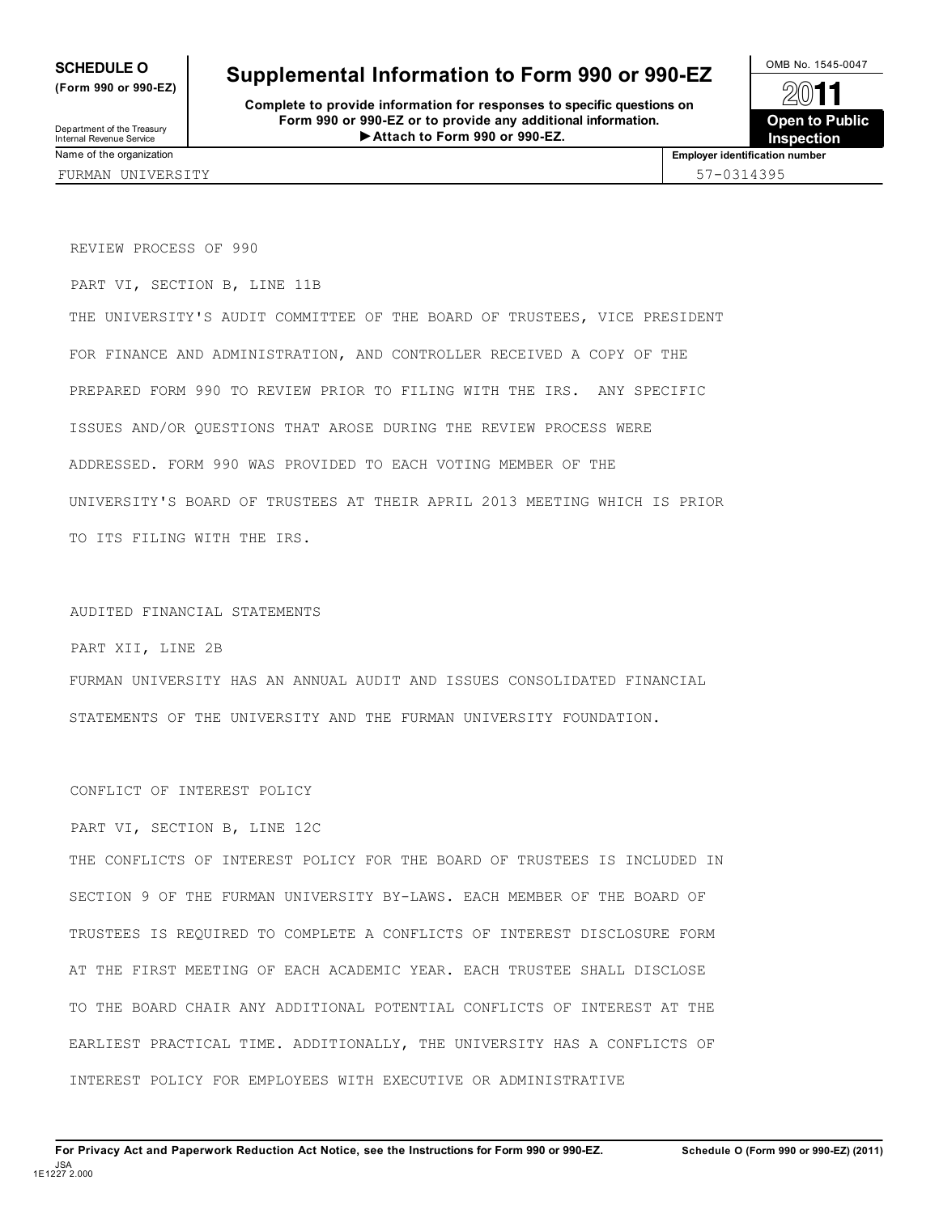**SCHEDULE O**
**(Form 990 or 990-EZ)**

Department of the Treasury
Internal Revenue Service

# Supplemental Information to Form 990 or 990-EZ

**Complete to provide information for responses to specific questions on Form 990 or 990-EZ or to provide any additional information.**
**▶Attach to Form 990 or 990-EZ.**

OMB No. 1545-0047

**2011**

**Open to Public Inspection**

| Name of the organization | Employer identification number |
|---|---|
| FURMAN UNIVERSITY | 57-0314395 |

REVIEW PROCESS OF 990

PART VI, SECTION B, LINE 11B

THE UNIVERSITY'S AUDIT COMMITTEE OF THE BOARD OF TRUSTEES, VICE PRESIDENT FOR FINANCE AND ADMINISTRATION, AND CONTROLLER RECEIVED A COPY OF THE PREPARED FORM 990 TO REVIEW PRIOR TO FILING WITH THE IRS. ANY SPECIFIC ISSUES AND/OR QUESTIONS THAT AROSE DURING THE REVIEW PROCESS WERE ADDRESSED. FORM 990 WAS PROVIDED TO EACH VOTING MEMBER OF THE UNIVERSITY'S BOARD OF TRUSTEES AT THEIR APRIL 2013 MEETING WHICH IS PRIOR TO ITS FILING WITH THE IRS.

AUDITED FINANCIAL STATEMENTS

PART XII, LINE 2B

FURMAN UNIVERSITY HAS AN ANNUAL AUDIT AND ISSUES CONSOLIDATED FINANCIAL STATEMENTS OF THE UNIVERSITY AND THE FURMAN UNIVERSITY FOUNDATION.

CONFLICT OF INTEREST POLICY

PART VI, SECTION B, LINE 12C

THE CONFLICTS OF INTEREST POLICY FOR THE BOARD OF TRUSTEES IS INCLUDED IN SECTION 9 OF THE FURMAN UNIVERSITY BY-LAWS. EACH MEMBER OF THE BOARD OF TRUSTEES IS REQUIRED TO COMPLETE A CONFLICTS OF INTEREST DISCLOSURE FORM AT THE FIRST MEETING OF EACH ACADEMIC YEAR. EACH TRUSTEE SHALL DISCLOSE TO THE BOARD CHAIR ANY ADDITIONAL POTENTIAL CONFLICTS OF INTEREST AT THE EARLIEST PRACTICAL TIME. ADDITIONALLY, THE UNIVERSITY HAS A CONFLICTS OF INTEREST POLICY FOR EMPLOYEES WITH EXECUTIVE OR ADMINISTRATIVE

**For Privacy Act and Paperwork Reduction Act Notice, see the Instructions for Form 990 or 990-EZ.** **Schedule O (Form 990 or 990-EZ) (2011)**

JSA
1E1227 2.000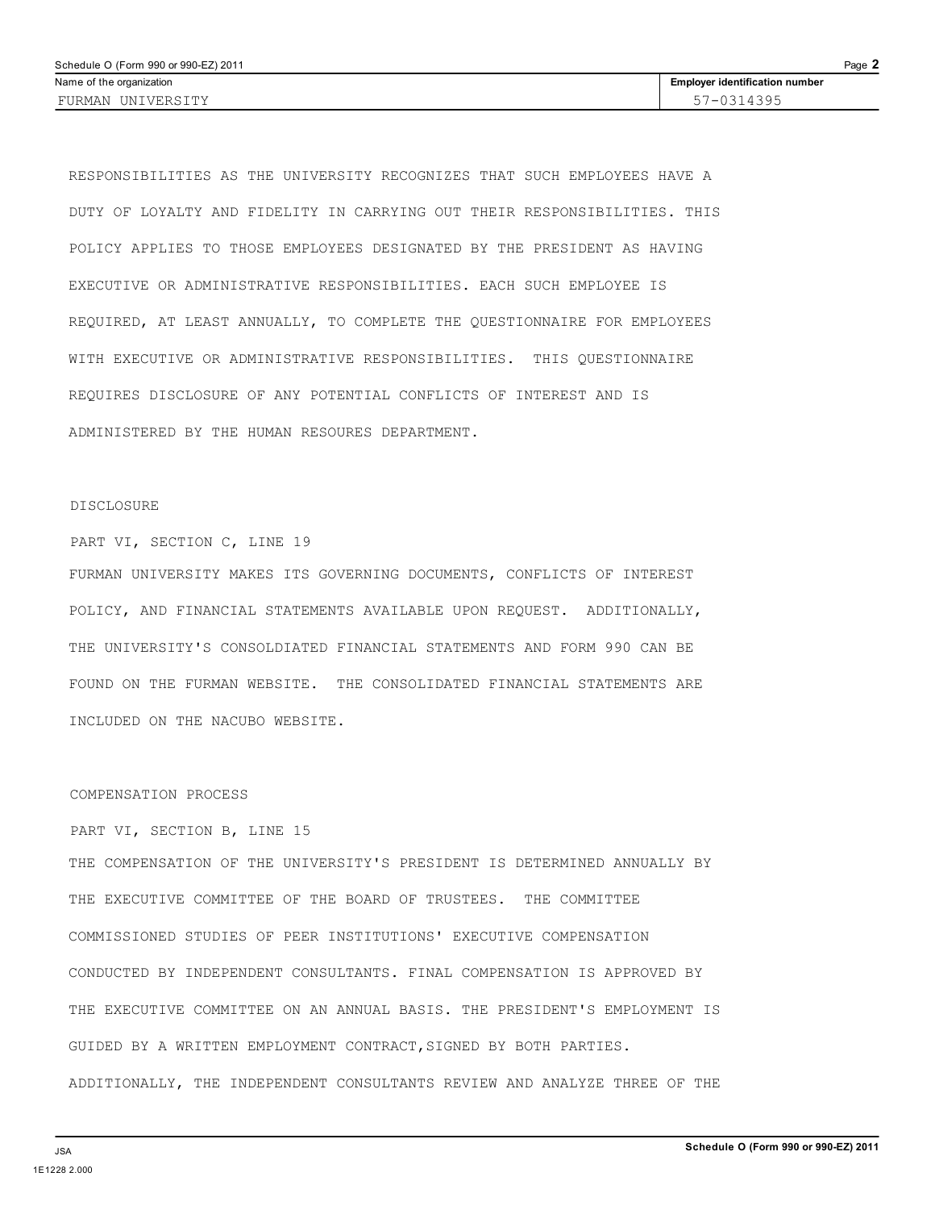RESPONSIBILITIES AS THE UNIVERSITY RECOGNIZES THAT SUCH EMPLOYEES HAVE A DUTY OF LOYALTY AND FIDELITY IN CARRYING OUT THEIR RESPONSIBILITIES. THIS POLICY APPLIES TO THOSE EMPLOYEES DESIGNATED BY THE PRESIDENT AS HAVING EXECUTIVE OR ADMINISTRATIVE RESPONSIBILITIES. EACH SUCH EMPLOYEE IS REQUIRED, AT LEAST ANNUALLY, TO COMPLETE THE QUESTIONNAIRE FOR EMPLOYEES WITH EXECUTIVE OR ADMINISTRATIVE RESPONSIBILITIES. THIS QUESTIONNAIRE REQUIRES DISCLOSURE OF ANY POTENTIAL CONFLICTS OF INTEREST AND IS ADMINISTERED BY THE HUMAN RESOURES DEPARTMENT.

DISCLOSURE

PART VI, SECTION C, LINE 19

FURMAN UNIVERSITY MAKES ITS GOVERNING DOCUMENTS, CONFLICTS OF INTEREST POLICY, AND FINANCIAL STATEMENTS AVAILABLE UPON REQUEST. ADDITIONALLY, THE UNIVERSITY'S CONSOLDIATED FINANCIAL STATEMENTS AND FORM 990 CAN BE FOUND ON THE FURMAN WEBSITE. THE CONSOLIDATED FINANCIAL STATEMENTS ARE INCLUDED ON THE NACUBO WEBSITE.

COMPENSATION PROCESS

PART VI, SECTION B, LINE 15

THE COMPENSATION OF THE UNIVERSITY'S PRESIDENT IS DETERMINED ANNUALLY BY THE EXECUTIVE COMMITTEE OF THE BOARD OF TRUSTEES. THE COMMITTEE COMMISSIONED STUDIES OF PEER INSTITUTIONS' EXECUTIVE COMPENSATION CONDUCTED BY INDEPENDENT CONSULTANTS. FINAL COMPENSATION IS APPROVED BY THE EXECUTIVE COMMITTEE ON AN ANNUAL BASIS. THE PRESIDENT'S EMPLOYMENT IS GUIDED BY A WRITTEN EMPLOYMENT CONTRACT,SIGNED BY BOTH PARTIES. ADDITIONALLY, THE INDEPENDENT CONSULTANTS REVIEW AND ANALYZE THREE OF THE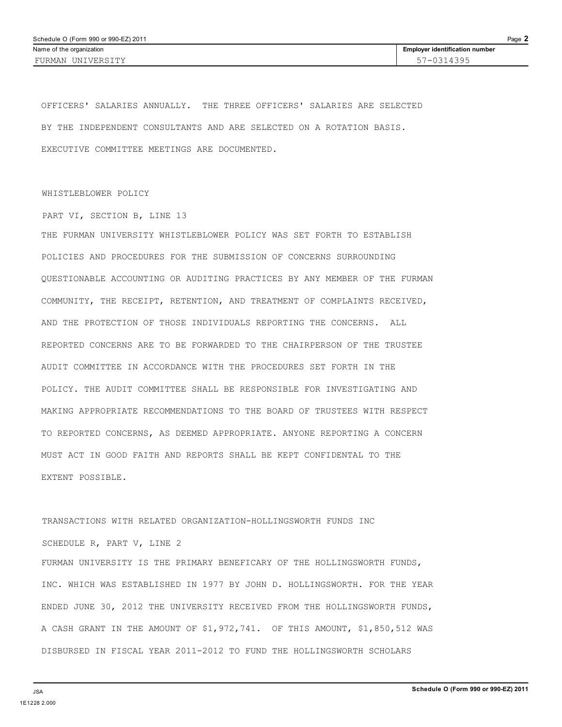OFFICERS' SALARIES ANNUALLY. THE THREE OFFICERS' SALARIES ARE SELECTED BY THE INDEPENDENT CONSULTANTS AND ARE SELECTED ON A ROTATION BASIS. EXECUTIVE COMMITTEE MEETINGS ARE DOCUMENTED.

WHISTLEBLOWER POLICY

PART VI, SECTION B, LINE 13

THE FURMAN UNIVERSITY WHISTLEBLOWER POLICY WAS SET FORTH TO ESTABLISH POLICIES AND PROCEDURES FOR THE SUBMISSION OF CONCERNS SURROUNDING QUESTIONABLE ACCOUNTING OR AUDITING PRACTICES BY ANY MEMBER OF THE FURMAN COMMUNITY, THE RECEIPT, RETENTION, AND TREATMENT OF COMPLAINTS RECEIVED, AND THE PROTECTION OF THOSE INDIVIDUALS REPORTING THE CONCERNS. ALL REPORTED CONCERNS ARE TO BE FORWARDED TO THE CHAIRPERSON OF THE TRUSTEE AUDIT COMMITTEE IN ACCORDANCE WITH THE PROCEDURES SET FORTH IN THE POLICY. THE AUDIT COMMITTEE SHALL BE RESPONSIBLE FOR INVESTIGATING AND MAKING APPROPRIATE RECOMMENDATIONS TO THE BOARD OF TRUSTEES WITH RESPECT TO REPORTED CONCERNS, AS DEEMED APPROPRIATE. ANYONE REPORTING A CONCERN MUST ACT IN GOOD FAITH AND REPORTS SHALL BE KEPT CONFIDENTAL TO THE EXTENT POSSIBLE.

TRANSACTIONS WITH RELATED ORGANIZATION-HOLLINGSWORTH FUNDS INC

SCHEDULE R, PART V, LINE 2

FURMAN UNIVERSITY IS THE PRIMARY BENEFICARY OF THE HOLLINGSWORTH FUNDS, INC. WHICH WAS ESTABLISHED IN 1977 BY JOHN D. HOLLINGSWORTH. FOR THE YEAR ENDED JUNE 30, 2012 THE UNIVERSITY RECEIVED FROM THE HOLLINGSWORTH FUNDS, A CASH GRANT IN THE AMOUNT OF $1,972,741. OF THIS AMOUNT, $1,850,512 WAS DISBURSED IN FISCAL YEAR 2011-2012 TO FUND THE HOLLINGSWORTH SCHOLARS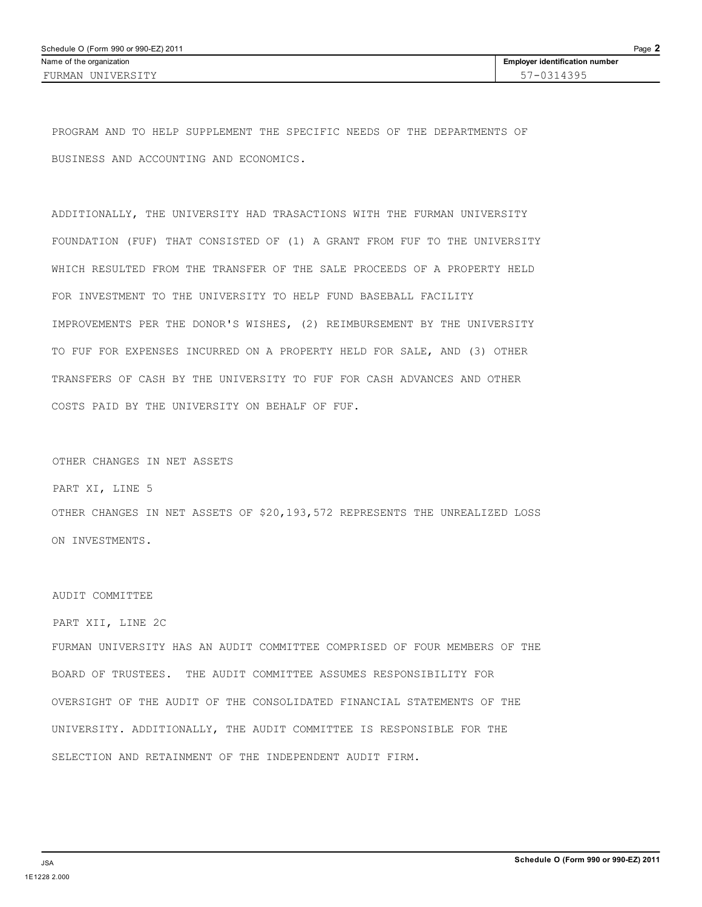Schedule O (Form 990 or 990-EZ) 2011

| Name of the organization | Employer identification number |
| --- | --- |
| FURMAN UNIVERSITY | 57-0314395 |

PROGRAM AND TO HELP SUPPLEMENT THE SPECIFIC NEEDS OF THE DEPARTMENTS OF BUSINESS AND ACCOUNTING AND ECONOMICS.

ADDITIONALLY, THE UNIVERSITY HAD TRASACTIONS WITH THE FURMAN UNIVERSITY FOUNDATION (FUF) THAT CONSISTED OF (1) A GRANT FROM FUF TO THE UNIVERSITY WHICH RESULTED FROM THE TRANSFER OF THE SALE PROCEEDS OF A PROPERTY HELD FOR INVESTMENT TO THE UNIVERSITY TO HELP FUND BASEBALL FACILITY IMPROVEMENTS PER THE DONOR'S WISHES, (2) REIMBURSEMENT BY THE UNIVERSITY TO FUF FOR EXPENSES INCURRED ON A PROPERTY HELD FOR SALE, AND (3) OTHER TRANSFERS OF CASH BY THE UNIVERSITY TO FUF FOR CASH ADVANCES AND OTHER COSTS PAID BY THE UNIVERSITY ON BEHALF OF FUF.

OTHER CHANGES IN NET ASSETS

PART XI, LINE 5

OTHER CHANGES IN NET ASSETS OF $20,193,572 REPRESENTS THE UNREALIZED LOSS ON INVESTMENTS.

AUDIT COMMITTEE

PART XII, LINE 2C

FURMAN UNIVERSITY HAS AN AUDIT COMMITTEE COMPRISED OF FOUR MEMBERS OF THE BOARD OF TRUSTEES. THE AUDIT COMMITTEE ASSUMES RESPONSIBILITY FOR OVERSIGHT OF THE AUDIT OF THE CONSOLIDATED FINANCIAL STATEMENTS OF THE UNIVERSITY. ADDITIONALLY, THE AUDIT COMMITTEE IS RESPONSIBLE FOR THE SELECTION AND RETAINMENT OF THE INDEPENDENT AUDIT FIRM.

Schedule O (Form 990 or 990-EZ) 2011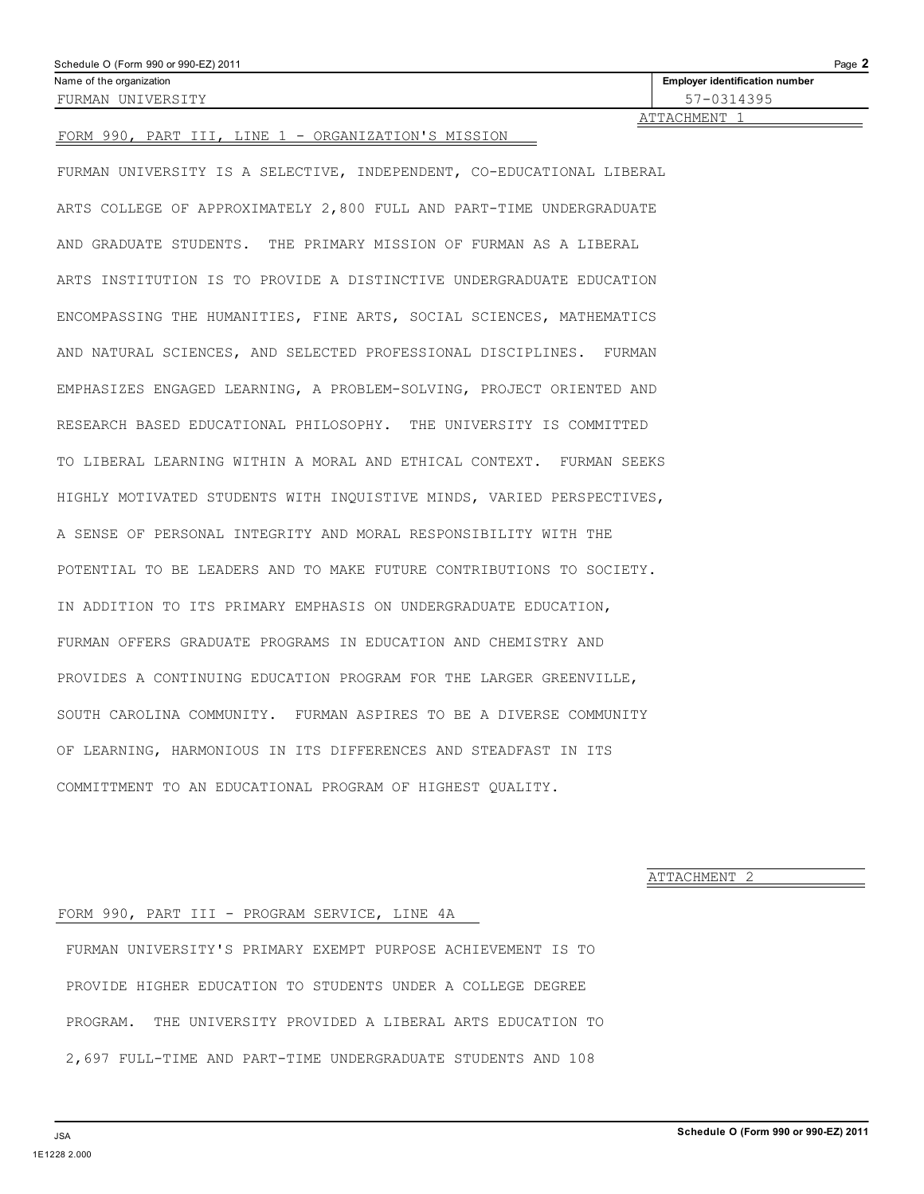Name of the organization: FURMAN UNIVERSITY

Employer identification number: 57-0314395

ATTACHMENT 1

FORM 990, PART III, LINE 1 - ORGANIZATION'S MISSION

FURMAN UNIVERSITY IS A SELECTIVE, INDEPENDENT, CO-EDUCATIONAL LIBERAL ARTS COLLEGE OF APPROXIMATELY 2,800 FULL AND PART-TIME UNDERGRADUATE AND GRADUATE STUDENTS. THE PRIMARY MISSION OF FURMAN AS A LIBERAL ARTS INSTITUTION IS TO PROVIDE A DISTINCTIVE UNDERGRADUATE EDUCATION ENCOMPASSING THE HUMANITIES, FINE ARTS, SOCIAL SCIENCES, MATHEMATICS AND NATURAL SCIENCES, AND SELECTED PROFESSIONAL DISCIPLINES. FURMAN EMPHASIZES ENGAGED LEARNING, A PROBLEM-SOLVING, PROJECT ORIENTED AND RESEARCH BASED EDUCATIONAL PHILOSOPHY. THE UNIVERSITY IS COMMITTED TO LIBERAL LEARNING WITHIN A MORAL AND ETHICAL CONTEXT. FURMAN SEEKS HIGHLY MOTIVATED STUDENTS WITH INQUISTIVE MINDS, VARIED PERSPECTIVES, A SENSE OF PERSONAL INTEGRITY AND MORAL RESPONSIBILITY WITH THE POTENTIAL TO BE LEADERS AND TO MAKE FUTURE CONTRIBUTIONS TO SOCIETY. IN ADDITION TO ITS PRIMARY EMPHASIS ON UNDERGRADUATE EDUCATION, FURMAN OFFERS GRADUATE PROGRAMS IN EDUCATION AND CHEMISTRY AND PROVIDES A CONTINUING EDUCATION PROGRAM FOR THE LARGER GREENVILLE, SOUTH CAROLINA COMMUNITY. FURMAN ASPIRES TO BE A DIVERSE COMMUNITY OF LEARNING, HARMONIOUS IN ITS DIFFERENCES AND STEADFAST IN ITS COMMITTMENT TO AN EDUCATIONAL PROGRAM OF HIGHEST QUALITY.

ATTACHMENT 2

FORM 990, PART III - PROGRAM SERVICE, LINE 4A

FURMAN UNIVERSITY'S PRIMARY EXEMPT PURPOSE ACHIEVEMENT IS TO PROVIDE HIGHER EDUCATION TO STUDENTS UNDER A COLLEGE DEGREE PROGRAM. THE UNIVERSITY PROVIDED A LIBERAL ARTS EDUCATION TO 2,697 FULL-TIME AND PART-TIME UNDERGRADUATE STUDENTS AND 108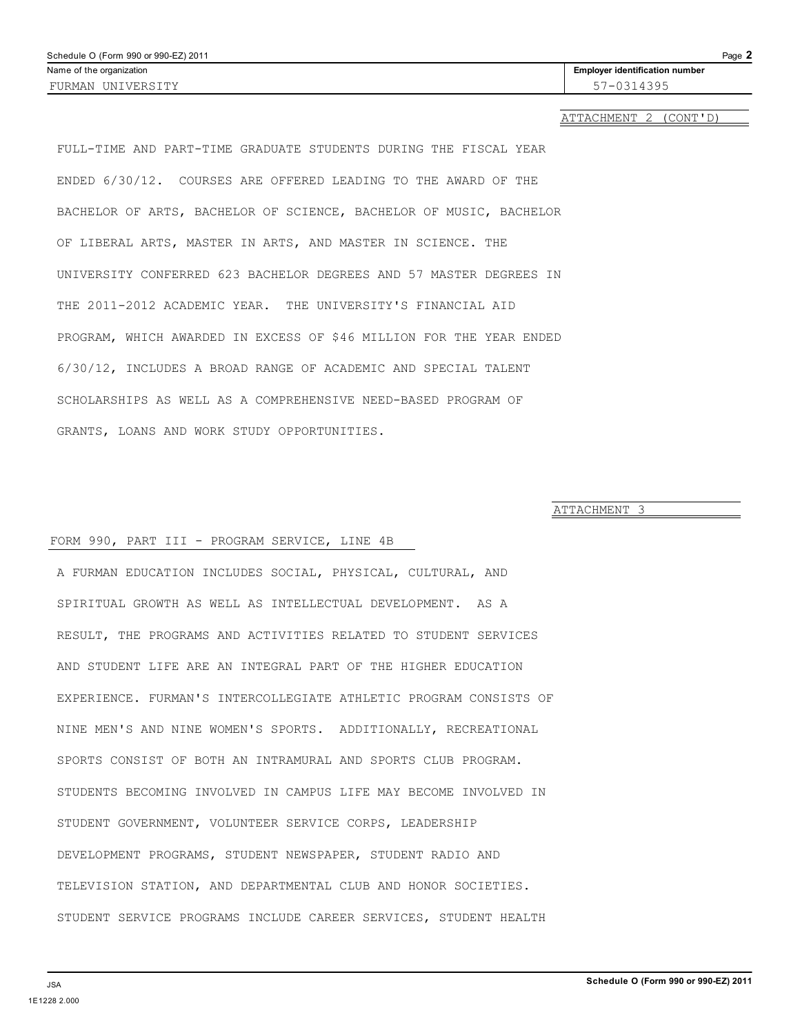Name of the organization: FURMAN UNIVERSITY

Employer identification number: 57-0314395

ATTACHMENT 2 (CONT'D)

FULL-TIME AND PART-TIME GRADUATE STUDENTS DURING THE FISCAL YEAR ENDED 6/30/12. COURSES ARE OFFERED LEADING TO THE AWARD OF THE BACHELOR OF ARTS, BACHELOR OF SCIENCE, BACHELOR OF MUSIC, BACHELOR OF LIBERAL ARTS, MASTER IN ARTS, AND MASTER IN SCIENCE. THE UNIVERSITY CONFERRED 623 BACHELOR DEGREES AND 57 MASTER DEGREES IN THE 2011-2012 ACADEMIC YEAR. THE UNIVERSITY'S FINANCIAL AID PROGRAM, WHICH AWARDED IN EXCESS OF $46 MILLION FOR THE YEAR ENDED 6/30/12, INCLUDES A BROAD RANGE OF ACADEMIC AND SPECIAL TALENT SCHOLARSHIPS AS WELL AS A COMPREHENSIVE NEED-BASED PROGRAM OF GRANTS, LOANS AND WORK STUDY OPPORTUNITIES.

ATTACHMENT 3

FORM 990, PART III - PROGRAM SERVICE, LINE 4B

A FURMAN EDUCATION INCLUDES SOCIAL, PHYSICAL, CULTURAL, AND SPIRITUAL GROWTH AS WELL AS INTELLECTUAL DEVELOPMENT. AS A RESULT, THE PROGRAMS AND ACTIVITIES RELATED TO STUDENT SERVICES AND STUDENT LIFE ARE AN INTEGRAL PART OF THE HIGHER EDUCATION EXPERIENCE. FURMAN'S INTERCOLLEGIATE ATHLETIC PROGRAM CONSISTS OF NINE MEN'S AND NINE WOMEN'S SPORTS. ADDITIONALLY, RECREATIONAL SPORTS CONSIST OF BOTH AN INTRAMURAL AND SPORTS CLUB PROGRAM. STUDENTS BECOMING INVOLVED IN CAMPUS LIFE MAY BECOME INVOLVED IN STUDENT GOVERNMENT, VOLUNTEER SERVICE CORPS, LEADERSHIP DEVELOPMENT PROGRAMS, STUDENT NEWSPAPER, STUDENT RADIO AND TELEVISION STATION, AND DEPARTMENTAL CLUB AND HONOR SOCIETIES. STUDENT SERVICE PROGRAMS INCLUDE CAREER SERVICES, STUDENT HEALTH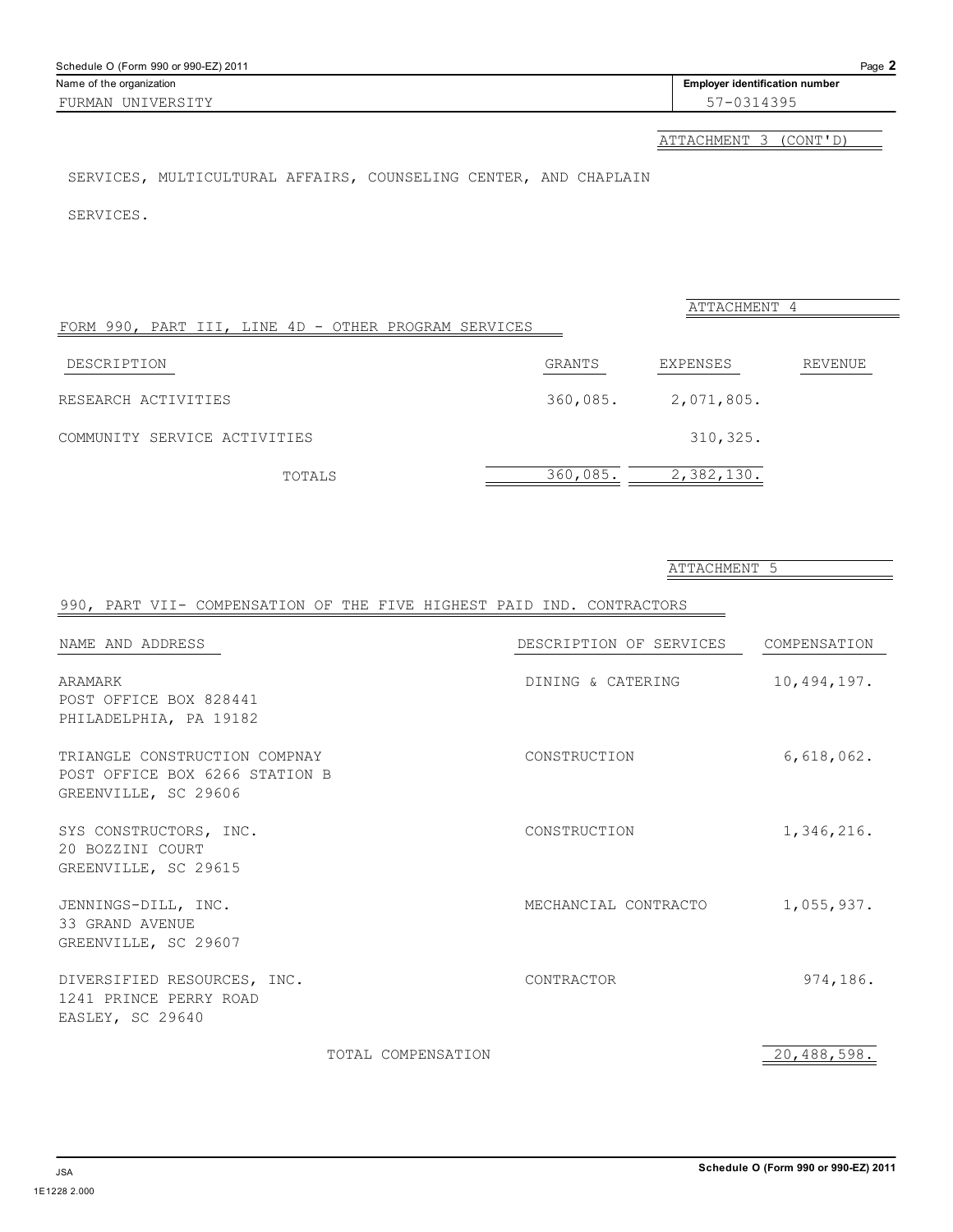Schedule O (Form 990 or 990-EZ) 2011

| Name of the organization | Employer identification number |
| --- | --- |
| FURMAN UNIVERSITY | 57-0314395 |

ATTACHMENT 3 (CONT'D)

SERVICES, MULTICULTURAL AFFAIRS, COUNSELING CENTER, AND CHAPLAIN SERVICES.

ATTACHMENT 4

FORM 990, PART III, LINE 4D - OTHER PROGRAM SERVICES

| DESCRIPTION | GRANTS | EXPENSES | REVENUE |
| --- | --- | --- | --- |
| RESEARCH ACTIVITIES | 360,085. | 2,071,805. | |
| COMMUNITY SERVICE ACTIVITIES | | 310,325. | |
| TOTALS | 360,085. | 2,382,130. | |

ATTACHMENT 5

990, PART VII- COMPENSATION OF THE FIVE HIGHEST PAID IND. CONTRACTORS

| NAME AND ADDRESS | DESCRIPTION OF SERVICES | COMPENSATION |
| --- | --- | --- |
| ARAMARK<br>POST OFFICE BOX 828441<br>PHILADELPHIA, PA 19182 | DINING & CATERING | 10,494,197. |
| TRIANGLE CONSTRUCTION COMPNAY<br>POST OFFICE BOX 6266 STATION B<br>GREENVILLE, SC 29606 | CONSTRUCTION | 6,618,062. |
| SYS CONSTRUCTORS, INC.<br>20 BOZZINI COURT<br>GREENVILLE, SC 29615 | CONSTRUCTION | 1,346,216. |
| JENNINGS-DILL, INC.<br>33 GRAND AVENUE<br>GREENVILLE, SC 29607 | MECHANCIAL CONTRACTO | 1,055,937. |
| DIVERSIFIED RESOURCES, INC.<br>1241 PRINCE PERRY ROAD<br>EASLEY, SC 29640 | CONTRACTOR | 974,186. |
| TOTAL COMPENSATION | | 20,488,598. |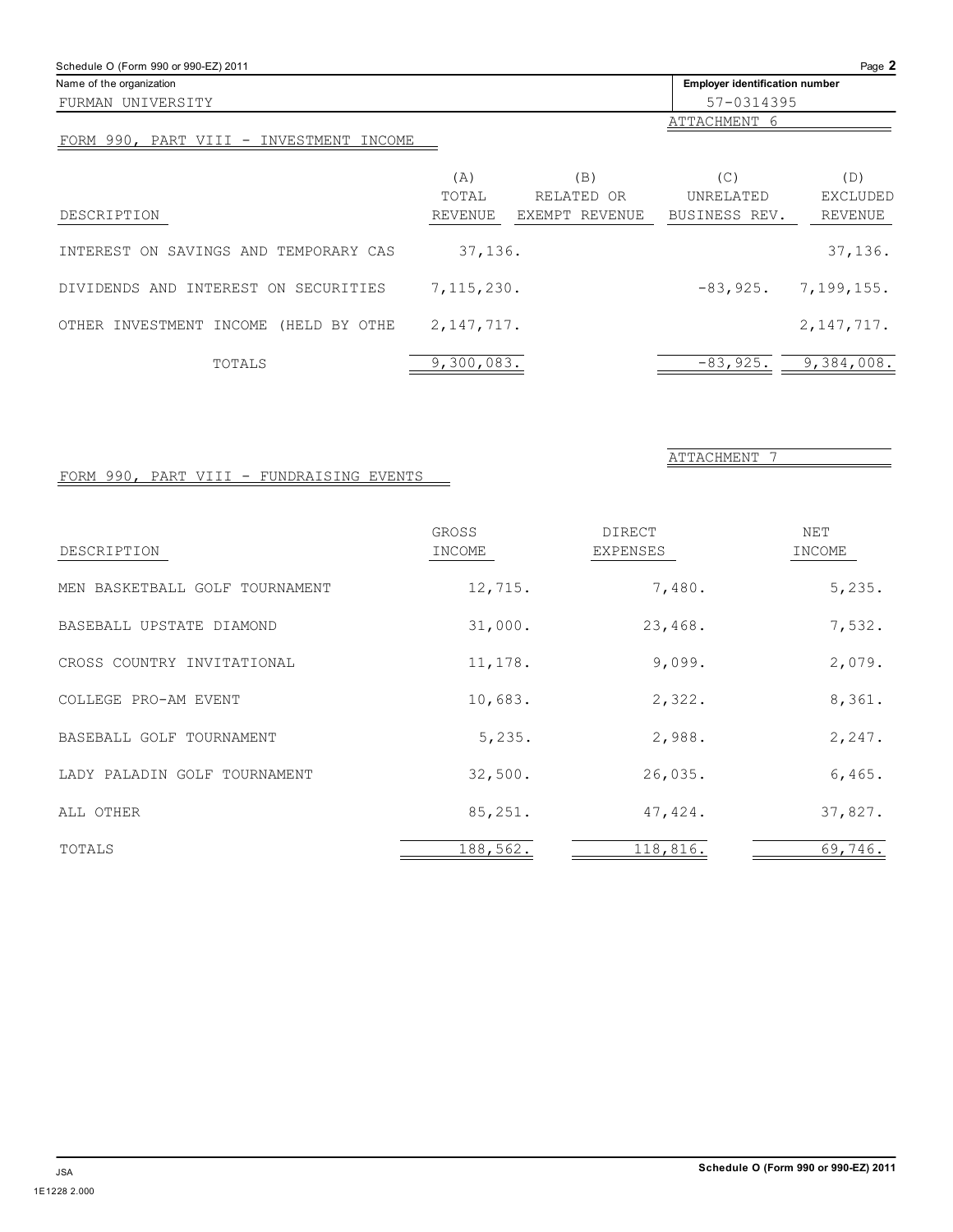Schedule O (Form 990 or 990-EZ) 2011

| Name of the organization | Employer identification number |
|---|---|
| FURMAN UNIVERSITY | 57-0314395 |

ATTACHMENT 6

FORM 990, PART VIII - INVESTMENT INCOME

| DESCRIPTION | (A) TOTAL REVENUE | (B) RELATED OR EXEMPT REVENUE | (C) UNRELATED BUSINESS REV. | (D) EXCLUDED REVENUE |
|---|---|---|---|---|
| INTEREST ON SAVINGS AND TEMPORARY CAS | 37,136. | | | 37,136. |
| DIVIDENDS AND INTEREST ON SECURITIES | 7,115,230. | | -83,925. | 7,199,155. |
| OTHER INVESTMENT INCOME (HELD BY OTHE | 2,147,717. | | | 2,147,717. |
| TOTALS | 9,300,083. | | -83,925. | 9,384,008. |

ATTACHMENT 7

FORM 990, PART VIII - FUNDRAISING EVENTS

| DESCRIPTION | GROSS INCOME | DIRECT EXPENSES | NET INCOME |
|---|---|---|---|
| MEN BASKETBALL GOLF TOURNAMENT | 12,715. | 7,480. | 5,235. |
| BASEBALL UPSTATE DIAMOND | 31,000. | 23,468. | 7,532. |
| CROSS COUNTRY INVITATIONAL | 11,178. | 9,099. | 2,079. |
| COLLEGE PRO-AM EVENT | 10,683. | 2,322. | 8,361. |
| BASEBALL GOLF TOURNAMENT | 5,235. | 2,988. | 2,247. |
| LADY PALADIN GOLF TOURNAMENT | 32,500. | 26,035. | 6,465. |
| ALL OTHER | 85,251. | 47,424. | 37,827. |
| TOTALS | 188,562. | 118,816. | 69,746. |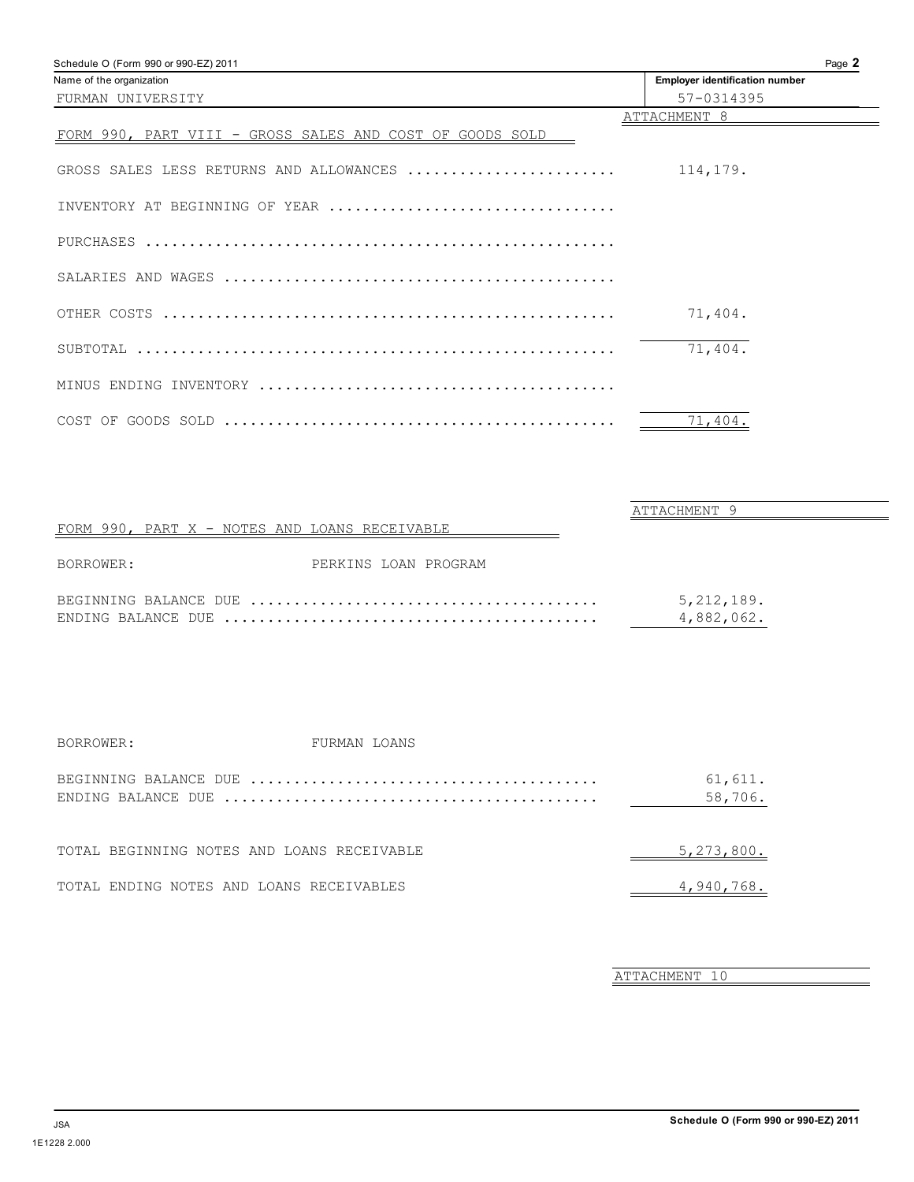Schedule O (Form 990 or 990-EZ) 2011

| Name of the organization | Employer identification number |
|---|---|
| FURMAN UNIVERSITY | 57-0314395 |

ATTACHMENT 8

FORM 990, PART VIII - GROSS SALES AND COST OF GOODS SOLD

| | |
|---|---|
| GROSS SALES LESS RETURNS AND ALLOWANCES | 114,179. |
| INVENTORY AT BEGINNING OF YEAR | |
| PURCHASES | |
| SALARIES AND WAGES | |
| OTHER COSTS | 71,404. |
| SUBTOTAL | 71,404. |
| MINUS ENDING INVENTORY | |
| COST OF GOODS SOLD | 71,404. |

ATTACHMENT 9

FORM 990, PART X - NOTES AND LOANS RECEIVABLE

BORROWER: PERKINS LOAN PROGRAM

| | |
|---|---|
| BEGINNING BALANCE DUE | 5,212,189. |
| ENDING BALANCE DUE | 4,882,062. |

BORROWER: FURMAN LOANS

| | |
|---|---|
| BEGINNING BALANCE DUE | 61,611. |
| ENDING BALANCE DUE | 58,706. |

| | |
|---|---|
| TOTAL BEGINNING NOTES AND LOANS RECEIVABLE | 5,273,800. |
| TOTAL ENDING NOTES AND LOANS RECEIVABLES | 4,940,768. |

ATTACHMENT 10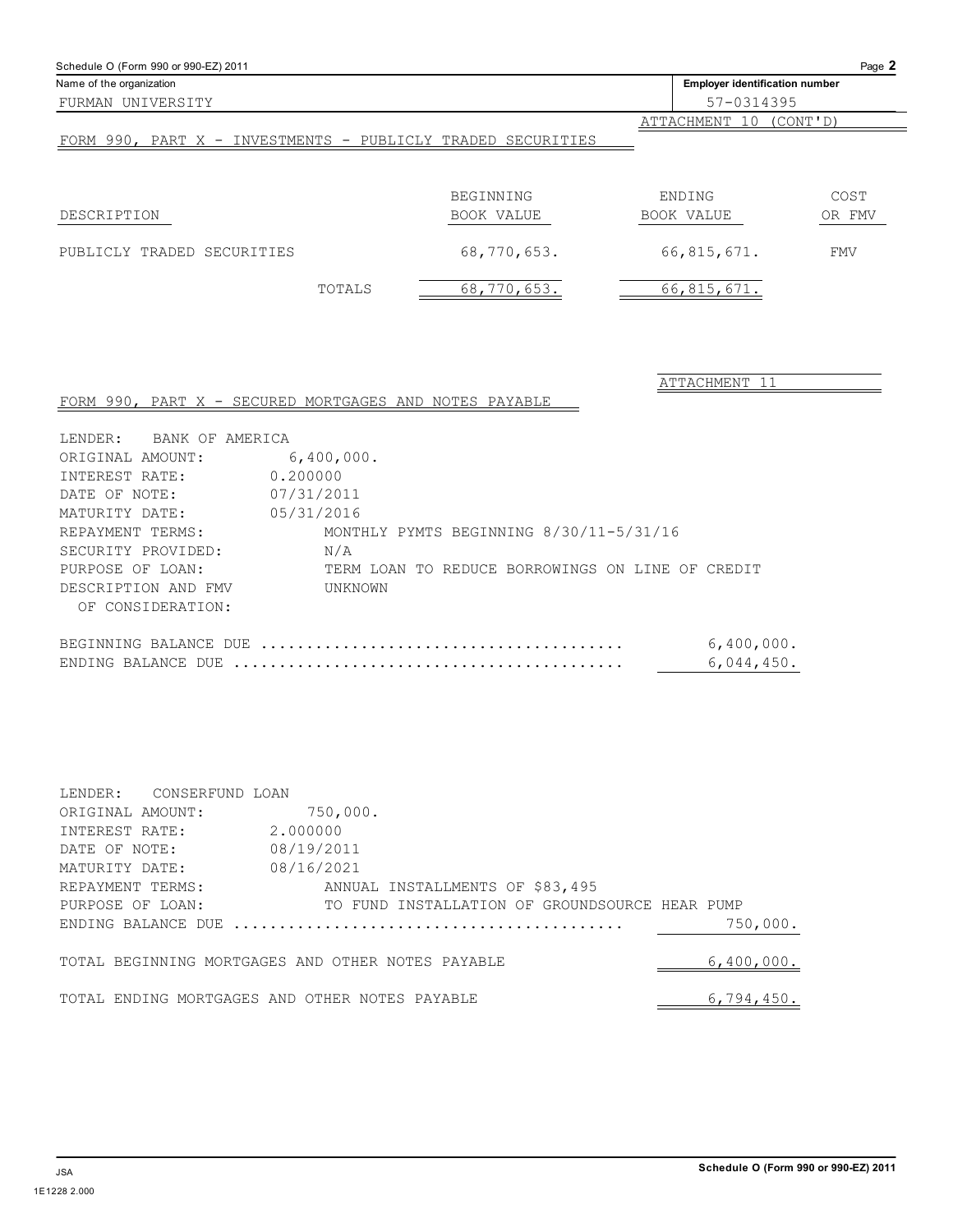Schedule O (Form 990 or 990-EZ) 2011

Name of the organization: FURMAN UNIVERSITY

Employer identification number: 57-0314395

ATTACHMENT 10 (CONT'D)

## FORM 990, PART X - INVESTMENTS - PUBLICLY TRADED SECURITIES

| DESCRIPTION | | BEGINNING BOOK VALUE | ENDING BOOK VALUE | COST OR FMV |
|---|---|---|---|---|
| PUBLICLY TRADED SECURITIES | | 68,770,653. | 66,815,671. | FMV |
| | TOTALS | 68,770,653. | 66,815,671. | |

ATTACHMENT 11

## FORM 990, PART X - SECURED MORTGAGES AND NOTES PAYABLE

LENDER: BANK OF AMERICA
ORIGINAL AMOUNT: 6,400,000.
INTEREST RATE: 0.200000
DATE OF NOTE: 07/31/2011
MATURITY DATE: 05/31/2016
REPAYMENT TERMS: MONTHLY PYMTS BEGINNING 8/30/11-5/31/16
SECURITY PROVIDED: N/A
PURPOSE OF LOAN: TERM LOAN TO REDUCE BORROWINGS ON LINE OF CREDIT
DESCRIPTION AND FMV OF CONSIDERATION: UNKNOWN

BEGINNING BALANCE DUE ........................................ 6,400,000.
ENDING BALANCE DUE ........................................ 6,044,450.

LENDER: CONSERFUND LOAN
ORIGINAL AMOUNT: 750,000.
INTEREST RATE: 2.000000
DATE OF NOTE: 08/19/2011
MATURITY DATE: 08/16/2021
REPAYMENT TERMS: ANNUAL INSTALLMENTS OF $83,495
PURPOSE OF LOAN: TO FUND INSTALLATION OF GROUNDSOURCE HEAR PUMP
ENDING BALANCE DUE ........................................ 750,000.

TOTAL BEGINNING MORTGAGES AND OTHER NOTES PAYABLE 6,400,000.

TOTAL ENDING MORTGAGES AND OTHER NOTES PAYABLE 6,794,450.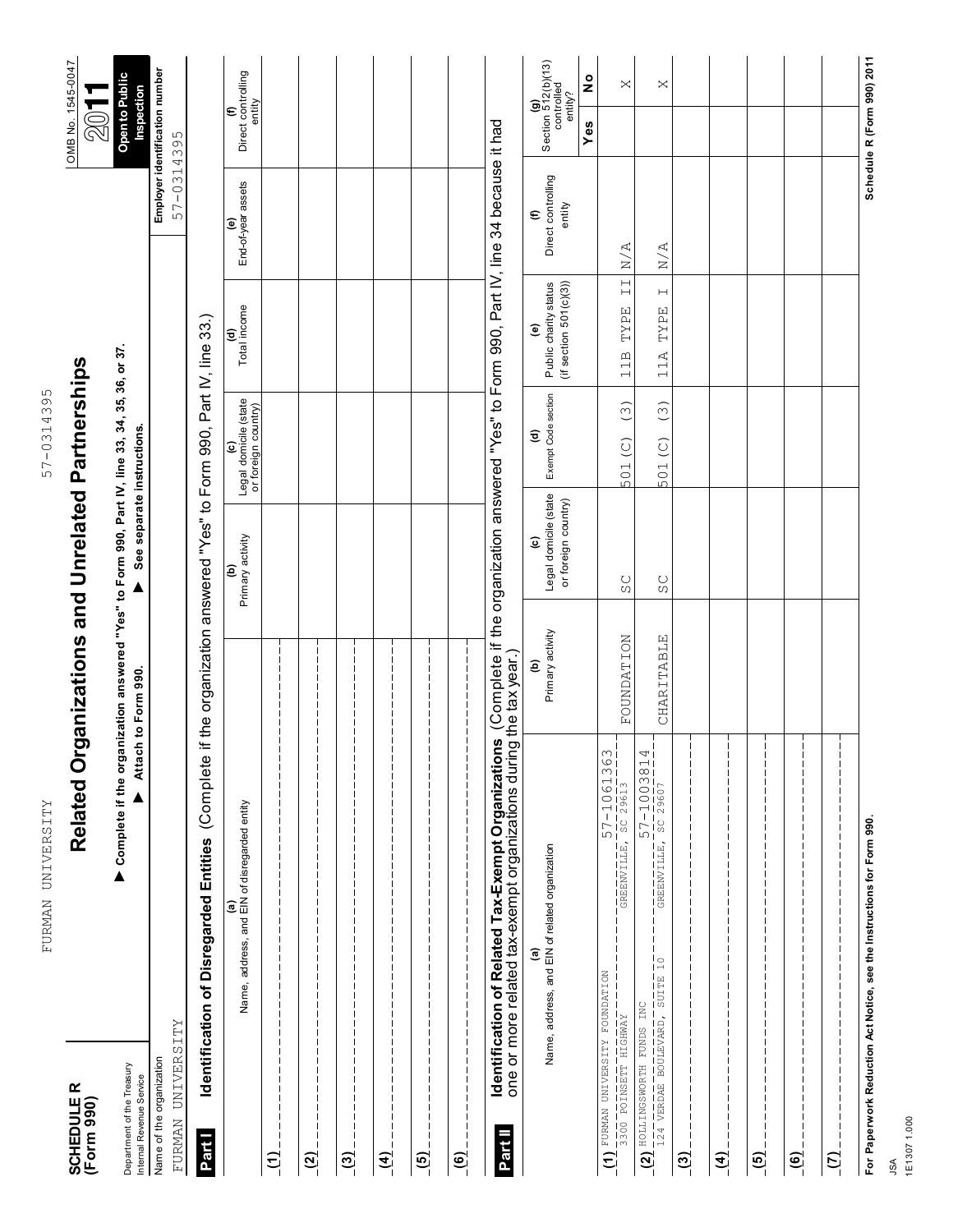FURMAN UNIVERSITY 57-0314395

**SCHEDULE R (Form 990)**

Department of the Treasury
Internal Revenue Service

# Related Organizations and Unrelated Partnerships

▶ **Complete if the organization answered "Yes" to Form 990, Part IV, line 33, 34, 35, 36, or 37.**

▶ **Attach to Form 990.** ▶ **See separate instructions.**

OMB No. 1545-0047

2011

**Open to Public Inspection**

Name of the organization: FURMAN UNIVERSITY

Employer identification number: 57-0314395

## Part I Identification of Disregarded Entities (Complete if the organization answered "Yes" to Form 990, Part IV, line 33.)

| | (a) Name, address, and EIN of disregarded entity | (b) Primary activity | (c) Legal domicile (state or foreign country) | (d) Total income | (e) End-of-year assets | (f) Direct controlling entity |
|---|---|---|---|---|---|---|
| (1) | | | | | | |
| (2) | | | | | | |
| (3) | | | | | | |
| (4) | | | | | | |
| (5) | | | | | | |
| (6) | | | | | | |

## Part II Identification of Related Tax-Exempt Organizations (Complete if the organization answered "Yes" to Form 990, Part IV, line 34 because it had one or more related tax-exempt organizations during the tax year.)

| | (a) Name, address, and EIN of related organization | (b) Primary activity | (c) Legal domicile (state or foreign country) | (d) Exempt Code section | (e) Public charity status (if section 501(c)(3)) | (f) Direct controlling entity | (g) Section 512(b)(13) controlled entity? Yes | No |
|---|---|---|---|---|---|---|---|---|
| (1) | FURMAN UNIVERSITY FOUNDATION 57-1061363<br>3300 POINSETT HIGHWAY GREENVILLE, SC 29613 | FOUNDATION | SC | 501(C) (3) | 11B TYPE II | N/A | | X |
| (2) | HOLLINGSWORTH FUNDS INC 57-1003814<br>124 VERDAE BOULEVARD, SUITE 10 GREENVILLE, SC 29607 | CHARITABLE | SC | 501(C) (3) | 11A TYPE I | N/A | | X |
| (3) | | | | | | | | |
| (4) | | | | | | | | |
| (5) | | | | | | | | |
| (6) | | | | | | | | |
| (7) | | | | | | | | |

**For Paperwork Reduction Act Notice, see the Instructions for Form 990.**

**Schedule R (Form 990) 2011**

JSA
1E1307 1.000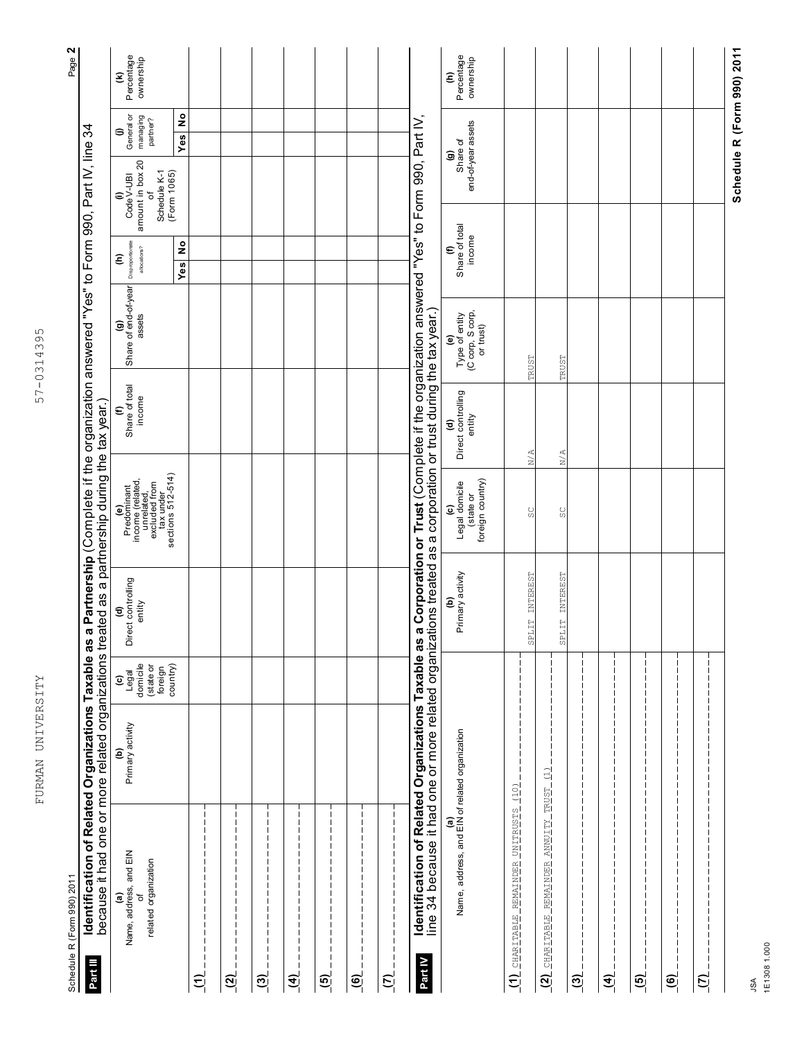FURMAN UNIVERSITY 57-0314395

Schedule R (Form 990) 2011

**Part III** **Identification of Related Organizations Taxable as a Partnership** (Complete if the organization answered "Yes" to Form 990, Part IV, line 34 because it had one or more related organizations treated as a partnership during the tax year.)

| (a) Name, address, and EIN of related organization | (b) Primary activity | (c) Legal domicile (state or foreign country) | (d) Direct controlling entity | (e) Predominant income (related, unrelated, excluded from tax under sections 512-514) | (f) Share of total income | (g) Share of end-of-year assets | (h) Disproportionate allocations? Yes | (h) No | (i) Code V-UBI amount in box 20 of Schedule K-1 (Form 1065) | (j) General or managing partner? Yes | (j) No | (k) Percentage ownership |
|---|---|---|---|---|---|---|---|---|---|---|---|---|
| (1) | | | | | | | | | | | | |
| (2) | | | | | | | | | | | | |
| (3) | | | | | | | | | | | | |
| (4) | | | | | | | | | | | | |
| (5) | | | | | | | | | | | | |
| (6) | | | | | | | | | | | | |
| (7) | | | | | | | | | | | | |

**Part IV** **Identification of Related Organizations Taxable as a Corporation or Trust** (Complete if the organization answered "Yes" to Form 990, Part IV, line 34 because it had one or more related organizations treated as a corporation or trust during the tax year.)

| (a) Name, address, and EIN of related organization | (b) Primary activity | (c) Legal domicile (state or foreign country) | (d) Direct controlling entity | (e) Type of entity (C corp, S corp, or trust) | (f) Share of total income | (g) Share of end-of-year assets | (h) Percentage ownership |
|---|---|---|---|---|---|---|---|
| (1) CHARITABLE REMAINDER UNITRUSTS (10) | SPLIT INTEREST | SC | N/A | TRUST | | | |
| (2) CHARITABLE REMAINDER ANNUITY TRUST (1) | SPLIT INTEREST | SC | N/A | TRUST | | | |
| (3) | | | | | | | |
| (4) | | | | | | | |
| (5) | | | | | | | |
| (6) | | | | | | | |
| (7) | | | | | | | |

**Schedule R (Form 990) 2011**

JSA
1E1308 1.000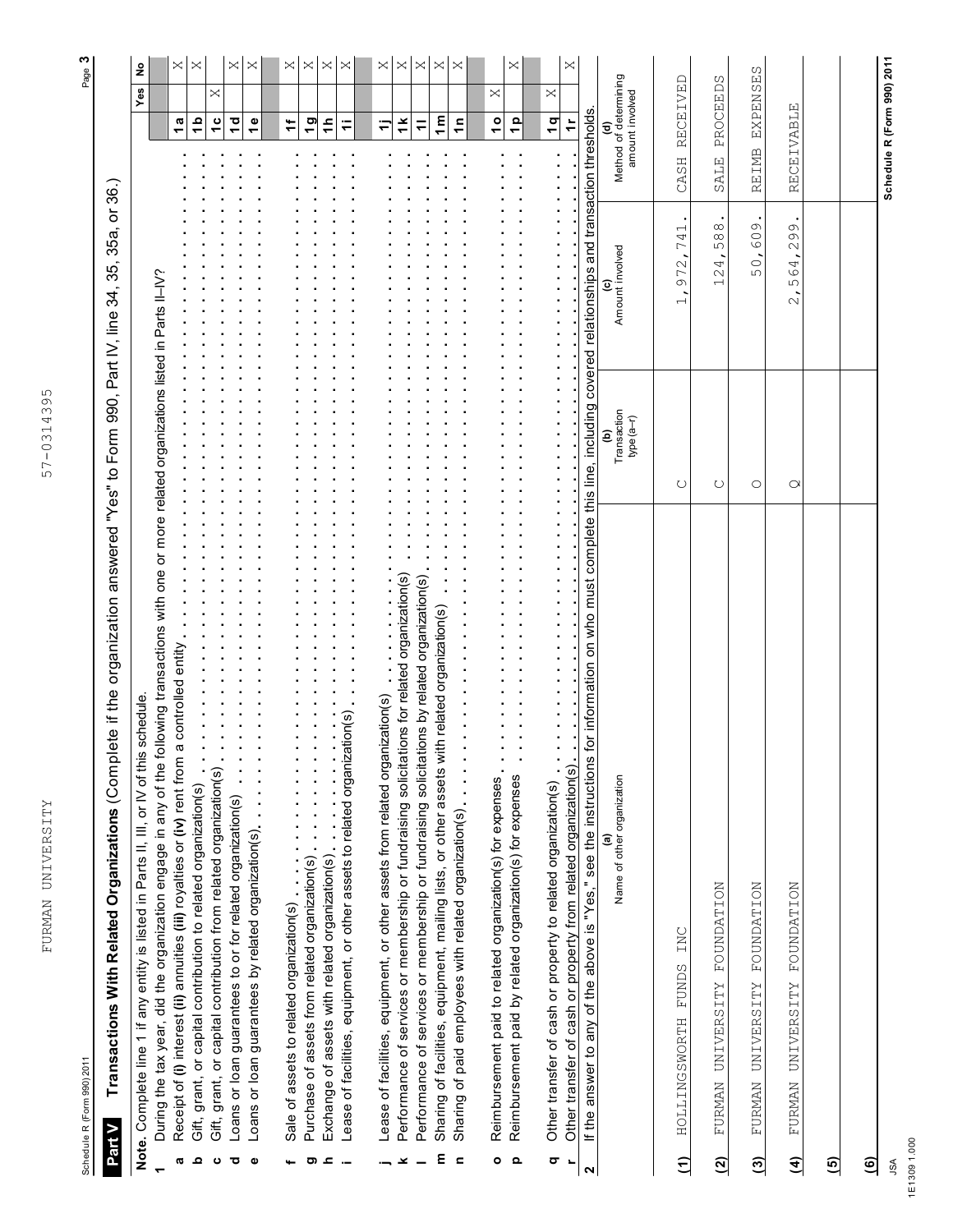FURMAN UNIVERSITY 57-0314395

Schedule R (Form 990) 2011

## Part V Transactions With Related Organizations (Complete if the organization answered "Yes" to Form 990, Part IV, line 34, 35, 35a, or 36.)

**Note.** Complete line 1 if any entity is listed in Parts II, III, or IV of this schedule.

| | | | Yes | No |
|---|---|---|---|---|
| **1** | During the tax year, did the organization engage in any of the following transactions with one or more related organizations listed in Parts II-IV? | | | |
| **a** | Receipt of **(i)** interest **(ii)** annuities **(iii)** royalties or **(iv)** rent from a controlled entity | 1a | | X |
| **b** | Gift, grant, or capital contribution to related organization(s) | 1b | | X |
| **c** | Gift, grant, or capital contribution from related organization(s) | 1c | X | |
| **d** | Loans or loan guarantees to or for related organization(s) | 1d | | X |
| **e** | Loans or loan guarantees by related organization(s) | 1e | | X |
| **f** | Sale of assets to related organization(s) | 1f | | X |
| **g** | Purchase of assets from related organization(s) | 1g | | X |
| **h** | Exchange of assets with related organization(s) | 1h | | X |
| **i** | Lease of facilities, equipment, or other assets to related organization(s) | 1i | | X |
| **j** | Lease of facilities, equipment, or other assets from related organization(s) | 1j | | X |
| **k** | Performance of services or membership or fundraising solicitations for related organization(s) | 1k | | X |
| **l** | Performance of services or membership or fundraising solicitations by related organization(s) | 1l | | X |
| **m** | Sharing of facilities, equipment, mailing lists, or other assets with related organization(s) | 1m | | X |
| **n** | Sharing of paid employees with related organization(s) | 1n | | X |
| **o** | Reimbursement paid to related organization(s) for expenses | 1o | X | |
| **p** | Reimbursement paid by related organization(s) for expenses | 1p | | X |
| **q** | Other transfer of cash or property to related organization(s) | 1q | X | |
| **r** | Other transfer of cash or property from related organization(s) | 1r | | X |

**2** If the answer to any of the above is "Yes," see the instructions for information on who must complete this line, including covered relationships and transaction thresholds.

| | (a) Name of other organization | (b) Transaction type (a–r) | (c) Amount involved | (d) Method of determining amount involved |
|---|---|---|---|---|
| (1) | HOLLINGSWORTH FUNDS INC | C | 1,972,741. | CASH RECEIVED |
| (2) | FURMAN UNIVERSITY FOUNDATION | C | 124,588. | SALE PROCEEDS |
| (3) | FURMAN UNIVERSITY FOUNDATION | O | 50,609. | REIMB EXPENSES |
| (4) | FURMAN UNIVERSITY FOUNDATION | Q | 2,564,299. | RECEIVABLE |
| (5) | | | | |
| (6) | | | | |

JSA
1E1309 1.000

**Schedule R (Form 990) 2011**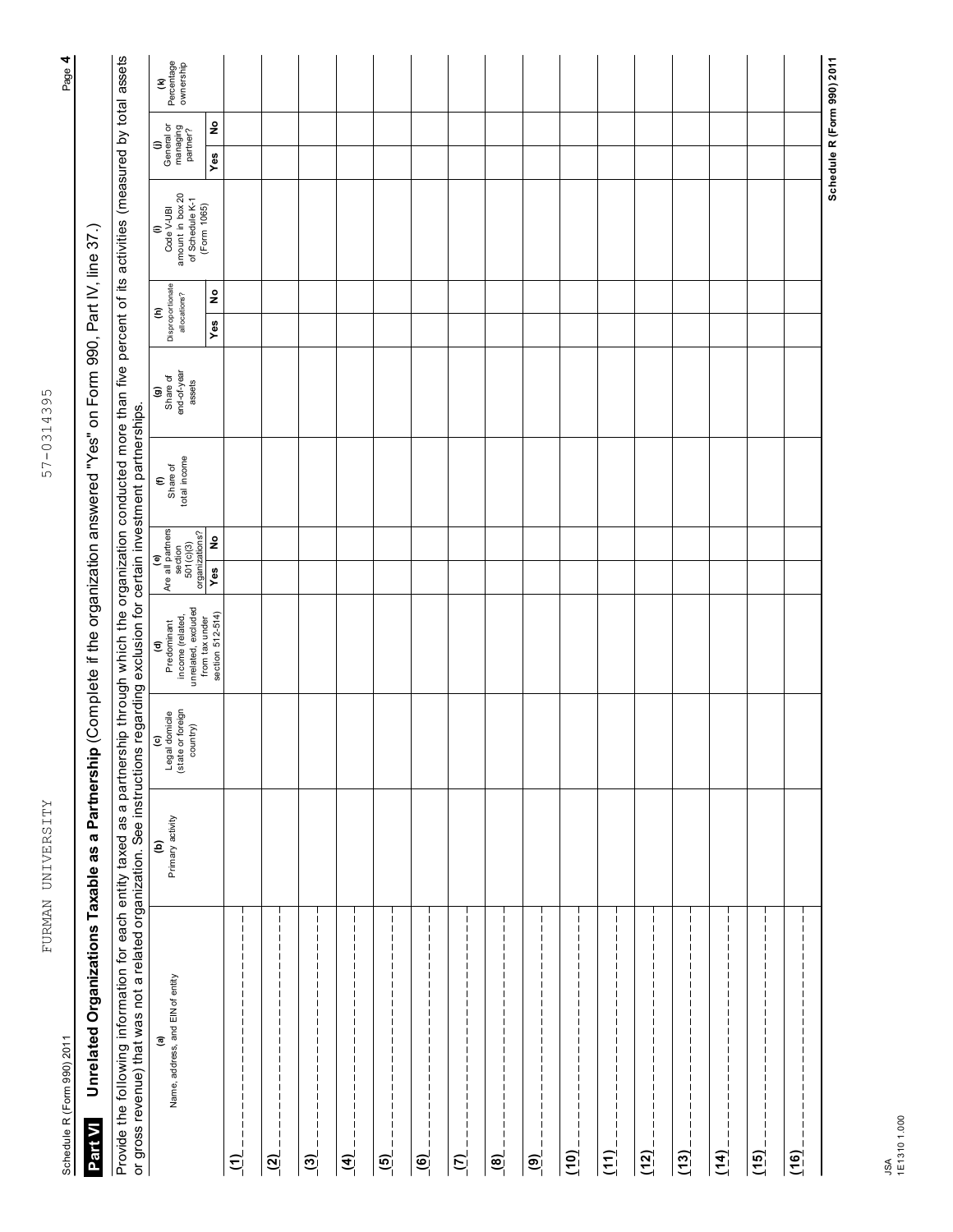Schedule R (Form 990) 2011 FURMAN UNIVERSITY 57-0314395

## Part VI Unrelated Organizations Taxable as a Partnership (Complete if the organization answered "Yes" on Form 990, Part IV, line 37.)

Provide the following information for each entity taxed as a partnership through which the organization conducted more than five percent of its activities (measured by total assets or gross revenue) that was not a related organization. See instructions regarding exclusion for certain investment partnerships.

| (a) Name, address, and EIN of entity | (b) Primary activity | (c) Legal domicile (state or foreign country) | (d) Predominant income (related, unrelated, excluded from tax under section 512-514) | (e) Are all partners section 501(c)(3) organizations? | | (f) Share of total income | (g) Share of end-of-year assets | (h) Disproportionate allocations? | | (i) Code V-UBI amount in box 20 of Schedule K-1 (Form 1065) | (j) General or managing partner? | | (k) Percentage ownership |
|---|---|---|---|---|---|---|---|---|---|---|---|---|---|
| | | | | Yes | No | | | Yes | No | | Yes | No | |
| (1) | | | | | | | | | | | | | |
| (2) | | | | | | | | | | | | | |
| (3) | | | | | | | | | | | | | |
| (4) | | | | | | | | | | | | | |
| (5) | | | | | | | | | | | | | |
| (6) | | | | | | | | | | | | | |
| (7) | | | | | | | | | | | | | |
| (8) | | | | | | | | | | | | | |
| (9) | | | | | | | | | | | | | |
| (10) | | | | | | | | | | | | | |
| (11) | | | | | | | | | | | | | |
| (12) | | | | | | | | | | | | | |
| (13) | | | | | | | | | | | | | |
| (14) | | | | | | | | | | | | | |
| (15) | | | | | | | | | | | | | |
| (16) | | | | | | | | | | | | | |

Schedule R (Form 990) 2011

JSA
1E1310 1.000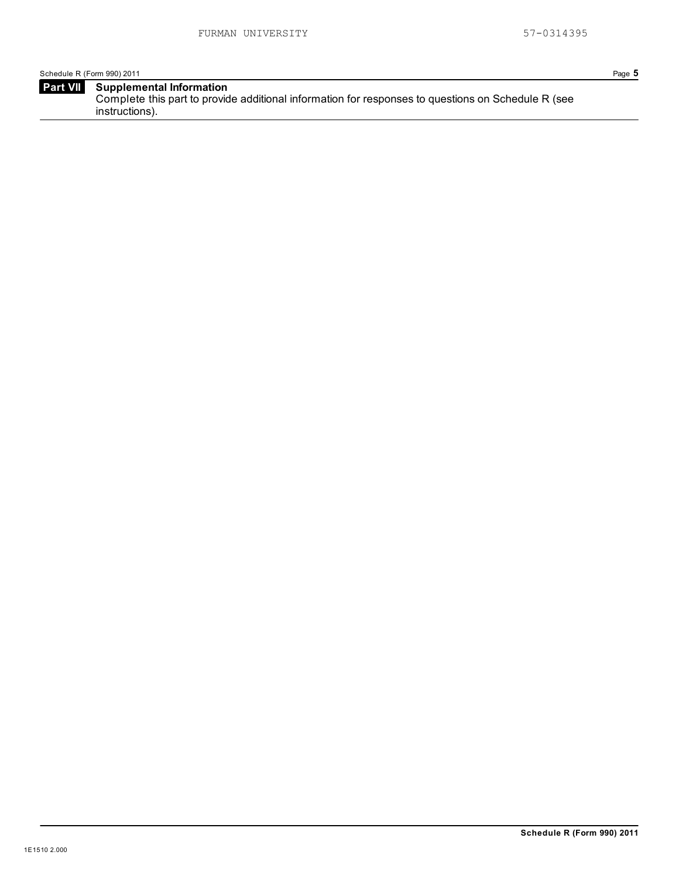## Part VII Supplemental Information

Complete this part to provide additional information for responses to questions on Schedule R (see instructions).